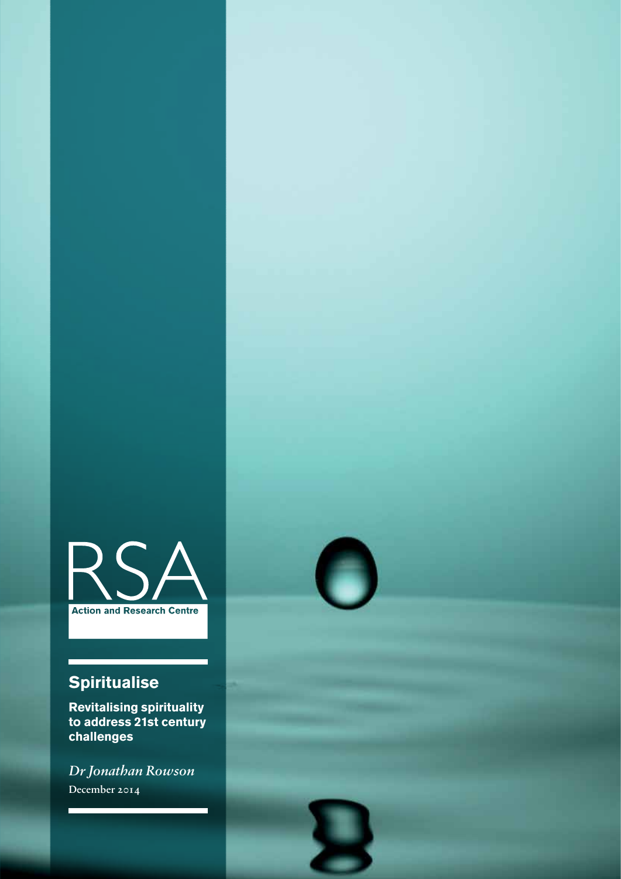RSA

Action and Research Centre

# Spiritualise

**Revitalising spirituality to address 21st century challenges**

*Dr Jonathan Rowson*

December 2014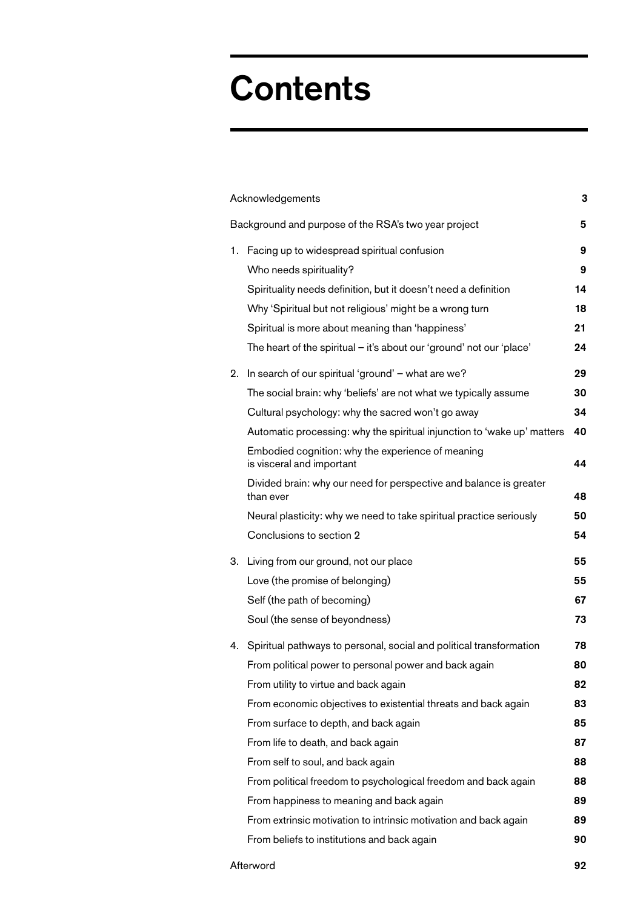# Contents

| | |
|---|---|
| Acknowledgements | 3 |
| Background and purpose of the RSA's two year project | 5 |
| 1. Facing up to widespread spiritual confusion | 9 |
| Who needs spirituality? | 9 |
| Spirituality needs definition, but it doesn't need a definition | 14 |
| Why 'Spiritual but not religious' might be a wrong turn | 18 |
| Spiritual is more about meaning than 'happiness' | 21 |
| The heart of the spiritual – it's about our 'ground' not our 'place' | 24 |
| 2. In search of our spiritual 'ground' – what are we? | 29 |
| The social brain: why 'beliefs' are not what we typically assume | 30 |
| Cultural psychology: why the sacred won't go away | 34 |
| Automatic processing: why the spiritual injunction to 'wake up' matters | 40 |
| Embodied cognition: why the experience of meaning is visceral and important | 44 |
| Divided brain: why our need for perspective and balance is greater than ever | 48 |
| Neural plasticity: why we need to take spiritual practice seriously | 50 |
| Conclusions to section 2 | 54 |
| 3. Living from our ground, not our place | 55 |
| Love (the promise of belonging) | 55 |
| Self (the path of becoming) | 67 |
| Soul (the sense of beyondness) | 73 |
| 4. Spiritual pathways to personal, social and political transformation | 78 |
| From political power to personal power and back again | 80 |
| From utility to virtue and back again | 82 |
| From economic objectives to existential threats and back again | 83 |
| From surface to depth, and back again | 85 |
| From life to death, and back again | 87 |
| From self to soul, and back again | 88 |
| From political freedom to psychological freedom and back again | 88 |
| From happiness to meaning and back again | 89 |
| From extrinsic motivation to intrinsic motivation and back again | 89 |
| From beliefs to institutions and back again | 90 |
| Afterword | 92 |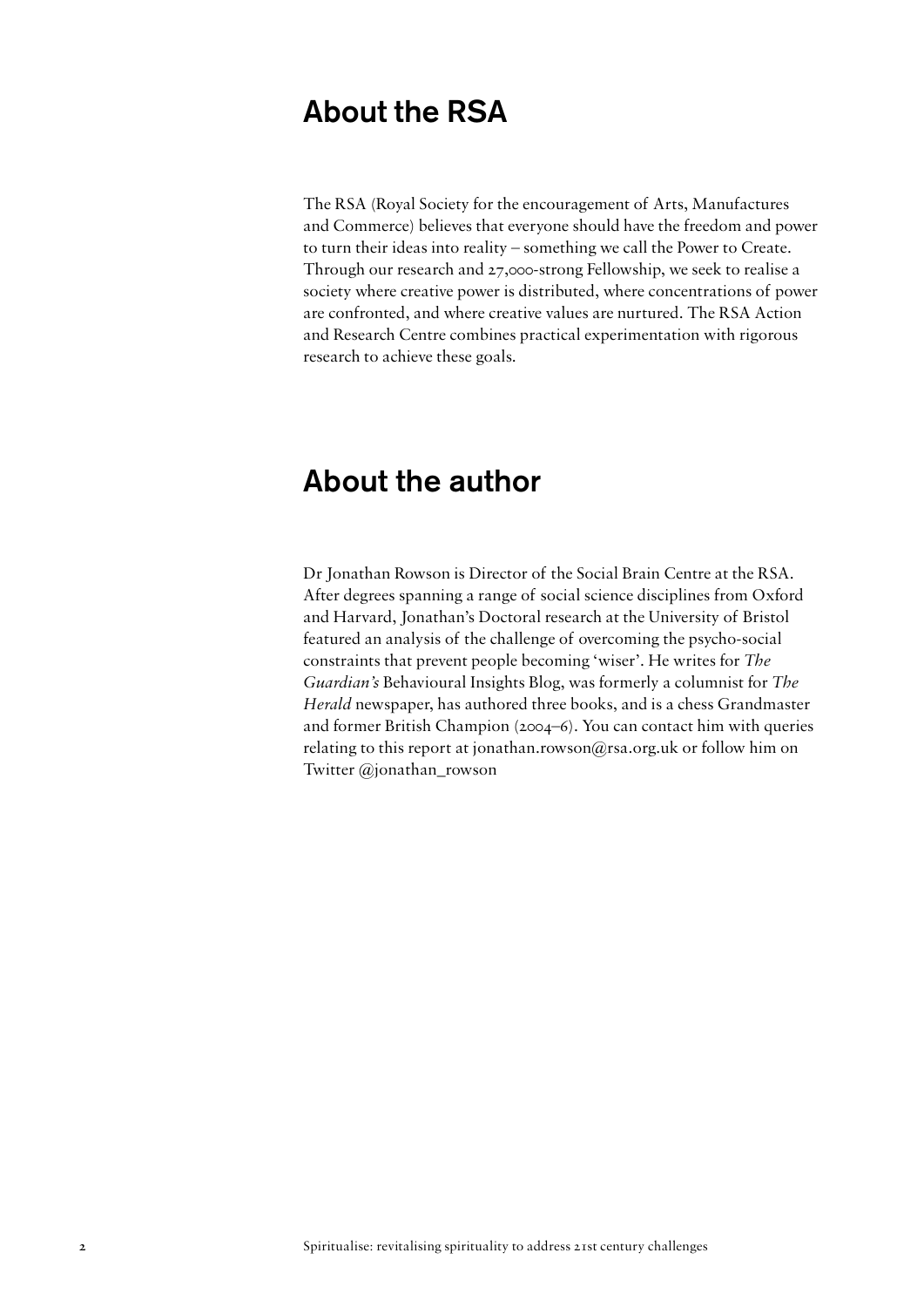## About the RSA

The RSA (Royal Society for the encouragement of Arts, Manufactures and Commerce) believes that everyone should have the freedom and power to turn their ideas into reality – something we call the Power to Create. Through our research and 27,000-strong Fellowship, we seek to realise a society where creative power is distributed, where concentrations of power are confronted, and where creative values are nurtured. The RSA Action and Research Centre combines practical experimentation with rigorous research to achieve these goals.

## About the author

Dr Jonathan Rowson is Director of the Social Brain Centre at the RSA. After degrees spanning a range of social science disciplines from Oxford and Harvard, Jonathan's Doctoral research at the University of Bristol featured an analysis of the challenge of overcoming the psycho-social constraints that prevent people becoming 'wiser'. He writes for *The Guardian's* Behavioural Insights Blog, was formerly a columnist for *The Herald* newspaper, has authored three books, and is a chess Grandmaster and former British Champion (2004–6). You can contact him with queries relating to this report at jonathan.rowson@rsa.org.uk or follow him on Twitter @jonathan_rowson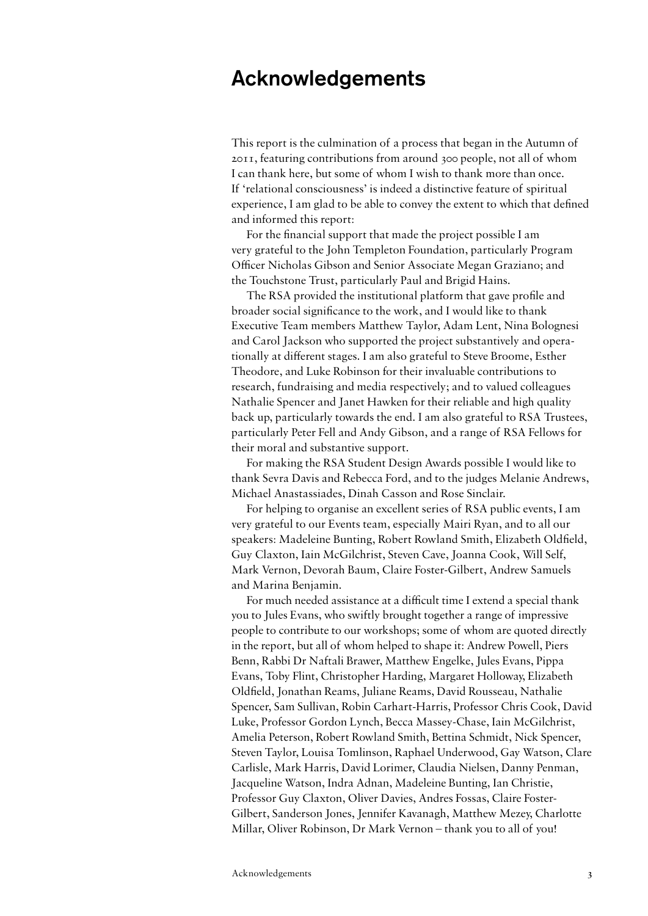# Acknowledgements

This report is the culmination of a process that began in the Autumn of 2011, featuring contributions from around 300 people, not all of whom I can thank here, but some of whom I wish to thank more than once. If 'relational consciousness' is indeed a distinctive feature of spiritual experience, I am glad to be able to convey the extent to which that defined and informed this report:

For the financial support that made the project possible I am very grateful to the John Templeton Foundation, particularly Program Officer Nicholas Gibson and Senior Associate Megan Graziano; and the Touchstone Trust, particularly Paul and Brigid Hains.

The RSA provided the institutional platform that gave profile and broader social significance to the work, and I would like to thank Executive Team members Matthew Taylor, Adam Lent, Nina Bolognesi and Carol Jackson who supported the project substantively and operationally at different stages. I am also grateful to Steve Broome, Esther Theodore, and Luke Robinson for their invaluable contributions to research, fundraising and media respectively; and to valued colleagues Nathalie Spencer and Janet Hawken for their reliable and high quality back up, particularly towards the end. I am also grateful to RSA Trustees, particularly Peter Fell and Andy Gibson, and a range of RSA Fellows for their moral and substantive support.

For making the RSA Student Design Awards possible I would like to thank Sevra Davis and Rebecca Ford, and to the judges Melanie Andrews, Michael Anastassiades, Dinah Casson and Rose Sinclair.

For helping to organise an excellent series of RSA public events, I am very grateful to our Events team, especially Mairi Ryan, and to all our speakers: Madeleine Bunting, Robert Rowland Smith, Elizabeth Oldfield, Guy Claxton, Iain McGilchrist, Steven Cave, Joanna Cook, Will Self, Mark Vernon, Devorah Baum, Claire Foster-Gilbert, Andrew Samuels and Marina Benjamin.

For much needed assistance at a difficult time I extend a special thank you to Jules Evans, who swiftly brought together a range of impressive people to contribute to our workshops; some of whom are quoted directly in the report, but all of whom helped to shape it: Andrew Powell, Piers Benn, Rabbi Dr Naftali Brawer, Matthew Engelke, Jules Evans, Pippa Evans, Toby Flint, Christopher Harding, Margaret Holloway, Elizabeth Oldfield, Jonathan Reams, Juliane Reams, David Rousseau, Nathalie Spencer, Sam Sullivan, Robin Carhart-Harris, Professor Chris Cook, David Luke, Professor Gordon Lynch, Becca Massey-Chase, Iain McGilchrist, Amelia Peterson, Robert Rowland Smith, Bettina Schmidt, Nick Spencer, Steven Taylor, Louisa Tomlinson, Raphael Underwood, Gay Watson, Clare Carlisle, Mark Harris, David Lorimer, Claudia Nielsen, Danny Penman, Jacqueline Watson, Indra Adnan, Madeleine Bunting, Ian Christie, Professor Guy Claxton, Oliver Davies, Andres Fossas, Claire Foster-Gilbert, Sanderson Jones, Jennifer Kavanagh, Matthew Mezey, Charlotte Millar, Oliver Robinson, Dr Mark Vernon – thank you to all of you!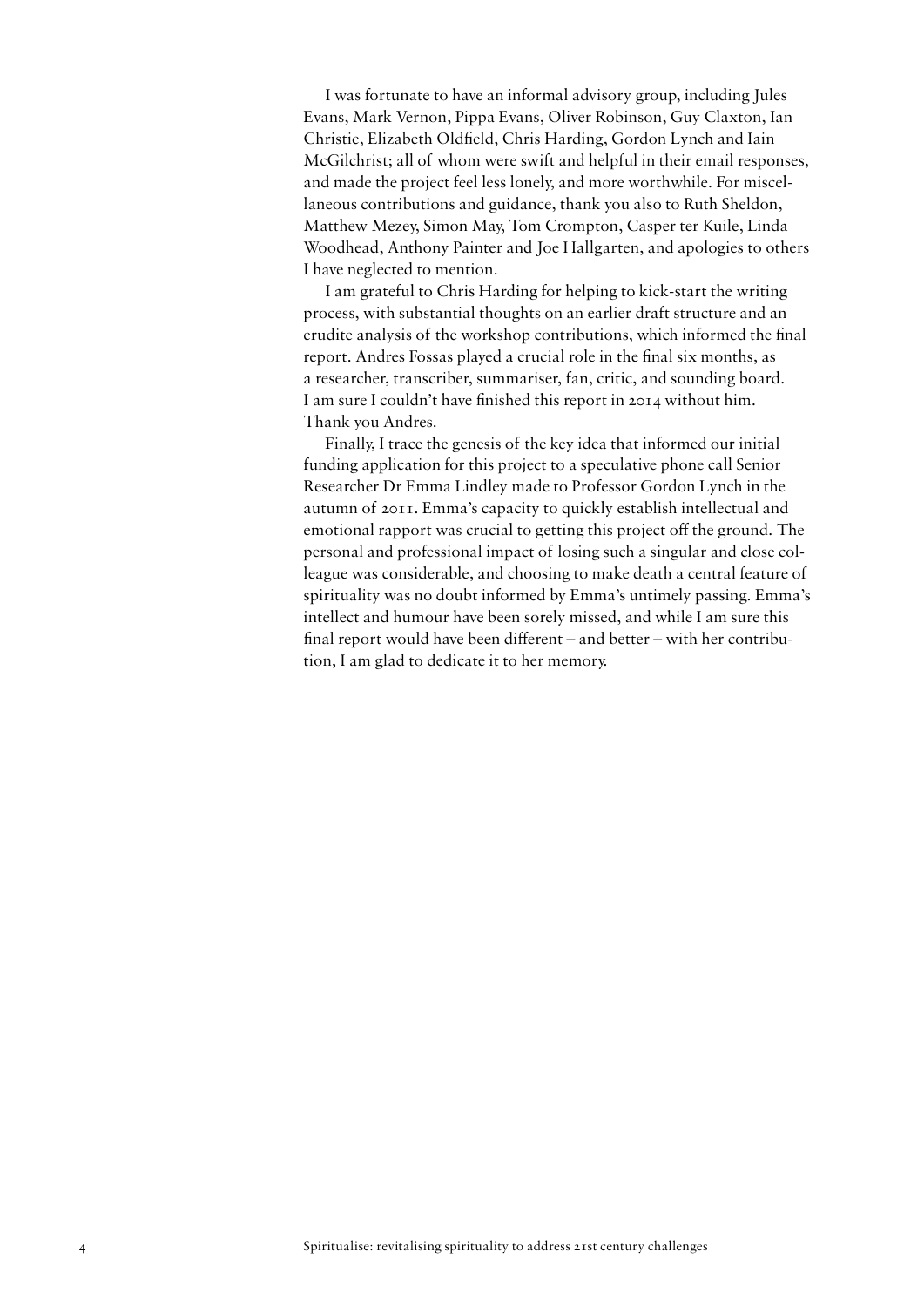I was fortunate to have an informal advisory group, including Jules Evans, Mark Vernon, Pippa Evans, Oliver Robinson, Guy Claxton, Ian Christie, Elizabeth Oldfield, Chris Harding, Gordon Lynch and Iain McGilchrist; all of whom were swift and helpful in their email responses, and made the project feel less lonely, and more worthwhile. For miscellaneous contributions and guidance, thank you also to Ruth Sheldon, Matthew Mezey, Simon May, Tom Crompton, Casper ter Kuile, Linda Woodhead, Anthony Painter and Joe Hallgarten, and apologies to others I have neglected to mention.

I am grateful to Chris Harding for helping to kick-start the writing process, with substantial thoughts on an earlier draft structure and an erudite analysis of the workshop contributions, which informed the final report. Andres Fossas played a crucial role in the final six months, as a researcher, transcriber, summariser, fan, critic, and sounding board. I am sure I couldn't have finished this report in 2014 without him. Thank you Andres.

Finally, I trace the genesis of the key idea that informed our initial funding application for this project to a speculative phone call Senior Researcher Dr Emma Lindley made to Professor Gordon Lynch in the autumn of 2011. Emma's capacity to quickly establish intellectual and emotional rapport was crucial to getting this project off the ground. The personal and professional impact of losing such a singular and close colleague was considerable, and choosing to make death a central feature of spirituality was no doubt informed by Emma's untimely passing. Emma's intellect and humour have been sorely missed, and while I am sure this final report would have been different – and better – with her contribution, I am glad to dedicate it to her memory.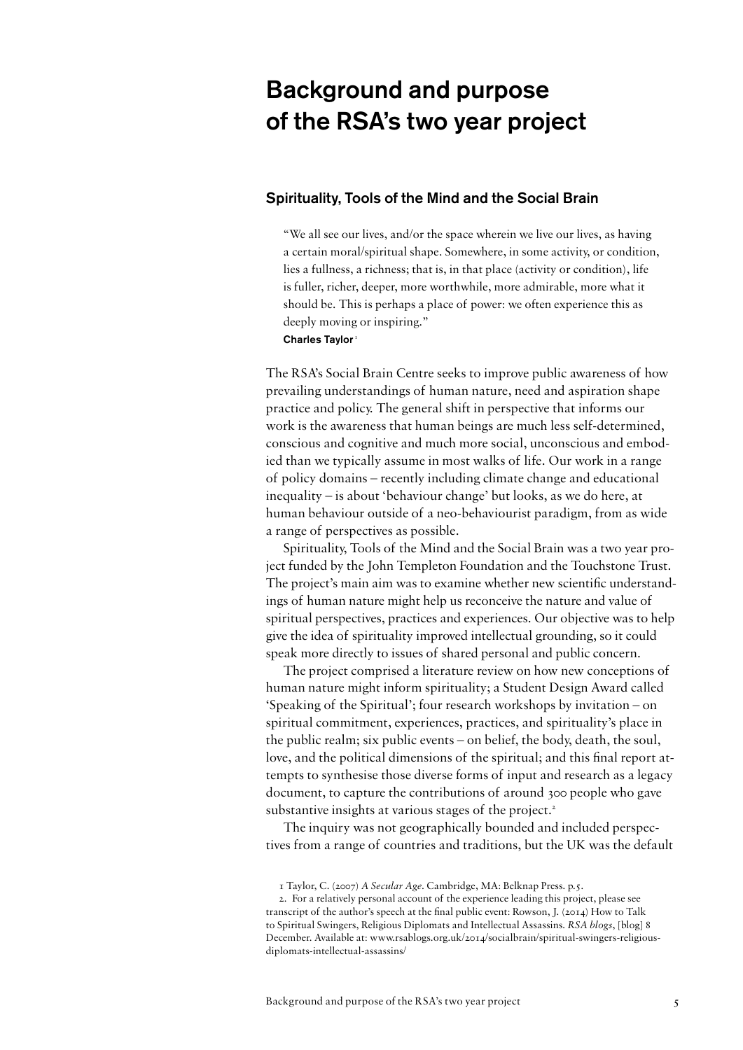# Background and purpose of the RSA's two year project

## Spirituality, Tools of the Mind and the Social Brain

> "We all see our lives, and/or the space wherein we live our lives, as having a certain moral/spiritual shape. Somewhere, in some activity, or condition, lies a fullness, a richness; that is, in that place (activity or condition), life is fuller, richer, deeper, more worthwhile, more admirable, more what it should be. This is perhaps a place of power: we often experience this as deeply moving or inspiring."
>
> **Charles Taylor**[1]

The RSA's Social Brain Centre seeks to improve public awareness of how prevailing understandings of human nature, need and aspiration shape practice and policy. The general shift in perspective that informs our work is the awareness that human beings are much less self-determined, conscious and cognitive and much more social, unconscious and embodied than we typically assume in most walks of life. Our work in a range of policy domains – recently including climate change and educational inequality – is about 'behaviour change' but looks, as we do here, at human behaviour outside of a neo-behaviourist paradigm, from as wide a range of perspectives as possible.

Spirituality, Tools of the Mind and the Social Brain was a two year project funded by the John Templeton Foundation and the Touchstone Trust. The project's main aim was to examine whether new scientific understandings of human nature might help us reconceive the nature and value of spiritual perspectives, practices and experiences. Our objective was to help give the idea of spirituality improved intellectual grounding, so it could speak more directly to issues of shared personal and public concern.

The project comprised a literature review on how new conceptions of human nature might inform spirituality; a Student Design Award called 'Speaking of the Spiritual'; four research workshops by invitation – on spiritual commitment, experiences, practices, and spirituality's place in the public realm; six public events – on belief, the body, death, the soul, love, and the political dimensions of the spiritual; and this final report attempts to synthesise those diverse forms of input and research as a legacy document, to capture the contributions of around 300 people who gave substantive insights at various stages of the project.[2]

The inquiry was not geographically bounded and included perspectives from a range of countries and traditions, but the UK was the default

1 Taylor, C. (2007) *A Secular Age*. Cambridge, MA: Belknap Press. p.5.

2. For a relatively personal account of the experience leading this project, please see transcript of the author's speech at the final public event: Rowson, J. (2014) How to Talk to Spiritual Swingers, Religious Diplomats and Intellectual Assassins. *RSA blogs*, [blog] 8 December. Available at: www.rsablogs.org.uk/2014/socialbrain/spiritual-swingers-religious-diplomats-intellectual-assassins/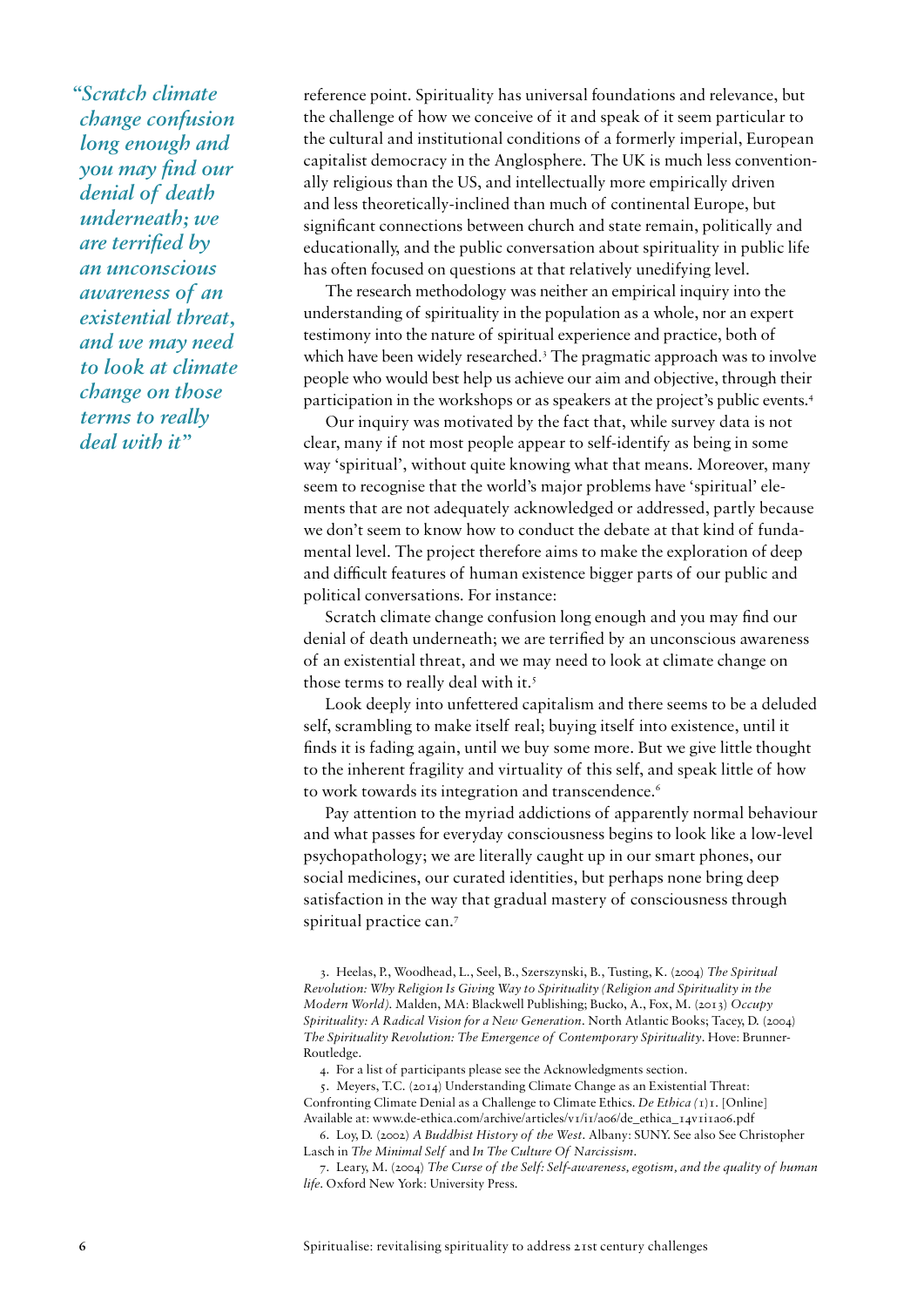> *"Scratch climate change confusion long enough and you may find our denial of death underneath; we are terrified by an unconscious awareness of an existential threat, and we may need to look at climate change on those terms to really deal with it"*

reference point. Spirituality has universal foundations and relevance, but the challenge of how we conceive of it and speak of it seem particular to the cultural and institutional conditions of a formerly imperial, European capitalist democracy in the Anglosphere. The UK is much less conventionally religious than the US, and intellectually more empirically driven and less theoretically-inclined than much of continental Europe, but significant connections between church and state remain, politically and educationally, and the public conversation about spirituality in public life has often focused on questions at that relatively unedifying level.

The research methodology was neither an empirical inquiry into the understanding of spirituality in the population as a whole, nor an expert testimony into the nature of spiritual experience and practice, both of which have been widely researched.[3] The pragmatic approach was to involve people who would best help us achieve our aim and objective, through their participation in the workshops or as speakers at the project's public events.[4]

Our inquiry was motivated by the fact that, while survey data is not clear, many if not most people appear to self-identify as being in some way 'spiritual', without quite knowing what that means. Moreover, many seem to recognise that the world's major problems have 'spiritual' elements that are not adequately acknowledged or addressed, partly because we don't seem to know how to conduct the debate at that kind of fundamental level. The project therefore aims to make the exploration of deep and difficult features of human existence bigger parts of our public and political conversations. For instance:

Scratch climate change confusion long enough and you may find our denial of death underneath; we are terrified by an unconscious awareness of an existential threat, and we may need to look at climate change on those terms to really deal with it.[5]

Look deeply into unfettered capitalism and there seems to be a deluded self, scrambling to make itself real; buying itself into existence, until it finds it is fading again, until we buy some more. But we give little thought to the inherent fragility and virtuality of this self, and speak little of how to work towards its integration and transcendence.[6]

Pay attention to the myriad addictions of apparently normal behaviour and what passes for everyday consciousness begins to look like a low-level psychopathology; we are literally caught up in our smart phones, our social medicines, our curated identities, but perhaps none bring deep satisfaction in the way that gradual mastery of consciousness through spiritual practice can.[7]

3. Heelas, P., Woodhead, L., Seel, B., Szerszynski, B., Tusting, K. (2004) *The Spiritual Revolution: Why Religion Is Giving Way to Spirituality (Religion and Spirituality in the Modern World)*. Malden, MA: Blackwell Publishing; Bucko, A., Fox, M. (2013) *Occupy Spirituality: A Radical Vision for a New Generation*. North Atlantic Books; Tacey, D. (2004) *The Spirituality Revolution: The Emergence of Contemporary Spirituality*. Hove: Brunner-Routledge.

4. For a list of participants please see the Acknowledgments section.

5. Meyers, T.C. (2014) Understanding Climate Change as an Existential Threat: Confronting Climate Denial as a Challenge to Climate Ethics. *De Ethica (1)*1. [Online] Available at: www.de-ethica.com/archive/articles/v1/i1/a06/de_ethica_14v1i1a06.pdf

6. Loy, D. (2002) *A Buddhist History of the West*. Albany: SUNY. See also See Christopher Lasch in *The Minimal Self* and *In The Culture Of Narcissism*.

7. Leary, M. (2004) *The Curse of the Self: Self-awareness, egotism, and the quality of human life*. Oxford New York: University Press.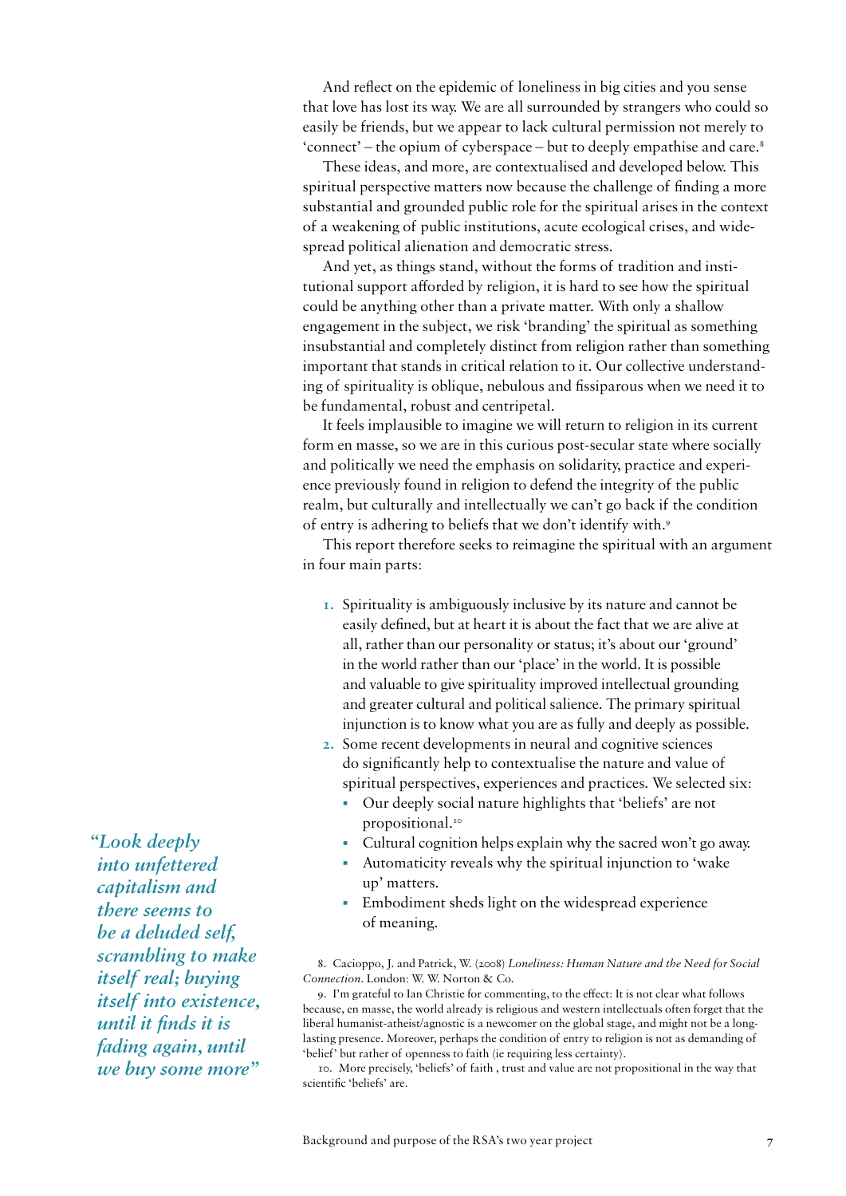And reflect on the epidemic of loneliness in big cities and you sense that love has lost its way. We are all surrounded by strangers who could so easily be friends, but we appear to lack cultural permission not merely to 'connect' – the opium of cyberspace – but to deeply empathise and care.[8]

These ideas, and more, are contextualised and developed below. This spiritual perspective matters now because the challenge of finding a more substantial and grounded public role for the spiritual arises in the context of a weakening of public institutions, acute ecological crises, and widespread political alienation and democratic stress.

And yet, as things stand, without the forms of tradition and institutional support afforded by religion, it is hard to see how the spiritual could be anything other than a private matter. With only a shallow engagement in the subject, we risk 'branding' the spiritual as something insubstantial and completely distinct from religion rather than something important that stands in critical relation to it. Our collective understanding of spirituality is oblique, nebulous and fissiparous when we need it to be fundamental, robust and centripetal.

It feels implausible to imagine we will return to religion in its current form en masse, so we are in this curious post-secular state where socially and politically we need the emphasis on solidarity, practice and experience previously found in religion to defend the integrity of the public realm, but culturally and intellectually we can't go back if the condition of entry is adhering to beliefs that we don't identify with.[9]

This report therefore seeks to reimagine the spiritual with an argument in four main parts:

1. Spirituality is ambiguously inclusive by its nature and cannot be easily defined, but at heart it is about the fact that we are alive at all, rather than our personality or status; it's about our 'ground' in the world rather than our 'place' in the world. It is possible and valuable to give spirituality improved intellectual grounding and greater cultural and political salience. The primary spiritual injunction is to know what you are as fully and deeply as possible.
2. Some recent developments in neural and cognitive sciences do significantly help to contextualise the nature and value of spiritual perspectives, experiences and practices. We selected six:
   - Our deeply social nature highlights that 'beliefs' are not propositional.[10]
   - Cultural cognition helps explain why the sacred won't go away.
   - Automaticity reveals why the spiritual injunction to 'wake up' matters.
   - Embodiment sheds light on the widespread experience of meaning.

> *"Look deeply into unfettered capitalism and there seems to be a deluded self, scrambling to make itself real; buying itself into existence, until it finds it is fading again, until we buy some more"*

8. Cacioppo, J. and Patrick, W. (2008) *Loneliness: Human Nature and the Need for Social Connection*. London: W. W. Norton & Co.

9. I'm grateful to Ian Christie for commenting, to the effect: It is not clear what follows because, en masse, the world already is religious and western intellectuals often forget that the liberal humanist-atheist/agnostic is a newcomer on the global stage, and might not be a long-lasting presence. Moreover, perhaps the condition of entry to religion is not as demanding of 'belief' but rather of openness to faith (ie requiring less certainty).

10. More precisely, 'beliefs' of faith , trust and value are not propositional in the way that scientific 'beliefs' are.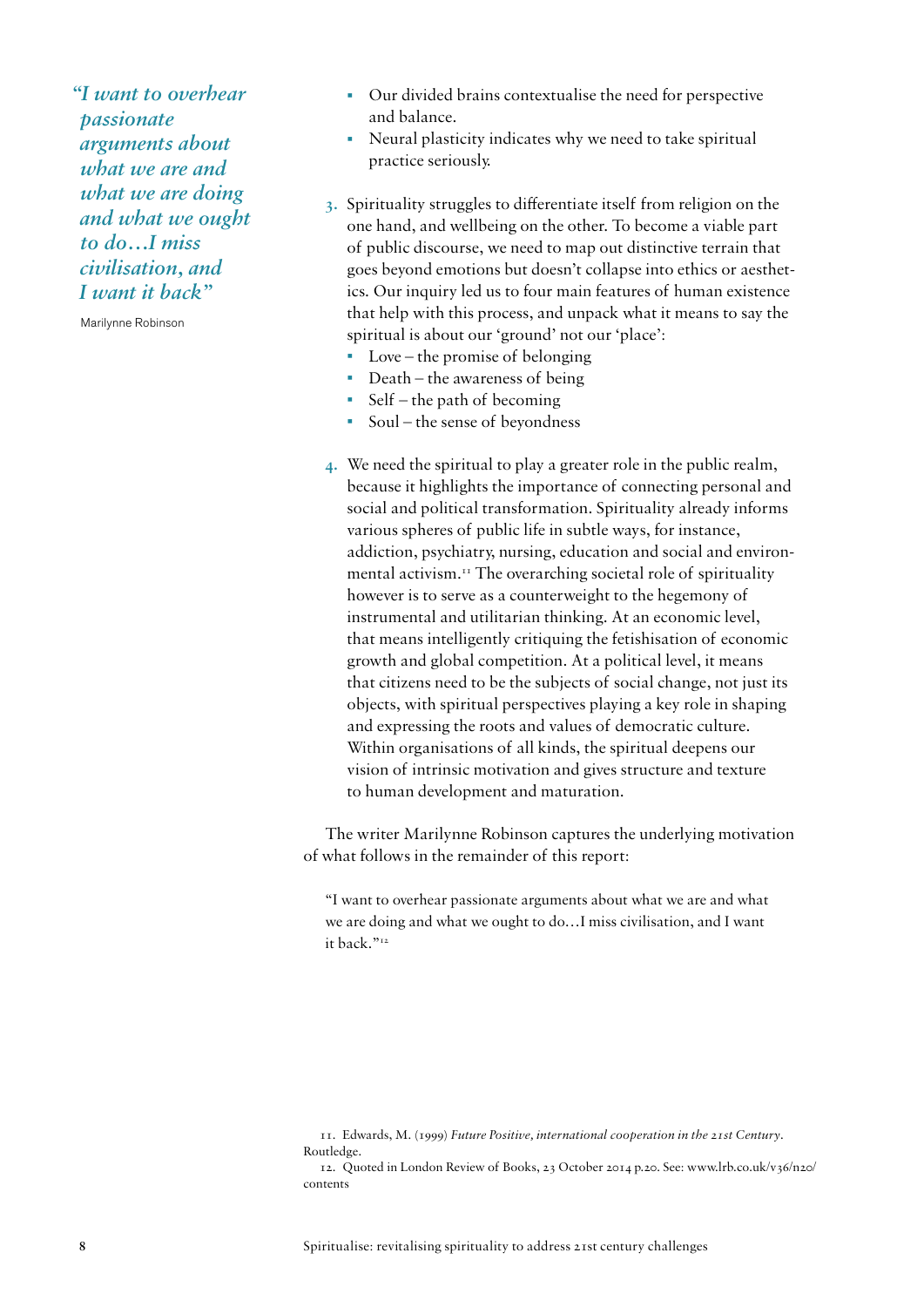*"I want to overhear passionate arguments about what we are and what we are doing and what we ought to do…I miss civilisation, and I want it back"*

Marilynne Robinson

- Our divided brains contextualise the need for perspective and balance.
- Neural plasticity indicates why we need to take spiritual practice seriously.

3. Spirituality struggles to differentiate itself from religion on the one hand, and wellbeing on the other. To become a viable part of public discourse, we need to map out distinctive terrain that goes beyond emotions but doesn't collapse into ethics or aesthetics. Our inquiry led us to four main features of human existence that help with this process, and unpack what it means to say the spiritual is about our 'ground' not our 'place':
   - Love – the promise of belonging
   - Death – the awareness of being
   - Self – the path of becoming
   - Soul – the sense of beyondness

4. We need the spiritual to play a greater role in the public realm, because it highlights the importance of connecting personal and social and political transformation. Spirituality already informs various spheres of public life in subtle ways, for instance, addiction, psychiatry, nursing, education and social and environmental activism.[11] The overarching societal role of spirituality however is to serve as a counterweight to the hegemony of instrumental and utilitarian thinking. At an economic level, that means intelligently critiquing the fetishisation of economic growth and global competition. At a political level, it means that citizens need to be the subjects of social change, not just its objects, with spiritual perspectives playing a key role in shaping and expressing the roots and values of democratic culture. Within organisations of all kinds, the spiritual deepens our vision of intrinsic motivation and gives structure and texture to human development and maturation.

The writer Marilynne Robinson captures the underlying motivation of what follows in the remainder of this report:

> "I want to overhear passionate arguments about what we are and what we are doing and what we ought to do…I miss civilisation, and I want it back."[12]

11. Edwards, M. (1999) *Future Positive, international cooperation in the 21st Century*. Routledge.

12. Quoted in London Review of Books, 23 October 2014 p.20. See: www.lrb.co.uk/v36/n20/contents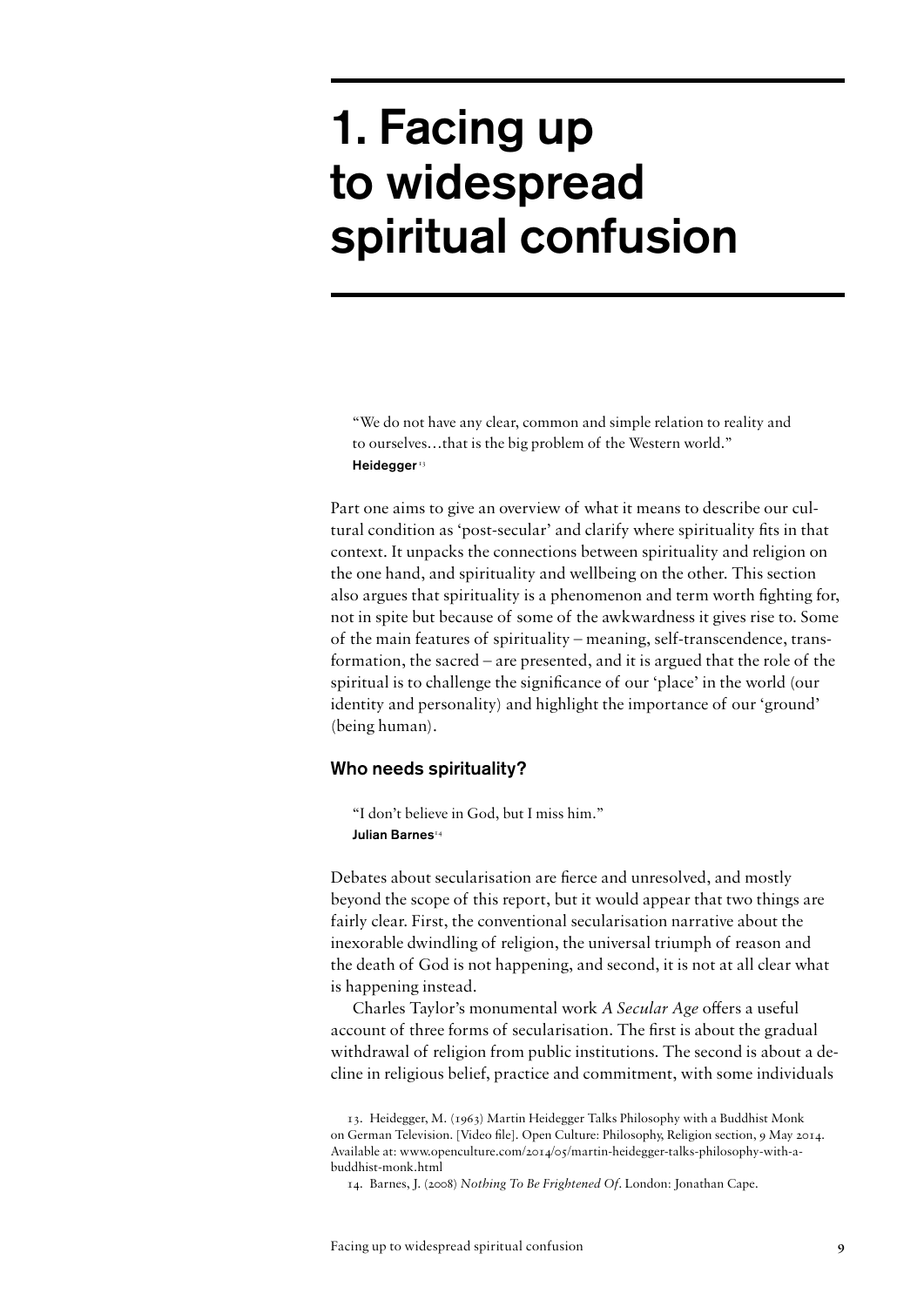# 1. Facing up to widespread spiritual confusion

> "We do not have any clear, common and simple relation to reality and to ourselves…that is the big problem of the Western world."
> **Heidegger**[13]

Part one aims to give an overview of what it means to describe our cultural condition as 'post-secular' and clarify where spirituality fits in that context. It unpacks the connections between spirituality and religion on the one hand, and spirituality and wellbeing on the other. This section also argues that spirituality is a phenomenon and term worth fighting for, not in spite but because of some of the awkwardness it gives rise to. Some of the main features of spirituality – meaning, self-transcendence, transformation, the sacred – are presented, and it is argued that the role of the spiritual is to challenge the significance of our 'place' in the world (our identity and personality) and highlight the importance of our 'ground' (being human).

## Who needs spirituality?

> "I don't believe in God, but I miss him."
> **Julian Barnes**[14]

Debates about secularisation are fierce and unresolved, and mostly beyond the scope of this report, but it would appear that two things are fairly clear. First, the conventional secularisation narrative about the inexorable dwindling of religion, the universal triumph of reason and the death of God is not happening, and second, it is not at all clear what is happening instead.

Charles Taylor's monumental work *A Secular Age* offers a useful account of three forms of secularisation. The first is about the gradual withdrawal of religion from public institutions. The second is about a decline in religious belief, practice and commitment, with some individuals

13. Heidegger, M. (1963) Martin Heidegger Talks Philosophy with a Buddhist Monk on German Television. [Video file]. Open Culture: Philosophy, Religion section, 9 May 2014. Available at: www.openculture.com/2014/05/martin-heidegger-talks-philosophy-with-a-buddhist-monk.html

14. Barnes, J. (2008) *Nothing To Be Frightened Of*. London: Jonathan Cape.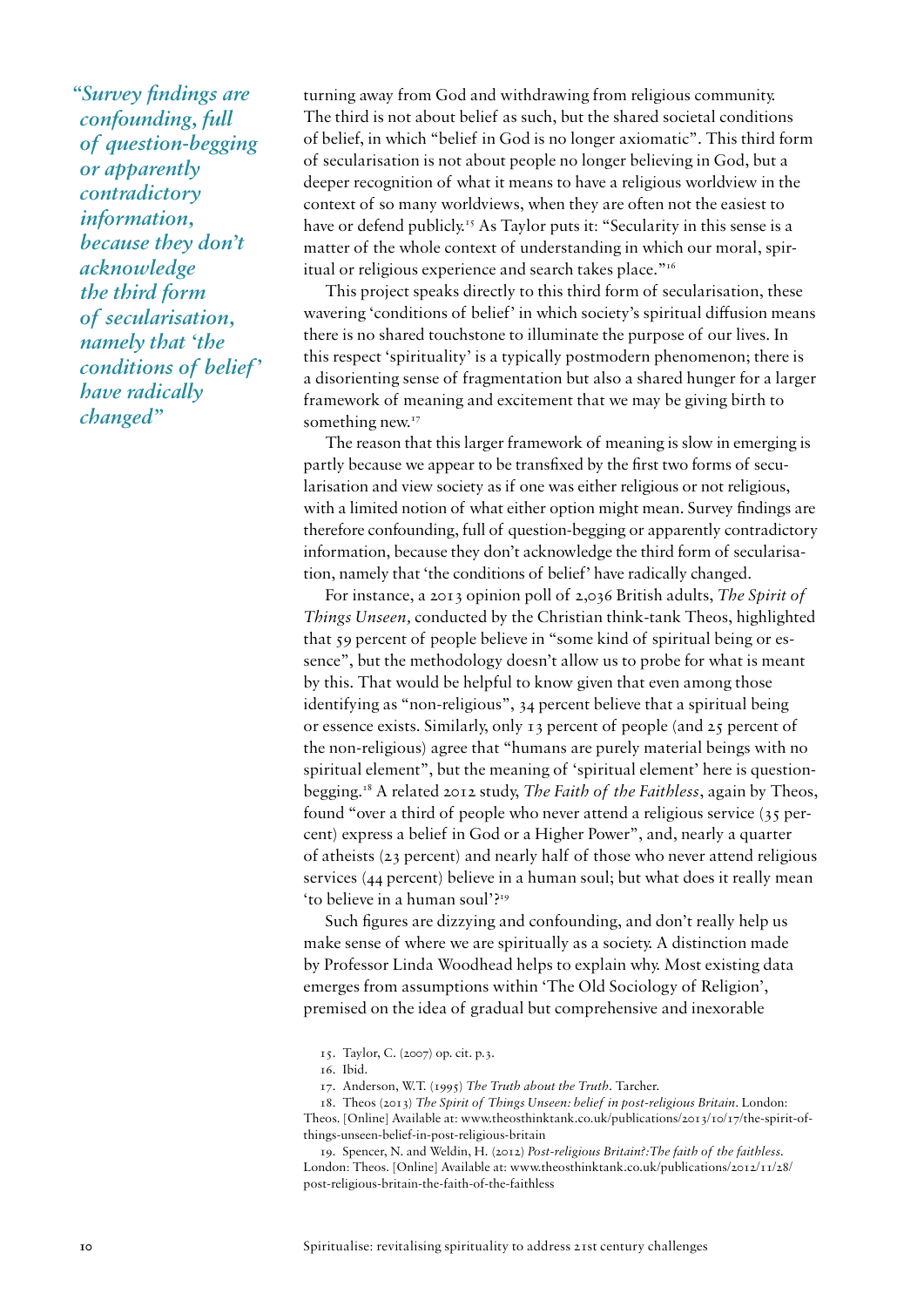> *"Survey findings are confounding, full of question-begging or apparently contradictory information, because they don't acknowledge the third form of secularisation, namely that 'the conditions of belief' have radically changed"*

turning away from God and withdrawing from religious community. The third is not about belief as such, but the shared societal conditions of belief, in which "belief in God is no longer axiomatic". This third form of secularisation is not about people no longer believing in God, but a deeper recognition of what it means to have a religious worldview in the context of so many worldviews, when they are often not the easiest to have or defend publicly.[15] As Taylor puts it: "Secularity in this sense is a matter of the whole context of understanding in which our moral, spiritual or religious experience and search takes place."[16]

This project speaks directly to this third form of secularisation, these wavering 'conditions of belief' in which society's spiritual diffusion means there is no shared touchstone to illuminate the purpose of our lives. In this respect 'spirituality' is a typically postmodern phenomenon; there is a disorienting sense of fragmentation but also a shared hunger for a larger framework of meaning and excitement that we may be giving birth to something new.[17]

The reason that this larger framework of meaning is slow in emerging is partly because we appear to be transfixed by the first two forms of secularisation and view society as if one was either religious or not religious, with a limited notion of what either option might mean. Survey findings are therefore confounding, full of question-begging or apparently contradictory information, because they don't acknowledge the third form of secularisation, namely that 'the conditions of belief' have radically changed.

For instance, a 2013 opinion poll of 2,036 British adults, *The Spirit of Things Unseen,* conducted by the Christian think-tank Theos, highlighted that 59 percent of people believe in "some kind of spiritual being or essence", but the methodology doesn't allow us to probe for what is meant by this. That would be helpful to know given that even among those identifying as "non-religious", 34 percent believe that a spiritual being or essence exists. Similarly, only 13 percent of people (and 25 percent of the non-religious) agree that "humans are purely material beings with no spiritual element", but the meaning of 'spiritual element' here is question-begging.[18] A related 2012 study, *The Faith of the Faithless*, again by Theos, found "over a third of people who never attend a religious service (35 percent) express a belief in God or a Higher Power", and, nearly a quarter of atheists (23 percent) and nearly half of those who never attend religious services (44 percent) believe in a human soul; but what does it really mean 'to believe in a human soul'?[19]

Such figures are dizzying and confounding, and don't really help us make sense of where we are spiritually as a society. A distinction made by Professor Linda Woodhead helps to explain why. Most existing data emerges from assumptions within 'The Old Sociology of Religion', premised on the idea of gradual but comprehensive and inexorable

15. Taylor, C. (2007) op. cit. p.3.

16. Ibid.

17. Anderson, W.T. (1995) *The Truth about the Truth*. Tarcher.

18. Theos (2013) *The Spirit of Things Unseen: belief in post-religious Britain*. London: Theos. [Online] Available at: www.theosthinktank.co.uk/publications/2013/10/17/the-spirit-of-things-unseen-belief-in-post-religious-britain

19. Spencer, N. and Weldin, H. (2012) *Post-religious Britain?:The faith of the faithless*. London: Theos. [Online] Available at: www.theosthinktank.co.uk/publications/2012/11/28/post-religious-britain-the-faith-of-the-faithless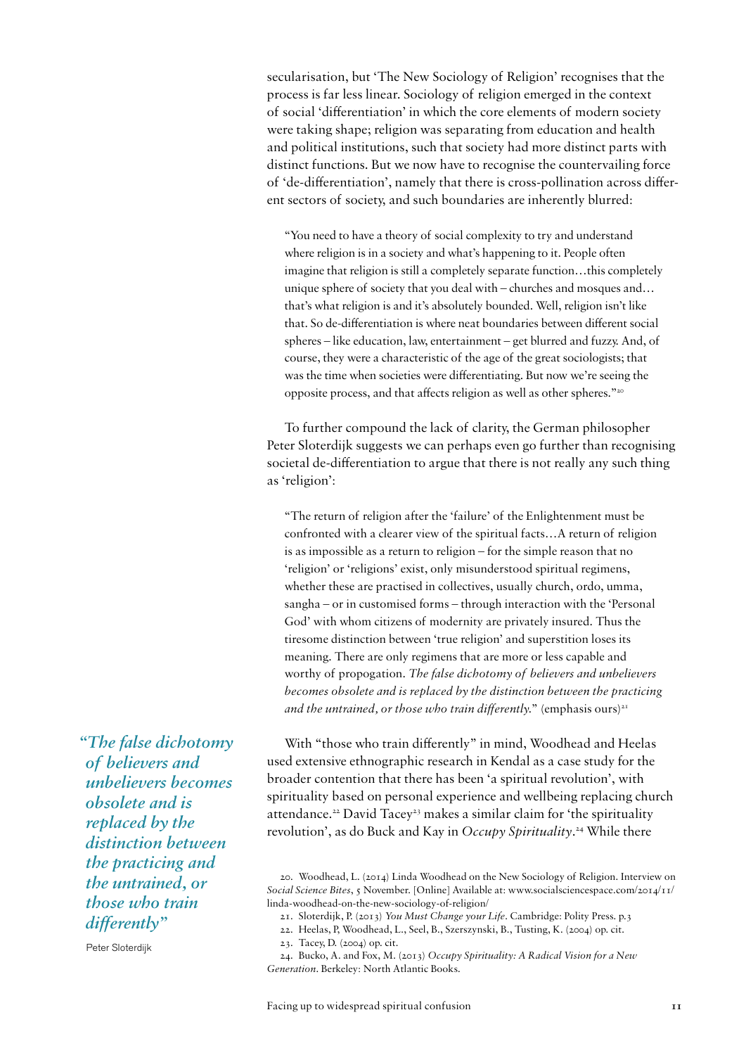secularisation, but 'The New Sociology of Religion' recognises that the process is far less linear. Sociology of religion emerged in the context of social 'differentiation' in which the core elements of modern society were taking shape; religion was separating from education and health and political institutions, such that society had more distinct parts with distinct functions. But we now have to recognise the countervailing force of 'de-differentiation', namely that there is cross-pollination across different sectors of society, and such boundaries are inherently blurred:

> "You need to have a theory of social complexity to try and understand where religion is in a society and what's happening to it. People often imagine that religion is still a completely separate function…this completely unique sphere of society that you deal with – churches and mosques and… that's what religion is and it's absolutely bounded. Well, religion isn't like that. So de-differentiation is where neat boundaries between different social spheres – like education, law, entertainment – get blurred and fuzzy. And, of course, they were a characteristic of the age of the great sociologists; that was the time when societies were differentiating. But now we're seeing the opposite process, and that affects religion as well as other spheres."[20]

To further compound the lack of clarity, the German philosopher Peter Sloterdijk suggests we can perhaps even go further than recognising societal de-differentiation to argue that there is not really any such thing as 'religion':

> "The return of religion after the 'failure' of the Enlightenment must be confronted with a clearer view of the spiritual facts…A return of religion is as impossible as a return to religion – for the simple reason that no 'religion' or 'religions' exist, only misunderstood spiritual regimens, whether these are practised in collectives, usually church, ordo, umma, sangha – or in customised forms – through interaction with the 'Personal God' with whom citizens of modernity are privately insured. Thus the tiresome distinction between 'true religion' and superstition loses its meaning. There are only regimens that are more or less capable and worthy of propogation. *The false dichotomy of believers and unbelievers becomes obsolete and is replaced by the distinction between the practicing and the untrained, or those who train differently.*" (emphasis ours)[21]

*"The false dichotomy of believers and unbelievers becomes obsolete and is replaced by the distinction between the practicing and the untrained, or those who train differently"*

Peter Sloterdijk

With "those who train differently" in mind, Woodhead and Heelas used extensive ethnographic research in Kendal as a case study for the broader contention that there has been 'a spiritual revolution', with spirituality based on personal experience and wellbeing replacing church attendance.[22] David Tacey[23] makes a similar claim for 'the spirituality revolution', as do Buck and Kay in *Occupy Spirituality*.[24] While there

20. Woodhead, L. (2014) Linda Woodhead on the New Sociology of Religion. Interview on *Social Science Bites*, 5 November. [Online] Available at: www.socialsciencespace.com/2014/11/linda-woodhead-on-the-new-sociology-of-religion/

21. Sloterdijk, P. (2013) *You Must Change your Life*. Cambridge: Polity Press. p.3

22. Heelas, P, Woodhead, L., Seel, B., Szerszynski, B., Tusting, K. (2004) op. cit.

23. Tacey, D. (2004) op. cit.

24. Bucko, A. and Fox, M. (2013) *Occupy Spirituality: A Radical Vision for a New Generation*. Berkeley: North Atlantic Books.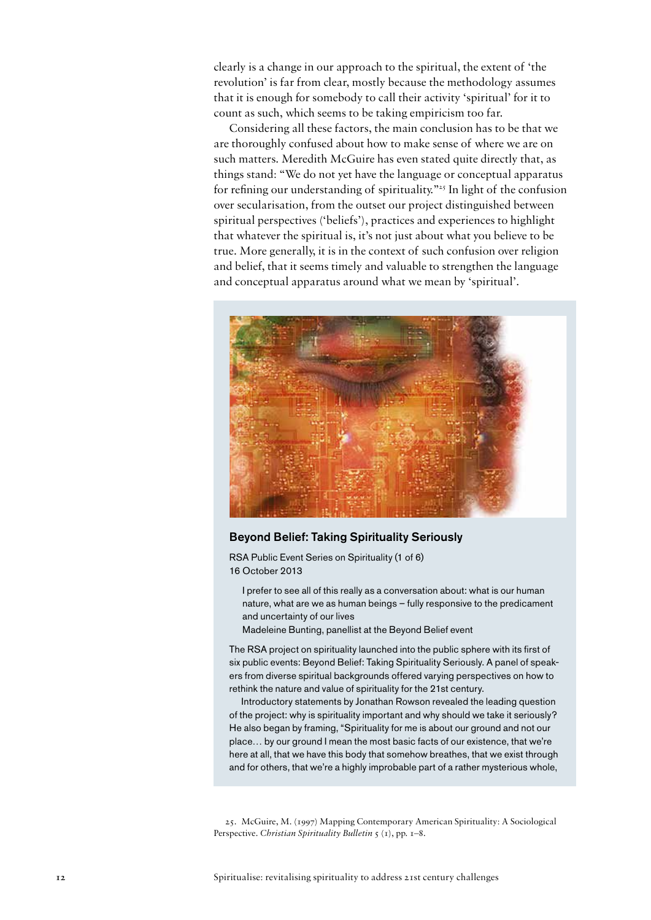clearly is a change in our approach to the spiritual, the extent of 'the revolution' is far from clear, mostly because the methodology assumes that it is enough for somebody to call their activity 'spiritual' for it to count as such, which seems to be taking empiricism too far.

Considering all these factors, the main conclusion has to be that we are thoroughly confused about how to make sense of where we are on such matters. Meredith McGuire has even stated quite directly that, as things stand: "We do not yet have the language or conceptual apparatus for refining our understanding of spirituality."[25] In light of the confusion over secularisation, from the outset our project distinguished between spiritual perspectives ('beliefs'), practices and experiences to highlight that whatever the spiritual is, it's not just about what you believe to be true. More generally, it is in the context of such confusion over religion and belief, that it seems timely and valuable to strengthen the language and conceptual apparatus around what we mean by 'spiritual'.

### Beyond Belief: Taking Spirituality Seriously

RSA Public Event Series on Spirituality (1 of 6)
16 October 2013

> I prefer to see all of this really as a conversation about: what is our human nature, what are we as human beings – fully responsive to the predicament and uncertainty of our lives
> Madeleine Bunting, panellist at the Beyond Belief event

The RSA project on spirituality launched into the public sphere with its first of six public events: Beyond Belief: Taking Spirituality Seriously. A panel of speakers from diverse spiritual backgrounds offered varying perspectives on how to rethink the nature and value of spirituality for the 21st century.

Introductory statements by Jonathan Rowson revealed the leading question of the project: why is spirituality important and why should we take it seriously? He also began by framing, "Spirituality for me is about our ground and not our place… by our ground I mean the most basic facts of our existence, that we're here at all, that we have this body that somehow breathes, that we exist through and for others, that we're a highly improbable part of a rather mysterious whole,

25. McGuire, M. (1997) Mapping Contemporary American Spirituality: A Sociological Perspective. *Christian Spirituality Bulletin* 5 (1), pp. 1–8.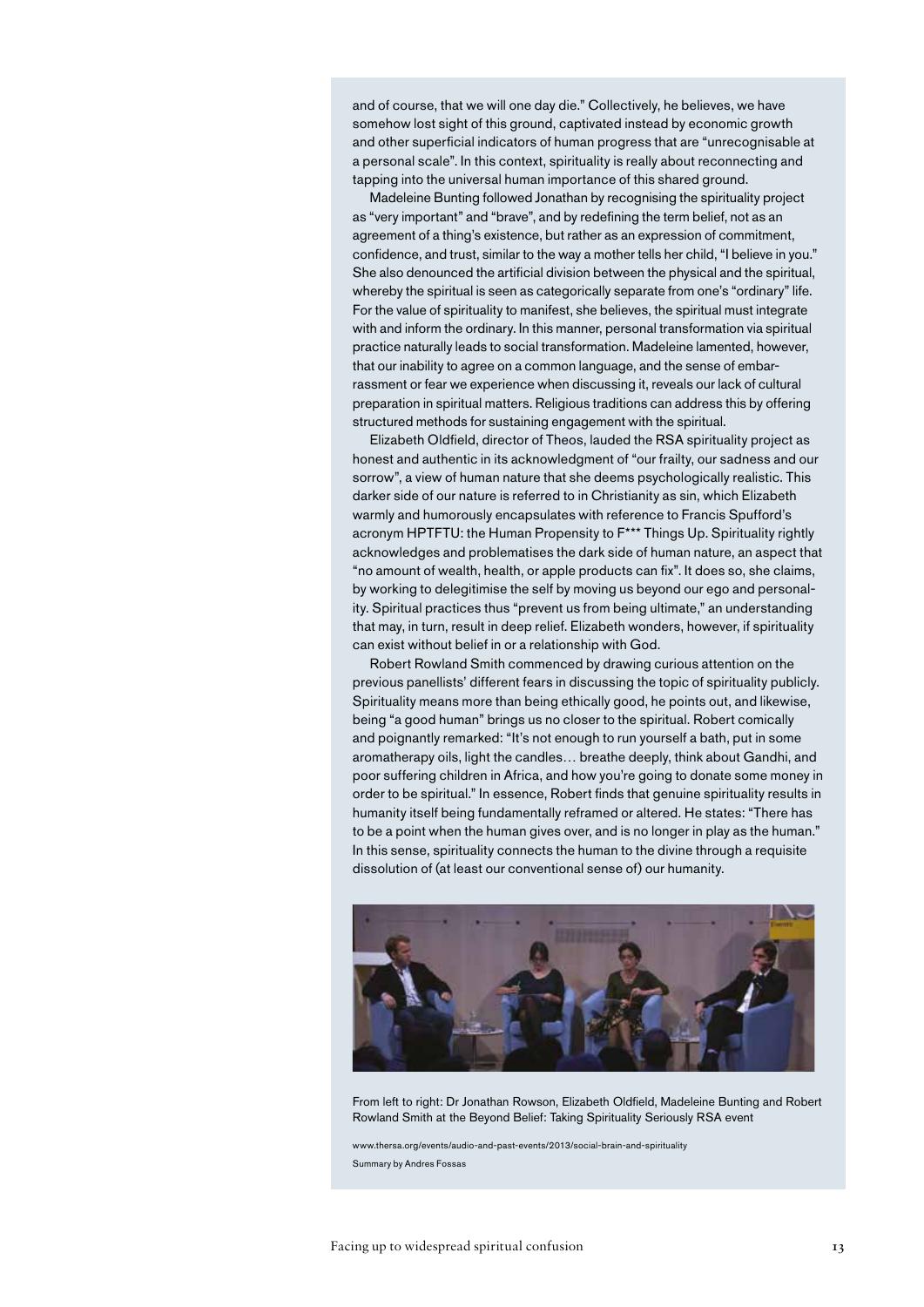and of course, that we will one day die." Collectively, he believes, we have somehow lost sight of this ground, captivated instead by economic growth and other superficial indicators of human progress that are "unrecognisable at a personal scale". In this context, spirituality is really about reconnecting and tapping into the universal human importance of this shared ground.

Madeleine Bunting followed Jonathan by recognising the spirituality project as "very important" and "brave", and by redefining the term belief, not as an agreement of a thing's existence, but rather as an expression of commitment, confidence, and trust, similar to the way a mother tells her child, "I believe in you." She also denounced the artificial division between the physical and the spiritual, whereby the spiritual is seen as categorically separate from one's "ordinary" life. For the value of spirituality to manifest, she believes, the spiritual must integrate with and inform the ordinary. In this manner, personal transformation via spiritual practice naturally leads to social transformation. Madeleine lamented, however, that our inability to agree on a common language, and the sense of embarrassment or fear we experience when discussing it, reveals our lack of cultural preparation in spiritual matters. Religious traditions can address this by offering structured methods for sustaining engagement with the spiritual.

Elizabeth Oldfield, director of Theos, lauded the RSA spirituality project as honest and authentic in its acknowledgment of "our frailty, our sadness and our sorrow", a view of human nature that she deems psychologically realistic. This darker side of our nature is referred to in Christianity as sin, which Elizabeth warmly and humorously encapsulates with reference to Francis Spufford's acronym HPTFTU: the Human Propensity to F*** Things Up. Spirituality rightly acknowledges and problematises the dark side of human nature, an aspect that "no amount of wealth, health, or apple products can fix". It does so, she claims, by working to delegitimise the self by moving us beyond our ego and personality. Spiritual practices thus "prevent us from being ultimate," an understanding that may, in turn, result in deep relief. Elizabeth wonders, however, if spirituality can exist without belief in or a relationship with God.

Robert Rowland Smith commenced by drawing curious attention on the previous panellists' different fears in discussing the topic of spirituality publicly. Spirituality means more than being ethically good, he points out, and likewise, being "a good human" brings us no closer to the spiritual. Robert comically and poignantly remarked: "It's not enough to run yourself a bath, put in some aromatherapy oils, light the candles… breathe deeply, think about Gandhi, and poor suffering children in Africa, and how you're going to donate some money in order to be spiritual." In essence, Robert finds that genuine spirituality results in humanity itself being fundamentally reframed or altered. He states: "There has to be a point when the human gives over, and is no longer in play as the human." In this sense, spirituality connects the human to the divine through a requisite dissolution of (at least our conventional sense of) our humanity.

From left to right: Dr Jonathan Rowson, Elizabeth Oldfield, Madeleine Bunting and Robert Rowland Smith at the Beyond Belief: Taking Spirituality Seriously RSA event

www.thersa.org/events/audio-and-past-events/2013/social-brain-and-spirituality

Summary by Andres Fossas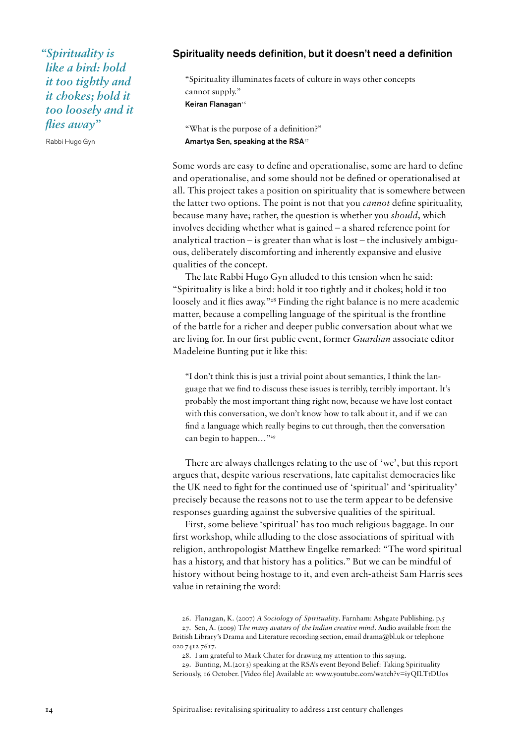> *"Spirituality is like a bird: hold it too tightly and it chokes; hold it too loosely and it flies away"*
>
> Rabbi Hugo Gyn

## Spirituality needs definition, but it doesn't need a definition

> "Spirituality illuminates facets of culture in ways other concepts cannot supply."
> **Keiran Flanagan**[26]

> "What is the purpose of a definition?"
> **Amartya Sen, speaking at the RSA**[27]

Some words are easy to define and operationalise, some are hard to define and operationalise, and some should not be defined or operationalised at all. This project takes a position on spirituality that is somewhere between the latter two options. The point is not that you *cannot* define spirituality, because many have; rather, the question is whether you *should*, which involves deciding whether what is gained – a shared reference point for analytical traction – is greater than what is lost – the inclusively ambiguous, deliberately discomforting and inherently expansive and elusive qualities of the concept.

The late Rabbi Hugo Gyn alluded to this tension when he said: "Spirituality is like a bird: hold it too tightly and it chokes; hold it too loosely and it flies away."[28] Finding the right balance is no mere academic matter, because a compelling language of the spiritual is the frontline of the battle for a richer and deeper public conversation about what we are living for. In our first public event, former *Guardian* associate editor Madeleine Bunting put it like this:

> "I don't think this is just a trivial point about semantics, I think the language that we find to discuss these issues is terribly, terribly important. It's probably the most important thing right now, because we have lost contact with this conversation, we don't know how to talk about it, and if we can find a language which really begins to cut through, then the conversation can begin to happen…"[29]

There are always challenges relating to the use of 'we', but this report argues that, despite various reservations, late capitalist democracies like the UK need to fight for the continued use of 'spiritual' and 'spirituality' precisely because the reasons not to use the term appear to be defensive responses guarding against the subversive qualities of the spiritual.

First, some believe 'spiritual' has too much religious baggage. In our first workshop, while alluding to the close associations of spiritual with religion, anthropologist Matthew Engelke remarked: "The word spiritual has a history, and that history has a politics." But we can be mindful of history without being hostage to it, and even arch-atheist Sam Harris sees value in retaining the word:

26. Flanagan, K. (2007) *A Sociology of Spirituality*. Farnham: Ashgate Publishing. p.5
27. Sen, A. (2009) *The many avatars of the Indian creative mind*. Audio available from the British Library's Drama and Literature recording section, email drama@bl.uk or telephone 020 7412 7617.
28. I am grateful to Mark Chater for drawing my attention to this saying.
29. Bunting, M. (2013) speaking at the RSA's event Beyond Belief: Taking Spirituality Seriously, 16 October. [Video file] Available at: www.youtube.com/watch?v=iyQILTtDUos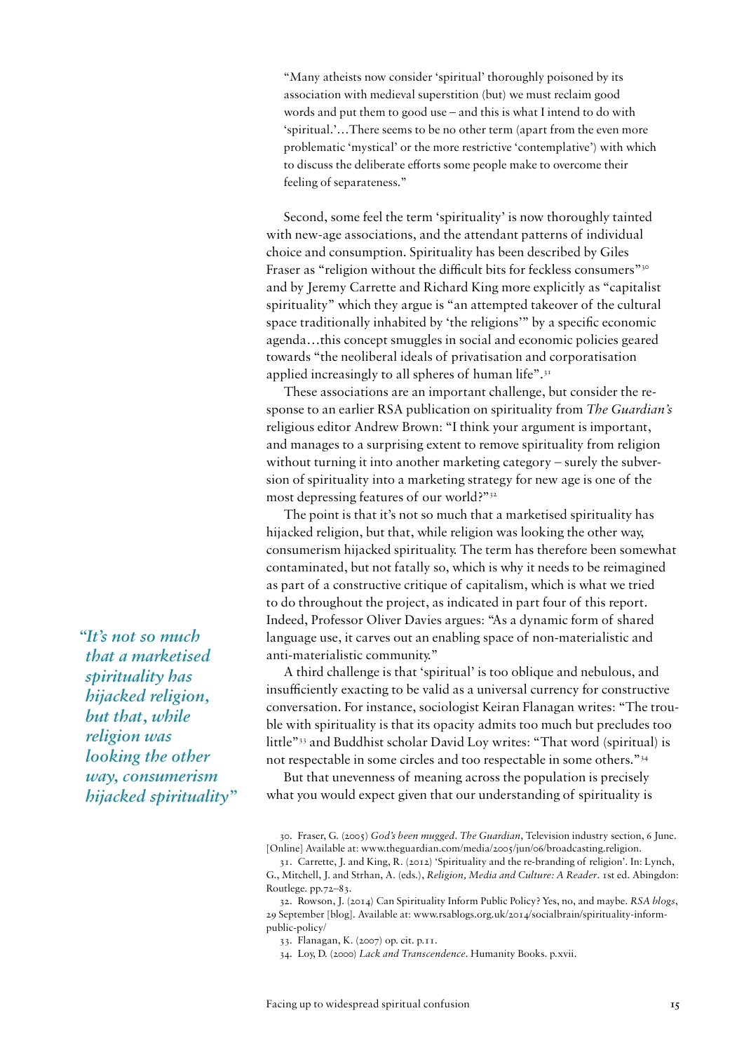> "Many atheists now consider 'spiritual' thoroughly poisoned by its association with medieval superstition (but) we must reclaim good words and put them to good use – and this is what I intend to do with 'spiritual.'…There seems to be no other term (apart from the even more problematic 'mystical' or the more restrictive 'contemplative') with which to discuss the deliberate efforts some people make to overcome their feeling of separateness."

Second, some feel the term 'spirituality' is now thoroughly tainted with new-age associations, and the attendant patterns of individual choice and consumption. Spirituality has been described by Giles Fraser as "religion without the difficult bits for feckless consumers"[30] and by Jeremy Carrette and Richard King more explicitly as "capitalist spirituality" which they argue is "an attempted takeover of the cultural space traditionally inhabited by 'the religions'" by a specific economic agenda…this concept smuggles in social and economic policies geared towards "the neoliberal ideals of privatisation and corporatisation applied increasingly to all spheres of human life".[31]

These associations are an important challenge, but consider the response to an earlier RSA publication on spirituality from *The Guardian's* religious editor Andrew Brown: "I think your argument is important, and manages to a surprising extent to remove spirituality from religion without turning it into another marketing category – surely the subversion of spirituality into a marketing strategy for new age is one of the most depressing features of our world?"[32]

The point is that it's not so much that a marketised spirituality has hijacked religion, but that, while religion was looking the other way, consumerism hijacked spirituality. The term has therefore been somewhat contaminated, but not fatally so, which is why it needs to be reimagined as part of a constructive critique of capitalism, which is what we tried to do throughout the project, as indicated in part four of this report. Indeed, Professor Oliver Davies argues: "As a dynamic form of shared language use, it carves out an enabling space of non-materialistic and anti-materialistic community."

*"It's not so much that a marketised spirituality has hijacked religion, but that, while religion was looking the other way, consumerism hijacked spirituality"*

A third challenge is that 'spiritual' is too oblique and nebulous, and insufficiently exacting to be valid as a universal currency for constructive conversation. For instance, sociologist Keiran Flanagan writes: "The trouble with spirituality is that its opacity admits too much but precludes too little"[33] and Buddhist scholar David Loy writes: "That word (spiritual) is not respectable in some circles and too respectable in some others."[34]

But that unevenness of meaning across the population is precisely what you would expect given that our understanding of spirituality is

30. Fraser, G. (2005) *God's been mugged*. *The Guardian*, Television industry section, 6 June. [Online] Available at: www.theguardian.com/media/2005/jun/06/broadcasting.religion.

31. Carrette, J. and King, R. (2012) 'Spirituality and the re-branding of religion'. In: Lynch, G., Mitchell, J. and Strhan, A. (eds.), *Religion, Media and Culture: A Reader*. 1st ed. Abingdon: Routlege. pp.72–83.

32. Rowson, J. (2014) Can Spirituality Inform Public Policy? Yes, no, and maybe. *RSA blogs*, 29 September [blog]. Available at: www.rsablogs.org.uk/2014/socialbrain/spirituality-inform-public-policy/

33. Flanagan, K. (2007) op. cit. p.11.

34. Loy, D. (2000) *Lack and Transcendence*. Humanity Books. p.xvii.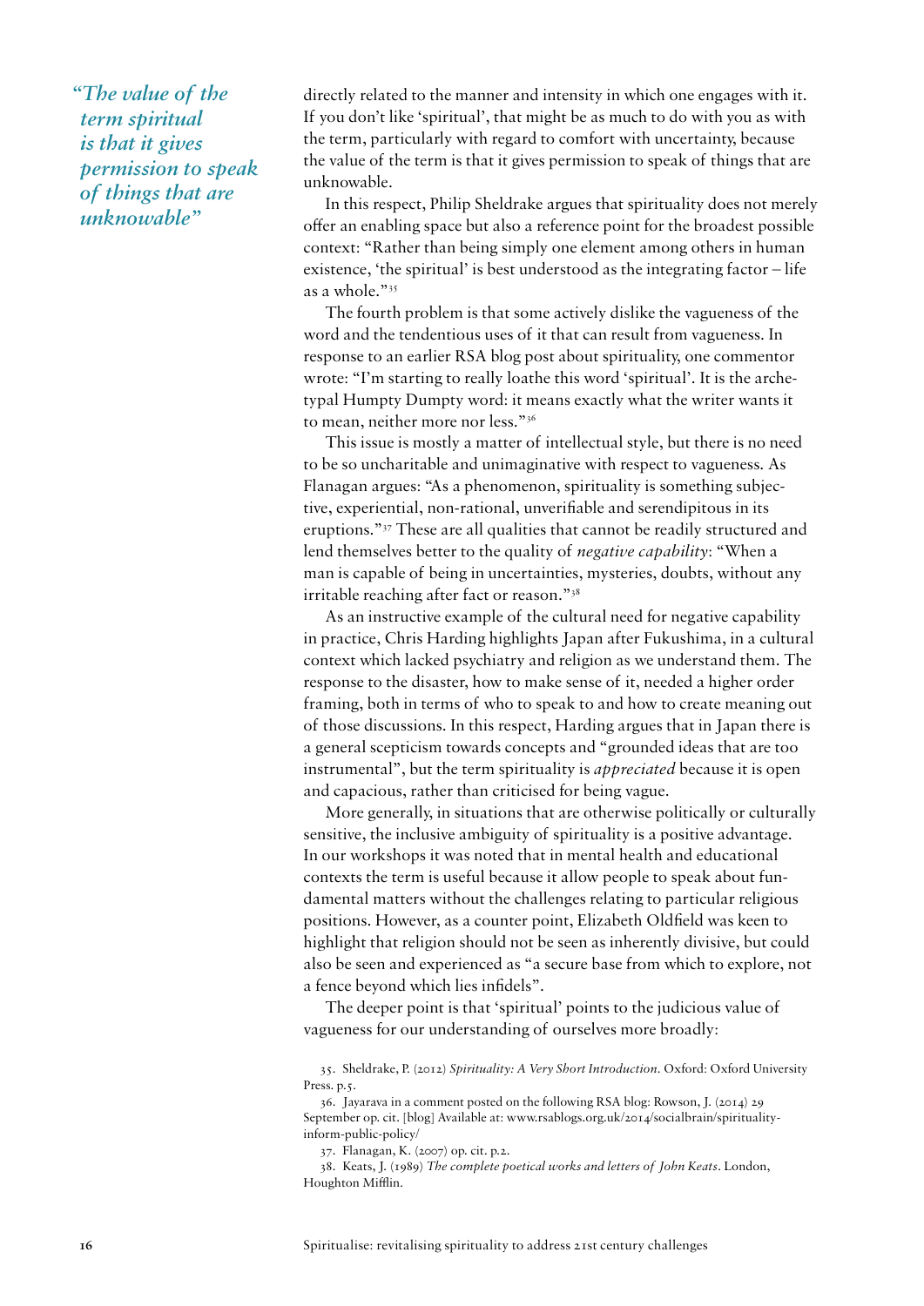*“The value of the term spiritual is that it gives permission to speak of things that are unknowable”*

directly related to the manner and intensity in which one engages with it. If you don’t like ‘spiritual’, that might be as much to do with you as with the term, particularly with regard to comfort with uncertainty, because the value of the term is that it gives permission to speak of things that are unknowable.

In this respect, Philip Sheldrake argues that spirituality does not merely offer an enabling space but also a reference point for the broadest possible context: “Rather than being simply one element among others in human existence, ‘the spiritual’ is best understood as the integrating factor – life as a whole.”[35]

The fourth problem is that some actively dislike the vagueness of the word and the tendentious uses of it that can result from vagueness. In response to an earlier RSA blog post about spirituality, one commentor wrote: “I’m starting to really loathe this word ‘spiritual’. It is the archetypal Humpty Dumpty word: it means exactly what the writer wants it to mean, neither more nor less.”[36]

This issue is mostly a matter of intellectual style, but there is no need to be so uncharitable and unimaginative with respect to vagueness. As Flanagan argues: “As a phenomenon, spirituality is something subjective, experiential, non-rational, unverifiable and serendipitous in its eruptions.”[37] These are all qualities that cannot be readily structured and lend themselves better to the quality of *negative capability*: “When a man is capable of being in uncertainties, mysteries, doubts, without any irritable reaching after fact or reason.”[38]

As an instructive example of the cultural need for negative capability in practice, Chris Harding highlights Japan after Fukushima, in a cultural context which lacked psychiatry and religion as we understand them. The response to the disaster, how to make sense of it, needed a higher order framing, both in terms of who to speak to and how to create meaning out of those discussions. In this respect, Harding argues that in Japan there is a general scepticism towards concepts and “grounded ideas that are too instrumental”, but the term spirituality is *appreciated* because it is open and capacious, rather than criticised for being vague.

More generally, in situations that are otherwise politically or culturally sensitive, the inclusive ambiguity of spirituality is a positive advantage. In our workshops it was noted that in mental health and educational contexts the term is useful because it allow people to speak about fundamental matters without the challenges relating to particular religious positions. However, as a counter point, Elizabeth Oldfield was keen to highlight that religion should not be seen as inherently divisive, but could also be seen and experienced as “a secure base from which to explore, not a fence beyond which lies infidels”.

The deeper point is that ‘spiritual’ points to the judicious value of vagueness for our understanding of ourselves more broadly:

35. Sheldrake, P. (2012) *Spirituality: A Very Short Introduction*. Oxford: Oxford University Press. p.5.

36. Jayarava in a comment posted on the following RSA blog: Rowson, J. (2014) 29 September op. cit. [blog] Available at: www.rsablogs.org.uk/2014/socialbrain/spirituality-inform-public-policy/

37. Flanagan, K. (2007) op. cit. p.2.

38. Keats, J. (1989) *The complete poetical works and letters of John Keats*. London, Houghton Mifflin.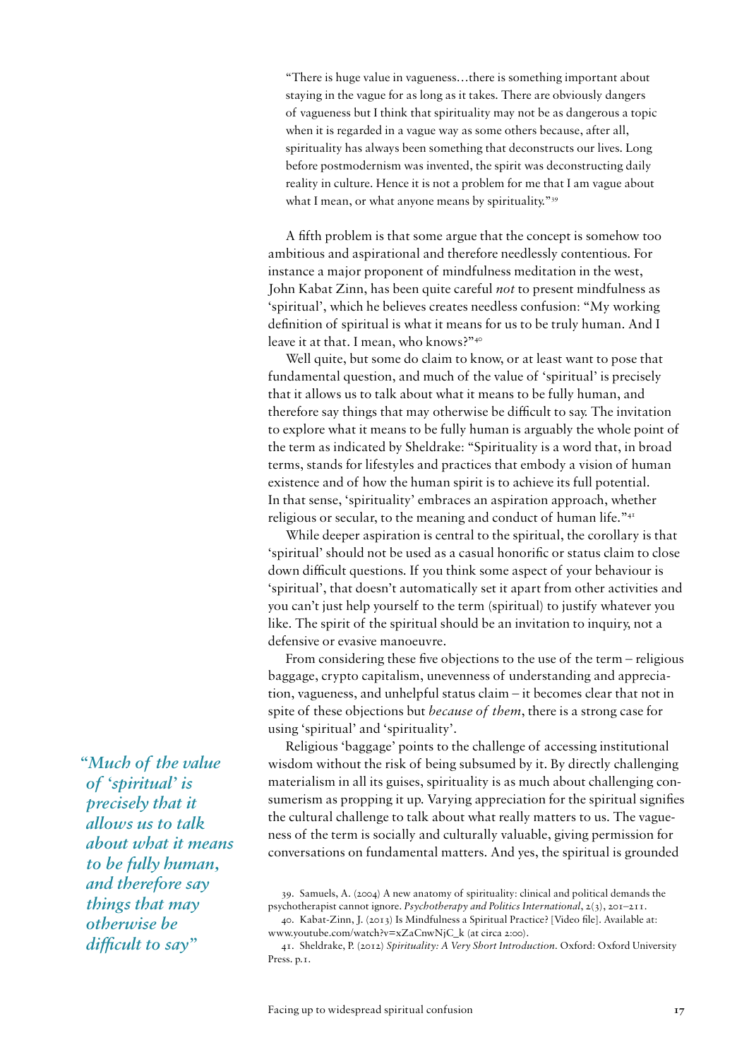> "There is huge value in vagueness…there is something important about staying in the vague for as long as it takes. There are obviously dangers of vagueness but I think that spirituality may not be as dangerous a topic when it is regarded in a vague way as some others because, after all, spirituality has always been something that deconstructs our lives. Long before postmodernism was invented, the spirit was deconstructing daily reality in culture. Hence it is not a problem for me that I am vague about what I mean, or what anyone means by spirituality."[39]

A fifth problem is that some argue that the concept is somehow too ambitious and aspirational and therefore needlessly contentious. For instance a major proponent of mindfulness meditation in the west, John Kabat Zinn, has been quite careful *not* to present mindfulness as 'spiritual', which he believes creates needless confusion: "My working definition of spiritual is what it means for us to be truly human. And I leave it at that. I mean, who knows?"[40]

Well quite, but some do claim to know, or at least want to pose that fundamental question, and much of the value of 'spiritual' is precisely that it allows us to talk about what it means to be fully human, and therefore say things that may otherwise be difficult to say. The invitation to explore what it means to be fully human is arguably the whole point of the term as indicated by Sheldrake: "Spirituality is a word that, in broad terms, stands for lifestyles and practices that embody a vision of human existence and of how the human spirit is to achieve its full potential. In that sense, 'spirituality' embraces an aspiration approach, whether religious or secular, to the meaning and conduct of human life."[41]

While deeper aspiration is central to the spiritual, the corollary is that 'spiritual' should not be used as a casual honorific or status claim to close down difficult questions. If you think some aspect of your behaviour is 'spiritual', that doesn't automatically set it apart from other activities and you can't just help yourself to the term (spiritual) to justify whatever you like. The spirit of the spiritual should be an invitation to inquiry, not a defensive or evasive manoeuvre.

From considering these five objections to the use of the term – religious baggage, crypto capitalism, unevenness of understanding and appreciation, vagueness, and unhelpful status claim – it becomes clear that not in spite of these objections but *because of them*, there is a strong case for using 'spiritual' and 'spirituality'.

*"Much of the value of 'spiritual' is precisely that it allows us to talk about what it means to be fully human, and therefore say things that may otherwise be difficult to say"*

Religious 'baggage' points to the challenge of accessing institutional wisdom without the risk of being subsumed by it. By directly challenging materialism in all its guises, spirituality is as much about challenging consumerism as propping it up. Varying appreciation for the spiritual signifies the cultural challenge to talk about what really matters to us. The vagueness of the term is socially and culturally valuable, giving permission for conversations on fundamental matters. And yes, the spiritual is grounded

39. Samuels, A. (2004) A new anatomy of spirituality: clinical and political demands the psychotherapist cannot ignore. *Psychotherapy and Politics International*, 2(3), 201–211.

40. Kabat-Zinn, J. (2013) Is Mindfulness a Spiritual Practice? [Video file]. Available at: www.youtube.com/watch?v=xZaCnwNjC_k (at circa 2:00).

41. Sheldrake, P. (2012) *Spirituality: A Very Short Introduction*. Oxford: Oxford University Press. p.1.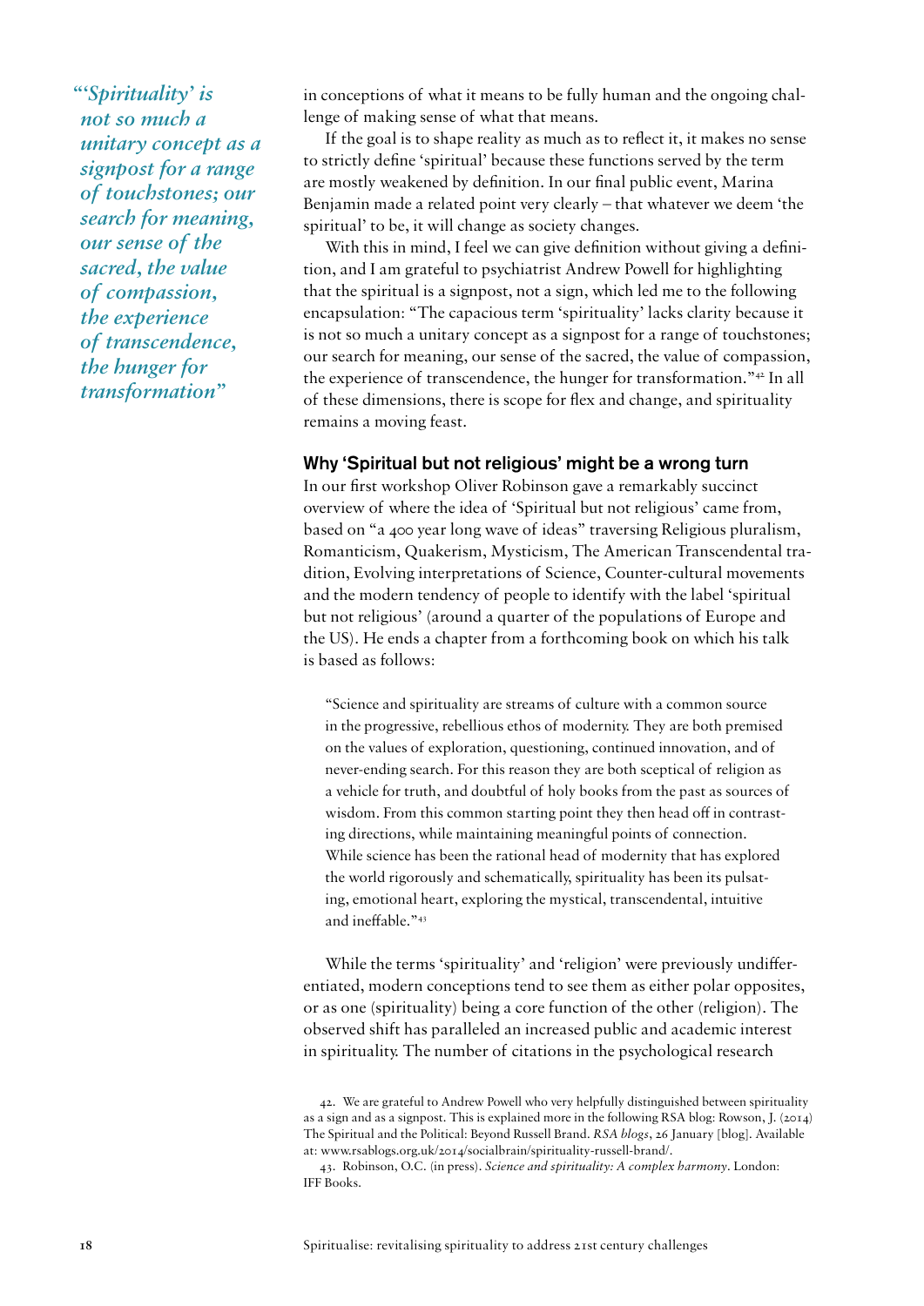*"'Spirituality' is not so much a unitary concept as a signpost for a range of touchstones; our search for meaning, our sense of the sacred, the value of compassion, the experience of transcendence, the hunger for transformation"*

in conceptions of what it means to be fully human and the ongoing challenge of making sense of what that means.

If the goal is to shape reality as much as to reflect it, it makes no sense to strictly define 'spiritual' because these functions served by the term are mostly weakened by definition. In our final public event, Marina Benjamin made a related point very clearly – that whatever we deem 'the spiritual' to be, it will change as society changes.

With this in mind, I feel we can give definition without giving a definition, and I am grateful to psychiatrist Andrew Powell for highlighting that the spiritual is a signpost, not a sign, which led me to the following encapsulation: "The capacious term 'spirituality' lacks clarity because it is not so much a unitary concept as a signpost for a range of touchstones; our search for meaning, our sense of the sacred, the value of compassion, the experience of transcendence, the hunger for transformation."[42] In all of these dimensions, there is scope for flex and change, and spirituality remains a moving feast.

### Why 'Spiritual but not religious' might be a wrong turn

In our first workshop Oliver Robinson gave a remarkably succinct overview of where the idea of 'Spiritual but not religious' came from, based on "a 400 year long wave of ideas" traversing Religious pluralism, Romanticism, Quakerism, Mysticism, The American Transcendental tradition, Evolving interpretations of Science, Counter-cultural movements and the modern tendency of people to identify with the label 'spiritual but not religious' (around a quarter of the populations of Europe and the US). He ends a chapter from a forthcoming book on which his talk is based as follows:

> "Science and spirituality are streams of culture with a common source in the progressive, rebellious ethos of modernity. They are both premised on the values of exploration, questioning, continued innovation, and of never-ending search. For this reason they are both sceptical of religion as a vehicle for truth, and doubtful of holy books from the past as sources of wisdom. From this common starting point they then head off in contrasting directions, while maintaining meaningful points of connection. While science has been the rational head of modernity that has explored the world rigorously and schematically, spirituality has been its pulsating, emotional heart, exploring the mystical, transcendental, intuitive and ineffable."[43]

While the terms 'spirituality' and 'religion' were previously undifferentiated, modern conceptions tend to see them as either polar opposites, or as one (spirituality) being a core function of the other (religion). The observed shift has paralleled an increased public and academic interest in spirituality. The number of citations in the psychological research

42. We are grateful to Andrew Powell who very helpfully distinguished between spirituality as a sign and as a signpost. This is explained more in the following RSA blog: Rowson, J. (2014) The Spiritual and the Political: Beyond Russell Brand. *RSA blogs*, 26 January [blog]. Available at: www.rsablogs.org.uk/2014/socialbrain/spirituality-russell-brand/.

43. Robinson, O.C. (in press). *Science and spirituality: A complex harmony*. London: IFF Books.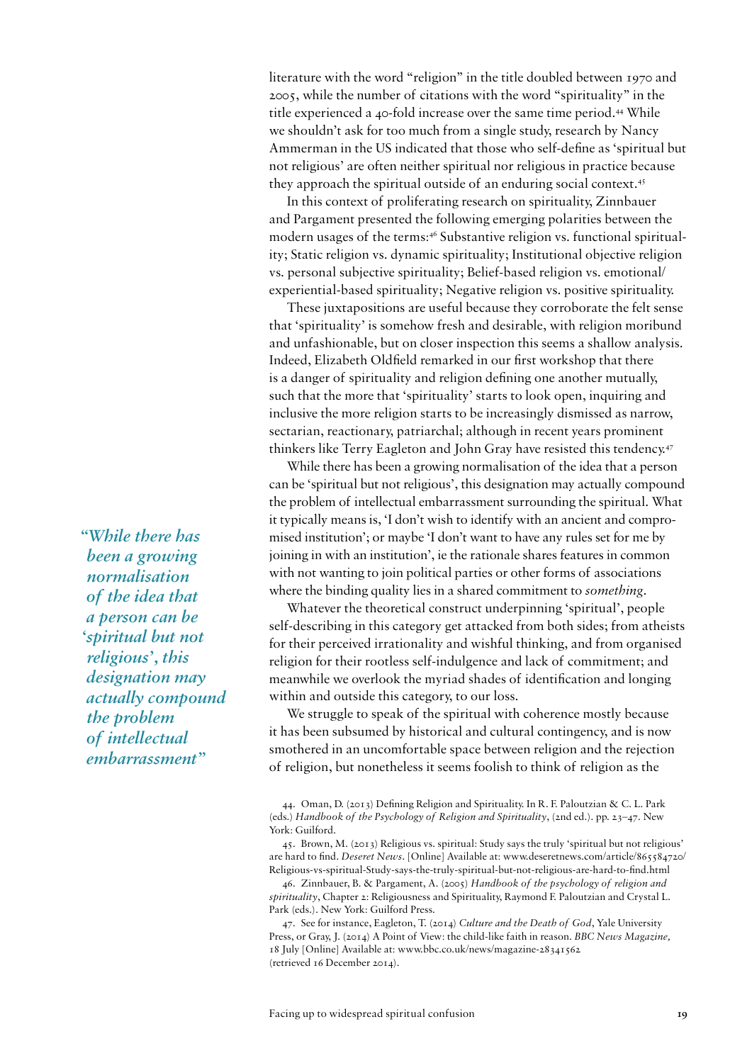literature with the word "religion" in the title doubled between 1970 and 2005, while the number of citations with the word "spirituality" in the title experienced a 40-fold increase over the same time period.[44] While we shouldn't ask for too much from a single study, research by Nancy Ammerman in the US indicated that those who self-define as 'spiritual but not religious' are often neither spiritual nor religious in practice because they approach the spiritual outside of an enduring social context.[45]

In this context of proliferating research on spirituality, Zinnbauer and Pargament presented the following emerging polarities between the modern usages of the terms:[46] Substantive religion vs. functional spirituality; Static religion vs. dynamic spirituality; Institutional objective religion vs. personal subjective spirituality; Belief-based religion vs. emotional/experiential-based spirituality; Negative religion vs. positive spirituality.

These juxtapositions are useful because they corroborate the felt sense that 'spirituality' is somehow fresh and desirable, with religion moribund and unfashionable, but on closer inspection this seems a shallow analysis. Indeed, Elizabeth Oldfield remarked in our first workshop that there is a danger of spirituality and religion defining one another mutually, such that the more that 'spirituality' starts to look open, inquiring and inclusive the more religion starts to be increasingly dismissed as narrow, sectarian, reactionary, patriarchal; although in recent years prominent thinkers like Terry Eagleton and John Gray have resisted this tendency.[47]

While there has been a growing normalisation of the idea that a person can be 'spiritual but not religious', this designation may actually compound the problem of intellectual embarrassment surrounding the spiritual. What it typically means is, 'I don't wish to identify with an ancient and compromised institution'; or maybe 'I don't want to have any rules set for me by joining in with an institution', ie the rationale shares features in common with not wanting to join political parties or other forms of associations where the binding quality lies in a shared commitment to *something*.

*"While there has been a growing normalisation of the idea that a person can be 'spiritual but not religious', this designation may actually compound the problem of intellectual embarrassment"*

Whatever the theoretical construct underpinning 'spiritual', people self-describing in this category get attacked from both sides; from atheists for their perceived irrationality and wishful thinking, and from organised religion for their rootless self-indulgence and lack of commitment; and meanwhile we overlook the myriad shades of identification and longing within and outside this category, to our loss.

We struggle to speak of the spiritual with coherence mostly because it has been subsumed by historical and cultural contingency, and is now smothered in an uncomfortable space between religion and the rejection of religion, but nonetheless it seems foolish to think of religion as the

44. Oman, D. (2013) Defining Religion and Spirituality. In R. F. Paloutzian & C. L. Park (eds.) *Handbook of the Psychology of Religion and Spirituality*, (2nd ed.). pp. 23–47. New York: Guilford.

45. Brown, M. (2013) Religious vs. spiritual: Study says the truly 'spiritual but not religious' are hard to find. *Deseret News*. [Online] Available at: www.deseretnews.com/article/865584720/Religious-vs-spiritual-Study-says-the-truly-spiritual-but-not-religious-are-hard-to-find.html

46. Zinnbauer, B. & Pargament, A. (2005) *Handbook of the psychology of religion and spirituality*, Chapter 2: Religiousness and Spirituality, Raymond F. Paloutzian and Crystal L. Park (eds.). New York: Guilford Press.

47. See for instance, Eagleton, T. (2014) *Culture and the Death of God*, Yale University Press, or Gray, J. (2014) A Point of View: the child-like faith in reason. *BBC News Magazine*, 18 July [Online] Available at: www.bbc.co.uk/news/magazine-28341562 (retrieved 16 December 2014).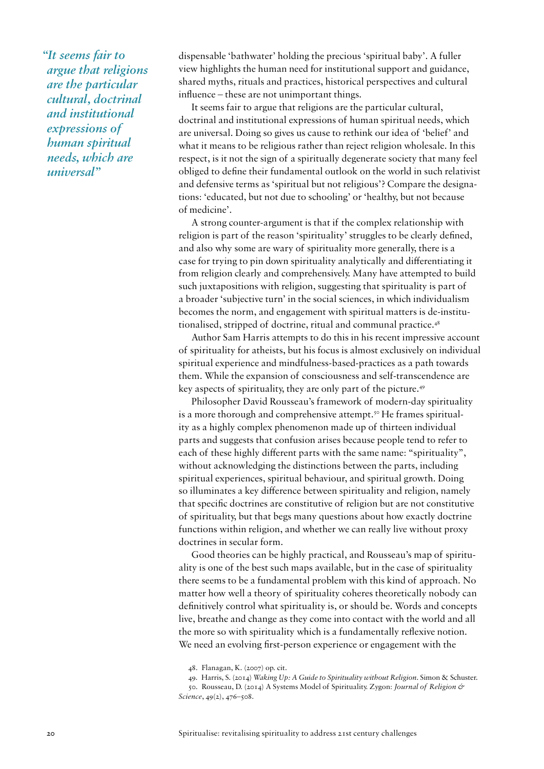> *"It seems fair to argue that religions are the particular cultural, doctrinal and institutional expressions of human spiritual needs, which are universal"*

dispensable 'bathwater' holding the precious 'spiritual baby'. A fuller view highlights the human need for institutional support and guidance, shared myths, rituals and practices, historical perspectives and cultural influence – these are not unimportant things.

It seems fair to argue that religions are the particular cultural, doctrinal and institutional expressions of human spiritual needs, which are universal. Doing so gives us cause to rethink our idea of 'belief' and what it means to be religious rather than reject religion wholesale. In this respect, is it not the sign of a spiritually degenerate society that many feel obliged to define their fundamental outlook on the world in such relativist and defensive terms as 'spiritual but not religious'? Compare the designations: 'educated, but not due to schooling' or 'healthy, but not because of medicine'.

A strong counter-argument is that if the complex relationship with religion is part of the reason 'spirituality' struggles to be clearly defined, and also why some are wary of spirituality more generally, there is a case for trying to pin down spirituality analytically and differentiating it from religion clearly and comprehensively. Many have attempted to build such juxtapositions with religion, suggesting that spirituality is part of a broader 'subjective turn' in the social sciences, in which individualism becomes the norm, and engagement with spiritual matters is de-institutionalised, stripped of doctrine, ritual and communal practice.[48]

Author Sam Harris attempts to do this in his recent impressive account of spirituality for atheists, but his focus is almost exclusively on individual spiritual experience and mindfulness-based-practices as a path towards them. While the expansion of consciousness and self-transcendence are key aspects of spirituality, they are only part of the picture.[49]

Philosopher David Rousseau's framework of modern-day spirituality is a more thorough and comprehensive attempt.[50] He frames spirituality as a highly complex phenomenon made up of thirteen individual parts and suggests that confusion arises because people tend to refer to each of these highly different parts with the same name: "spirituality", without acknowledging the distinctions between the parts, including spiritual experiences, spiritual behaviour, and spiritual growth. Doing so illuminates a key difference between spirituality and religion, namely that specific doctrines are constitutive of religion but are not constitutive of spirituality, but that begs many questions about how exactly doctrine functions within religion, and whether we can really live without proxy doctrines in secular form.

Good theories can be highly practical, and Rousseau's map of spirituality is one of the best such maps available, but in the case of spirituality there seems to be a fundamental problem with this kind of approach. No matter how well a theory of spirituality coheres theoretically nobody can definitively control what spirituality is, or should be. Words and concepts live, breathe and change as they come into contact with the world and all the more so with spirituality which is a fundamentally reflexive notion. We need an evolving first-person experience or engagement with the

48. Flanagan, K. (2007) op. cit.

49. Harris, S. (2014) *Waking Up: A Guide to Spirituality without Religion*. Simon & Schuster.

50. Rousseau, D. (2014) A Systems Model of Spirituality. Zygon: *Journal of Religion & Science*, 49(2), 476–508.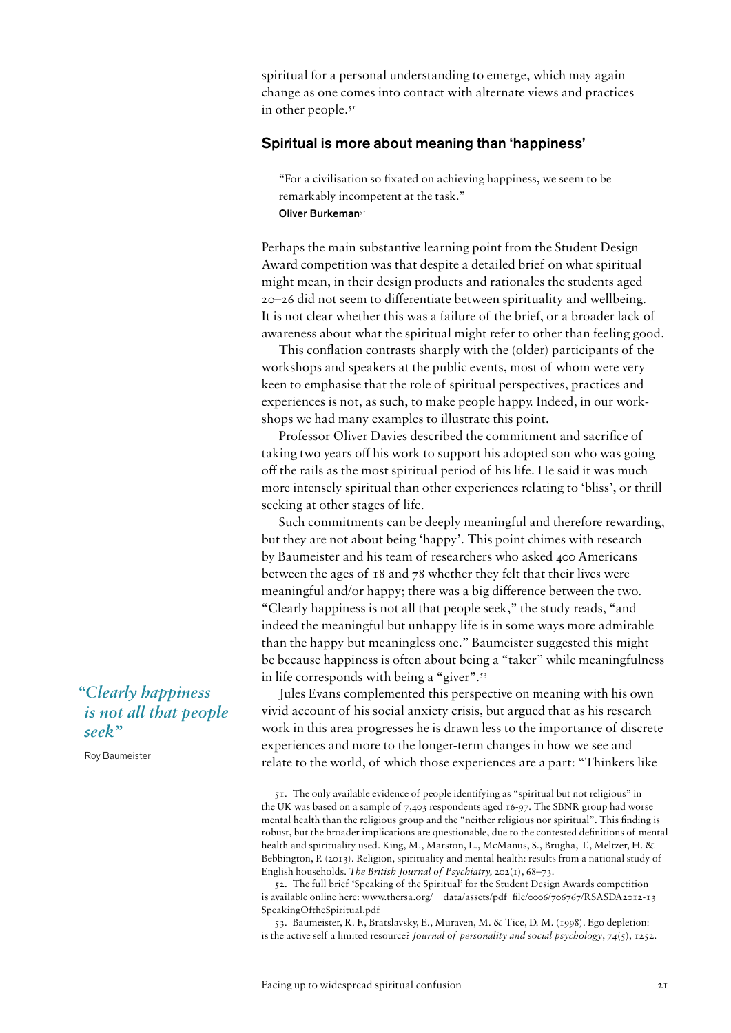spiritual for a personal understanding to emerge, which may again change as one comes into contact with alternate views and practices in other people.[51]

## Spiritual is more about meaning than 'happiness'

> "For a civilisation so fixated on achieving happiness, we seem to be remarkably incompetent at the task."
> **Oliver Burkeman**[52]

Perhaps the main substantive learning point from the Student Design Award competition was that despite a detailed brief on what spiritual might mean, in their design products and rationales the students aged 20–26 did not seem to differentiate between spirituality and wellbeing. It is not clear whether this was a failure of the brief, or a broader lack of awareness about what the spiritual might refer to other than feeling good.

This conflation contrasts sharply with the (older) participants of the workshops and speakers at the public events, most of whom were very keen to emphasise that the role of spiritual perspectives, practices and experiences is not, as such, to make people happy. Indeed, in our workshops we had many examples to illustrate this point.

Professor Oliver Davies described the commitment and sacrifice of taking two years off his work to support his adopted son who was going off the rails as the most spiritual period of his life. He said it was much more intensely spiritual than other experiences relating to 'bliss', or thrill seeking at other stages of life.

Such commitments can be deeply meaningful and therefore rewarding, but they are not about being 'happy'. This point chimes with research by Baumeister and his team of researchers who asked 400 Americans between the ages of 18 and 78 whether they felt that their lives were meaningful and/or happy; there was a big difference between the two. "Clearly happiness is not all that people seek," the study reads, "and indeed the meaningful but unhappy life is in some ways more admirable than the happy but meaningless one." Baumeister suggested this might be because happiness is often about being a "taker" while meaningfulness in life corresponds with being a "giver".[53]

> *"Clearly happiness is not all that people seek"*
> Roy Baumeister

Jules Evans complemented this perspective on meaning with his own vivid account of his social anxiety crisis, but argued that as his research work in this area progresses he is drawn less to the importance of discrete experiences and more to the longer-term changes in how we see and relate to the world, of which those experiences are a part: "Thinkers like

51. The only available evidence of people identifying as "spiritual but not religious" in the UK was based on a sample of 7,403 respondents aged 16-97. The SBNR group had worse mental health than the religious group and the "neither religious nor spiritual". This finding is robust, but the broader implications are questionable, due to the contested definitions of mental health and spirituality used. King, M., Marston, L., McManus, S., Brugha, T., Meltzer, H. & Bebbington, P. (2013). Religion, spirituality and mental health: results from a national study of English households. *The British Journal of Psychiatry,* 202(1), 68–73.

52. The full brief 'Speaking of the Spiritual' for the Student Design Awards competition is available online here: www.thersa.org/__data/assets/pdf_file/0006/706767/RSASDA2012-13_SpeakingOftheSpiritual.pdf

53. Baumeister, R. F., Bratslavsky, E., Muraven, M. & Tice, D. M. (1998). Ego depletion: is the active self a limited resource? *Journal of personality and social psychology*, 74(5), 1252.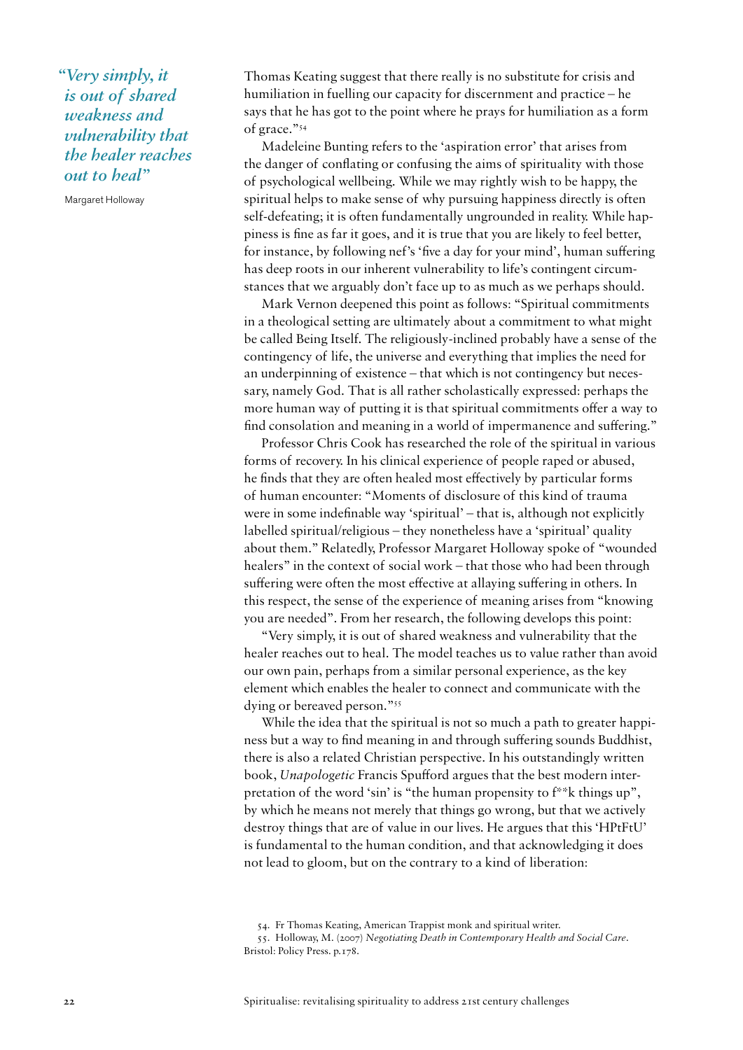*"Very simply, it is out of shared weakness and vulnerability that the healer reaches out to heal"*

Margaret Holloway

Thomas Keating suggest that there really is no substitute for crisis and humiliation in fuelling our capacity for discernment and practice – he says that he has got to the point where he prays for humiliation as a form of grace."[54]

Madeleine Bunting refers to the 'aspiration error' that arises from the danger of conflating or confusing the aims of spirituality with those of psychological wellbeing. While we may rightly wish to be happy, the spiritual helps to make sense of why pursuing happiness directly is often self-defeating; it is often fundamentally ungrounded in reality. While happiness is fine as far it goes, and it is true that you are likely to feel better, for instance, by following nef's 'five a day for your mind', human suffering has deep roots in our inherent vulnerability to life's contingent circumstances that we arguably don't face up to as much as we perhaps should.

Mark Vernon deepened this point as follows: "Spiritual commitments in a theological setting are ultimately about a commitment to what might be called Being Itself. The religiously-inclined probably have a sense of the contingency of life, the universe and everything that implies the need for an underpinning of existence – that which is not contingency but necessary, namely God. That is all rather scholastically expressed: perhaps the more human way of putting it is that spiritual commitments offer a way to find consolation and meaning in a world of impermanence and suffering."

Professor Chris Cook has researched the role of the spiritual in various forms of recovery. In his clinical experience of people raped or abused, he finds that they are often healed most effectively by particular forms of human encounter: "Moments of disclosure of this kind of trauma were in some indefinable way 'spiritual' – that is, although not explicitly labelled spiritual/religious – they nonetheless have a 'spiritual' quality about them." Relatedly, Professor Margaret Holloway spoke of "wounded healers" in the context of social work – that those who had been through suffering were often the most effective at allaying suffering in others. In this respect, the sense of the experience of meaning arises from "knowing you are needed". From her research, the following develops this point:

"Very simply, it is out of shared weakness and vulnerability that the healer reaches out to heal. The model teaches us to value rather than avoid our own pain, perhaps from a similar personal experience, as the key element which enables the healer to connect and communicate with the dying or bereaved person."[55]

While the idea that the spiritual is not so much a path to greater happiness but a way to find meaning in and through suffering sounds Buddhist, there is also a related Christian perspective. In his outstandingly written book, *Unapologetic* Francis Spufford argues that the best modern interpretation of the word 'sin' is "the human propensity to f**k things up", by which he means not merely that things go wrong, but that we actively destroy things that are of value in our lives. He argues that this 'HPtFtU' is fundamental to the human condition, and that acknowledging it does not lead to gloom, but on the contrary to a kind of liberation:

54. Fr Thomas Keating, American Trappist monk and spiritual writer.

55. Holloway, M. (2007) *Negotiating Death in Contemporary Health and Social Care*. Bristol: Policy Press. p.178.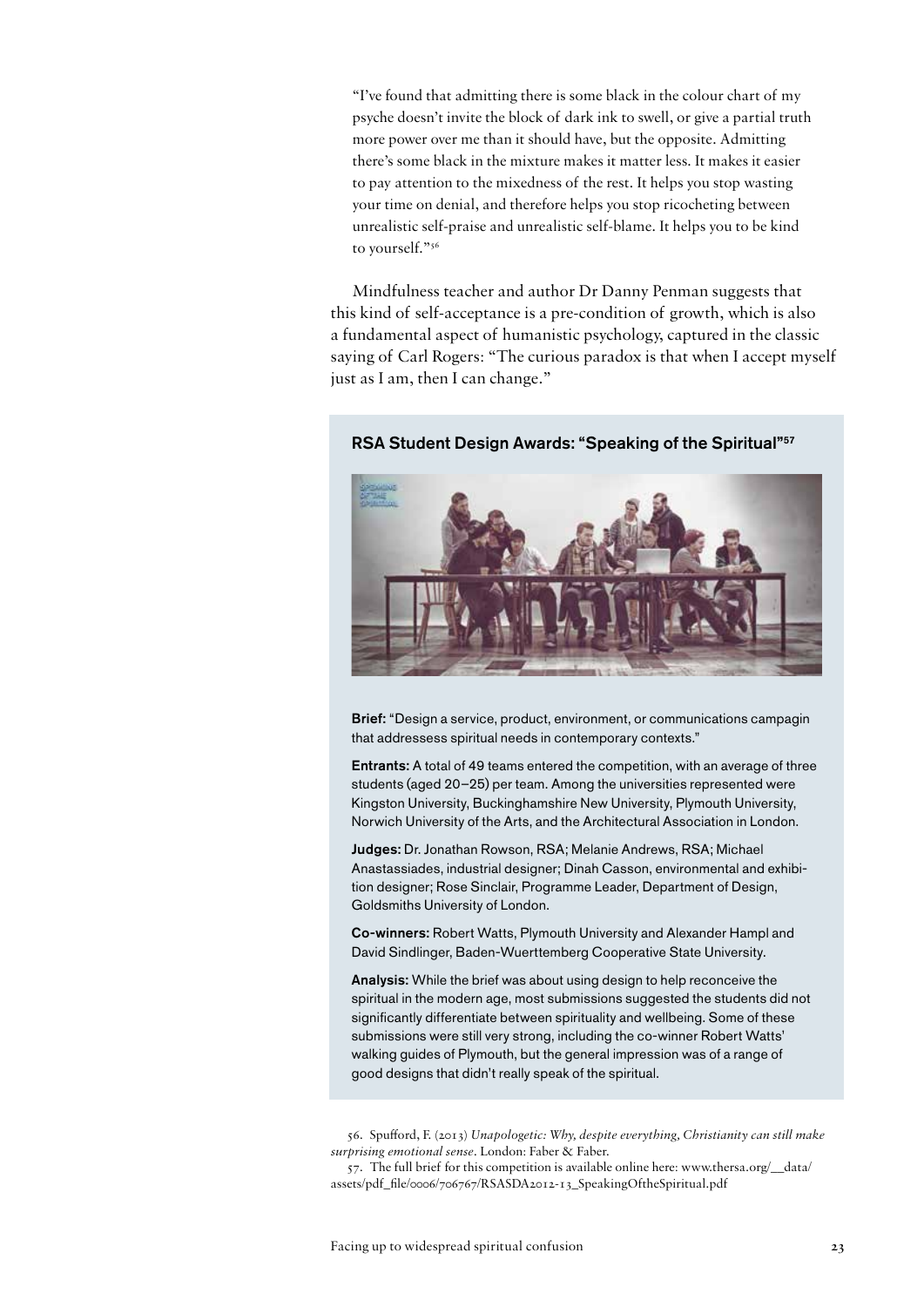"I've found that admitting there is some black in the colour chart of my psyche doesn't invite the block of dark ink to swell, or give a partial truth more power over me than it should have, but the opposite. Admitting there's some black in the mixture makes it matter less. It makes it easier to pay attention to the mixedness of the rest. It helps you stop wasting your time on denial, and therefore helps you stop ricocheting between unrealistic self-praise and unrealistic self-blame. It helps you to be kind to yourself."[56]

Mindfulness teacher and author Dr Danny Penman suggests that this kind of self-acceptance is a pre-condition of growth, which is also a fundamental aspect of humanistic psychology, captured in the classic saying of Carl Rogers: "The curious paradox is that when I accept myself just as I am, then I can change."

### RSA Student Design Awards: "Speaking of the Spiritual"[57]

**Brief:** "Design a service, product, environment, or communications campagin that addressess spiritual needs in contemporary contexts."

**Entrants:** A total of 49 teams entered the competition, with an average of three students (aged 20–25) per team. Among the universities represented were Kingston University, Buckinghamshire New University, Plymouth University, Norwich University of the Arts, and the Architectural Association in London.

**Judges:** Dr. Jonathan Rowson, RSA; Melanie Andrews, RSA; Michael Anastassiades, industrial designer; Dinah Casson, environmental and exhibition designer; Rose Sinclair, Programme Leader, Department of Design, Goldsmiths University of London.

**Co-winners:** Robert Watts, Plymouth University and Alexander Hampl and David Sindlinger, Baden-Wuerttemberg Cooperative State University.

**Analysis:** While the brief was about using design to help reconceive the spiritual in the modern age, most submissions suggested the students did not significantly differentiate between spirituality and wellbeing. Some of these submissions were still very strong, including the co-winner Robert Watts' walking guides of Plymouth, but the general impression was of a range of good designs that didn't really speak of the spiritual.

56. Spufford, F. (2013) *Unapologetic: Why, despite everything, Christianity can still make surprising emotional sense*. London: Faber & Faber.

57. The full brief for this competition is available online here: www.thersa.org/__data/assets/pdf_file/0006/706767/RSASDA2012-13_SpeakingOftheSpiritual.pdf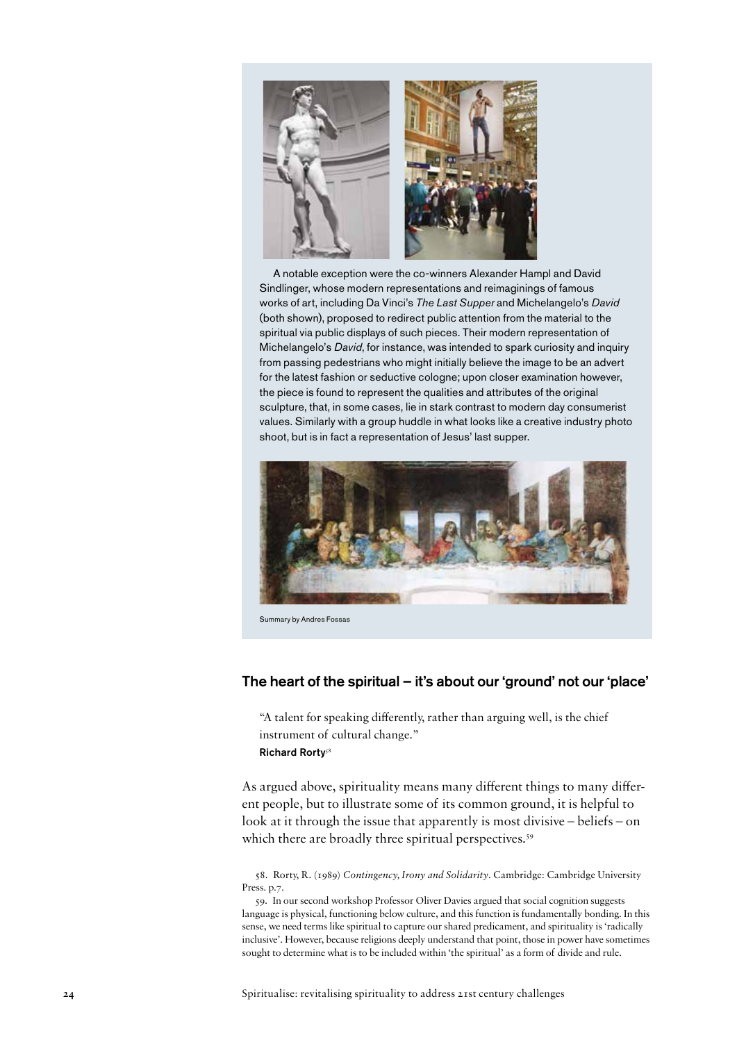A notable exception were the co-winners Alexander Hampl and David Sindlinger, whose modern representations and reimaginings of famous works of art, including Da Vinci's *The Last Supper* and Michelangelo's *David* (both shown), proposed to redirect public attention from the material to the spiritual via public displays of such pieces. Their modern representation of Michelangelo's *David*, for instance, was intended to spark curiosity and inquiry from passing pedestrians who might initially believe the image to be an advert for the latest fashion or seductive cologne; upon closer examination however, the piece is found to represent the qualities and attributes of the original sculpture, that, in some cases, lie in stark contrast to modern day consumerist values. Similarly with a group huddle in what looks like a creative industry photo shoot, but is in fact a representation of Jesus' last supper.

Summary by Andres Fossas

## The heart of the spiritual – it's about our 'ground' not our 'place'

> "A talent for speaking differently, rather than arguing well, is the chief instrument of cultural change."
>
> **Richard Rorty**[58]

As argued above, spirituality means many different things to many different people, but to illustrate some of its common ground, it is helpful to look at it through the issue that apparently is most divisive – beliefs – on which there are broadly three spiritual perspectives.[59]

58. Rorty, R. (1989) *Contingency, Irony and Solidarity*. Cambridge: Cambridge University Press. p.7.

59. In our second workshop Professor Oliver Davies argued that social cognition suggests language is physical, functioning below culture, and this function is fundamentally bonding. In this sense, we need terms like spiritual to capture our shared predicament, and spirituality is 'radically inclusive'. However, because religions deeply understand that point, those in power have sometimes sought to determine what is to be included within 'the spiritual' as a form of divide and rule.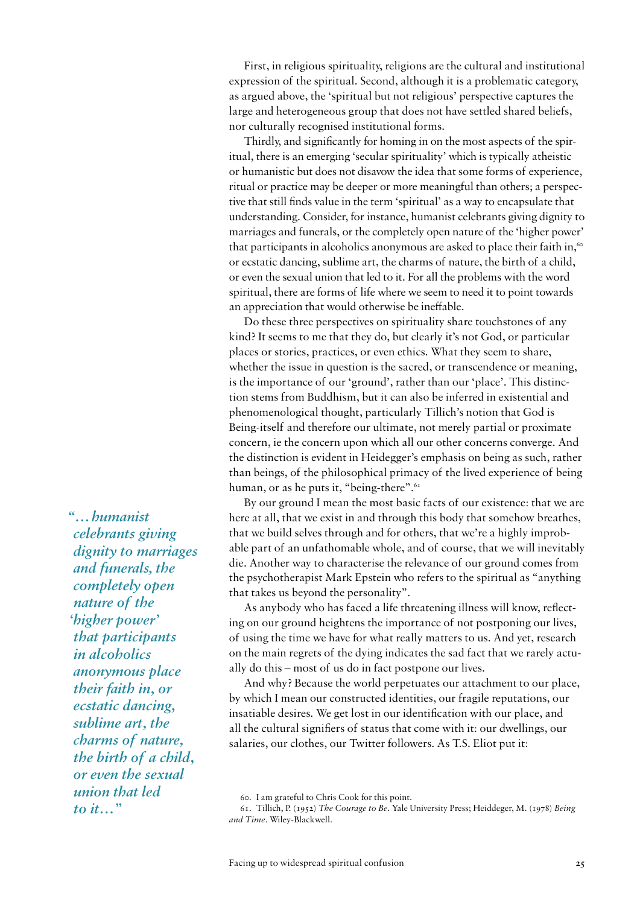First, in religious spirituality, religions are the cultural and institutional expression of the spiritual. Second, although it is a problematic category, as argued above, the 'spiritual but not religious' perspective captures the large and heterogeneous group that does not have settled shared beliefs, nor culturally recognised institutional forms.

Thirdly, and significantly for homing in on the most aspects of the spiritual, there is an emerging 'secular spirituality' which is typically atheistic or humanistic but does not disavow the idea that some forms of experience, ritual or practice may be deeper or more meaningful than others; a perspective that still finds value in the term 'spiritual' as a way to encapsulate that understanding. Consider, for instance, humanist celebrants giving dignity to marriages and funerals, or the completely open nature of the 'higher power' that participants in alcoholics anonymous are asked to place their faith in,[60] or ecstatic dancing, sublime art, the charms of nature, the birth of a child, or even the sexual union that led to it. For all the problems with the word spiritual, there are forms of life where we seem to need it to point towards an appreciation that would otherwise be ineffable.

> *"…humanist celebrants giving dignity to marriages and funerals, the completely open nature of the 'higher power' that participants in alcoholics anonymous place their faith in, or ecstatic dancing, sublime art, the charms of nature, the birth of a child, or even the sexual union that led to it…"*

Do these three perspectives on spirituality share touchstones of any kind? It seems to me that they do, but clearly it's not God, or particular places or stories, practices, or even ethics. What they seem to share, whether the issue in question is the sacred, or transcendence or meaning, is the importance of our 'ground', rather than our 'place'. This distinction stems from Buddhism, but it can also be inferred in existential and phenomenological thought, particularly Tillich's notion that God is Being-itself and therefore our ultimate, not merely partial or proximate concern, ie the concern upon which all our other concerns converge. And the distinction is evident in Heidegger's emphasis on being as such, rather than beings, of the philosophical primacy of the lived experience of being human, or as he puts it, "being-there".[61]

By our ground I mean the most basic facts of our existence: that we are here at all, that we exist in and through this body that somehow breathes, that we build selves through and for others, that we're a highly improbable part of an unfathomable whole, and of course, that we will inevitably die. Another way to characterise the relevance of our ground comes from the psychotherapist Mark Epstein who refers to the spiritual as "anything that takes us beyond the personality".

As anybody who has faced a life threatening illness will know, reflecting on our ground heightens the importance of not postponing our lives, of using the time we have for what really matters to us. And yet, research on the main regrets of the dying indicates the sad fact that we rarely actually do this – most of us do in fact postpone our lives.

And why? Because the world perpetuates our attachment to our place, by which I mean our constructed identities, our fragile reputations, our insatiable desires. We get lost in our identification with our place, and all the cultural signifiers of status that come with it: our dwellings, our salaries, our clothes, our Twitter followers. As T.S. Eliot put it:

60. I am grateful to Chris Cook for this point.

61. Tillich, P. (1952) *The Courage to Be*. Yale University Press; Heidegger, M. (1978) *Being and Time*. Wiley-Blackwell.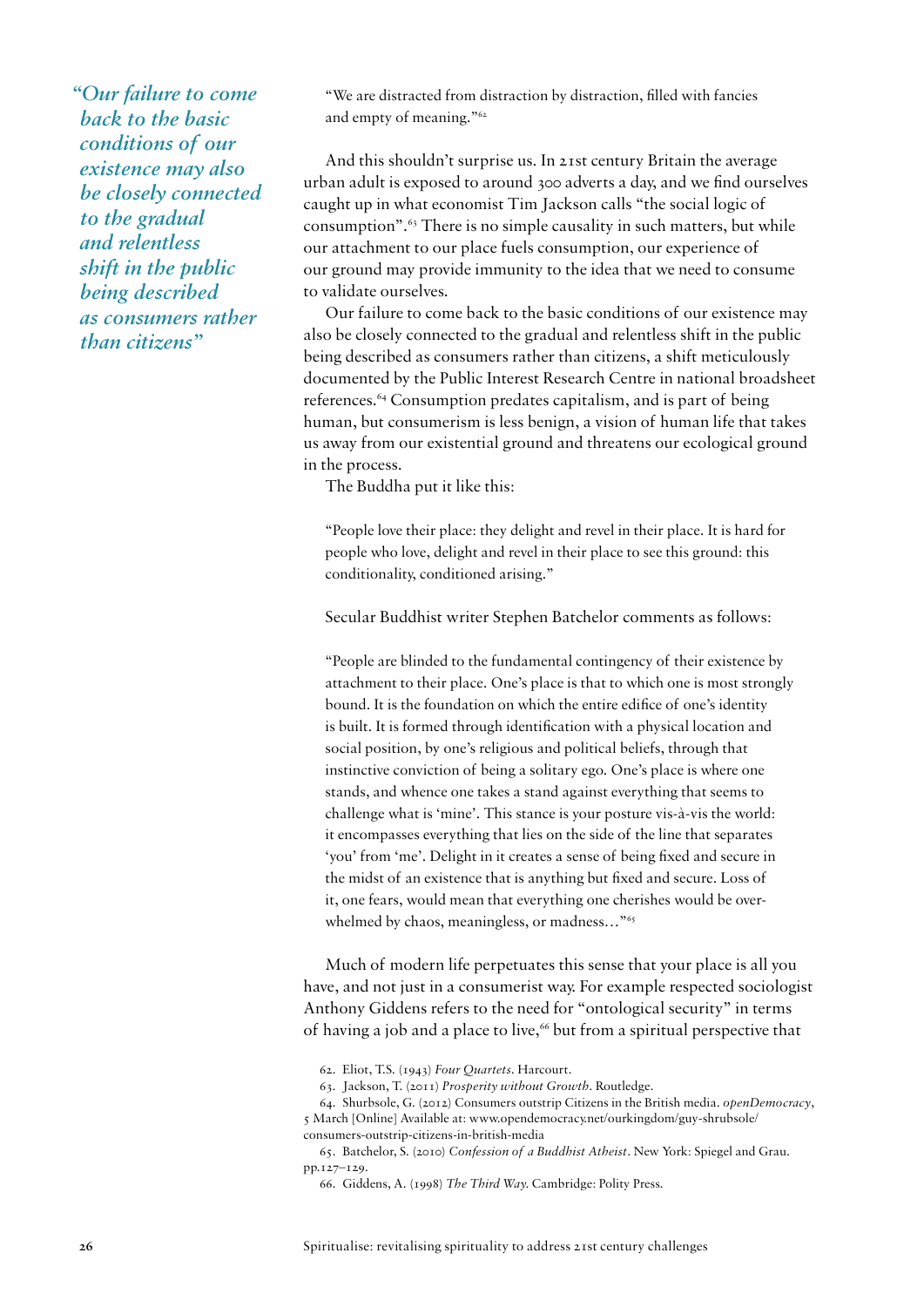*"Our failure to come back to the basic conditions of our existence may also be closely connected to the gradual and relentless shift in the public being described as consumers rather than citizens"*

> "We are distracted from distraction by distraction, filled with fancies and empty of meaning."[62]

And this shouldn't surprise us. In 21st century Britain the average urban adult is exposed to around 300 adverts a day, and we find ourselves caught up in what economist Tim Jackson calls "the social logic of consumption".[63] There is no simple causality in such matters, but while our attachment to our place fuels consumption, our experience of our ground may provide immunity to the idea that we need to consume to validate ourselves.

Our failure to come back to the basic conditions of our existence may also be closely connected to the gradual and relentless shift in the public being described as consumers rather than citizens, a shift meticulously documented by the Public Interest Research Centre in national broadsheet references.[64] Consumption predates capitalism, and is part of being human, but consumerism is less benign, a vision of human life that takes us away from our existential ground and threatens our ecological ground in the process.

The Buddha put it like this:

> "People love their place: they delight and revel in their place. It is hard for people who love, delight and revel in their place to see this ground: this conditionality, conditioned arising."

Secular Buddhist writer Stephen Batchelor comments as follows:

> "People are blinded to the fundamental contingency of their existence by attachment to their place. One's place is that to which one is most strongly bound. It is the foundation on which the entire edifice of one's identity is built. It is formed through identification with a physical location and social position, by one's religious and political beliefs, through that instinctive conviction of being a solitary ego. One's place is where one stands, and whence one takes a stand against everything that seems to challenge what is 'mine'. This stance is your posture vis-à-vis the world: it encompasses everything that lies on the side of the line that separates 'you' from 'me'. Delight in it creates a sense of being fixed and secure in the midst of an existence that is anything but fixed and secure. Loss of it, one fears, would mean that everything one cherishes would be overwhelmed by chaos, meaningless, or madness…"[65]

Much of modern life perpetuates this sense that your place is all you have, and not just in a consumerist way. For example respected sociologist Anthony Giddens refers to the need for "ontological security" in terms of having a job and a place to live,[66] but from a spiritual perspective that

62. Eliot, T.S. (1943) *Four Quartets*. Harcourt.

63. Jackson, T. (2011) *Prosperity without Growth*. Routledge.

64. Shurbsole, G. (2012) Consumers outstrip Citizens in the British media. *openDemocracy*, 5 March [Online] Available at: www.opendemocracy.net/ourkingdom/guy-shrubsole/consumers-outstrip-citizens-in-british-media

65. Batchelor, S. (2010) *Confession of a Buddhist Atheist*. New York: Spiegel and Grau. pp.127–129.

66. Giddens, A. (1998) *The Third Way*. Cambridge: Polity Press.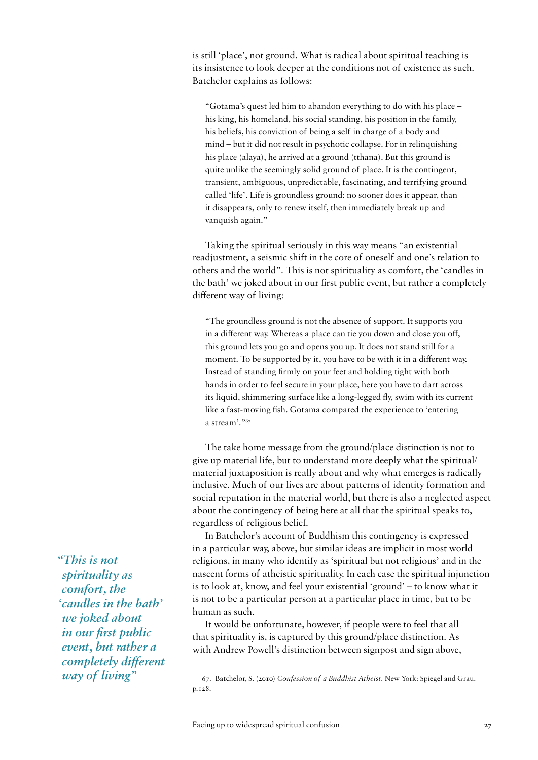is still 'place', not ground. What is radical about spiritual teaching is its insistence to look deeper at the conditions not of existence as such. Batchelor explains as follows:

> "Gotama's quest led him to abandon everything to do with his place – his king, his homeland, his social standing, his position in the family, his beliefs, his conviction of being a self in charge of a body and mind – but it did not result in psychotic collapse. For in relinquishing his place (alaya), he arrived at a ground (tthana). But this ground is quite unlike the seemingly solid ground of place. It is the contingent, transient, ambiguous, unpredictable, fascinating, and terrifying ground called 'life'. Life is groundless ground: no sooner does it appear, than it disappears, only to renew itself, then immediately break up and vanquish again."

Taking the spiritual seriously in this way means "an existential readjustment, a seismic shift in the core of oneself and one's relation to others and the world". This is not spirituality as comfort, the 'candles in the bath' we joked about in our first public event, but rather a completely different way of living:

> "The groundless ground is not the absence of support. It supports you in a different way. Whereas a place can tie you down and close you off, this ground lets you go and opens you up. It does not stand still for a moment. To be supported by it, you have to be with it in a different way. Instead of standing firmly on your feet and holding tight with both hands in order to feel secure in your place, here you have to dart across its liquid, shimmering surface like a long-legged fly, swim with its current like a fast-moving fish. Gotama compared the experience to 'entering a stream'."[67]

*"This is not spirituality as comfort, the 'candles in the bath' we joked about in our first public event, but rather a completely different way of living"*

The take home message from the ground/place distinction is not to give up material life, but to understand more deeply what the spiritual/material juxtaposition is really about and why what emerges is radically inclusive. Much of our lives are about patterns of identity formation and social reputation in the material world, but there is also a neglected aspect about the contingency of being here at all that the spiritual speaks to, regardless of religious belief.

In Batchelor's account of Buddhism this contingency is expressed in a particular way, above, but similar ideas are implicit in most world religions, in many who identify as 'spiritual but not religious' and in the nascent forms of atheistic spirituality. In each case the spiritual injunction is to look at, know, and feel your existential 'ground' – to know what it is not to be a particular person at a particular place in time, but to be human as such.

It would be unfortunate, however, if people were to feel that all that spirituality is, is captured by this ground/place distinction. As with Andrew Powell's distinction between signpost and sign above,

67. Batchelor, S. (2010) *Confession of a Buddhist Atheist*. New York: Spiegel and Grau. p.128.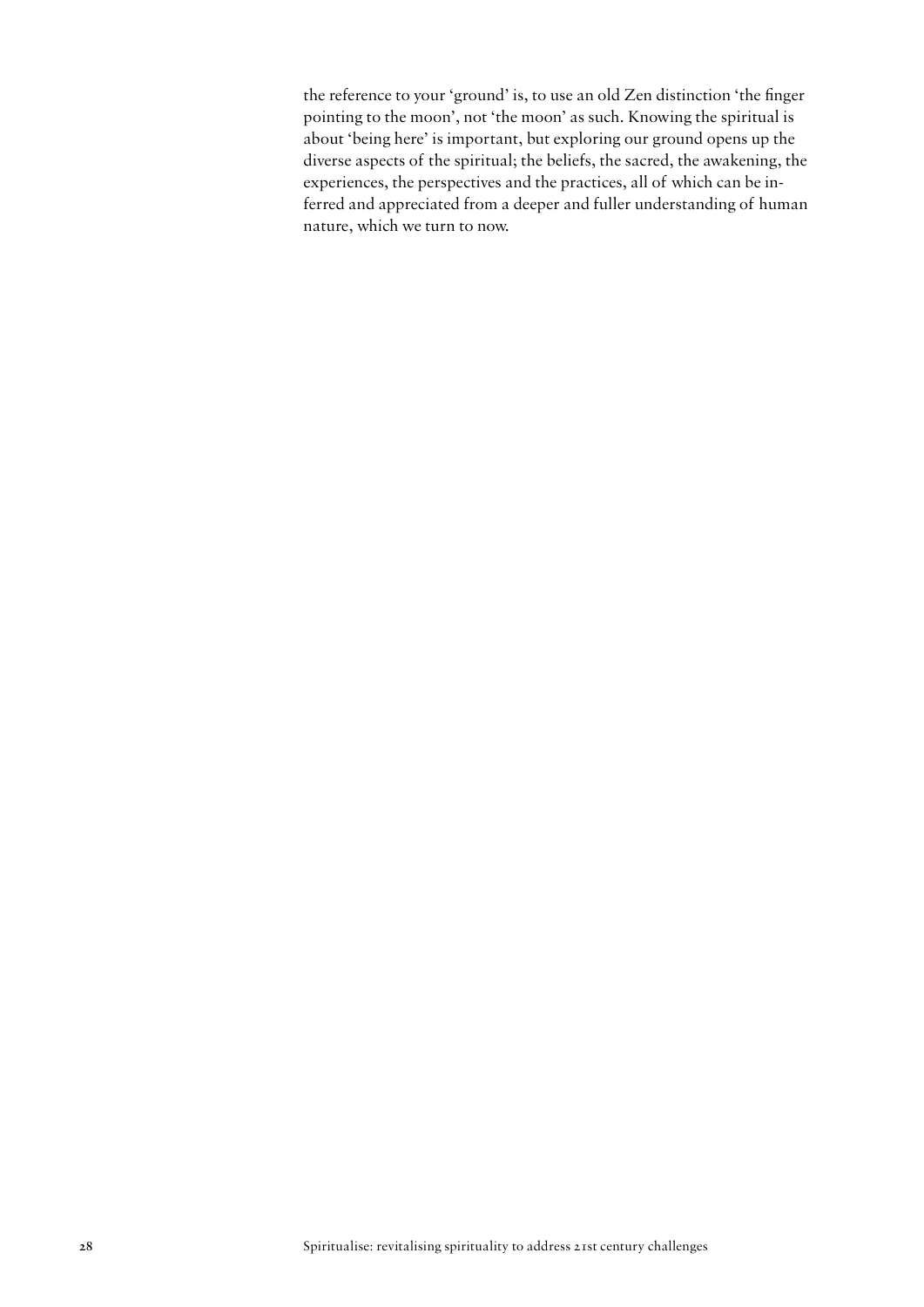the reference to your 'ground' is, to use an old Zen distinction 'the finger pointing to the moon', not 'the moon' as such. Knowing the spiritual is about 'being here' is important, but exploring our ground opens up the diverse aspects of the spiritual; the beliefs, the sacred, the awakening, the experiences, the perspectives and the practices, all of which can be inferred and appreciated from a deeper and fuller understanding of human nature, which we turn to now.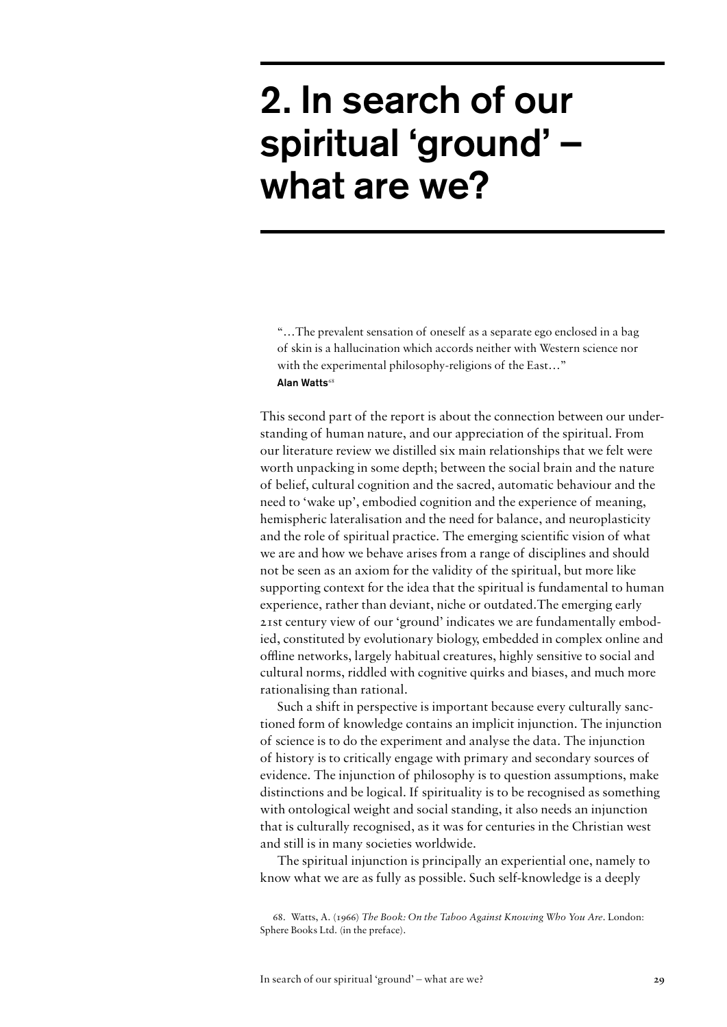# 2. In search of our spiritual 'ground' – what are we?

> "…The prevalent sensation of oneself as a separate ego enclosed in a bag of skin is a hallucination which accords neither with Western science nor with the experimental philosophy-religions of the East…"
> **Alan Watts**[68]

This second part of the report is about the connection between our understanding of human nature, and our appreciation of the spiritual. From our literature review we distilled six main relationships that we felt were worth unpacking in some depth; between the social brain and the nature of belief, cultural cognition and the sacred, automatic behaviour and the need to 'wake up', embodied cognition and the experience of meaning, hemispheric lateralisation and the need for balance, and neuroplasticity and the role of spiritual practice. The emerging scientific vision of what we are and how we behave arises from a range of disciplines and should not be seen as an axiom for the validity of the spiritual, but more like supporting context for the idea that the spiritual is fundamental to human experience, rather than deviant, niche or outdated.The emerging early 21st century view of our 'ground' indicates we are fundamentally embodied, constituted by evolutionary biology, embedded in complex online and offline networks, largely habitual creatures, highly sensitive to social and cultural norms, riddled with cognitive quirks and biases, and much more rationalising than rational.

Such a shift in perspective is important because every culturally sanctioned form of knowledge contains an implicit injunction. The injunction of science is to do the experiment and analyse the data. The injunction of history is to critically engage with primary and secondary sources of evidence. The injunction of philosophy is to question assumptions, make distinctions and be logical. If spirituality is to be recognised as something with ontological weight and social standing, it also needs an injunction that is culturally recognised, as it was for centuries in the Christian west and still is in many societies worldwide.

The spiritual injunction is principally an experiential one, namely to know what we are as fully as possible. Such self-knowledge is a deeply

68. Watts, A. (1966) *The Book: On the Taboo Against Knowing Who You Are*. London: Sphere Books Ltd. (in the preface).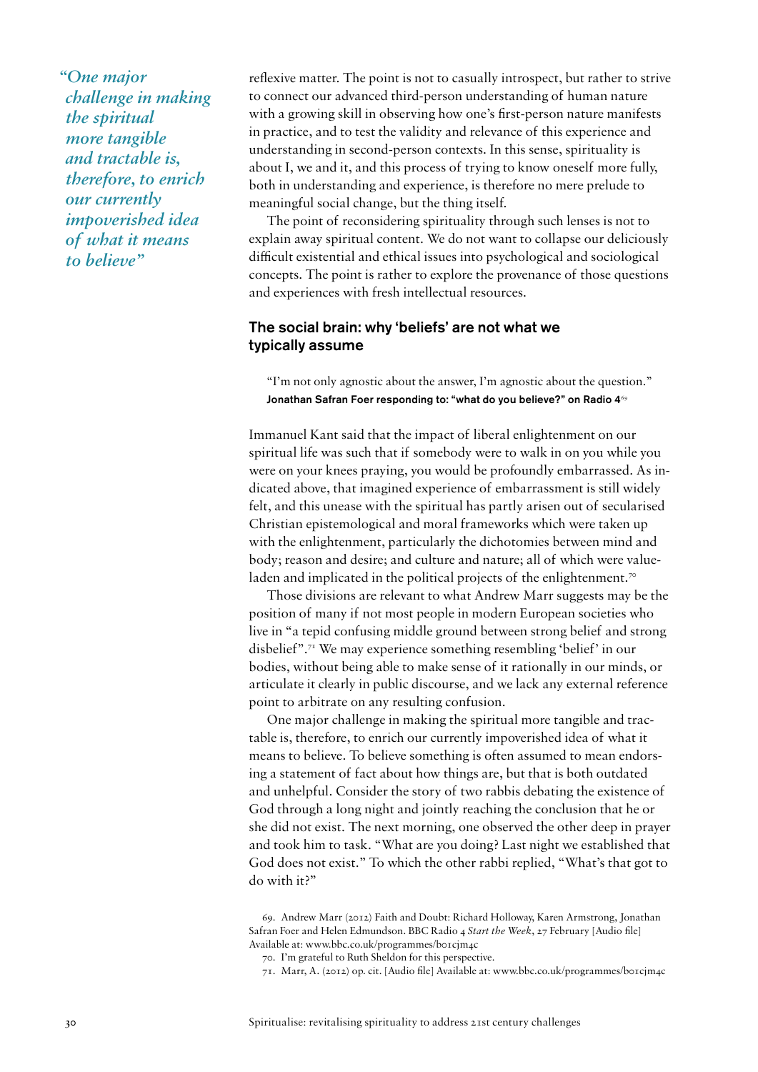*"One major challenge in making the spiritual more tangible and tractable is, therefore, to enrich our currently impoverished idea of what it means to believe"*

reflexive matter. The point is not to casually introspect, but rather to strive to connect our advanced third-person understanding of human nature with a growing skill in observing how one's first-person nature manifests in practice, and to test the validity and relevance of this experience and understanding in second-person contexts. In this sense, spirituality is about I, we and it, and this process of trying to know oneself more fully, both in understanding and experience, is therefore no mere prelude to meaningful social change, but the thing itself.

The point of reconsidering spirituality through such lenses is not to explain away spiritual content. We do not want to collapse our deliciously difficult existential and ethical issues into psychological and sociological concepts. The point is rather to explore the provenance of those questions and experiences with fresh intellectual resources.

## The social brain: why 'beliefs' are not what we typically assume

> "I'm not only agnostic about the answer, I'm agnostic about the question."
> **Jonathan Safran Foer responding to: "what do you believe?" on Radio 4**[69]

Immanuel Kant said that the impact of liberal enlightenment on our spiritual life was such that if somebody were to walk in on you while you were on your knees praying, you would be profoundly embarrassed. As indicated above, that imagined experience of embarrassment is still widely felt, and this unease with the spiritual has partly arisen out of secularised Christian epistemological and moral frameworks which were taken up with the enlightenment, particularly the dichotomies between mind and body; reason and desire; and culture and nature; all of which were value-laden and implicated in the political projects of the enlightenment.[70]

Those divisions are relevant to what Andrew Marr suggests may be the position of many if not most people in modern European societies who live in "a tepid confusing middle ground between strong belief and strong disbelief".[71] We may experience something resembling 'belief' in our bodies, without being able to make sense of it rationally in our minds, or articulate it clearly in public discourse, and we lack any external reference point to arbitrate on any resulting confusion.

One major challenge in making the spiritual more tangible and tractable is, therefore, to enrich our currently impoverished idea of what it means to believe. To believe something is often assumed to mean endorsing a statement of fact about how things are, but that is both outdated and unhelpful. Consider the story of two rabbis debating the existence of God through a long night and jointly reaching the conclusion that he or she did not exist. The next morning, one observed the other deep in prayer and took him to task. "What are you doing? Last night we established that God does not exist." To which the other rabbi replied, "What's that got to do with it?"

69. Andrew Marr (2012) Faith and Doubt: Richard Holloway, Karen Armstrong, Jonathan Safran Foer and Helen Edmundson. BBC Radio 4 *Start the Week*, 27 February [Audio file] Available at: www.bbc.co.uk/programmes/b01cjm4c

70. I'm grateful to Ruth Sheldon for this perspective.

71. Marr, A. (2012) op. cit. [Audio file] Available at: www.bbc.co.uk/programmes/b01cjm4c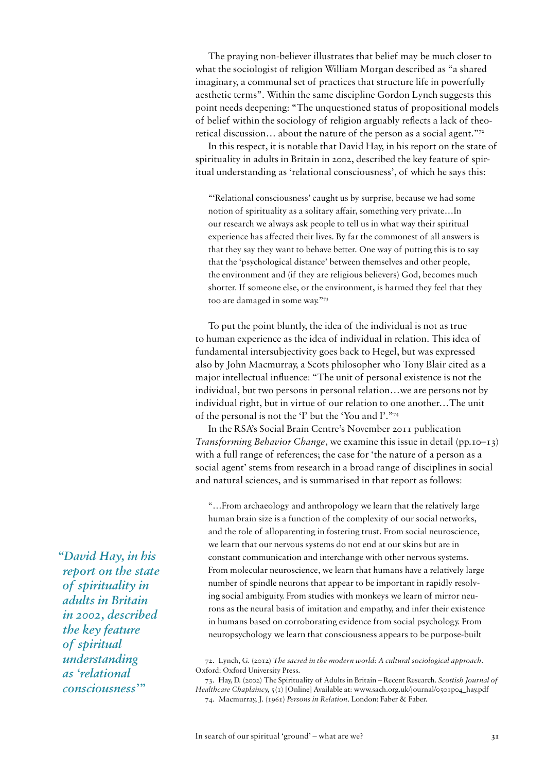The praying non-believer illustrates that belief may be much closer to what the sociologist of religion William Morgan described as "a shared imaginary, a communal set of practices that structure life in powerfully aesthetic terms". Within the same discipline Gordon Lynch suggests this point needs deepening: "The unquestioned status of propositional models of belief within the sociology of religion arguably reflects a lack of theoretical discussion… about the nature of the person as a social agent."[72]

In this respect, it is notable that David Hay, in his report on the state of spirituality in adults in Britain in 2002, described the key feature of spiritual understanding as 'relational consciousness', of which he says this:

> "'Relational consciousness' caught us by surprise, because we had some notion of spirituality as a solitary affair, something very private…In our research we always ask people to tell us in what way their spiritual experience has affected their lives. By far the commonest of all answers is that they say they want to behave better. One way of putting this is to say that the 'psychological distance' between themselves and other people, the environment and (if they are religious believers) God, becomes much shorter. If someone else, or the environment, is harmed they feel that they too are damaged in some way."[73]

*"David Hay, in his report on the state of spirituality in adults in Britain in 2002, described the key feature of spiritual understanding as 'relational consciousness'"*

To put the point bluntly, the idea of the individual is not as true to human experience as the idea of individual in relation. This idea of fundamental intersubjectivity goes back to Hegel, but was expressed also by John Macmurray, a Scots philosopher who Tony Blair cited as a major intellectual influence: "The unit of personal existence is not the individual, but two persons in personal relation…we are persons not by individual right, but in virtue of our relation to one another…The unit of the personal is not the 'I' but the 'You and I'."[74]

In the RSA's Social Brain Centre's November 2011 publication *Transforming Behavior Change*, we examine this issue in detail (pp.10–13) with a full range of references; the case for 'the nature of a person as a social agent' stems from research in a broad range of disciplines in social and natural sciences, and is summarised in that report as follows:

> "…From archaeology and anthropology we learn that the relatively large human brain size is a function of the complexity of our social networks, and the role of alloparenting in fostering trust. From social neuroscience, we learn that our nervous systems do not end at our skins but are in constant communication and interchange with other nervous systems. From molecular neuroscience, we learn that humans have a relatively large number of spindle neurons that appear to be important in rapidly resolving social ambiguity. From studies with monkeys we learn of mirror neurons as the neural basis of imitation and empathy, and infer their existence in humans based on corroborating evidence from social psychology. From neuropsychology we learn that consciousness appears to be purpose-built

72. Lynch, G. (2012) *The sacred in the modern world: A cultural sociological approach*. Oxford: Oxford University Press.

73. Hay, D. (2002) The Spirituality of Adults in Britain – Recent Research. *Scottish Journal of Healthcare Chaplaincy*, 5(1) [Online] Available at: www.sach.org.uk/journal/0501p04_hay.pdf

74. Macmurray, J. (1961) *Persons in Relation*. London: Faber & Faber.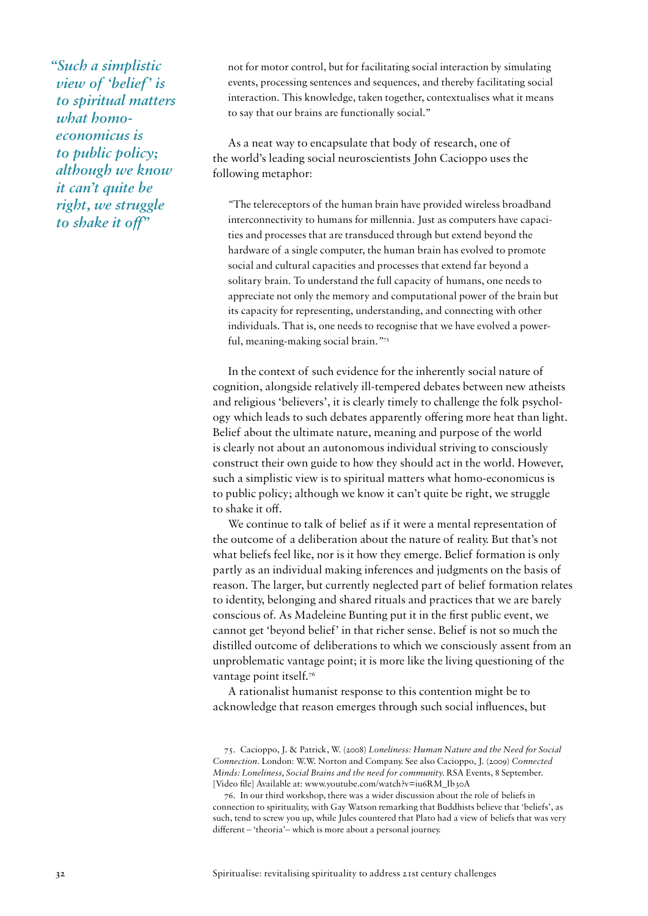*"Such a simplistic view of 'belief' is to spiritual matters what homo-economicus is to public policy; although we know it can't quite be right, we struggle to shake it off"*

not for motor control, but for facilitating social interaction by simulating events, processing sentences and sequences, and thereby facilitating social interaction. This knowledge, taken together, contextualises what it means to say that our brains are functionally social."

As a neat way to encapsulate that body of research, one of the world's leading social neuroscientists John Cacioppo uses the following metaphor:

> "The telereceptors of the human brain have provided wireless broadband interconnectivity to humans for millennia. Just as computers have capacities and processes that are transduced through but extend beyond the hardware of a single computer, the human brain has evolved to promote social and cultural capacities and processes that extend far beyond a solitary brain. To understand the full capacity of humans, one needs to appreciate not only the memory and computational power of the brain but its capacity for representing, understanding, and connecting with other individuals. That is, one needs to recognise that we have evolved a powerful, meaning-making social brain."[75]

In the context of such evidence for the inherently social nature of cognition, alongside relatively ill-tempered debates between new atheists and religious 'believers', it is clearly timely to challenge the folk psychology which leads to such debates apparently offering more heat than light. Belief about the ultimate nature, meaning and purpose of the world is clearly not about an autonomous individual striving to consciously construct their own guide to how they should act in the world. However, such a simplistic view is to spiritual matters what homo-economicus is to public policy; although we know it can't quite be right, we struggle to shake it off.

We continue to talk of belief as if it were a mental representation of the outcome of a deliberation about the nature of reality. But that's not what beliefs feel like, nor is it how they emerge. Belief formation is only partly as an individual making inferences and judgments on the basis of reason. The larger, but currently neglected part of belief formation relates to identity, belonging and shared rituals and practices that we are barely conscious of. As Madeleine Bunting put it in the first public event, we cannot get 'beyond belief' in that richer sense. Belief is not so much the distilled outcome of deliberations to which we consciously assent from an unproblematic vantage point; it is more like the living questioning of the vantage point itself.[76]

A rationalist humanist response to this contention might be to acknowledge that reason emerges through such social influences, but

75. Cacioppo, J. & Patrick, W. (2008) *Loneliness: Human Nature and the Need for Social Connection*. London: W.W. Norton and Company. See also Cacioppo, J. (2009) *Connected Minds: Loneliness, Social Brains and the need for community*. RSA Events, 8 September. [Video file] Available at: www.youtube.com/watch?v=iu6RM_Ib30A

76. In our third workshop, there was a wider discussion about the role of beliefs in connection to spirituality, with Gay Watson remarking that Buddhists believe that 'beliefs', as such, tend to screw you up, while Jules countered that Plato had a view of beliefs that was very different – 'theoria'– which is more about a personal journey.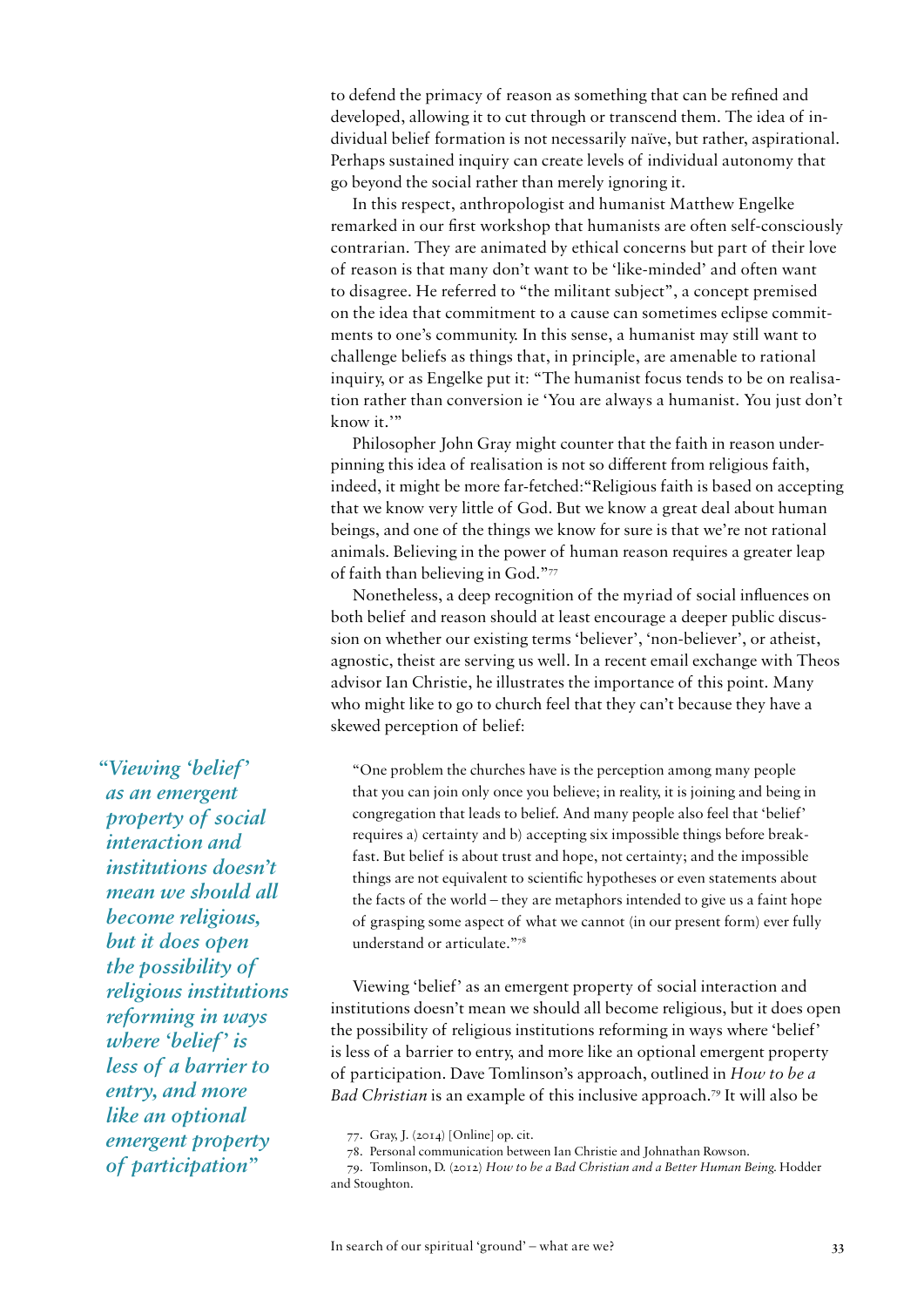to defend the primacy of reason as something that can be refined and developed, allowing it to cut through or transcend them. The idea of individual belief formation is not necessarily naïve, but rather, aspirational. Perhaps sustained inquiry can create levels of individual autonomy that go beyond the social rather than merely ignoring it.

In this respect, anthropologist and humanist Matthew Engelke remarked in our first workshop that humanists are often self-consciously contrarian. They are animated by ethical concerns but part of their love of reason is that many don't want to be 'like-minded' and often want to disagree. He referred to "the militant subject", a concept premised on the idea that commitment to a cause can sometimes eclipse commitments to one's community. In this sense, a humanist may still want to challenge beliefs as things that, in principle, are amenable to rational inquiry, or as Engelke put it: "The humanist focus tends to be on realisation rather than conversion ie 'You are always a humanist. You just don't know it.'"

Philosopher John Gray might counter that the faith in reason underpinning this idea of realisation is not so different from religious faith, indeed, it might be more far-fetched:"Religious faith is based on accepting that we know very little of God. But we know a great deal about human beings, and one of the things we know for sure is that we're not rational animals. Believing in the power of human reason requires a greater leap of faith than believing in God."[77]

Nonetheless, a deep recognition of the myriad of social influences on both belief and reason should at least encourage a deeper public discussion on whether our existing terms 'believer', 'non-believer', or atheist, agnostic, theist are serving us well. In a recent email exchange with Theos advisor Ian Christie, he illustrates the importance of this point. Many who might like to go to church feel that they can't because they have a skewed perception of belief:

> "One problem the churches have is the perception among many people that you can join only once you believe; in reality, it is joining and being in congregation that leads to belief. And many people also feel that 'belief' requires a) certainty and b) accepting six impossible things before breakfast. But belief is about trust and hope, not certainty; and the impossible things are not equivalent to scientific hypotheses or even statements about the facts of the world – they are metaphors intended to give us a faint hope of grasping some aspect of what we cannot (in our present form) ever fully understand or articulate."[78]

*"Viewing 'belief' as an emergent property of social interaction and institutions doesn't mean we should all become religious, but it does open the possibility of religious institutions reforming in ways where 'belief' is less of a barrier to entry, and more like an optional emergent property of participation"*

Viewing 'belief' as an emergent property of social interaction and institutions doesn't mean we should all become religious, but it does open the possibility of religious institutions reforming in ways where 'belief' is less of a barrier to entry, and more like an optional emergent property of participation. Dave Tomlinson's approach, outlined in *How to be a Bad Christian* is an example of this inclusive approach.[79] It will also be

77. Gray, J. (2014) [Online] op. cit.

78. Personal communication between Ian Christie and Johnathan Rowson.

79. Tomlinson, D. (2012) *How to be a Bad Christian and a Better Human Being.* Hodder and Stoughton.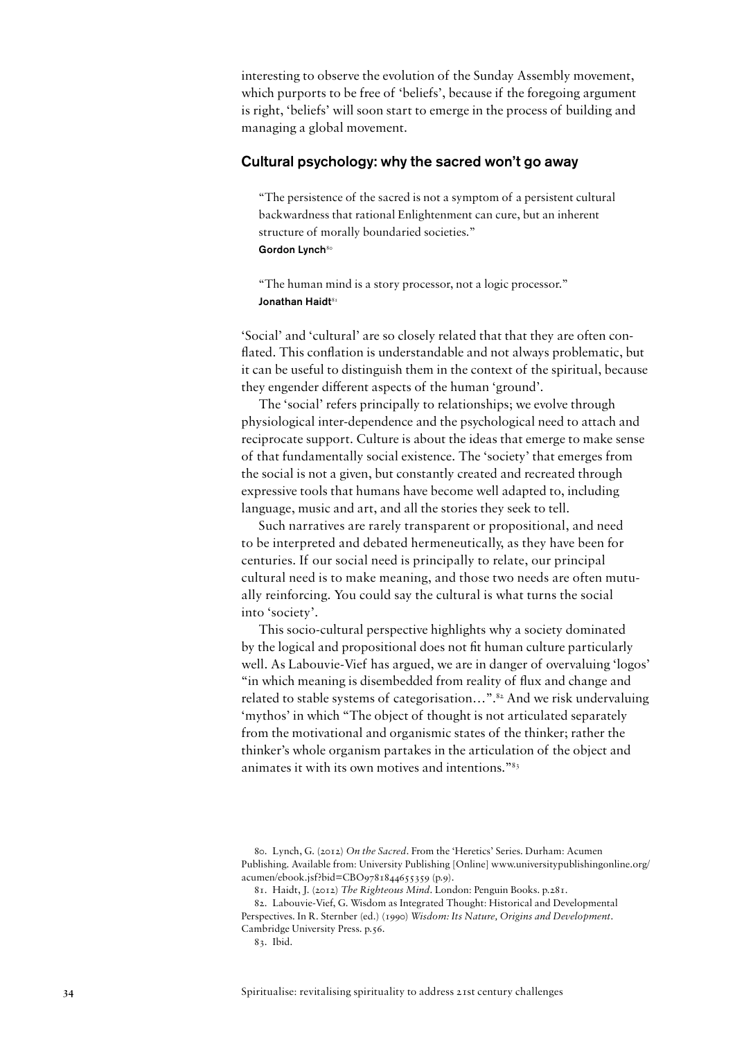interesting to observe the evolution of the Sunday Assembly movement, which purports to be free of 'beliefs', because if the foregoing argument is right, 'beliefs' will soon start to emerge in the process of building and managing a global movement.

## Cultural psychology: why the sacred won't go away

> "The persistence of the sacred is not a symptom of a persistent cultural backwardness that rational Enlightenment can cure, but an inherent structure of morally boundaried societies."
> **Gordon Lynch**[80]

> "The human mind is a story processor, not a logic processor."
> **Jonathan Haidt**[81]

'Social' and 'cultural' are so closely related that that they are often conflated. This conflation is understandable and not always problematic, but it can be useful to distinguish them in the context of the spiritual, because they engender different aspects of the human 'ground'.

The 'social' refers principally to relationships; we evolve through physiological inter-dependence and the psychological need to attach and reciprocate support. Culture is about the ideas that emerge to make sense of that fundamentally social existence. The 'society' that emerges from the social is not a given, but constantly created and recreated through expressive tools that humans have become well adapted to, including language, music and art, and all the stories they seek to tell.

Such narratives are rarely transparent or propositional, and need to be interpreted and debated hermeneutically, as they have been for centuries. If our social need is principally to relate, our principal cultural need is to make meaning, and those two needs are often mutually reinforcing. You could say the cultural is what turns the social into 'society'.

This socio-cultural perspective highlights why a society dominated by the logical and propositional does not fit human culture particularly well. As Labouvie-Vief has argued, we are in danger of overvaluing 'logos' "in which meaning is disembedded from reality of flux and change and related to stable systems of categorisation…".[82] And we risk undervaluing 'mythos' in which "The object of thought is not articulated separately from the motivational and organismic states of the thinker; rather the thinker's whole organism partakes in the articulation of the object and animates it with its own motives and intentions."[83]

80. Lynch, G. (2012) *On the Sacred*. From the 'Heretics' Series. Durham: Acumen Publishing. Available from: University Publishing [Online] www.universitypublishingonline.org/acumen/ebook.jsf?bid=CBO9781844655359 (p.9).

81. Haidt, J. (2012) *The Righteous Mind*. London: Penguin Books. p.281.

82. Labouvie-Vief, G. Wisdom as Integrated Thought: Historical and Developmental Perspectives. In R. Sternber (ed.) (1990) *Wisdom: Its Nature, Origins and Development*. Cambridge University Press. p.56.

83. Ibid.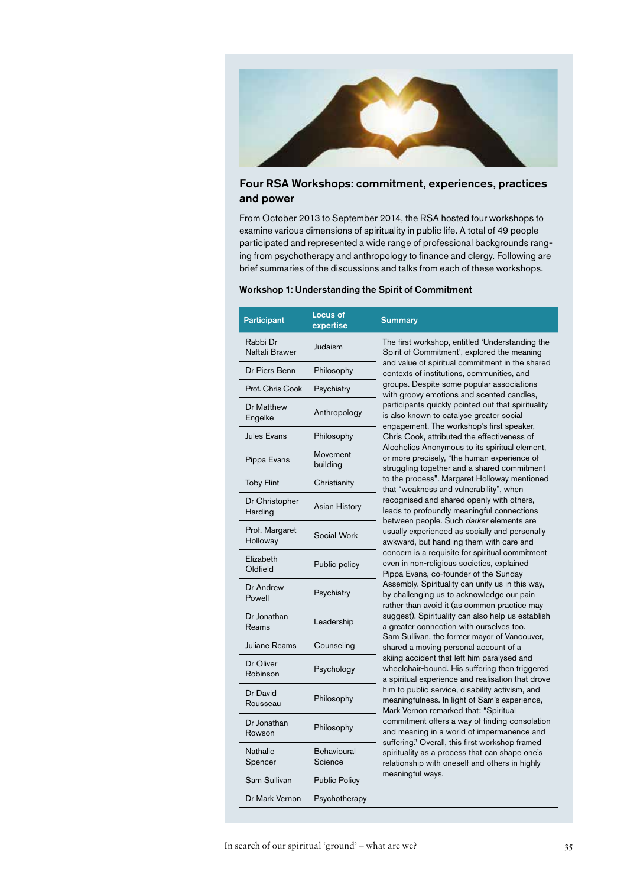## Four RSA Workshops: commitment, experiences, practices and power

From October 2013 to September 2014, the RSA hosted four workshops to examine various dimensions of spirituality in public life. A total of 49 people participated and represented a wide range of professional backgrounds ranging from psychotherapy and anthropology to finance and clergy. Following are brief summaries of the discussions and talks from each of these workshops.

### Workshop 1: Understanding the Spirit of Commitment

| Participant | Locus of expertise | Summary |
|---|---|---|
| Rabbi Dr Naftali Brawer | Judaism | The first workshop, entitled 'Understanding the Spirit of Commitment', explored the meaning and value of spiritual commitment in the shared contexts of institutions, communities, and groups. Despite some popular associations with groovy emotions and scented candles, participants quickly pointed out that spirituality is also known to catalyse greater social engagement. The workshop's first speaker, Chris Cook, attributed the effectiveness of Alcoholics Anonymous to its spiritual element, or more precisely, "the human experience of struggling together and a shared commitment to the process". Margaret Holloway mentioned that "weakness and vulnerability", when recognised and shared openly with others, leads to profoundly meaningful connections between people. Such *darker* elements are usually experienced as socially and personally awkward, but handling them with care and concern is a requisite for spiritual commitment even in non-religious societies, explained Pippa Evans, co-founder of the Sunday Assembly. Spirituality can unify us in this way, by challenging us to acknowledge our pain rather than avoid it (as common practice may suggest). Spirituality can also help us establish a greater connection with ourselves too. Sam Sullivan, the former mayor of Vancouver, shared a moving personal account of a skiing accident that left him paralysed and wheelchair-bound. His suffering then triggered a spiritual experience and realisation that drove him to public service, disability activism, and meaningfulness. In light of Sam's experience, Mark Vernon remarked that: "Spiritual commitment offers a way of finding consolation and meaning in a world of impermanence and suffering." Overall, this first workshop framed spirituality as a process that can shape one's relationship with oneself and others in highly meaningful ways. |
| Dr Piers Benn | Philosophy | |
| Prof. Chris Cook | Psychiatry | |
| Dr Matthew Engelke | Anthropology | |
| Jules Evans | Philosophy | |
| Pippa Evans | Movement building | |
| Toby Flint | Christianity | |
| Dr Christopher Harding | Asian History | |
| Prof. Margaret Holloway | Social Work | |
| Elizabeth Oldfield | Public policy | |
| Dr Andrew Powell | Psychiatry | |
| Dr Jonathan Reams | Leadership | |
| Juliane Reams | Counseling | |
| Dr Oliver Robinson | Psychology | |
| Dr David Rousseau | Philosophy | |
| Dr Jonathan Rowson | Philosophy | |
| Nathalie Spencer | Behavioural Science | |
| Sam Sullivan | Public Policy | |
| Dr Mark Vernon | Psychotherapy | |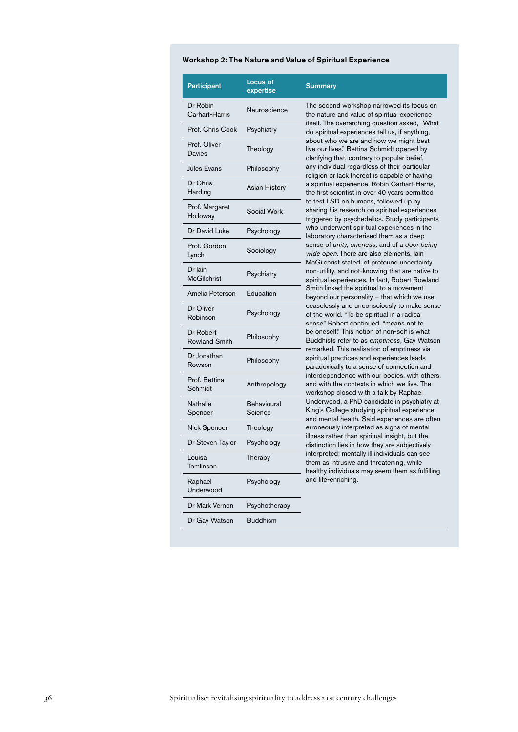#### Workshop 2: The Nature and Value of Spiritual Experience

| Participant | Locus of expertise | Summary |
|---|---|---|
| Dr Robin Carhart-Harris | Neuroscience | The second workshop narrowed its focus on the nature and value of spiritual experience itself. The overarching question asked, "What do spiritual experiences tell us, if anything, about who we are and how we might best live our lives." Bettina Schmidt opened by clarifying that, contrary to popular belief, any individual regardless of their particular religion or lack thereof is capable of having a spiritual experience. Robin Carhart-Harris, the first scientist in over 40 years permitted to test LSD on humans, followed up by sharing his research on spiritual experiences triggered by psychedelics. Study participants who underwent spiritual experiences in the laboratory characterised them as a deep sense of *unity, oneness*, and of a *door being wide open.* There are also elements, Iain McGilchrist stated, of profound uncertainty, non-utility, and not-knowing that are native to spiritual experiences. In fact, Robert Rowland Smith linked the spiritual to a movement beyond our personality – that which we use ceaselessly and unconsciously to make sense of the world. "To be spiritual in a radical sense" Robert continued, "means not to be oneself." This notion of non-self is what Buddhists refer to as *emptiness*, Gay Watson remarked. This realisation of emptiness via spiritual practices and experiences leads paradoxically to a sense of connection and interdependence with our bodies, with others, and with the contexts in which we live. The workshop closed with a talk by Raphael Underwood, a PhD candidate in psychiatry at King's College studying spiritual experience and mental health. Said experiences are often erroneously interpreted as signs of mental illness rather than spiritual insight, but the distinction lies in how they are subjectively interpreted: mentally ill individuals can see them as intrusive and threatening, while healthy individuals may seem them as fulfilling and life-enriching. |
| Prof. Chris Cook | Psychiatry | |
| Prof. Oliver Davies | Theology | |
| Jules Evans | Philosophy | |
| Dr Chris Harding | Asian History | |
| Prof. Margaret Holloway | Social Work | |
| Dr David Luke | Psychology | |
| Prof. Gordon Lynch | Sociology | |
| Dr Iain McGilchrist | Psychiatry | |
| Amelia Peterson | Education | |
| Dr Oliver Robinson | Psychology | |
| Dr Robert Rowland Smith | Philosophy | |
| Dr Jonathan Rowson | Philosophy | |
| Prof. Bettina Schmidt | Anthropology | |
| Nathalie Spencer | Behavioural Science | |
| Nick Spencer | Theology | |
| Dr Steven Taylor | Psychology | |
| Louisa Tomlinson | Therapy | |
| Raphael Underwood | Psychology | |
| Dr Mark Vernon | Psychotherapy | |
| Dr Gay Watson | Buddhism | |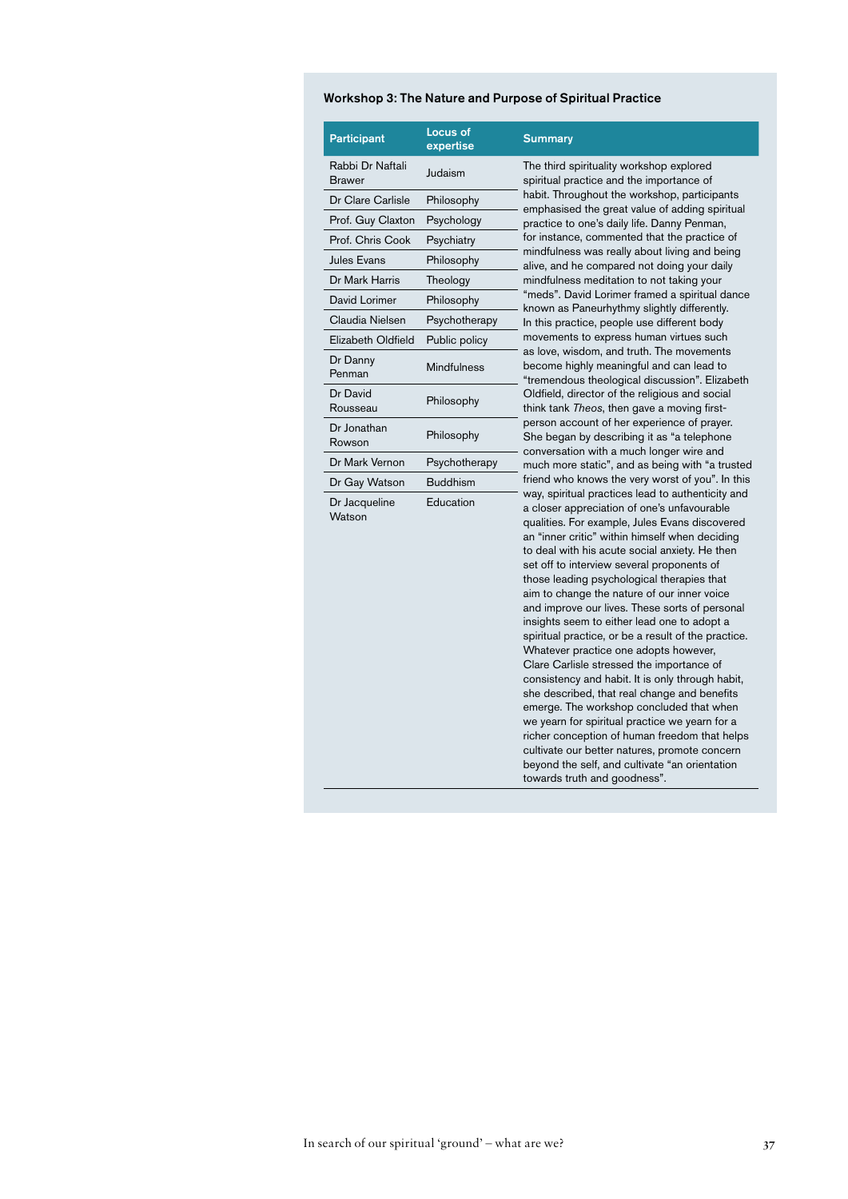### Workshop 3: The Nature and Purpose of Spiritual Practice

| Participant | Locus of expertise | Summary |
|---|---|---|
| Rabbi Dr Naftali Brawer | Judaism | The third spirituality workshop explored spiritual practice and the importance of habit. Throughout the workshop, participants emphasised the great value of adding spiritual practice to one's daily life. Danny Penman, for instance, commented that the practice of mindfulness was really about living and being alive, and he compared not doing your daily mindfulness meditation to not taking your "meds". David Lorimer framed a spiritual dance known as Paneurhythmy slightly differently. In this practice, people use different body movements to express human virtues such as love, wisdom, and truth. The movements become highly meaningful and can lead to "tremendous theological discussion". Elizabeth Oldfield, director of the religious and social think tank *Theos*, then gave a moving first-person account of her experience of prayer. She began by describing it as "a telephone conversation with a much longer wire and much more static", and as being with "a trusted friend who knows the very worst of you". In this way, spiritual practices lead to authenticity and a closer appreciation of one's unfavourable qualities. For example, Jules Evans discovered an "inner critic" within himself when deciding to deal with his acute social anxiety. He then set off to interview several proponents of those leading psychological therapies that aim to change the nature of our inner voice and improve our lives. These sorts of personal insights seem to either lead one to adopt a spiritual practice, or be a result of the practice. Whatever practice one adopts however, Clare Carlisle stressed the importance of consistency and habit. It is only through habit, she described, that real change and benefits emerge. The workshop concluded that when we yearn for spiritual practice we yearn for a richer conception of human freedom that helps cultivate our better natures, promote concern beyond the self, and cultivate "an orientation towards truth and goodness". |
| Dr Clare Carlisle | Philosophy | |
| Prof. Guy Claxton | Psychology | |
| Prof. Chris Cook | Psychiatry | |
| Jules Evans | Philosophy | |
| Dr Mark Harris | Theology | |
| David Lorimer | Philosophy | |
| Claudia Nielsen | Psychotherapy | |
| Elizabeth Oldfield | Public policy | |
| Dr Danny Penman | Mindfulness | |
| Dr David Rousseau | Philosophy | |
| Dr Jonathan Rowson | Philosophy | |
| Dr Mark Vernon | Psychotherapy | |
| Dr Gay Watson | Buddhism | |
| Dr Jacqueline Watson | Education | |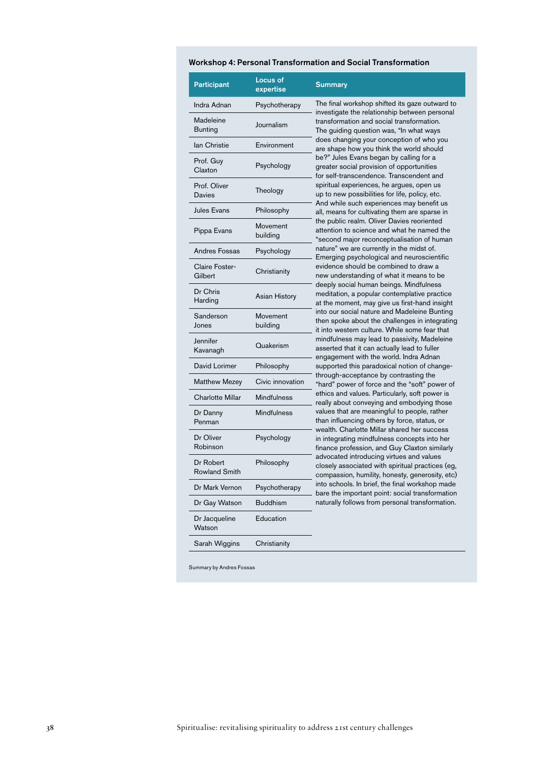### Workshop 4: Personal Transformation and Social Transformation

| Participant | Locus of expertise | Summary |
|---|---|---|
| Indra Adnan | Psychotherapy | The final workshop shifted its gaze outward to investigate the relationship between personal transformation and social transformation. The guiding question was, "In what ways does changing your conception of who you are shape how you think the world should be?" Jules Evans began by calling for a greater social provision of opportunities for self-transcendence. Transcendent and spiritual experiences, he argues, open us up to new possibilities for life, policy, etc. And while such experiences may benefit us all, means for cultivating them are sparse in the public realm. Oliver Davies reoriented attention to science and what he named the "second major reconceptualisation of human nature" we are currently in the midst of. Emerging psychological and neuroscientific evidence should be combined to draw a new understanding of what it means to be deeply social human beings. Mindfulness meditation, a popular contemplative practice at the moment, may give us first-hand insight into our social nature and Madeleine Bunting then spoke about the challenges in integrating it into western culture. While some fear that mindfulness may lead to passivity, Madeleine asserted that it can actually lead to fuller engagement with the world. Indra Adnan supported this paradoxical notion of change-through-acceptance by contrasting the "hard" power of force and the "soft" power of ethics and values. Particularly, soft power is really about conveying and embodying those values that are meaningful to people, rather than influencing others by force, status, or wealth. Charlotte Millar shared her success in integrating mindfulness concepts into her finance profession, and Guy Claxton similarly advocated introducing virtues and values closely associated with spiritual practices (eg, compassion, humility, honesty, generosity, etc) into schools. In brief, the final workshop made bare the important point: social transformation naturally follows from personal transformation. |
| Madeleine Bunting | Journalism | |
| Ian Christie | Environment | |
| Prof. Guy Claxton | Psychology | |
| Prof. Oliver Davies | Theology | |
| Jules Evans | Philosophy | |
| Pippa Evans | Movement building | |
| Andres Fossas | Psychology | |
| Claire Foster-Gilbert | Christianity | |
| Dr Chris Harding | Asian History | |
| Sanderson Jones | Movement building | |
| Jennifer Kavanagh | Quakerism | |
| David Lorimer | Philosophy | |
| Matthew Mezey | Civic innovation | |
| Charlotte Millar | Mindfulness | |
| Dr Danny Penman | Mindfulness | |
| Dr Oliver Robinson | Psychology | |
| Dr Robert Rowland Smith | Philosophy | |
| Dr Mark Vernon | Psychotherapy | |
| Dr Gay Watson | Buddhism | |
| Dr Jacqueline Watson | Education | |
| Sarah Wiggins | Christianity | |

Summary by Andres Fossas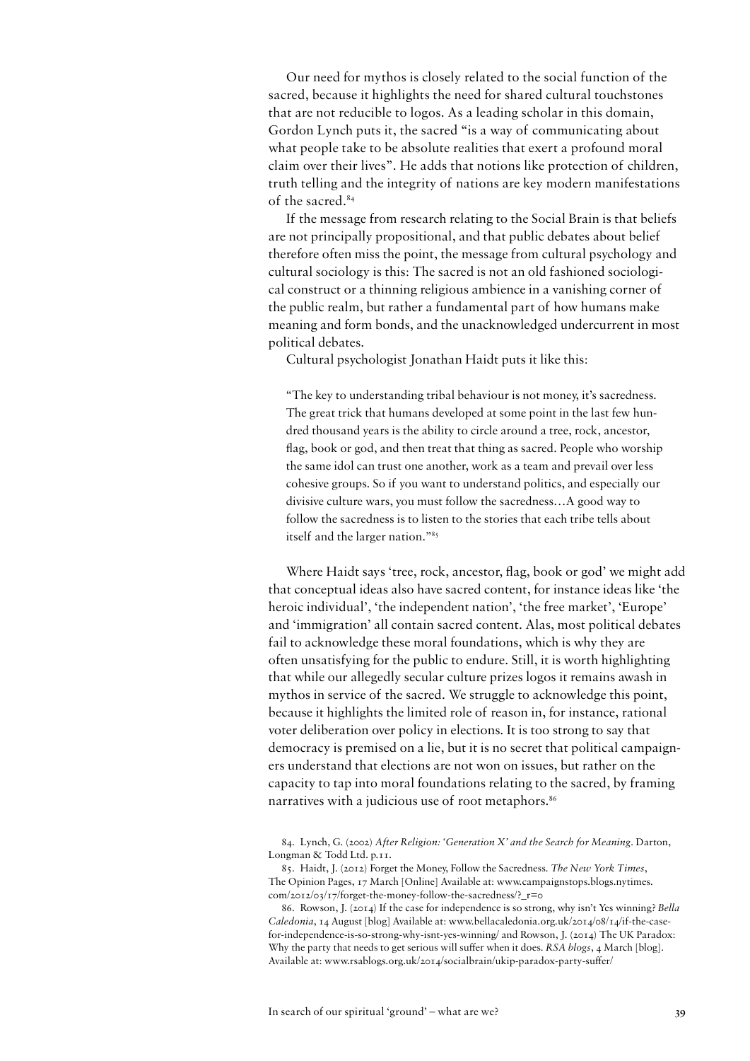Our need for mythos is closely related to the social function of the sacred, because it highlights the need for shared cultural touchstones that are not reducible to logos. As a leading scholar in this domain, Gordon Lynch puts it, the sacred "is a way of communicating about what people take to be absolute realities that exert a profound moral claim over their lives". He adds that notions like protection of children, truth telling and the integrity of nations are key modern manifestations of the sacred.[84]

If the message from research relating to the Social Brain is that beliefs are not principally propositional, and that public debates about belief therefore often miss the point, the message from cultural psychology and cultural sociology is this: The sacred is not an old fashioned sociological construct or a thinning religious ambience in a vanishing corner of the public realm, but rather a fundamental part of how humans make meaning and form bonds, and the unacknowledged undercurrent in most political debates.

Cultural psychologist Jonathan Haidt puts it like this:

> "The key to understanding tribal behaviour is not money, it's sacredness. The great trick that humans developed at some point in the last few hundred thousand years is the ability to circle around a tree, rock, ancestor, flag, book or god, and then treat that thing as sacred. People who worship the same idol can trust one another, work as a team and prevail over less cohesive groups. So if you want to understand politics, and especially our divisive culture wars, you must follow the sacredness…A good way to follow the sacredness is to listen to the stories that each tribe tells about itself and the larger nation."[85]

Where Haidt says 'tree, rock, ancestor, flag, book or god' we might add that conceptual ideas also have sacred content, for instance ideas like 'the heroic individual', 'the independent nation', 'the free market', 'Europe' and 'immigration' all contain sacred content. Alas, most political debates fail to acknowledge these moral foundations, which is why they are often unsatisfying for the public to endure. Still, it is worth highlighting that while our allegedly secular culture prizes logos it remains awash in mythos in service of the sacred. We struggle to acknowledge this point, because it highlights the limited role of reason in, for instance, rational voter deliberation over policy in elections. It is too strong to say that democracy is premised on a lie, but it is no secret that political campaigners understand that elections are not won on issues, but rather on the capacity to tap into moral foundations relating to the sacred, by framing narratives with a judicious use of root metaphors.[86]

84. Lynch, G. (2002) *After Religion: 'Generation X' and the Search for Meaning*. Darton, Longman & Todd Ltd. p.11.

85. Haidt, J. (2012) Forget the Money, Follow the Sacredness. *The New York Times*, The Opinion Pages, 17 March [Online] Available at: www.campaignstops.blogs.nytimes.com/2012/03/17/forget-the-money-follow-the-sacredness/?_r=0

86. Rowson, J. (2014) If the case for independence is so strong, why isn't Yes winning? *Bella Caledonia*, 14 August [blog] Available at: www.bellacaledonia.org.uk/2014/08/14/if-the-case-for-independence-is-so-strong-why-isnt-yes-winning/ and Rowson, J. (2014) The UK Paradox: Why the party that needs to get serious will suffer when it does. *RSA blogs*, 4 March [blog]. Available at: www.rsablogs.org.uk/2014/socialbrain/ukip-paradox-party-suffer/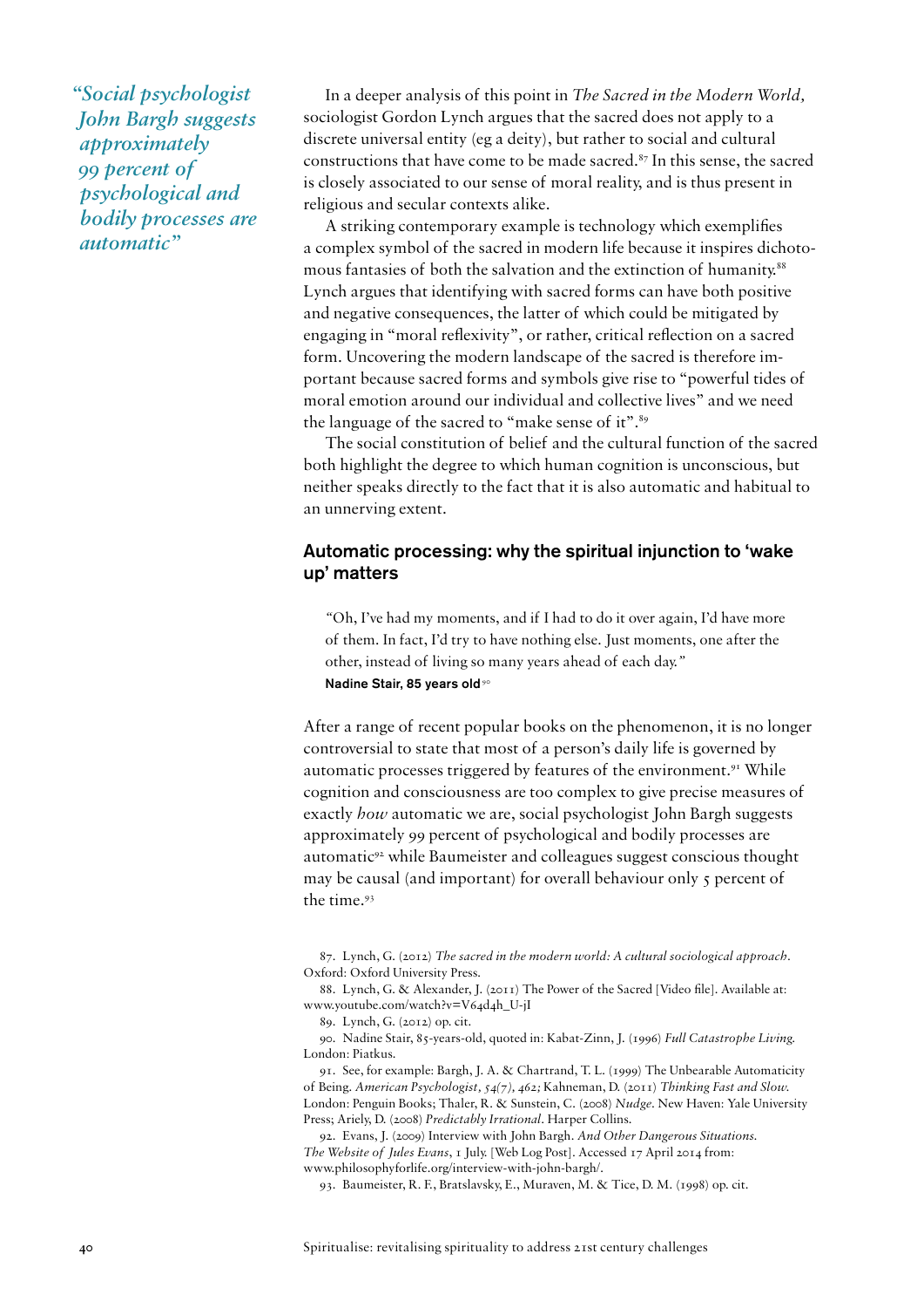*"Social psychologist John Bargh suggests approximately 99 percent of psychological and bodily processes are automatic"*

In a deeper analysis of this point in *The Sacred in the Modern World,* sociologist Gordon Lynch argues that the sacred does not apply to a discrete universal entity (eg a deity), but rather to social and cultural constructions that have come to be made sacred.[87] In this sense, the sacred is closely associated to our sense of moral reality, and is thus present in religious and secular contexts alike.

A striking contemporary example is technology which exemplifies a complex symbol of the sacred in modern life because it inspires dichotomous fantasies of both the salvation and the extinction of humanity.[88] Lynch argues that identifying with sacred forms can have both positive and negative consequences, the latter of which could be mitigated by engaging in "moral reflexivity", or rather, critical reflection on a sacred form. Uncovering the modern landscape of the sacred is therefore important because sacred forms and symbols give rise to "powerful tides of moral emotion around our individual and collective lives" and we need the language of the sacred to "make sense of it".[89]

The social constitution of belief and the cultural function of the sacred both highlight the degree to which human cognition is unconscious, but neither speaks directly to the fact that it is also automatic and habitual to an unnerving extent.

## Automatic processing: why the spiritual injunction to 'wake up' matters

> "Oh, I've had my moments, and if I had to do it over again, I'd have more of them. In fact, I'd try to have nothing else. Just moments, one after the other, instead of living so many years ahead of each day."
> **Nadine Stair, 85 years old**[90]

After a range of recent popular books on the phenomenon, it is no longer controversial to state that most of a person's daily life is governed by automatic processes triggered by features of the environment.[91] While cognition and consciousness are too complex to give precise measures of exactly *how* automatic we are, social psychologist John Bargh suggests approximately 99 percent of psychological and bodily processes are automatic[92] while Baumeister and colleagues suggest conscious thought may be causal (and important) for overall behaviour only 5 percent of the time.[93]

87. Lynch, G. (2012) *The sacred in the modern world: A cultural sociological approach.* Oxford: Oxford University Press.

88. Lynch, G. & Alexander, J. (2011) The Power of the Sacred [Video file]. Available at: www.youtube.com/watch?v=V64d4h_U-jI

89. Lynch, G. (2012) op. cit.

90. Nadine Stair, 85-years-old, quoted in: Kabat-Zinn, J. (1996) *Full Catastrophe Living.* London: Piatkus.

91. See, for example: Bargh, J. A. & Chartrand, T. L. (1999) The Unbearable Automaticity of Being. *American Psychologist, 54(7), 462;* Kahneman, D. (2011) *Thinking Fast and Slow.* London: Penguin Books; Thaler, R. & Sunstein, C. (2008) *Nudge.* New Haven: Yale University Press; Ariely, D. (2008) *Predictably Irrational.* Harper Collins.

92. Evans, J. (2009) Interview with John Bargh. *And Other Dangerous Situations. The Website of Jules Evans*, 1 July. [Web Log Post]. Accessed 17 April 2014 from: www.philosophyforlife.org/interview-with-john-bargh/.

93. Baumeister, R. F., Bratslavsky, E., Muraven, M. & Tice, D. M. (1998) op. cit.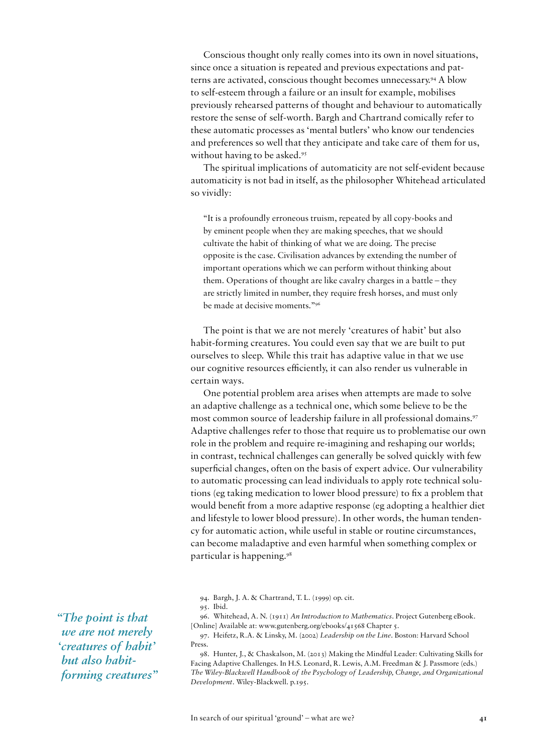Conscious thought only really comes into its own in novel situations, since once a situation is repeated and previous expectations and patterns are activated, conscious thought becomes unnecessary.[94] A blow to self-esteem through a failure or an insult for example, mobilises previously rehearsed patterns of thought and behaviour to automatically restore the sense of self-worth. Bargh and Chartrand comically refer to these automatic processes as 'mental butlers' who know our tendencies and preferences so well that they anticipate and take care of them for us, without having to be asked.[95]

The spiritual implications of automaticity are not self-evident because automaticity is not bad in itself, as the philosopher Whitehead articulated so vividly:

> "It is a profoundly erroneous truism, repeated by all copy-books and by eminent people when they are making speeches, that we should cultivate the habit of thinking of what we are doing. The precise opposite is the case. Civilisation advances by extending the number of important operations which we can perform without thinking about them. Operations of thought are like cavalry charges in a battle – they are strictly limited in number, they require fresh horses, and must only be made at decisive moments."[96]

The point is that we are not merely 'creatures of habit' but also habit-forming creatures. You could even say that we are built to put ourselves to sleep. While this trait has adaptive value in that we use our cognitive resources efficiently, it can also render us vulnerable in certain ways.

One potential problem area arises when attempts are made to solve an adaptive challenge as a technical one, which some believe to be the most common source of leadership failure in all professional domains.[97] Adaptive challenges refer to those that require us to problematise our own role in the problem and require re-imagining and reshaping our worlds; in contrast, technical challenges can generally be solved quickly with few superficial changes, often on the basis of expert advice. Our vulnerability to automatic processing can lead individuals to apply rote technical solutions (eg taking medication to lower blood pressure) to fix a problem that would benefit from a more adaptive response (eg adopting a healthier diet and lifestyle to lower blood pressure). In other words, the human tendency for automatic action, while useful in stable or routine circumstances, can become maladaptive and even harmful when something complex or particular is happening.[98]

*"The point is that we are not merely 'creatures of habit' but also habit-forming creatures"*

94. Bargh, J. A. & Chartrand, T. L. (1999) op. cit.

95. Ibid.

96. Whitehead, A. N. (1911) *An Introduction to Mathematics*. Project Gutenberg eBook. [Online] Available at: www.gutenberg.org/ebooks/41568 Chapter 5.

97. Heifetz, R.A. & Linsky, M. (2002) *Leadership on the Line*. Boston: Harvard School Press.

98. Hunter, J., & Chaskalson, M. (2013) Making the Mindful Leader: Cultivating Skills for Facing Adaptive Challenges. In H.S. Leonard, R. Lewis, A.M. Freedman & J. Passmore (eds.) *The Wiley-Blackwell Handbook of the Psychology of Leadership, Change, and Organizational Development*. Wiley-Blackwell. p.195.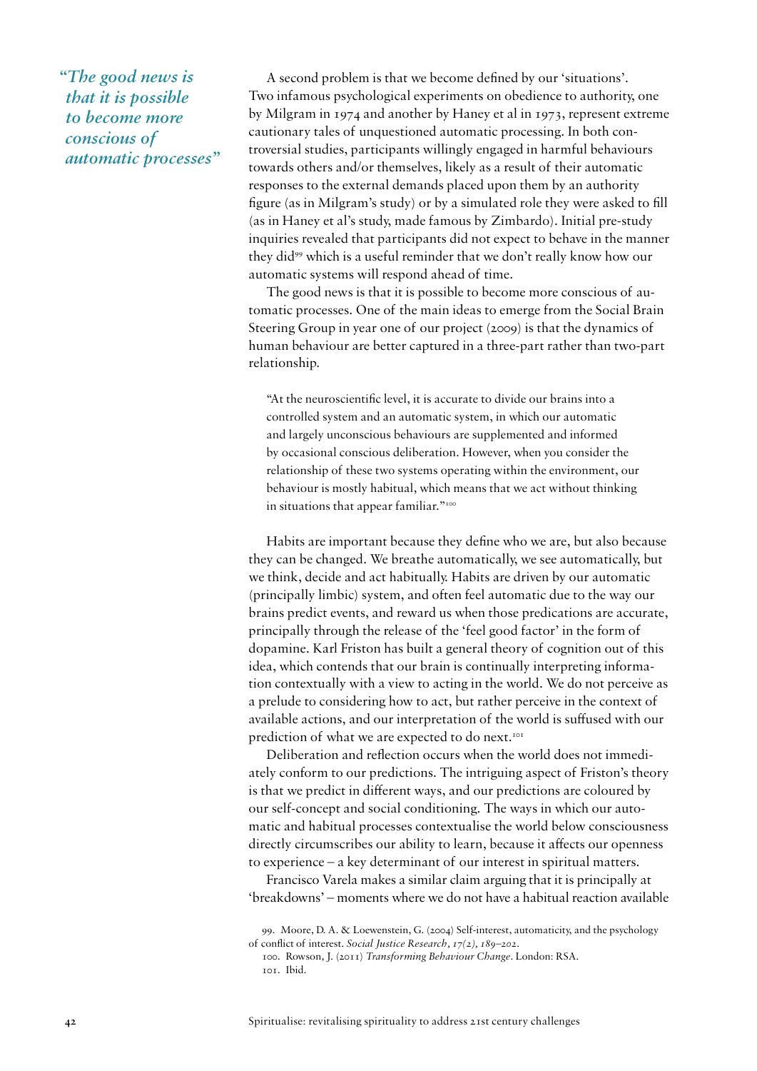*"The good news is that it is possible to become more conscious of automatic processes"*

A second problem is that we become defined by our 'situations'. Two infamous psychological experiments on obedience to authority, one by Milgram in 1974 and another by Haney et al in 1973, represent extreme cautionary tales of unquestioned automatic processing. In both controversial studies, participants willingly engaged in harmful behaviours towards others and/or themselves, likely as a result of their automatic responses to the external demands placed upon them by an authority figure (as in Milgram's study) or by a simulated role they were asked to fill (as in Haney et al's study, made famous by Zimbardo). Initial pre-study inquiries revealed that participants did not expect to behave in the manner they did[99] which is a useful reminder that we don't really know how our automatic systems will respond ahead of time.

The good news is that it is possible to become more conscious of automatic processes. One of the main ideas to emerge from the Social Brain Steering Group in year one of our project (2009) is that the dynamics of human behaviour are better captured in a three-part rather than two-part relationship.

> "At the neuroscientific level, it is accurate to divide our brains into a controlled system and an automatic system, in which our automatic and largely unconscious behaviours are supplemented and informed by occasional conscious deliberation. However, when you consider the relationship of these two systems operating within the environment, our behaviour is mostly habitual, which means that we act without thinking in situations that appear familiar."[100]

Habits are important because they define who we are, but also because they can be changed. We breathe automatically, we see automatically, but we think, decide and act habitually. Habits are driven by our automatic (principally limbic) system, and often feel automatic due to the way our brains predict events, and reward us when those predications are accurate, principally through the release of the 'feel good factor' in the form of dopamine. Karl Friston has built a general theory of cognition out of this idea, which contends that our brain is continually interpreting information contextually with a view to acting in the world. We do not perceive as a prelude to considering how to act, but rather perceive in the context of available actions, and our interpretation of the world is suffused with our prediction of what we are expected to do next.[101]

Deliberation and reflection occurs when the world does not immediately conform to our predictions. The intriguing aspect of Friston's theory is that we predict in different ways, and our predictions are coloured by our self-concept and social conditioning. The ways in which our automatic and habitual processes contextualise the world below consciousness directly circumscribes our ability to learn, because it affects our openness to experience – a key determinant of our interest in spiritual matters.

Francisco Varela makes a similar claim arguing that it is principally at 'breakdowns' – moments where we do not have a habitual reaction available

99. Moore, D. A. & Loewenstein, G. (2004) Self-interest, automaticity, and the psychology of conflict of interest. *Social Justice Research, 17(2), 189–202.*

100. Rowson, J. (2011) *Transforming Behaviour Change*. London: RSA.

101. Ibid.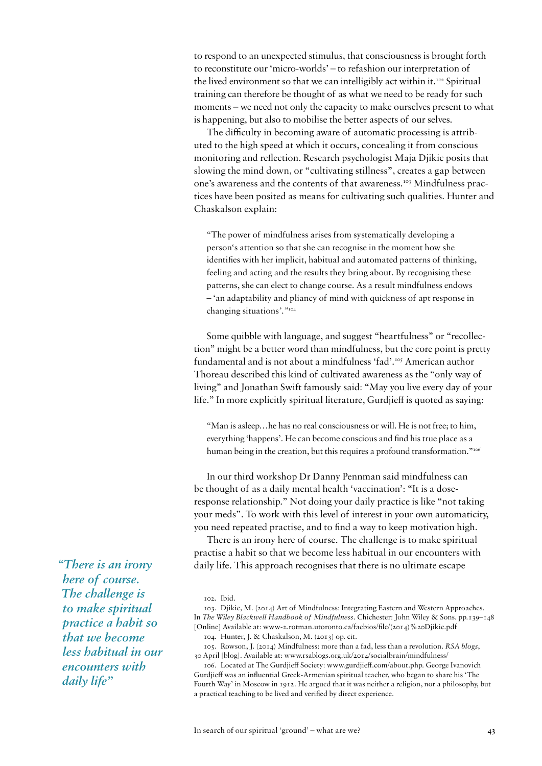to respond to an unexpected stimulus, that consciousness is brought forth to reconstitute our 'micro-worlds' – to refashion our interpretation of the lived environment so that we can intelligibly act within it.[102] Spiritual training can therefore be thought of as what we need to be ready for such moments – we need not only the capacity to make ourselves present to what is happening, but also to mobilise the better aspects of our selves.

The difficulty in becoming aware of automatic processing is attributed to the high speed at which it occurs, concealing it from conscious monitoring and reflection. Research psychologist Maja Djikic posits that slowing the mind down, or "cultivating stillness", creates a gap between one's awareness and the contents of that awareness.[103] Mindfulness practices have been posited as means for cultivating such qualities. Hunter and Chaskalson explain:

> "The power of mindfulness arises from systematically developing a person's attention so that she can recognise in the moment how she identifies with her implicit, habitual and automated patterns of thinking, feeling and acting and the results they bring about. By recognising these patterns, she can elect to change course. As a result mindfulness endows – 'an adaptability and pliancy of mind with quickness of apt response in changing situations'."[104]

Some quibble with language, and suggest "heartfulness" or "recollection" might be a better word than mindfulness, but the core point is pretty fundamental and is not about a mindfulness 'fad'.[105] American author Thoreau described this kind of cultivated awareness as the "only way of living" and Jonathan Swift famously said: "May you live every day of your life." In more explicitly spiritual literature, Gurdjieff is quoted as saying:

> "Man is asleep…he has no real consciousness or will. He is not free; to him, everything 'happens'. He can become conscious and find his true place as a human being in the creation, but this requires a profound transformation."[106]

In our third workshop Dr Danny Pennman said mindfulness can be thought of as a daily mental health 'vaccination': "It is a dose-response relationship." Not doing your daily practice is like "not taking your meds". To work with this level of interest in your own automaticity, you need repeated practise, and to find a way to keep motivation high.

There is an irony here of course. The challenge is to make spiritual practise a habit so that we become less habitual in our encounters with daily life. This approach recognises that there is no ultimate escape

*"There is an irony here of course. The challenge is to make spiritual practice a habit so that we become less habitual in our encounters with daily life"*

102. Ibid.

103. Djikic, M. (2014) Art of Mindfulness: Integrating Eastern and Western Approaches. In *The Wiley Blackwell Handbook of Mindfulness*. Chichester: John Wiley & Sons. pp.139–148 [Online] Available at: www-2.rotman.utoronto.ca/facbios/file/(2014)%20Djikic.pdf

104. Hunter, J. & Chaskalson, M. (2013) op. cit.

105. Rowson, J. (2014) Mindfulness: more than a fad, less than a revolution. *RSA blogs*, 30 April [blog]. Available at: www.rsablogs.org.uk/2014/socialbrain/mindfulness/

106. Located at The Gurdjieff Society: www.gurdjieff.com/about.php. George Ivanovich Gurdjieff was an influential Greek-Armenian spiritual teacher, who began to share his 'The Fourth Way' in Moscow in 1912. He argued that it was neither a religion, nor a philosophy, but a practical teaching to be lived and verified by direct experience.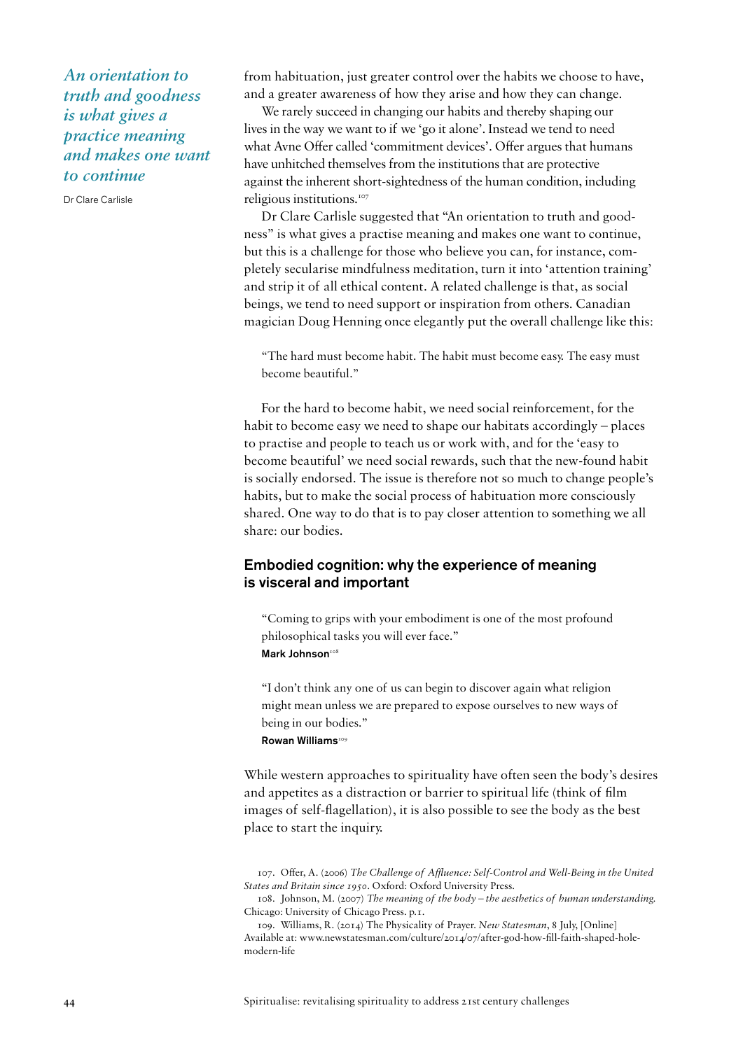*An orientation to truth and goodness is what gives a practice meaning and makes one want to continue*

Dr Clare Carlisle

from habituation, just greater control over the habits we choose to have, and a greater awareness of how they arise and how they can change.

We rarely succeed in changing our habits and thereby shaping our lives in the way we want to if we 'go it alone'. Instead we tend to need what Avne Offer called 'commitment devices'. Offer argues that humans have unhitched themselves from the institutions that are protective against the inherent short-sightedness of the human condition, including religious institutions.[107]

Dr Clare Carlisle suggested that "An orientation to truth and goodness" is what gives a practise meaning and makes one want to continue, but this is a challenge for those who believe you can, for instance, completely secularise mindfulness meditation, turn it into 'attention training' and strip it of all ethical content. A related challenge is that, as social beings, we tend to need support or inspiration from others. Canadian magician Doug Henning once elegantly put the overall challenge like this:

> "The hard must become habit. The habit must become easy. The easy must become beautiful."

For the hard to become habit, we need social reinforcement, for the habit to become easy we need to shape our habitats accordingly – places to practise and people to teach us or work with, and for the 'easy to become beautiful' we need social rewards, such that the new-found habit is socially endorsed. The issue is therefore not so much to change people's habits, but to make the social process of habituation more consciously shared. One way to do that is to pay closer attention to something we all share: our bodies.

## Embodied cognition: why the experience of meaning is visceral and important

> "Coming to grips with your embodiment is one of the most profound philosophical tasks you will ever face."
> **Mark Johnson**[108]

> "I don't think any one of us can begin to discover again what religion might mean unless we are prepared to expose ourselves to new ways of being in our bodies."
> **Rowan Williams**[109]

While western approaches to spirituality have often seen the body's desires and appetites as a distraction or barrier to spiritual life (think of film images of self-flagellation), it is also possible to see the body as the best place to start the inquiry.

107. Offer, A. (2006) *The Challenge of Affluence: Self-Control and Well-Being in the United States and Britain since 1950*. Oxford: Oxford University Press.

108. Johnson, M. (2007) *The meaning of the body – the aesthetics of human understanding.* Chicago: University of Chicago Press. p.1.

109. Williams, R. (2014) The Physicality of Prayer. *New Statesman*, 8 July, [Online] Available at: www.newstatesman.com/culture/2014/07/after-god-how-fill-faith-shaped-hole-modern-life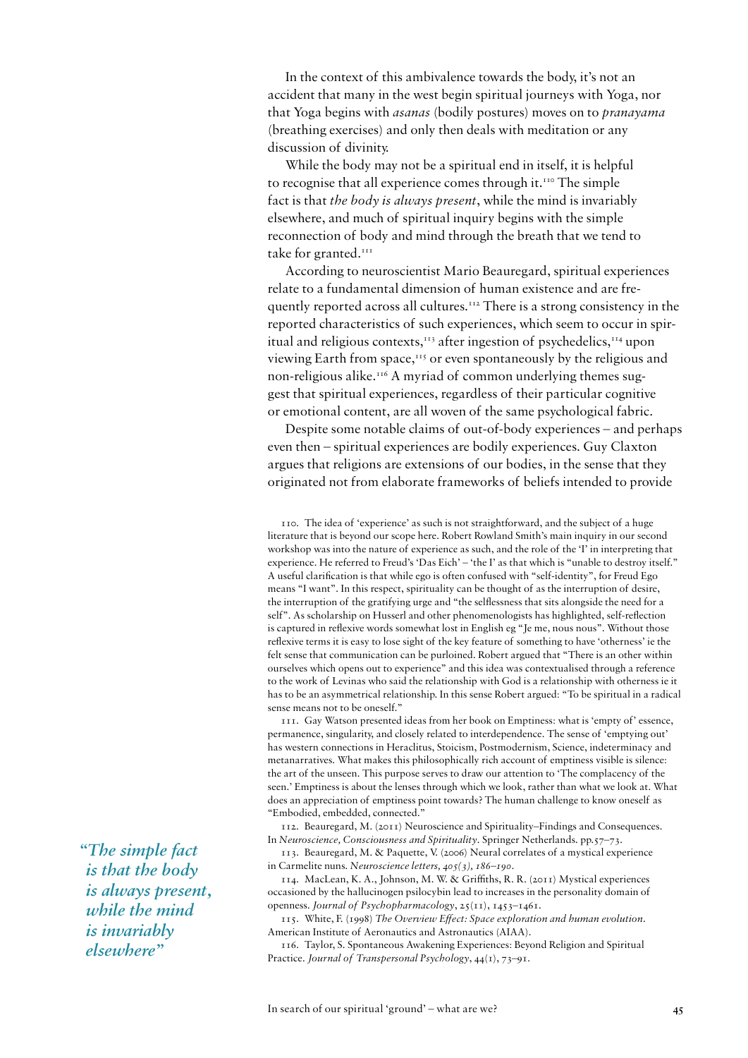In the context of this ambivalence towards the body, it's not an accident that many in the west begin spiritual journeys with Yoga, nor that Yoga begins with *asanas* (bodily postures) moves on to *pranayama* (breathing exercises) and only then deals with meditation or any discussion of divinity.

While the body may not be a spiritual end in itself, it is helpful to recognise that all experience comes through it.[110] The simple fact is that *the body is always present*, while the mind is invariably elsewhere, and much of spiritual inquiry begins with the simple reconnection of body and mind through the breath that we tend to take for granted.[111]

According to neuroscientist Mario Beauregard, spiritual experiences relate to a fundamental dimension of human existence and are frequently reported across all cultures.[112] There is a strong consistency in the reported characteristics of such experiences, which seem to occur in spiritual and religious contexts,[113] after ingestion of psychedelics,[114] upon viewing Earth from space,[115] or even spontaneously by the religious and non-religious alike.[116] A myriad of common underlying themes suggest that spiritual experiences, regardless of their particular cognitive or emotional content, are all woven of the same psychological fabric.

Despite some notable claims of out-of-body experiences – and perhaps even then – spiritual experiences are bodily experiences. Guy Claxton argues that religions are extensions of our bodies, in the sense that they originated not from elaborate frameworks of beliefs intended to provide

*"The simple fact is that the body is always present, while the mind is invariably elsewhere"*

110. The idea of 'experience' as such is not straightforward, and the subject of a huge literature that is beyond our scope here. Robert Rowland Smith's main inquiry in our second workshop was into the nature of experience as such, and the role of the 'I' in interpreting that experience. He referred to Freud's 'Das Eich' – 'the I' as that which is "unable to destroy itself." A useful clarification is that while ego is often confused with "self-identity", for Freud Ego means "I want". In this respect, spirituality can be thought of as the interruption of desire, the interruption of the gratifying urge and "the selflessness that sits alongside the need for a self". As scholarship on Husserl and other phenomenologists has highlighted, self-reflection is captured in reflexive words somewhat lost in English eg "Je me, nous nous". Without those reflexive terms it is easy to lose sight of the key feature of something to have 'otherness' ie the felt sense that communication can be purloined. Robert argued that "There is an other within ourselves which opens out to experience" and this idea was contextualised through a reference to the work of Levinas who said the relationship with God is a relationship with otherness ie it has to be an asymmetrical relationship. In this sense Robert argued: "To be spiritual in a radical sense means not to be oneself."

111. Gay Watson presented ideas from her book on Emptiness: what is 'empty of' essence, permanence, singularity, and closely related to interdependence. The sense of 'emptying out' has western connections in Heraclitus, Stoicism, Postmodernism, Science, indeterminacy and metanarratives. What makes this philosophically rich account of emptiness visible is silence: the art of the unseen. This purpose serves to draw our attention to 'The complacency of the seen.' Emptiness is about the lenses through which we look, rather than what we look at. What does an appreciation of emptiness point towards? The human challenge to know oneself as "Embodied, embedded, connected."

112. Beauregard, M. (2011) Neuroscience and Spirituality–Findings and Consequences. In *Neuroscience, Consciousness and Spirituality*. Springer Netherlands. pp.57–73.

113. Beauregard, M. & Paquette, V. (2006) Neural correlates of a mystical experience in Carmelite nuns. *Neuroscience letters, 405(3), 186–190.*

114. MacLean, K. A., Johnson, M. W. & Griffiths, R. R. (2011) Mystical experiences occasioned by the hallucinogen psilocybin lead to increases in the personality domain of openness. *Journal of Psychopharmacology*, 25(11), 1453–1461.

115. White, F. (1998) *The Overview Effect: Space exploration and human evolution*. American Institute of Aeronautics and Astronautics (AIAA).

116. Taylor, S. Spontaneous Awakening Experiences: Beyond Religion and Spiritual Practice. *Journal of Transpersonal Psychology*, 44(1), 73–91.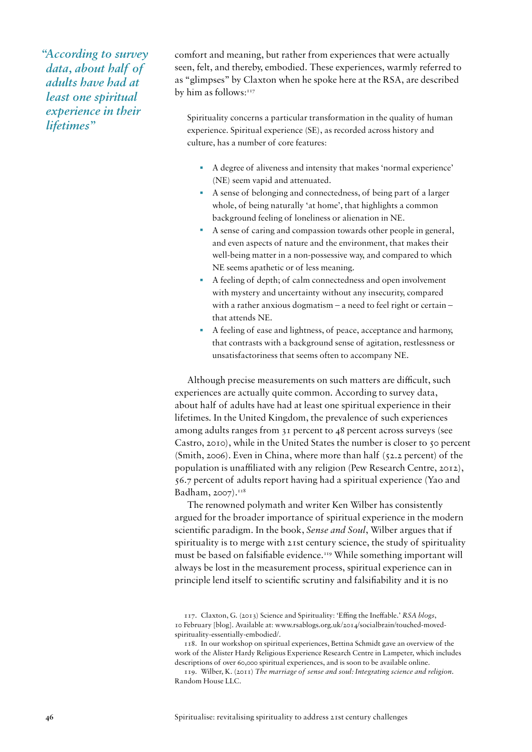*"According to survey data, about half of adults have had at least one spiritual experience in their lifetimes"*

comfort and meaning, but rather from experiences that were actually seen, felt, and thereby, embodied. These experiences, warmly referred to as "glimpses" by Claxton when he spoke here at the RSA, are described by him as follows:[117]

> Spirituality concerns a particular transformation in the quality of human experience. Spiritual experience (SE), as recorded across history and culture, has a number of core features:
>
> - A degree of aliveness and intensity that makes 'normal experience' (NE) seem vapid and attenuated.
> - A sense of belonging and connectedness, of being part of a larger whole, of being naturally 'at home', that highlights a common background feeling of loneliness or alienation in NE.
> - A sense of caring and compassion towards other people in general, and even aspects of nature and the environment, that makes their well-being matter in a non-possessive way, and compared to which NE seems apathetic or of less meaning.
> - A feeling of depth; of calm connectedness and open involvement with mystery and uncertainty without any insecurity, compared with a rather anxious dogmatism – a need to feel right or certain – that attends NE.
> - A feeling of ease and lightness, of peace, acceptance and harmony, that contrasts with a background sense of agitation, restlessness or unsatisfactoriness that seems often to accompany NE.

Although precise measurements on such matters are difficult, such experiences are actually quite common. According to survey data, about half of adults have had at least one spiritual experience in their lifetimes. In the United Kingdom, the prevalence of such experiences among adults ranges from 31 percent to 48 percent across surveys (see Castro, 2010), while in the United States the number is closer to 50 percent (Smith, 2006). Even in China, where more than half (52.2 percent) of the population is unaffiliated with any religion (Pew Research Centre, 2012), 56.7 percent of adults report having had a spiritual experience (Yao and Badham, 2007).[118]

The renowned polymath and writer Ken Wilber has consistently argued for the broader importance of spiritual experience in the modern scientific paradigm. In the book, *Sense and Soul*, Wilber argues that if spirituality is to merge with 21st century science, the study of spirituality must be based on falsifiable evidence.[119] While something important will always be lost in the measurement process, spiritual experience can in principle lend itself to scientific scrutiny and falsifiability and it is no

117. Claxton, G. (2013) Science and Spirituality: 'Effing the Ineffable.' *RSA blogs*, 10 February [blog]. Available at: www.rsablogs.org.uk/2014/socialbrain/touched-moved-spirituality-essentially-embodied/.

118. In our workshop on spiritual experiences, Bettina Schmidt gave an overview of the work of the Alister Hardy Religious Experience Research Centre in Lampeter, which includes descriptions of over 60,000 spiritual experiences, and is soon to be available online.

119. Wilber, K. (2011) *The marriage of sense and soul: Integrating science and religion*. Random House LLC.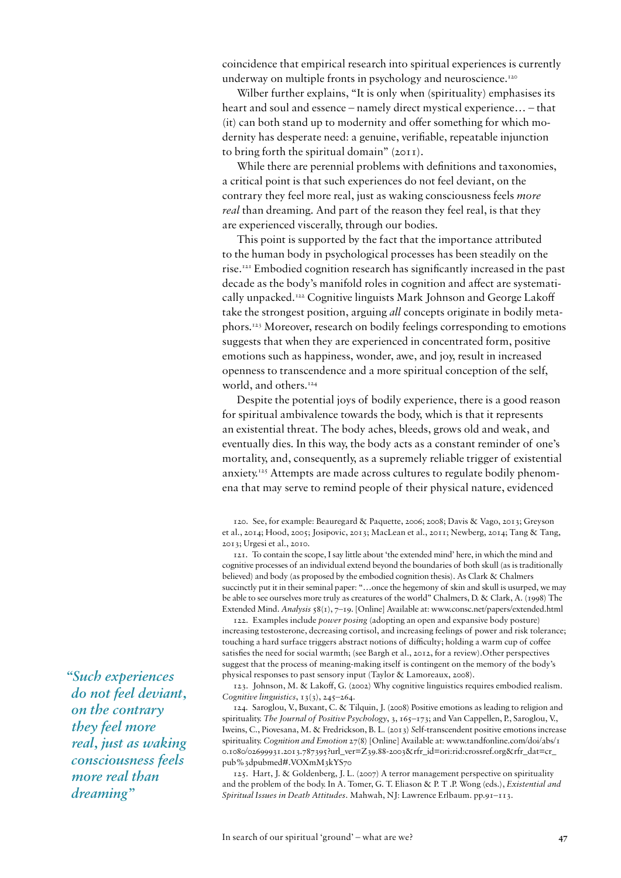coincidence that empirical research into spiritual experiences is currently underway on multiple fronts in psychology and neuroscience.[120]

Wilber further explains, "It is only when (spirituality) emphasises its heart and soul and essence – namely direct mystical experience… – that (it) can both stand up to modernity and offer something for which modernity has desperate need: a genuine, verifiable, repeatable injunction to bring forth the spiritual domain" (2011).

While there are perennial problems with definitions and taxonomies, a critical point is that such experiences do not feel deviant, on the contrary they feel more real, just as waking consciousness feels *more real* than dreaming. And part of the reason they feel real, is that they are experienced viscerally, through our bodies.

This point is supported by the fact that the importance attributed to the human body in psychological processes has been steadily on the rise.[121] Embodied cognition research has significantly increased in the past decade as the body's manifold roles in cognition and affect are systematically unpacked.[122] Cognitive linguists Mark Johnson and George Lakoff take the strongest position, arguing *all* concepts originate in bodily metaphors.[123] Moreover, research on bodily feelings corresponding to emotions suggests that when they are experienced in concentrated form, positive emotions such as happiness, wonder, awe, and joy, result in increased openness to transcendence and a more spiritual conception of the self, world, and others.[124]

Despite the potential joys of bodily experience, there is a good reason for spiritual ambivalence towards the body, which is that it represents an existential threat. The body aches, bleeds, grows old and weak, and eventually dies. In this way, the body acts as a constant reminder of one's mortality, and, consequently, as a supremely reliable trigger of existential anxiety.[125] Attempts are made across cultures to regulate bodily phenomena that may serve to remind people of their physical nature, evidenced

*"Such experiences do not feel deviant, on the contrary they feel more real, just as waking consciousness feels more real than dreaming"*

120. See, for example: Beauregard & Paquette, 2006; 2008; Davis & Vago, 2013; Greyson et al., 2014; Hood, 2005; Josipovic, 2013; MacLean et al., 2011; Newberg, 2014; Tang & Tang, 2013; Urgesi et al., 2010.

121. To contain the scope, I say little about 'the extended mind' here, in which the mind and cognitive processes of an individual extend beyond the boundaries of both skull (as is traditionally believed) and body (as proposed by the embodied cognition thesis). As Clark & Chalmers succinctly put it in their seminal paper: "…once the hegemony of skin and skull is usurped, we may be able to see ourselves more truly as creatures of the world" Chalmers, D. & Clark, A. (1998) The Extended Mind. *Analysis* 58(1), 7–19. [Online] Available at: www.consc.net/papers/extended.html

122. Examples include *power posing* (adopting an open and expansive body posture) increasing testosterone, decreasing cortisol, and increasing feelings of power and risk tolerance; touching a hard surface triggers abstract notions of difficulty; holding a warm cup of coffee satisfies the need for social warmth; (see Bargh et al., 2012, for a review).Other perspectives suggest that the process of meaning-making itself is contingent on the memory of the body's physical responses to past sensory input (Taylor & Lamoreaux, 2008).

123. Johnson, M. & Lakoff, G. (2002) Why cognitive linguistics requires embodied realism. *Cognitive linguistics*, 13(3), 245–264.

124. Saroglou, V., Buxant, C. & Tilquin, J. (2008) Positive emotions as leading to religion and spirituality. *The Journal of Positive Psychology*, 3, 165–173; and Van Cappellen, P., Saroglou, V., Iweins, C., Piovesana, M. & Fredrickson, B. L. (2013) Self-transcendent positive emotions increase spirituality. *Cognition and Emotion* 27(8) [Online] Available at: www.tandfonline.com/doi/abs/10.1080/02699931.2013.787395?url_ver=Z39.88-2003&rfr_id=ori:rid:crossref.org&rfr_dat=cr_pub%3dpubmed#.VOXmM3kYS70

125. Hart, J. & Goldenberg, J. L. (2007) A terror management perspective on spirituality and the problem of the body. In A. Tomer, G. T. Eliason & P. T .P. Wong (eds.), *Existential and Spiritual Issues in Death Attitudes*. Mahwah, NJ: Lawrence Erlbaum. pp.91–113.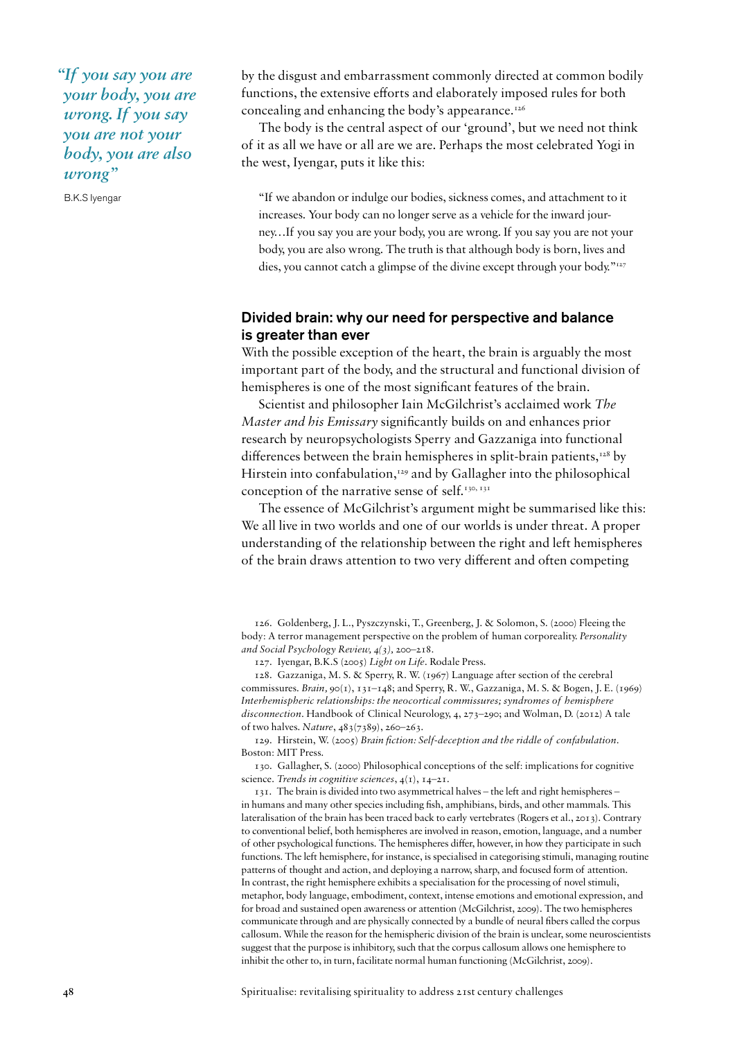> *"If you say you are your body, you are wrong. If you say you are not your body, you are also wrong"*
>
> B.K.S Iyengar

by the disgust and embarrassment commonly directed at common bodily functions, the extensive efforts and elaborately imposed rules for both concealing and enhancing the body's appearance.[126]

The body is the central aspect of our 'ground', but we need not think of it as all we have or all are we are. Perhaps the most celebrated Yogi in the west, Iyengar, puts it like this:

> "If we abandon or indulge our bodies, sickness comes, and attachment to it increases. Your body can no longer serve as a vehicle for the inward journey…If you say you are your body, you are wrong. If you say you are not your body, you are also wrong. The truth is that although body is born, lives and dies, you cannot catch a glimpse of the divine except through your body."[127]

## Divided brain: why our need for perspective and balance is greater than ever

With the possible exception of the heart, the brain is arguably the most important part of the body, and the structural and functional division of hemispheres is one of the most significant features of the brain.

Scientist and philosopher Iain McGilchrist's acclaimed work *The Master and his Emissary* significantly builds on and enhances prior research by neuropsychologists Sperry and Gazzaniga into functional differences between the brain hemispheres in split-brain patients,[128] by Hirstein into confabulation,[129] and by Gallagher into the philosophical conception of the narrative sense of self.[130, 131]

The essence of McGilchrist's argument might be summarised like this: We all live in two worlds and one of our worlds is under threat. A proper understanding of the relationship between the right and left hemispheres of the brain draws attention to two very different and often competing

---

126. Goldenberg, J. L., Pyszczynski, T., Greenberg, J. & Solomon, S. (2000) Fleeing the body: A terror management perspective on the problem of human corporeality. *Personality and Social Psychology Review, 4(3),* 200–218.

127. Iyengar, B.K.S (2005) *Light on Life*. Rodale Press.

128. Gazzaniga, M. S. & Sperry, R. W. (1967) Language after section of the cerebral commissures. *Brain*, 90(1), 131–148; and Sperry, R. W., Gazzaniga, M. S. & Bogen, J. E. (1969) *Interhemispheric relationships: the neocortical commissures; syndromes of hemisphere disconnection*. Handbook of Clinical Neurology, 4, 273–290; and Wolman, D. (2012) A tale of two halves. *Nature*, 483(7389), 260–263.

129. Hirstein, W. (2005) *Brain fiction: Self-deception and the riddle of confabulation*. Boston: MIT Press.

130. Gallagher, S. (2000) Philosophical conceptions of the self: implications for cognitive science. *Trends in cognitive sciences*, 4(1), 14–21.

131. The brain is divided into two asymmetrical halves – the left and right hemispheres – in humans and many other species including fish, amphibians, birds, and other mammals. This lateralisation of the brain has been traced back to early vertebrates (Rogers et al., 2013). Contrary to conventional belief, both hemispheres are involved in reason, emotion, language, and a number of other psychological functions. The hemispheres differ, however, in how they participate in such functions. The left hemisphere, for instance, is specialised in categorising stimuli, managing routine patterns of thought and action, and deploying a narrow, sharp, and focused form of attention. In contrast, the right hemisphere exhibits a specialisation for the processing of novel stimuli, metaphor, body language, embodiment, context, intense emotions and emotional expression, and for broad and sustained open awareness or attention (McGilchrist, 2009). The two hemispheres communicate through and are physically connected by a bundle of neural fibers called the corpus callosum. While the reason for the hemispheric division of the brain is unclear, some neuroscientists suggest that the purpose is inhibitory, such that the corpus callosum allows one hemisphere to inhibit the other to, in turn, facilitate normal human functioning (McGilchrist, 2009).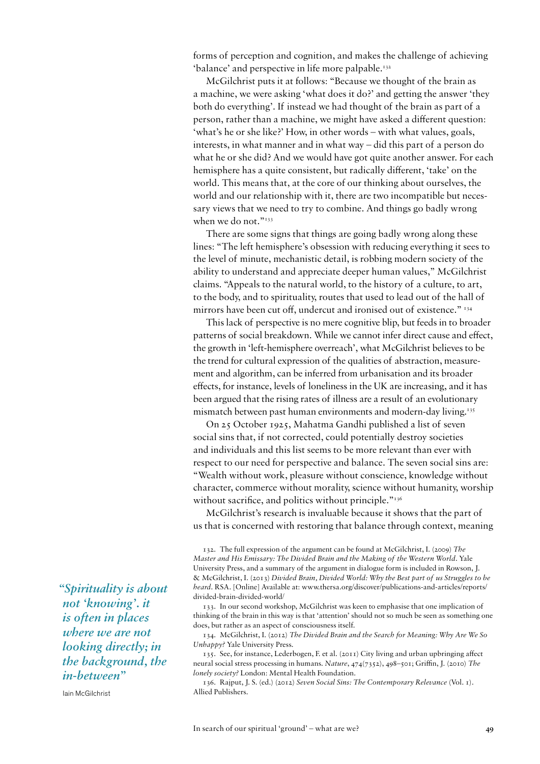forms of perception and cognition, and makes the challenge of achieving 'balance' and perspective in life more palpable.[132]

McGilchrist puts it at follows: "Because we thought of the brain as a machine, we were asking 'what does it do?' and getting the answer 'they both do everything'. If instead we had thought of the brain as part of a person, rather than a machine, we might have asked a different question: 'what's he or she like?' How, in other words – with what values, goals, interests, in what manner and in what way – did this part of a person do what he or she did? And we would have got quite another answer. For each hemisphere has a quite consistent, but radically different, 'take' on the world. This means that, at the core of our thinking about ourselves, the world and our relationship with it, there are two incompatible but necessary views that we need to try to combine. And things go badly wrong when we do not."[133]

There are some signs that things are going badly wrong along these lines: "The left hemisphere's obsession with reducing everything it sees to the level of minute, mechanistic detail, is robbing modern society of the ability to understand and appreciate deeper human values," McGilchrist claims. "Appeals to the natural world, to the history of a culture, to art, to the body, and to spirituality, routes that used to lead out of the hall of mirrors have been cut off, undercut and ironised out of existence." [134]

This lack of perspective is no mere cognitive blip, but feeds in to broader patterns of social breakdown. While we cannot infer direct cause and effect, the growth in 'left-hemisphere overreach', what McGilchrist believes to be the trend for cultural expression of the qualities of abstraction, measurement and algorithm, can be inferred from urbanisation and its broader effects, for instance, levels of loneliness in the UK are increasing, and it has been argued that the rising rates of illness are a result of an evolutionary mismatch between past human environments and modern-day living.[135]

On 25 October 1925, Mahatma Gandhi published a list of seven social sins that, if not corrected, could potentially destroy societies and individuals and this list seems to be more relevant than ever with respect to our need for perspective and balance. The seven social sins are: "Wealth without work, pleasure without conscience, knowledge without character, commerce without morality, science without humanity, worship without sacrifice, and politics without principle."[136]

McGilchrist's research is invaluable because it shows that the part of us that is concerned with restoring that balance through context, meaning

> ***"Spirituality is about not 'knowing'. it is often in places where we are not looking directly; in the background, the in-between"***
>
> Iain McGilchrist

132. The full expression of the argument can be found at McGilchrist, I. (2009) *The Master and His Emissary: The Divided Brain and the Making of the Western World*. Yale University Press, and a summary of the argument in dialogue form is included in Rowson, J. & McGilchrist, I. (2013) *Divided Brain, Divided World: Why the Best part of us Struggles to be heard*. RSA. [Online] Available at: www.thersa.org/discover/publications-and-articles/reports/divided-brain-divided-world/

133. In our second workshop, McGilchrist was keen to emphasise that one implication of thinking of the brain in this way is that 'attention' should not so much be seen as something one does, but rather as an aspect of consciousness itself.

134. McGilchrist, I. (2012) *The Divided Brain and the Search for Meaning: Why Are We So Unhappy?* Yale University Press.

135. See, for instance, Lederbogen, F. et al. (2011) City living and urban upbringing affect neural social stress processing in humans. *Nature*, 474(7352), 498–501; Griffin, J. (2010) *The lonely society?* London: Mental Health Foundation.

136. Rajput, J. S. (ed.) (2012) *Seven Social Sins: The Contemporary Relevance* (Vol. 1). Allied Publishers.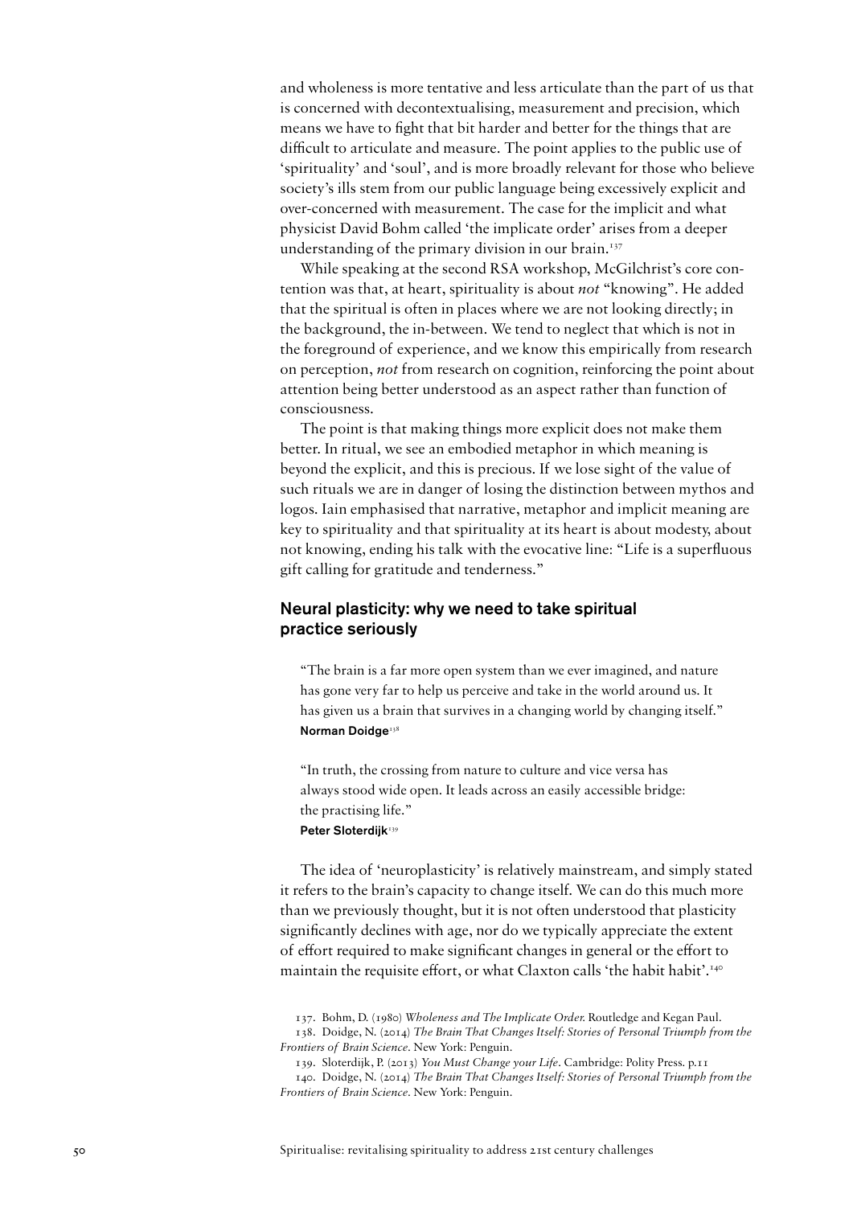and wholeness is more tentative and less articulate than the part of us that is concerned with decontextualising, measurement and precision, which means we have to fight that bit harder and better for the things that are difficult to articulate and measure. The point applies to the public use of 'spirituality' and 'soul', and is more broadly relevant for those who believe society's ills stem from our public language being excessively explicit and over-concerned with measurement. The case for the implicit and what physicist David Bohm called 'the implicate order' arises from a deeper understanding of the primary division in our brain.[137]

While speaking at the second RSA workshop, McGilchrist's core contention was that, at heart, spirituality is about *not* "knowing". He added that the spiritual is often in places where we are not looking directly; in the background, the in-between. We tend to neglect that which is not in the foreground of experience, and we know this empirically from research on perception, *not* from research on cognition, reinforcing the point about attention being better understood as an aspect rather than function of consciousness.

The point is that making things more explicit does not make them better. In ritual, we see an embodied metaphor in which meaning is beyond the explicit, and this is precious. If we lose sight of the value of such rituals we are in danger of losing the distinction between mythos and logos. Iain emphasised that narrative, metaphor and implicit meaning are key to spirituality and that spirituality at its heart is about modesty, about not knowing, ending his talk with the evocative line: "Life is a superfluous gift calling for gratitude and tenderness."

## Neural plasticity: why we need to take spiritual practice seriously

> "The brain is a far more open system than we ever imagined, and nature has gone very far to help us perceive and take in the world around us. It has given us a brain that survives in a changing world by changing itself."
> **Norman Doidge**[138]

> "In truth, the crossing from nature to culture and vice versa has always stood wide open. It leads across an easily accessible bridge: the practising life."
> **Peter Sloterdijk**[139]

The idea of 'neuroplasticity' is relatively mainstream, and simply stated it refers to the brain's capacity to change itself. We can do this much more than we previously thought, but it is not often understood that plasticity significantly declines with age, nor do we typically appreciate the extent of effort required to make significant changes in general or the effort to maintain the requisite effort, or what Claxton calls 'the habit habit'.[140]

137. Bohm, D. (1980) *Wholeness and The Implicate Order.* Routledge and Kegan Paul.

138. Doidge, N. (2014) *The Brain That Changes Itself: Stories of Personal Triumph from the Frontiers of Brain Science.* New York: Penguin.

139. Sloterdijk, P. (2013) *You Must Change your Life*. Cambridge: Polity Press. p.11

140. Doidge, N. (2014) *The Brain That Changes Itself: Stories of Personal Triumph from the Frontiers of Brain Science.* New York: Penguin.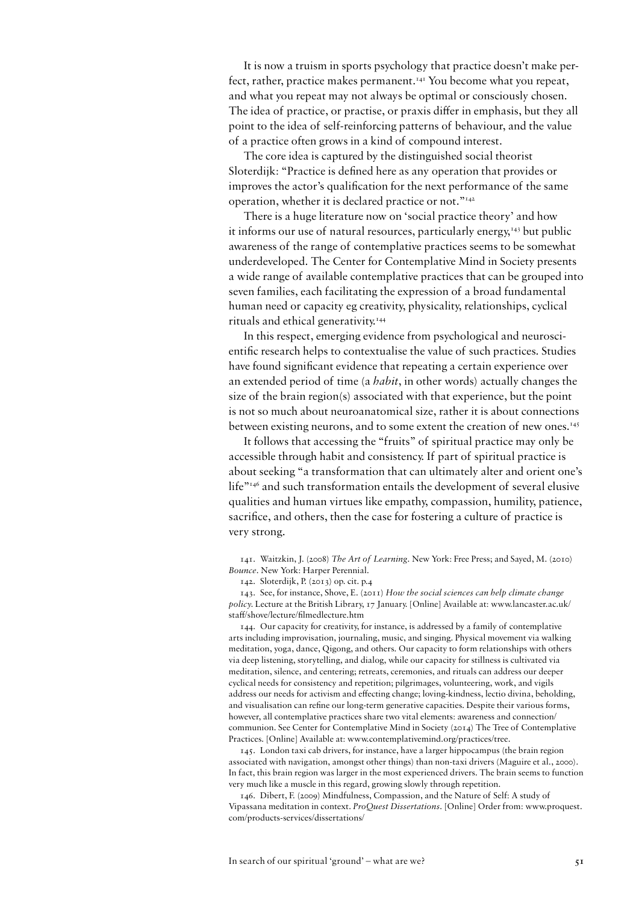It is now a truism in sports psychology that practice doesn't make perfect, rather, practice makes permanent.[141] You become what you repeat, and what you repeat may not always be optimal or consciously chosen. The idea of practice, or practise, or praxis differ in emphasis, but they all point to the idea of self-reinforcing patterns of behaviour, and the value of a practice often grows in a kind of compound interest.

The core idea is captured by the distinguished social theorist Sloterdijk: "Practice is defined here as any operation that provides or improves the actor's qualification for the next performance of the same operation, whether it is declared practice or not."[142]

There is a huge literature now on 'social practice theory' and how it informs our use of natural resources, particularly energy,[143] but public awareness of the range of contemplative practices seems to be somewhat underdeveloped. The Center for Contemplative Mind in Society presents a wide range of available contemplative practices that can be grouped into seven families, each facilitating the expression of a broad fundamental human need or capacity eg creativity, physicality, relationships, cyclical rituals and ethical generativity.[144]

In this respect, emerging evidence from psychological and neuroscientific research helps to contextualise the value of such practices. Studies have found significant evidence that repeating a certain experience over an extended period of time (a *habit*, in other words) actually changes the size of the brain region(s) associated with that experience, but the point is not so much about neuroanatomical size, rather it is about connections between existing neurons, and to some extent the creation of new ones.[145]

It follows that accessing the "fruits" of spiritual practice may only be accessible through habit and consistency. If part of spiritual practice is about seeking "a transformation that can ultimately alter and orient one's life"[146] and such transformation entails the development of several elusive qualities and human virtues like empathy, compassion, humility, patience, sacrifice, and others, then the case for fostering a culture of practice is very strong.

141. Waitzkin, J. (2008) *The Art of Learning*. New York: Free Press; and Sayed, M. (2010) *Bounce*. New York: Harper Perennial.

142. Sloterdijk, P. (2013) op. cit. p.4

143. See, for instance, Shove, E. (2011) *How the social sciences can help climate change policy*. Lecture at the British Library, 17 January. [Online] Available at: www.lancaster.ac.uk/staff/shove/lecture/filmedlecture.htm

144. Our capacity for creativity, for instance, is addressed by a family of contemplative arts including improvisation, journaling, music, and singing. Physical movement via walking meditation, yoga, dance, Qigong, and others. Our capacity to form relationships with others via deep listening, storytelling, and dialog, while our capacity for stillness is cultivated via meditation, silence, and centering; retreats, ceremonies, and rituals can address our deeper cyclical needs for consistency and repetition; pilgrimages, volunteering, work, and vigils address our needs for activism and effecting change; loving-kindness, lectio divina, beholding, and visualisation can refine our long-term generative capacities. Despite their various forms, however, all contemplative practices share two vital elements: awareness and connection/communion. See Center for Contemplative Mind in Society (2014) The Tree of Contemplative Practices. [Online] Available at: www.contemplativemind.org/practices/tree.

145. London taxi cab drivers, for instance, have a larger hippocampus (the brain region associated with navigation, amongst other things) than non-taxi drivers (Maguire et al., 2000). In fact, this brain region was larger in the most experienced drivers. The brain seems to function very much like a muscle in this regard, growing slowly through repetition.

146. Dibert, F. (2009) Mindfulness, Compassion, and the Nature of Self: A study of Vipassana meditation in context. *ProQuest Dissertations*. [Online] Order from: www.proquest.com/products-services/dissertations/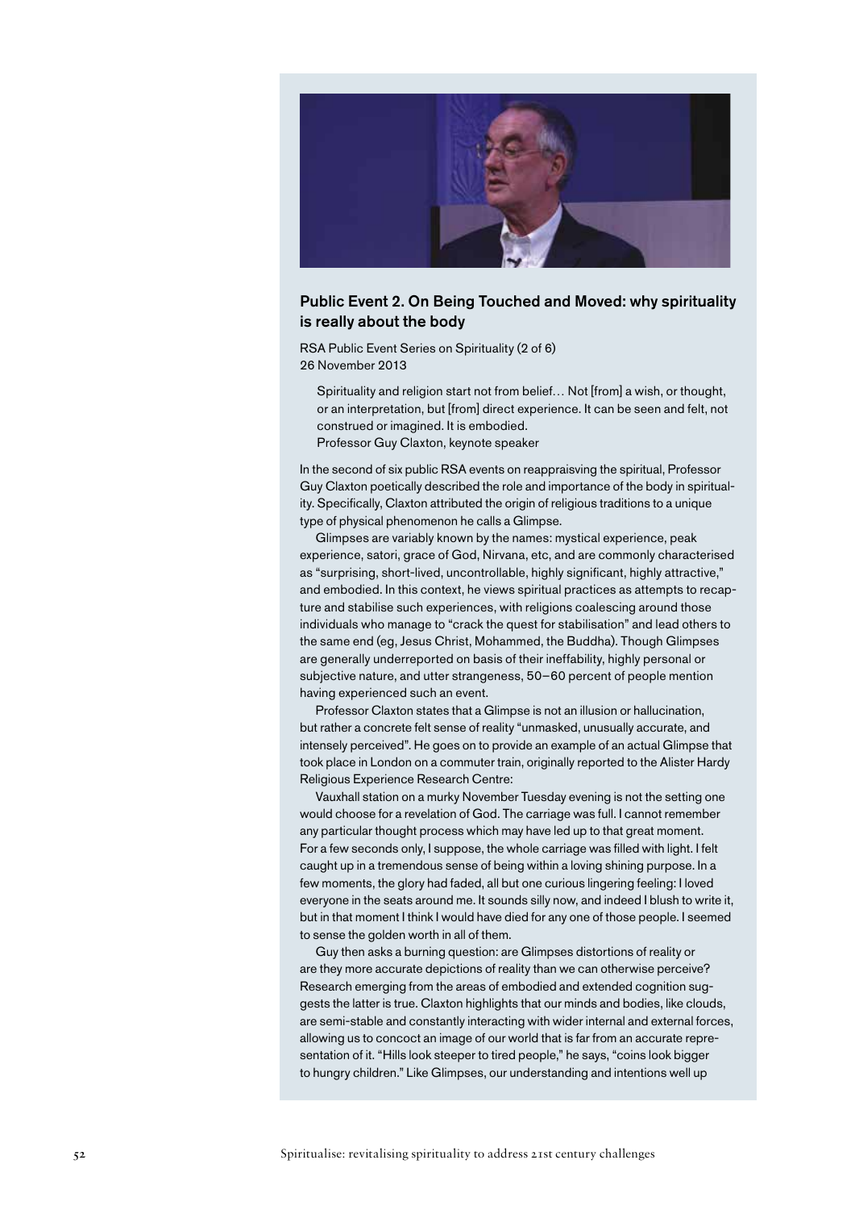## Public Event 2. On Being Touched and Moved: why spirituality is really about the body

RSA Public Event Series on Spirituality (2 of 6)
26 November 2013

> Spirituality and religion start not from belief… Not [from] a wish, or thought, or an interpretation, but [from] direct experience. It can be seen and felt, not construed or imagined. It is embodied.
> Professor Guy Claxton, keynote speaker

In the second of six public RSA events on reappraisving the spiritual, Professor Guy Claxton poetically described the role and importance of the body in spirituality. Specifically, Claxton attributed the origin of religious traditions to a unique type of physical phenomenon he calls a Glimpse.

Glimpses are variably known by the names: mystical experience, peak experience, satori, grace of God, Nirvana, etc, and are commonly characterised as "surprising, short-lived, uncontrollable, highly significant, highly attractive," and embodied. In this context, he views spiritual practices as attempts to recapture and stabilise such experiences, with religions coalescing around those individuals who manage to "crack the quest for stabilisation" and lead others to the same end (eg, Jesus Christ, Mohammed, the Buddha). Though Glimpses are generally underreported on basis of their ineffability, highly personal or subjective nature, and utter strangeness, 50–60 percent of people mention having experienced such an event.

Professor Claxton states that a Glimpse is not an illusion or hallucination, but rather a concrete felt sense of reality "unmasked, unusually accurate, and intensely perceived". He goes on to provide an example of an actual Glimpse that took place in London on a commuter train, originally reported to the Alister Hardy Religious Experience Research Centre:

Vauxhall station on a murky November Tuesday evening is not the setting one would choose for a revelation of God. The carriage was full. I cannot remember any particular thought process which may have led up to that great moment. For a few seconds only, I suppose, the whole carriage was filled with light. I felt caught up in a tremendous sense of being within a loving shining purpose. In a few moments, the glory had faded, all but one curious lingering feeling: I loved everyone in the seats around me. It sounds silly now, and indeed I blush to write it, but in that moment I think I would have died for any one of those people. I seemed to sense the golden worth in all of them.

Guy then asks a burning question: are Glimpses distortions of reality or are they more accurate depictions of reality than we can otherwise perceive? Research emerging from the areas of embodied and extended cognition suggests the latter is true. Claxton highlights that our minds and bodies, like clouds, are semi-stable and constantly interacting with wider internal and external forces, allowing us to concoct an image of our world that is far from an accurate representation of it. "Hills look steeper to tired people," he says, "coins look bigger to hungry children." Like Glimpses, our understanding and intentions well up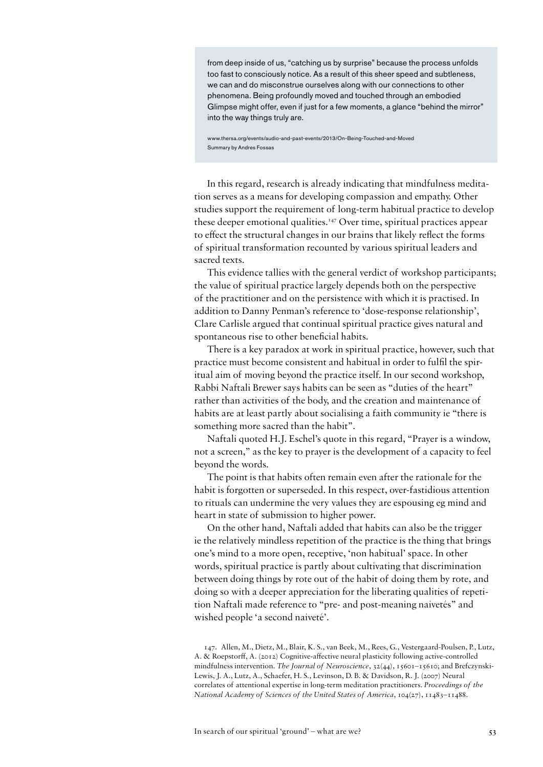from deep inside of us, "catching us by surprise" because the process unfolds too fast to consciously notice. As a result of this sheer speed and subtleness, we can and do misconstrue ourselves along with our connections to other phenomena. Being profoundly moved and touched through an embodied Glimpse might offer, even if just for a few moments, a glance "behind the mirror" into the way things truly are.

www.thersa.org/events/audio-and-past-events/2013/On-Being-Touched-and-Moved
Summary by Andres Fossas

In this regard, research is already indicating that mindfulness meditation serves as a means for developing compassion and empathy. Other studies support the requirement of long-term habitual practice to develop these deeper emotional qualities.[147] Over time, spiritual practices appear to effect the structural changes in our brains that likely reflect the forms of spiritual transformation recounted by various spiritual leaders and sacred texts.

This evidence tallies with the general verdict of workshop participants; the value of spiritual practice largely depends both on the perspective of the practitioner and on the persistence with which it is practised. In addition to Danny Penman's reference to 'dose-response relationship', Clare Carlisle argued that continual spiritual practice gives natural and spontaneous rise to other beneficial habits.

There is a key paradox at work in spiritual practice, however, such that practice must become consistent and habitual in order to fulfil the spiritual aim of moving beyond the practice itself. In our second workshop, Rabbi Naftali Brewer says habits can be seen as "duties of the heart" rather than activities of the body, and the creation and maintenance of habits are at least partly about socialising a faith community ie "there is something more sacred than the habit".

Naftali quoted H.J. Eschel's quote in this regard, "Prayer is a window, not a screen," as the key to prayer is the development of a capacity to feel beyond the words.

The point is that habits often remain even after the rationale for the habit is forgotten or superseded. In this respect, over-fastidious attention to rituals can undermine the very values they are espousing eg mind and heart in state of submission to higher power.

On the other hand, Naftali added that habits can also be the trigger ie the relatively mindless repetition of the practice is the thing that brings one's mind to a more open, receptive, 'non habitual' space. In other words, spiritual practice is partly about cultivating that discrimination between doing things by rote out of the habit of doing them by rote, and doing so with a deeper appreciation for the liberating qualities of repetition Naftali made reference to "pre- and post-meaning naivetés" and wished people 'a second naiveté'.

147. Allen, M., Dietz, M., Blair, K. S., van Beek, M., Rees, G., Vestergaard-Poulsen, P., Lutz, A. & Roepstorff, A. (2012) Cognitive-affective neural plasticity following active-controlled mindfulness intervention. *The Journal of Neuroscience*, 32(44), 15601–15610; and Brefczynski-Lewis, J. A., Lutz, A., Schaefer, H. S., Levinson, D. B. & Davidson, R. J. (2007) Neural correlates of attentional expertise in long-term meditation practitioners. *Proceedings of the National Academy of Sciences of the United States of America*, 104(27), 11483–11488.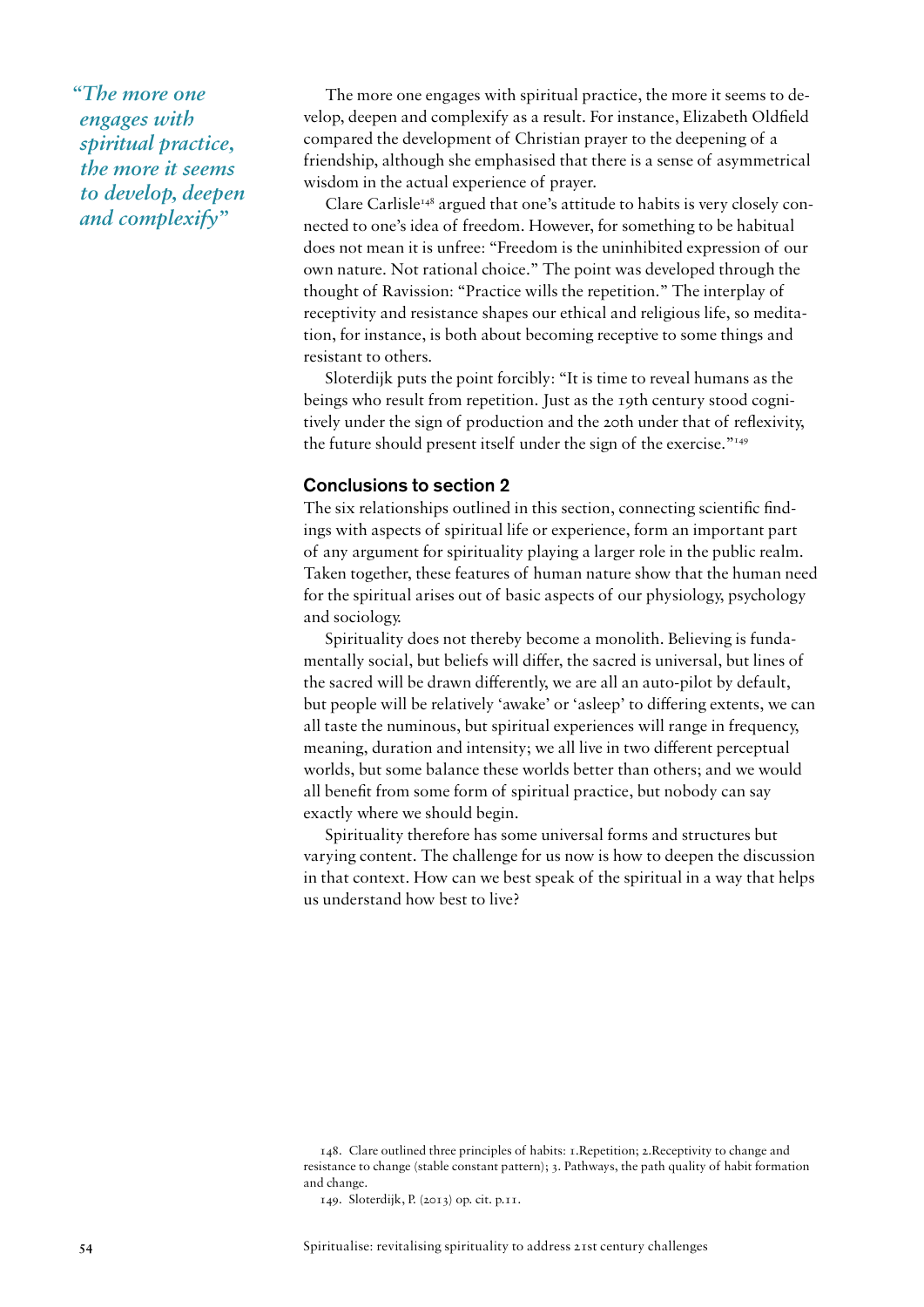> *"The more one engages with spiritual practice, the more it seems to develop, deepen and complexify"*

The more one engages with spiritual practice, the more it seems to develop, deepen and complexify as a result. For instance, Elizabeth Oldfield compared the development of Christian prayer to the deepening of a friendship, although she emphasised that there is a sense of asymmetrical wisdom in the actual experience of prayer.

Clare Carlisle[148] argued that one's attitude to habits is very closely connected to one's idea of freedom. However, for something to be habitual does not mean it is unfree: "Freedom is the uninhibited expression of our own nature. Not rational choice." The point was developed through the thought of Ravission: "Practice wills the repetition." The interplay of receptivity and resistance shapes our ethical and religious life, so meditation, for instance, is both about becoming receptive to some things and resistant to others.

Sloterdijk puts the point forcibly: "It is time to reveal humans as the beings who result from repetition. Just as the 19th century stood cognitively under the sign of production and the 20th under that of reflexivity, the future should present itself under the sign of the exercise."[149]

## Conclusions to section 2

The six relationships outlined in this section, connecting scientific findings with aspects of spiritual life or experience, form an important part of any argument for spirituality playing a larger role in the public realm. Taken together, these features of human nature show that the human need for the spiritual arises out of basic aspects of our physiology, psychology and sociology.

Spirituality does not thereby become a monolith. Believing is fundamentally social, but beliefs will differ, the sacred is universal, but lines of the sacred will be drawn differently, we are all an auto-pilot by default, but people will be relatively 'awake' or 'asleep' to differing extents, we can all taste the numinous, but spiritual experiences will range in frequency, meaning, duration and intensity; we all live in two different perceptual worlds, but some balance these worlds better than others; and we would all benefit from some form of spiritual practice, but nobody can say exactly where we should begin.

Spirituality therefore has some universal forms and structures but varying content. The challenge for us now is how to deepen the discussion in that context. How can we best speak of the spiritual in a way that helps us understand how best to live?

148. Clare outlined three principles of habits: 1.Repetition; 2.Receptivity to change and resistance to change (stable constant pattern); 3. Pathways, the path quality of habit formation and change.

149. Sloterdijk, P. (2013) op. cit. p.11.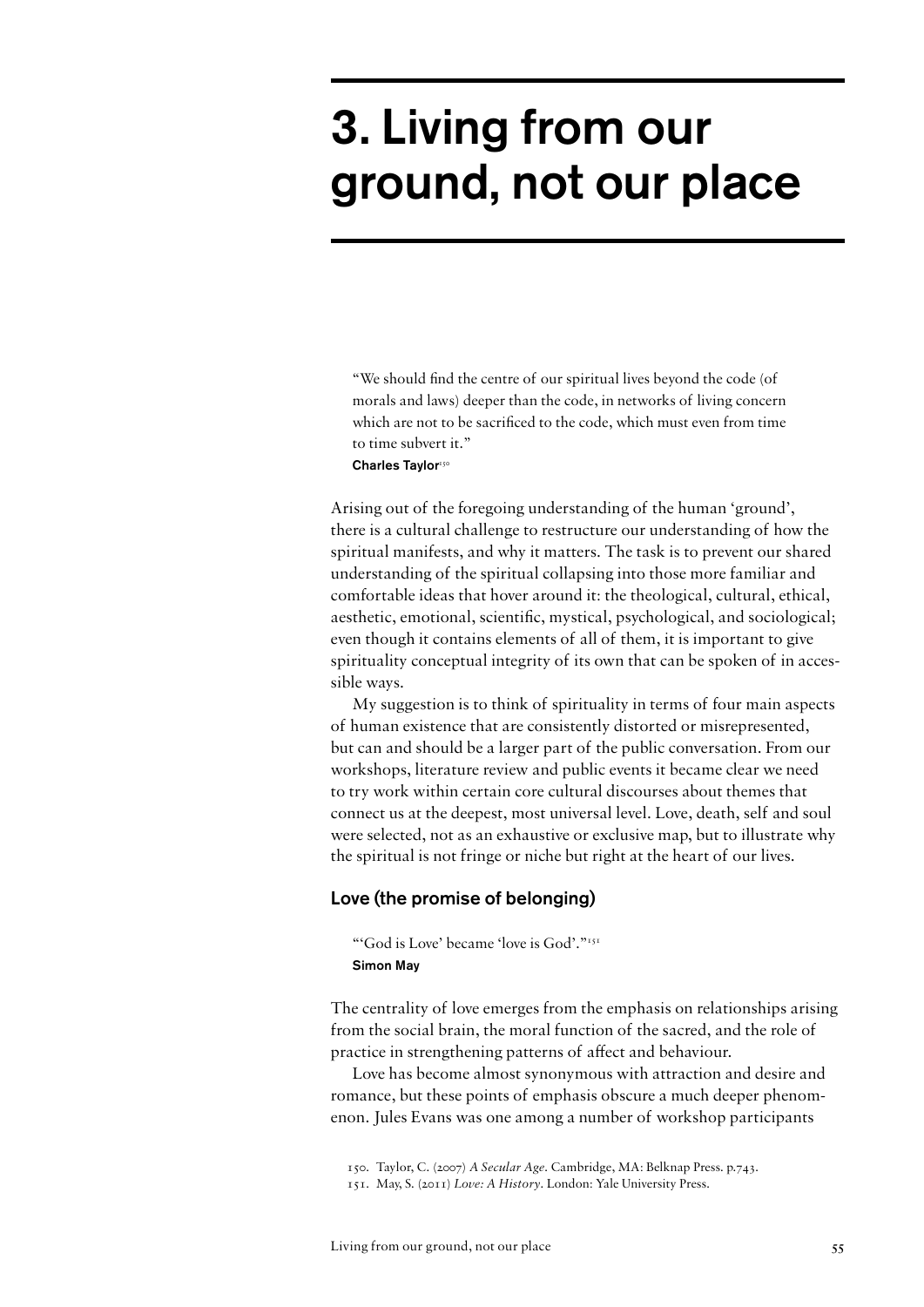# 3. Living from our ground, not our place

> "We should find the centre of our spiritual lives beyond the code (of morals and laws) deeper than the code, in networks of living concern which are not to be sacrificed to the code, which must even from time to time subvert it."
>
> **Charles Taylor**[150]

Arising out of the foregoing understanding of the human 'ground', there is a cultural challenge to restructure our understanding of how the spiritual manifests, and why it matters. The task is to prevent our shared understanding of the spiritual collapsing into those more familiar and comfortable ideas that hover around it: the theological, cultural, ethical, aesthetic, emotional, scientific, mystical, psychological, and sociological; even though it contains elements of all of them, it is important to give spirituality conceptual integrity of its own that can be spoken of in accessible ways.

My suggestion is to think of spirituality in terms of four main aspects of human existence that are consistently distorted or misrepresented, but can and should be a larger part of the public conversation. From our workshops, literature review and public events it became clear we need to try work within certain core cultural discourses about themes that connect us at the deepest, most universal level. Love, death, self and soul were selected, not as an exhaustive or exclusive map, but to illustrate why the spiritual is not fringe or niche but right at the heart of our lives.

## Love (the promise of belonging)

> "'God is Love' became 'love is God'."[151]
>
> **Simon May**

The centrality of love emerges from the emphasis on relationships arising from the social brain, the moral function of the sacred, and the role of practice in strengthening patterns of affect and behaviour.

Love has become almost synonymous with attraction and desire and romance, but these points of emphasis obscure a much deeper phenomenon. Jules Evans was one among a number of workshop participants

150. Taylor, C. (2007) *A Secular Age*. Cambridge, MA: Belknap Press. p.743.

151. May, S. (2011) *Love: A History*. London: Yale University Press.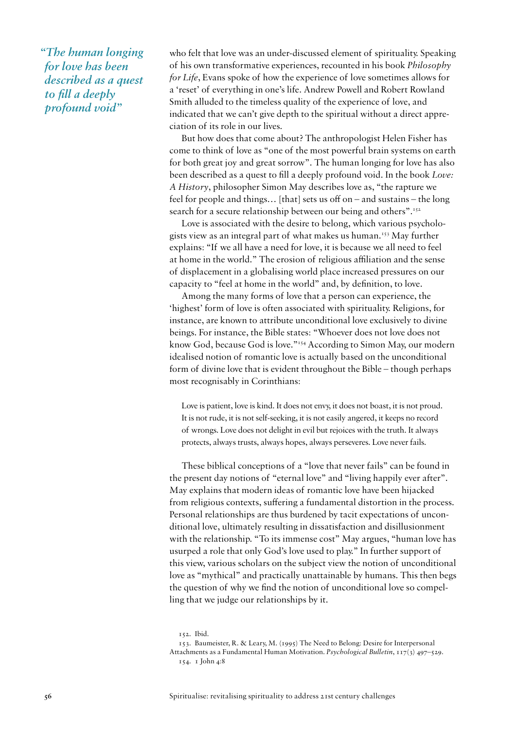*"The human longing for love has been described as a quest to fill a deeply profound void"*

who felt that love was an under-discussed element of spirituality. Speaking of his own transformative experiences, recounted in his book *Philosophy for Life*, Evans spoke of how the experience of love sometimes allows for a 'reset' of everything in one's life. Andrew Powell and Robert Rowland Smith alluded to the timeless quality of the experience of love, and indicated that we can't give depth to the spiritual without a direct appreciation of its role in our lives.

But how does that come about? The anthropologist Helen Fisher has come to think of love as "one of the most powerful brain systems on earth for both great joy and great sorrow". The human longing for love has also been described as a quest to fill a deeply profound void. In the book *Love: A History*, philosopher Simon May describes love as, "the rapture we feel for people and things… [that] sets us off on – and sustains – the long search for a secure relationship between our being and others".[152]

Love is associated with the desire to belong, which various psychologists view as an integral part of what makes us human.[153] May further explains: "If we all have a need for love, it is because we all need to feel at home in the world." The erosion of religious affiliation and the sense of displacement in a globalising world place increased pressures on our capacity to "feel at home in the world" and, by definition, to love.

Among the many forms of love that a person can experience, the 'highest' form of love is often associated with spirituality. Religions, for instance, are known to attribute unconditional love exclusively to divine beings. For instance, the Bible states: "Whoever does not love does not know God, because God is love."[154] According to Simon May, our modern idealised notion of romantic love is actually based on the unconditional form of divine love that is evident throughout the Bible – though perhaps most recognisably in Corinthians:

> Love is patient, love is kind. It does not envy, it does not boast, it is not proud. It is not rude, it is not self-seeking, it is not easily angered, it keeps no record of wrongs. Love does not delight in evil but rejoices with the truth. It always protects, always trusts, always hopes, always perseveres. Love never fails.

These biblical conceptions of a "love that never fails" can be found in the present day notions of "eternal love" and "living happily ever after". May explains that modern ideas of romantic love have been hijacked from religious contexts, suffering a fundamental distortion in the process. Personal relationships are thus burdened by tacit expectations of unconditional love, ultimately resulting in dissatisfaction and disillusionment with the relationship. "To its immense cost" May argues, "human love has usurped a role that only God's love used to play." In further support of this view, various scholars on the subject view the notion of unconditional love as "mythical" and practically unattainable by humans. This then begs the question of why we find the notion of unconditional love so compelling that we judge our relationships by it.

152. Ibid.

153. Baumeister, R. & Leary, M. (1995) The Need to Belong: Desire for Interpersonal Attachments as a Fundamental Human Motivation. *Psychological Bulletin*, 117(3) 497–529.

154. 1 John 4:8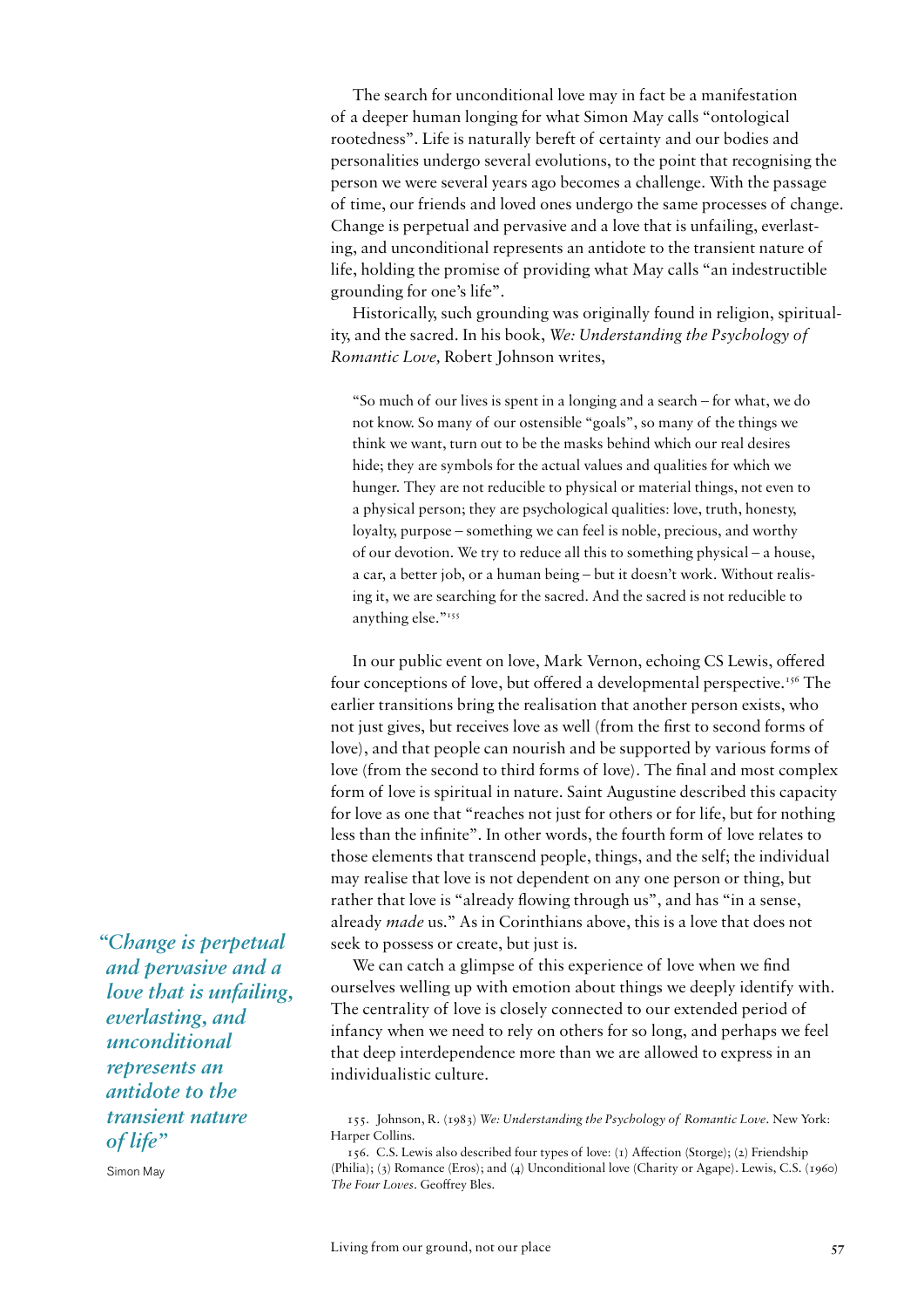The search for unconditional love may in fact be a manifestation of a deeper human longing for what Simon May calls "ontological rootedness". Life is naturally bereft of certainty and our bodies and personalities undergo several evolutions, to the point that recognising the person we were several years ago becomes a challenge. With the passage of time, our friends and loved ones undergo the same processes of change. Change is perpetual and pervasive and a love that is unfailing, everlasting, and unconditional represents an antidote to the transient nature of life, holding the promise of providing what May calls "an indestructible grounding for one's life".

Historically, such grounding was originally found in religion, spirituality, and the sacred. In his book, *We: Understanding the Psychology of Romantic Love,* Robert Johnson writes,

> "So much of our lives is spent in a longing and a search – for what, we do not know. So many of our ostensible "goals", so many of the things we think we want, turn out to be the masks behind which our real desires hide; they are symbols for the actual values and qualities for which we hunger. They are not reducible to physical or material things, not even to a physical person; they are psychological qualities: love, truth, honesty, loyalty, purpose – something we can feel is noble, precious, and worthy of our devotion. We try to reduce all this to something physical – a house, a car, a better job, or a human being – but it doesn't work. Without realising it, we are searching for the sacred. And the sacred is not reducible to anything else."[155]

In our public event on love, Mark Vernon, echoing CS Lewis, offered four conceptions of love, but offered a developmental perspective.[156] The earlier transitions bring the realisation that another person exists, who not just gives, but receives love as well (from the first to second forms of love), and that people can nourish and be supported by various forms of love (from the second to third forms of love). The final and most complex form of love is spiritual in nature. Saint Augustine described this capacity for love as one that "reaches not just for others or for life, but for nothing less than the infinite". In other words, the fourth form of love relates to those elements that transcend people, things, and the self; the individual may realise that love is not dependent on any one person or thing, but rather that love is "already flowing through us", and has "in a sense, already *made* us." As in Corinthians above, this is a love that does not seek to possess or create, but just is.

> *"Change is perpetual and pervasive and a love that is unfailing, everlasting, and unconditional represents an antidote to the transient nature of life"*
>
> Simon May

We can catch a glimpse of this experience of love when we find ourselves welling up with emotion about things we deeply identify with. The centrality of love is closely connected to our extended period of infancy when we need to rely on others for so long, and perhaps we feel that deep interdependence more than we are allowed to express in an individualistic culture.

155. Johnson, R. (1983) *We: Understanding the Psychology of Romantic Love*. New York: Harper Collins.

156. C.S. Lewis also described four types of love: (1) Affection (Storge); (2) Friendship (Philia); (3) Romance (Eros); and (4) Unconditional love (Charity or Agape). Lewis, C.S. (1960) *The Four Loves*. Geoffrey Bles.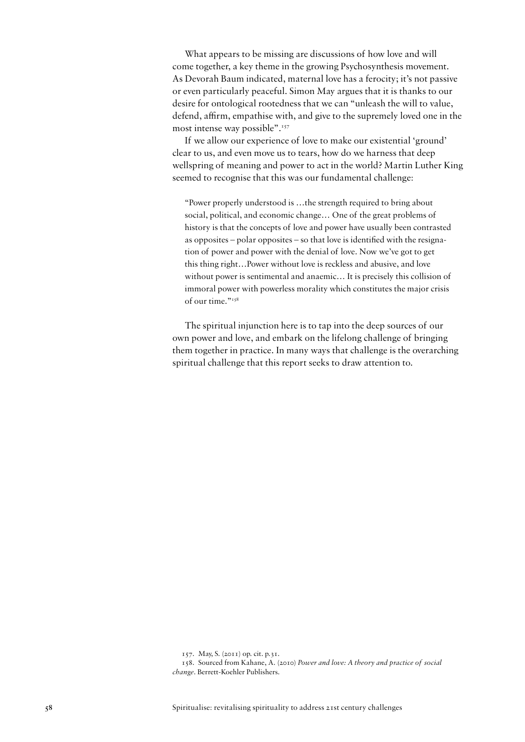What appears to be missing are discussions of how love and will come together, a key theme in the growing Psychosynthesis movement. As Devorah Baum indicated, maternal love has a ferocity; it's not passive or even particularly peaceful. Simon May argues that it is thanks to our desire for ontological rootedness that we can "unleash the will to value, defend, affirm, empathise with, and give to the supremely loved one in the most intense way possible".[157]

If we allow our experience of love to make our existential 'ground' clear to us, and even move us to tears, how do we harness that deep wellspring of meaning and power to act in the world? Martin Luther King seemed to recognise that this was our fundamental challenge:

> "Power properly understood is …the strength required to bring about social, political, and economic change… One of the great problems of history is that the concepts of love and power have usually been contrasted as opposites – polar opposites – so that love is identified with the resignation of power and power with the denial of love. Now we've got to get this thing right…Power without love is reckless and abusive, and love without power is sentimental and anaemic… It is precisely this collision of immoral power with powerless morality which constitutes the major crisis of our time."[158]

The spiritual injunction here is to tap into the deep sources of our own power and love, and embark on the lifelong challenge of bringing them together in practice. In many ways that challenge is the overarching spiritual challenge that this report seeks to draw attention to.

157. May, S. (2011) op. cit. p.31.

158. Sourced from Kahane, A. (2010) *Power and love: A theory and practice of social change*. Berrett-Koehler Publishers.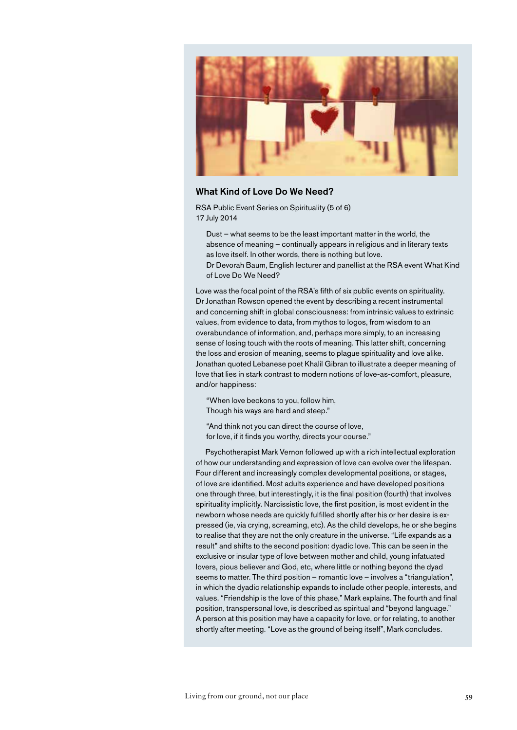### What Kind of Love Do We Need?

RSA Public Event Series on Spirituality (5 of 6)
17 July 2014

> Dust – what seems to be the least important matter in the world, the absence of meaning – continually appears in religious and in literary texts as love itself. In other words, there is nothing but love.
> Dr Devorah Baum, English lecturer and panellist at the RSA event What Kind of Love Do We Need?

Love was the focal point of the RSA's fifth of six public events on spirituality. Dr Jonathan Rowson opened the event by describing a recent instrumental and concerning shift in global consciousness: from intrinsic values to extrinsic values, from evidence to data, from mythos to logos, from wisdom to an overabundance of information, and, perhaps more simply, to an increasing sense of losing touch with the roots of meaning. This latter shift, concerning the loss and erosion of meaning, seems to plague spirituality and love alike. Jonathan quoted Lebanese poet Khalil Gibran to illustrate a deeper meaning of love that lies in stark contrast to modern notions of love-as-comfort, pleasure, and/or happiness:

> "When love beckons to you, follow him,
> Though his ways are hard and steep."
>
> "And think not you can direct the course of love,
> for love, if it finds you worthy, directs your course."

Psychotherapist Mark Vernon followed up with a rich intellectual exploration of how our understanding and expression of love can evolve over the lifespan. Four different and increasingly complex developmental positions, or stages, of love are identified. Most adults experience and have developed positions one through three, but interestingly, it is the final position (fourth) that involves spirituality implicitly. Narcissistic love, the first position, is most evident in the newborn whose needs are quickly fulfilled shortly after his or her desire is expressed (ie, via crying, screaming, etc). As the child develops, he or she begins to realise that they are not the only creature in the universe. "Life expands as a result" and shifts to the second position: dyadic love. This can be seen in the exclusive or insular type of love between mother and child, young infatuated lovers, pious believer and God, etc, where little or nothing beyond the dyad seems to matter. The third position – romantic love – involves a "triangulation", in which the dyadic relationship expands to include other people, interests, and values. "Friendship is the love of this phase," Mark explains. The fourth and final position, transpersonal love, is described as spiritual and "beyond language." A person at this position may have a capacity for love, or for relating, to another shortly after meeting. "Love as the ground of being itself", Mark concludes.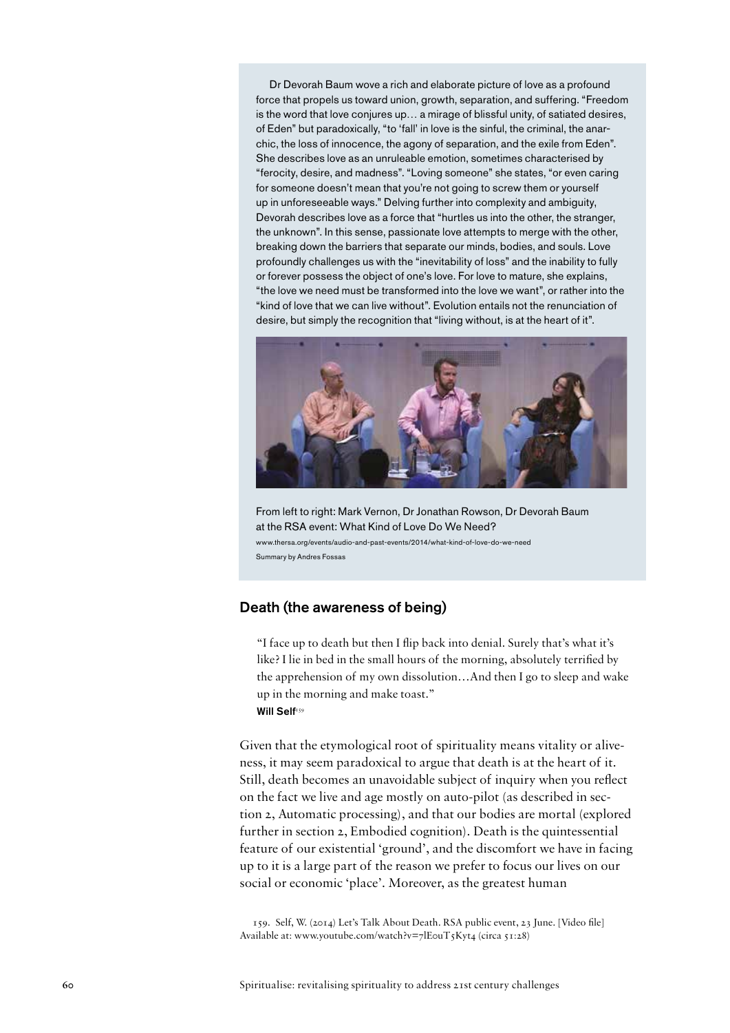Dr Devorah Baum wove a rich and elaborate picture of love as a profound force that propels us toward union, growth, separation, and suffering. "Freedom is the word that love conjures up… a mirage of blissful unity, of satiated desires, of Eden" but paradoxically, "to 'fall' in love is the sinful, the criminal, the anarchic, the loss of innocence, the agony of separation, and the exile from Eden". She describes love as an unruleable emotion, sometimes characterised by "ferocity, desire, and madness". "Loving someone" she states, "or even caring for someone doesn't mean that you're not going to screw them or yourself up in unforeseeable ways." Delving further into complexity and ambiguity, Devorah describes love as a force that "hurtles us into the other, the stranger, the unknown". In this sense, passionate love attempts to merge with the other, breaking down the barriers that separate our minds, bodies, and souls. Love profoundly challenges us with the "inevitability of loss" and the inability to fully or forever possess the object of one's love. For love to mature, she explains, "the love we need must be transformed into the love we want", or rather into the "kind of love that we can live without". Evolution entails not the renunciation of desire, but simply the recognition that "living without, is at the heart of it".

From left to right: Mark Vernon, Dr Jonathan Rowson, Dr Devorah Baum at the RSA event: What Kind of Love Do We Need?
www.thersa.org/events/audio-and-past-events/2014/what-kind-of-love-do-we-need
Summary by Andres Fossas

## Death (the awareness of being)

> "I face up to death but then I flip back into denial. Surely that's what it's like? I lie in bed in the small hours of the morning, absolutely terrified by the apprehension of my own dissolution…And then I go to sleep and wake up in the morning and make toast."
> **Will Self**[159]

Given that the etymological root of spirituality means vitality or aliveness, it may seem paradoxical to argue that death is at the heart of it. Still, death becomes an unavoidable subject of inquiry when you reflect on the fact we live and age mostly on auto-pilot (as described in section 2, Automatic processing), and that our bodies are mortal (explored further in section 2, Embodied cognition). Death is the quintessential feature of our existential 'ground', and the discomfort we have in facing up to it is a large part of the reason we prefer to focus our lives on our social or economic 'place'. Moreover, as the greatest human

159. Self, W. (2014) Let's Talk About Death. RSA public event, 23 June. [Video file] Available at: www.youtube.com/watch?v=7lE0uT5Kyt4 (circa 51:28)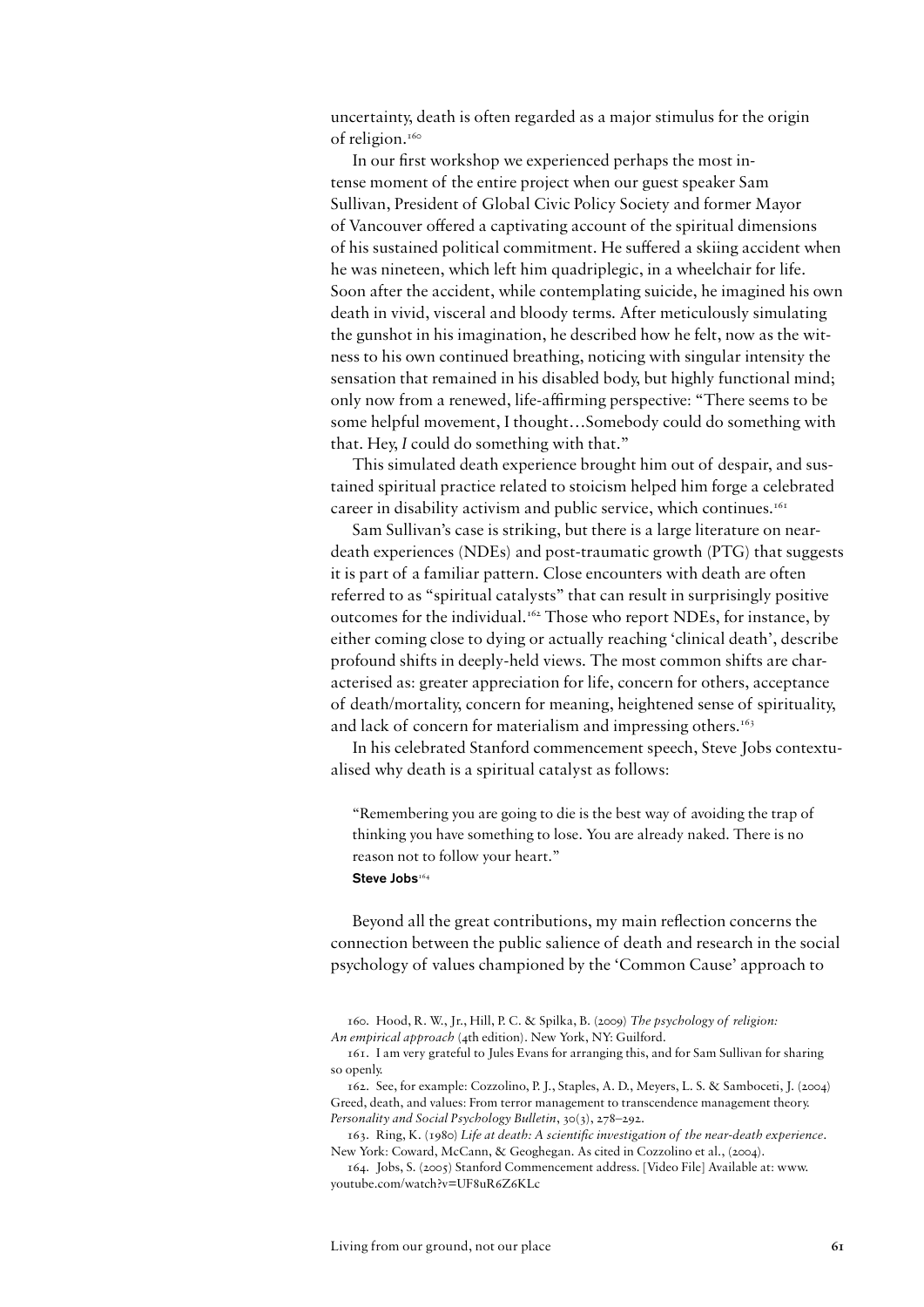uncertainty, death is often regarded as a major stimulus for the origin of religion.[160]

In our first workshop we experienced perhaps the most intense moment of the entire project when our guest speaker Sam Sullivan, President of Global Civic Policy Society and former Mayor of Vancouver offered a captivating account of the spiritual dimensions of his sustained political commitment. He suffered a skiing accident when he was nineteen, which left him quadriplegic, in a wheelchair for life. Soon after the accident, while contemplating suicide, he imagined his own death in vivid, visceral and bloody terms. After meticulously simulating the gunshot in his imagination, he described how he felt, now as the witness to his own continued breathing, noticing with singular intensity the sensation that remained in his disabled body, but highly functional mind; only now from a renewed, life-affirming perspective: "There seems to be some helpful movement, I thought…Somebody could do something with that. Hey, *I* could do something with that."

This simulated death experience brought him out of despair, and sustained spiritual practice related to stoicism helped him forge a celebrated career in disability activism and public service, which continues.[161]

Sam Sullivan's case is striking, but there is a large literature on near-death experiences (NDEs) and post-traumatic growth (PTG) that suggests it is part of a familiar pattern. Close encounters with death are often referred to as "spiritual catalysts" that can result in surprisingly positive outcomes for the individual.[162] Those who report NDEs, for instance, by either coming close to dying or actually reaching 'clinical death', describe profound shifts in deeply-held views. The most common shifts are characterised as: greater appreciation for life, concern for others, acceptance of death/mortality, concern for meaning, heightened sense of spirituality, and lack of concern for materialism and impressing others.[163]

In his celebrated Stanford commencement speech, Steve Jobs contextualised why death is a spiritual catalyst as follows:

> "Remembering you are going to die is the best way of avoiding the trap of thinking you have something to lose. You are already naked. There is no reason not to follow your heart."
>
> **Steve Jobs**[164]

Beyond all the great contributions, my main reflection concerns the connection between the public salience of death and research in the social psychology of values championed by the 'Common Cause' approach to

160. Hood, R. W., Jr., Hill, P. C. & Spilka, B. (2009) *The psychology of religion: An empirical approach* (4th edition). New York, NY: Guilford.

161. I am very grateful to Jules Evans for arranging this, and for Sam Sullivan for sharing so openly.

162. See, for example: Cozzolino, P. J., Staples, A. D., Meyers, L. S. & Samboceti, J. (2004) Greed, death, and values: From terror management to transcendence management theory. *Personality and Social Psychology Bulletin*, 30(3), 278–292.

163. Ring, K. (1980) *Life at death: A scientific investigation of the near-death experience*. New York: Coward, McCann, & Geoghegan. As cited in Cozzolino et al., (2004).

164. Jobs, S. (2005) Stanford Commencement address. [Video File] Available at: www.youtube.com/watch?v=UF8uR6Z6KLc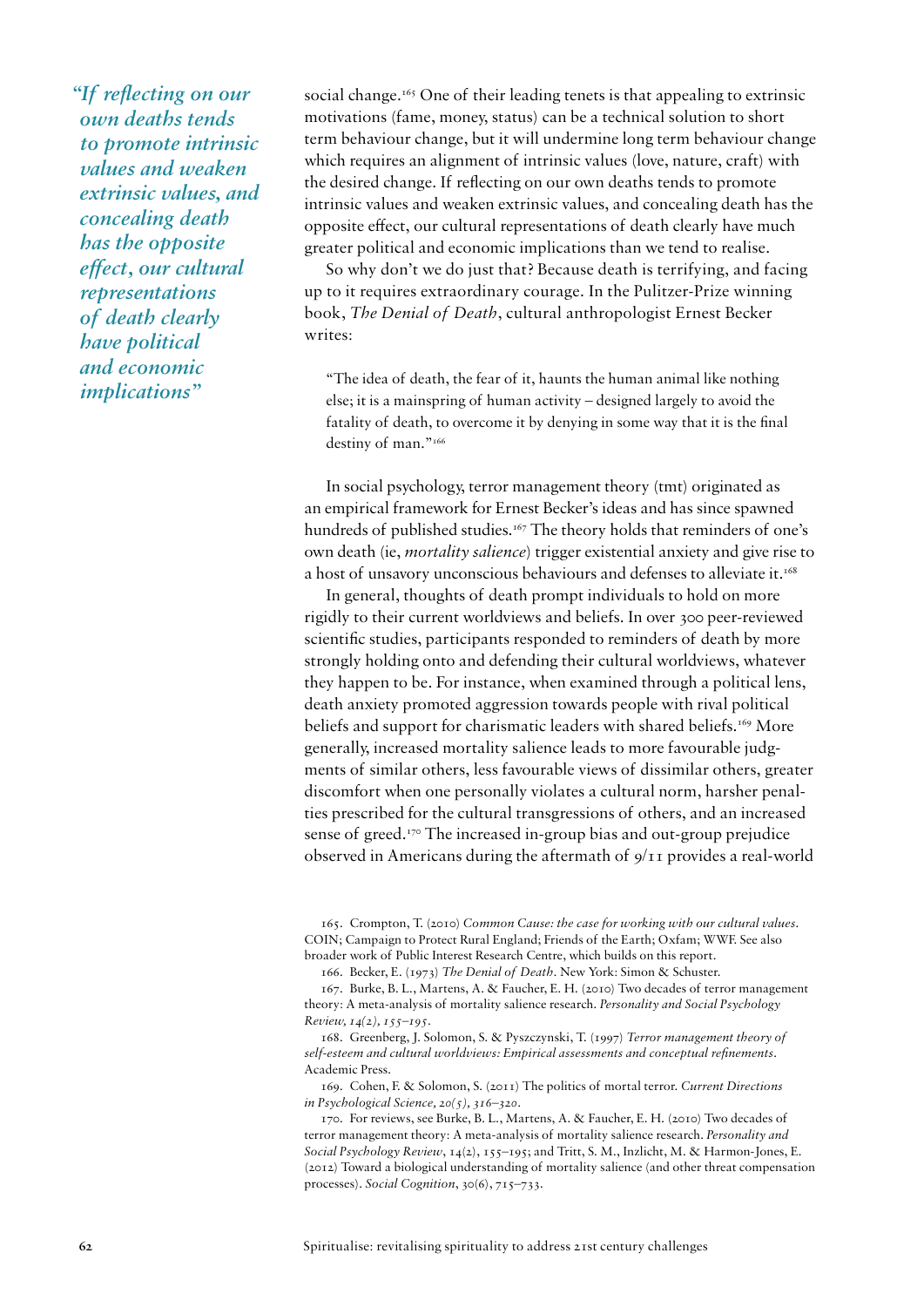*"If reflecting on our own deaths tends to promote intrinsic values and weaken extrinsic values, and concealing death has the opposite effect, our cultural representations of death clearly have political and economic implications"*

social change.[165] One of their leading tenets is that appealing to extrinsic motivations (fame, money, status) can be a technical solution to short term behaviour change, but it will undermine long term behaviour change which requires an alignment of intrinsic values (love, nature, craft) with the desired change. If reflecting on our own deaths tends to promote intrinsic values and weaken extrinsic values, and concealing death has the opposite effect, our cultural representations of death clearly have much greater political and economic implications than we tend to realise.

So why don't we do just that? Because death is terrifying, and facing up to it requires extraordinary courage. In the Pulitzer-Prize winning book, *The Denial of Death*, cultural anthropologist Ernest Becker writes:

> "The idea of death, the fear of it, haunts the human animal like nothing else; it is a mainspring of human activity – designed largely to avoid the fatality of death, to overcome it by denying in some way that it is the final destiny of man."[166]

In social psychology, terror management theory (tmt) originated as an empirical framework for Ernest Becker's ideas and has since spawned hundreds of published studies.[167] The theory holds that reminders of one's own death (ie, *mortality salience*) trigger existential anxiety and give rise to a host of unsavory unconscious behaviours and defenses to alleviate it.[168]

In general, thoughts of death prompt individuals to hold on more rigidly to their current worldviews and beliefs. In over 300 peer-reviewed scientific studies, participants responded to reminders of death by more strongly holding onto and defending their cultural worldviews, whatever they happen to be. For instance, when examined through a political lens, death anxiety promoted aggression towards people with rival political beliefs and support for charismatic leaders with shared beliefs.[169] More generally, increased mortality salience leads to more favourable judgments of similar others, less favourable views of dissimilar others, greater discomfort when one personally violates a cultural norm, harsher penalties prescribed for the cultural transgressions of others, and an increased sense of greed.[170] The increased in-group bias and out-group prejudice observed in Americans during the aftermath of 9/11 provides a real-world

165. Crompton, T. (2010) *Common Cause: the case for working with our cultural values*. COIN; Campaign to Protect Rural England; Friends of the Earth; Oxfam; WWF. See also broader work of Public Interest Research Centre, which builds on this report.

166. Becker, E. (1973) *The Denial of Death*. New York: Simon & Schuster.

167. Burke, B. L., Martens, A. & Faucher, E. H. (2010) Two decades of terror management theory: A meta-analysis of mortality salience research. *Personality and Social Psychology Review, 14(2), 155–195*.

168. Greenberg, J. Solomon, S. & Pyszczynski, T. (1997) *Terror management theory of self-esteem and cultural worldviews: Empirical assessments and conceptual refinements*. Academic Press.

169. Cohen, F. & Solomon, S. (2011) The politics of mortal terror. *Current Directions in Psychological Science, 20(5), 316–320*.

170. For reviews, see Burke, B. L., Martens, A. & Faucher, E. H. (2010) Two decades of terror management theory: A meta-analysis of mortality salience research. *Personality and Social Psychology Review*, 14(2), 155–195; and Tritt, S. M., Inzlicht, M. & Harmon-Jones, E. (2012) Toward a biological understanding of mortality salience (and other threat compensation processes). *Social Cognition*, 30(6), 715–733.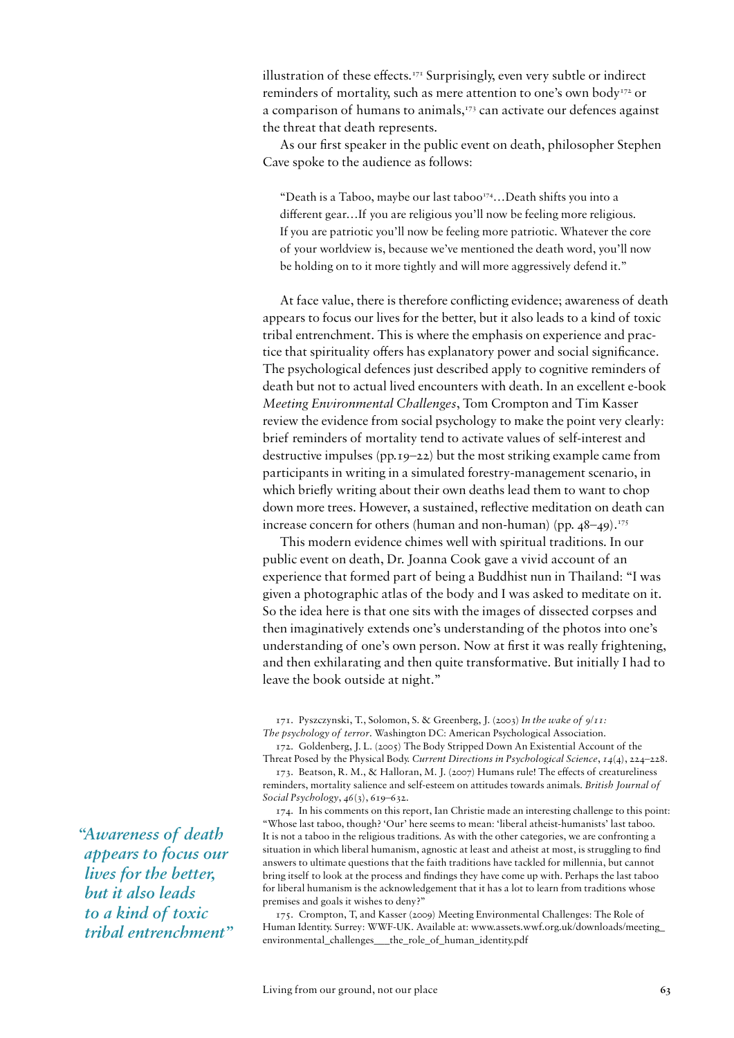illustration of these effects.[171] Surprisingly, even very subtle or indirect reminders of mortality, such as mere attention to one's own body[172] or a comparison of humans to animals,[173] can activate our defences against the threat that death represents.

As our first speaker in the public event on death, philosopher Stephen Cave spoke to the audience as follows:

> "Death is a Taboo, maybe our last taboo[174]…Death shifts you into a different gear…If you are religious you'll now be feeling more religious. If you are patriotic you'll now be feeling more patriotic. Whatever the core of your worldview is, because we've mentioned the death word, you'll now be holding on to it more tightly and will more aggressively defend it."

At face value, there is therefore conflicting evidence; awareness of death appears to focus our lives for the better, but it also leads to a kind of toxic tribal entrenchment. This is where the emphasis on experience and practice that spirituality offers has explanatory power and social significance. The psychological defences just described apply to cognitive reminders of death but not to actual lived encounters with death. In an excellent e-book *Meeting Environmental Challenges*, Tom Crompton and Tim Kasser review the evidence from social psychology to make the point very clearly: brief reminders of mortality tend to activate values of self-interest and destructive impulses (pp.19–22) but the most striking example came from participants in writing in a simulated forestry-management scenario, in which briefly writing about their own deaths lead them to want to chop down more trees. However, a sustained, reflective meditation on death can increase concern for others (human and non-human) (pp. 48–49).[175]

This modern evidence chimes well with spiritual traditions. In our public event on death, Dr. Joanna Cook gave a vivid account of an experience that formed part of being a Buddhist nun in Thailand: "I was given a photographic atlas of the body and I was asked to meditate on it. So the idea here is that one sits with the images of dissected corpses and then imaginatively extends one's understanding of the photos into one's understanding of one's own person. Now at first it was really frightening, and then exhilarating and then quite transformative. But initially I had to leave the book outside at night."

*"Awareness of death appears to focus our lives for the better, but it also leads to a kind of toxic tribal entrenchment"*

171. Pyszczynski, T., Solomon, S. & Greenberg, J. (2003) *In the wake of 9/11: The psychology of terror*. Washington DC: American Psychological Association.

172. Goldenberg, J. L. (2005) The Body Stripped Down An Existential Account of the Threat Posed by the Physical Body. *Current Directions in Psychological Science*, *14*(4), 224–228.

173. Beatson, R. M., & Halloran, M. J. (2007) Humans rule! The effects of creatureliness reminders, mortality salience and self-esteem on attitudes towards animals. *British Journal of Social Psychology*, *46*(3), 619–632.

174. In his comments on this report, Ian Christie made an interesting challenge to this point: "Whose last taboo, though? 'Our' here seems to mean: 'liberal atheist-humanists' last taboo. It is not a taboo in the religious traditions. As with the other categories, we are confronting a situation in which liberal humanism, agnostic at least and atheist at most, is struggling to find answers to ultimate questions that the faith traditions have tackled for millennia, but cannot bring itself to look at the process and findings they have come up with. Perhaps the last taboo for liberal humanism is the acknowledgement that it has a lot to learn from traditions whose premises and goals it wishes to deny?"

175. Crompton, T, and Kasser (2009) Meeting Environmental Challenges: The Role of Human Identity. Surrey: WWF-UK. Available at: www.assets.wwf.org.uk/downloads/meeting_environmental_challenges___the_role_of_human_identity.pdf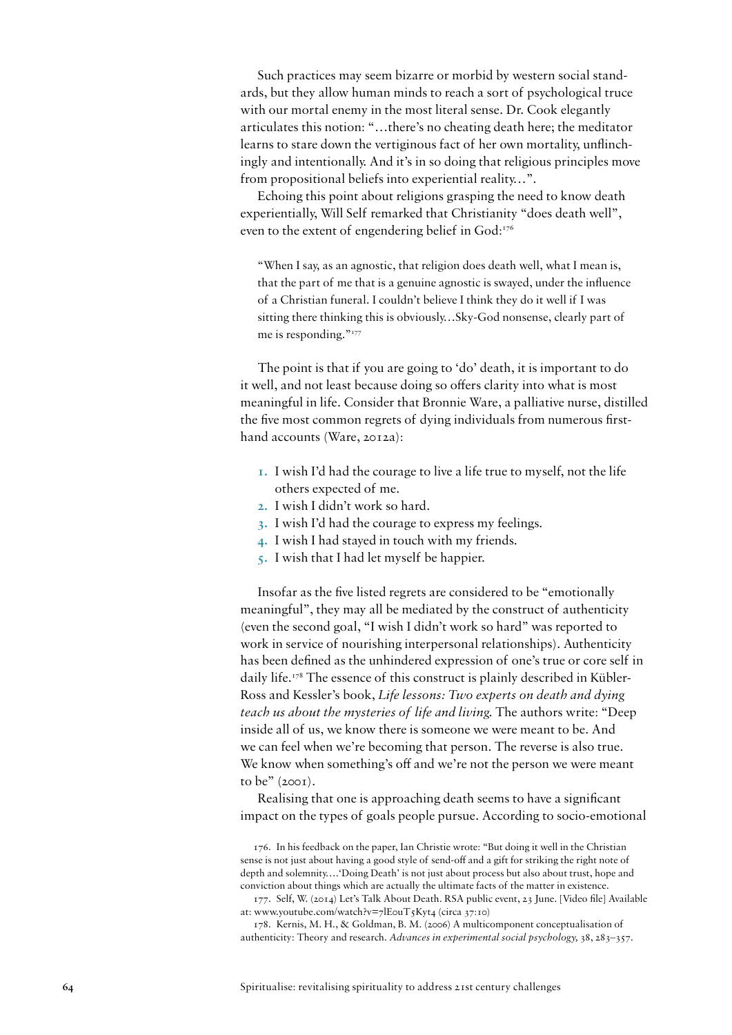Such practices may seem bizarre or morbid by western social standards, but they allow human minds to reach a sort of psychological truce with our mortal enemy in the most literal sense. Dr. Cook elegantly articulates this notion: "…there's no cheating death here; the meditator learns to stare down the vertiginous fact of her own mortality, unflinchingly and intentionally. And it's in so doing that religious principles move from propositional beliefs into experiential reality…".

Echoing this point about religions grasping the need to know death experientially, Will Self remarked that Christianity "does death well", even to the extent of engendering belief in God:[176]

> "When I say, as an agnostic, that religion does death well, what I mean is, that the part of me that is a genuine agnostic is swayed, under the influence of a Christian funeral. I couldn't believe I think they do it well if I was sitting there thinking this is obviously…Sky-God nonsense, clearly part of me is responding."[177]

The point is that if you are going to 'do' death, it is important to do it well, and not least because doing so offers clarity into what is most meaningful in life. Consider that Bronnie Ware, a palliative nurse, distilled the five most common regrets of dying individuals from numerous first-hand accounts (Ware, 2012a):

1. I wish I'd had the courage to live a life true to myself, not the life others expected of me.
2. I wish I didn't work so hard.
3. I wish I'd had the courage to express my feelings.
4. I wish I had stayed in touch with my friends.
5. I wish that I had let myself be happier.

Insofar as the five listed regrets are considered to be "emotionally meaningful", they may all be mediated by the construct of authenticity (even the second goal, "I wish I didn't work so hard" was reported to work in service of nourishing interpersonal relationships). Authenticity has been defined as the unhindered expression of one's true or core self in daily life.[178] The essence of this construct is plainly described in Kübler-Ross and Kessler's book, *Life lessons: Two experts on death and dying teach us about the mysteries of life and living.* The authors write: "Deep inside all of us, we know there is someone we were meant to be. And we can feel when we're becoming that person. The reverse is also true. We know when something's off and we're not the person we were meant to be" (2001).

Realising that one is approaching death seems to have a significant impact on the types of goals people pursue. According to socio-emotional

176. In his feedback on the paper, Ian Christie wrote: "But doing it well in the Christian sense is not just about having a good style of send-off and a gift for striking the right note of depth and solemnity.…'Doing Death' is not just about process but also about trust, hope and conviction about things which are actually the ultimate facts of the matter in existence.

177. Self, W. (2014) Let's Talk About Death. RSA public event, 23 June. [Video file] Available at: www.youtube.com/watch?v=7lEouT5Kyt4 (circa 37:10)

178. Kernis, M. H., & Goldman, B. M. (2006) A multicomponent conceptualisation of authenticity: Theory and research. *Advances in experimental social psychology,* 38, 283–357.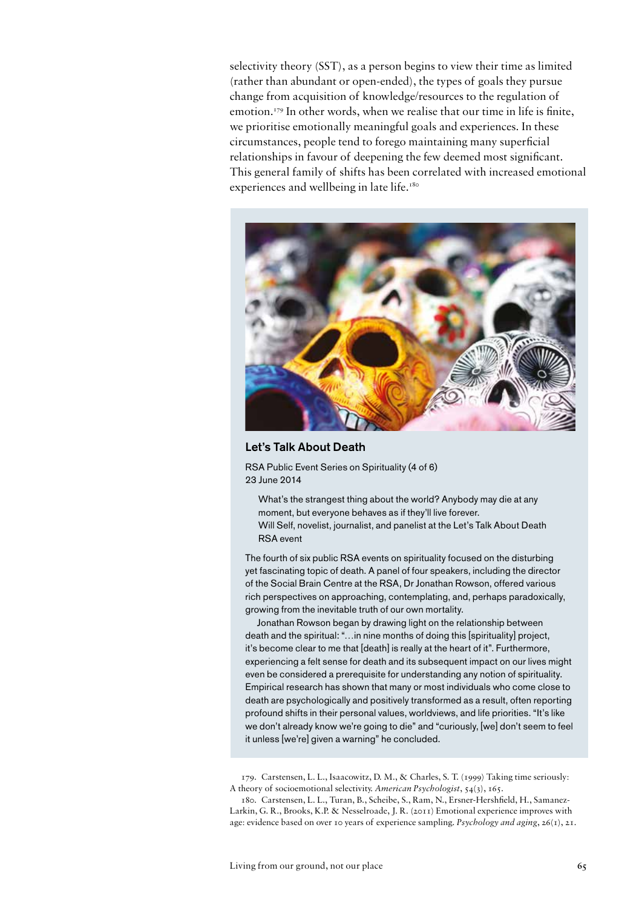selectivity theory (SST), as a person begins to view their time as limited (rather than abundant or open-ended), the types of goals they pursue change from acquisition of knowledge/resources to the regulation of emotion.[179] In other words, when we realise that our time in life is finite, we prioritise emotionally meaningful goals and experiences. In these circumstances, people tend to forego maintaining many superficial relationships in favour of deepening the few deemed most significant. This general family of shifts has been correlated with increased emotional experiences and wellbeing in late life.[180]

### Let's Talk About Death

RSA Public Event Series on Spirituality (4 of 6)
23 June 2014

> What's the strangest thing about the world? Anybody may die at any moment, but everyone behaves as if they'll live forever.
> Will Self, novelist, journalist, and panelist at the Let's Talk About Death RSA event

The fourth of six public RSA events on spirituality focused on the disturbing yet fascinating topic of death. A panel of four speakers, including the director of the Social Brain Centre at the RSA, Dr Jonathan Rowson, offered various rich perspectives on approaching, contemplating, and, perhaps paradoxically, growing from the inevitable truth of our own mortality.

Jonathan Rowson began by drawing light on the relationship between death and the spiritual: "…in nine months of doing this [spirituality] project, it's become clear to me that [death] is really at the heart of it". Furthermore, experiencing a felt sense for death and its subsequent impact on our lives might even be considered a prerequisite for understanding any notion of spirituality. Empirical research has shown that many or most individuals who come close to death are psychologically and positively transformed as a result, often reporting profound shifts in their personal values, worldviews, and life priorities. "It's like we don't already know we're going to die" and "curiously, [we] don't seem to feel it unless [we're] given a warning" he concluded.

179. Carstensen, L. L., Isaacowitz, D. M., & Charles, S. T. (1999) Taking time seriously: A theory of socioemotional selectivity. *American Psychologist*, 54(3), 165.

180. Carstensen, L. L., Turan, B., Scheibe, S., Ram, N., Ersner-Hershfield, H., Samanez-Larkin, G. R., Brooks, K.P. & Nesselroade, J. R. (2011) Emotional experience improves with age: evidence based on over 10 years of experience sampling. *Psychology and aging*, 26(1), 21.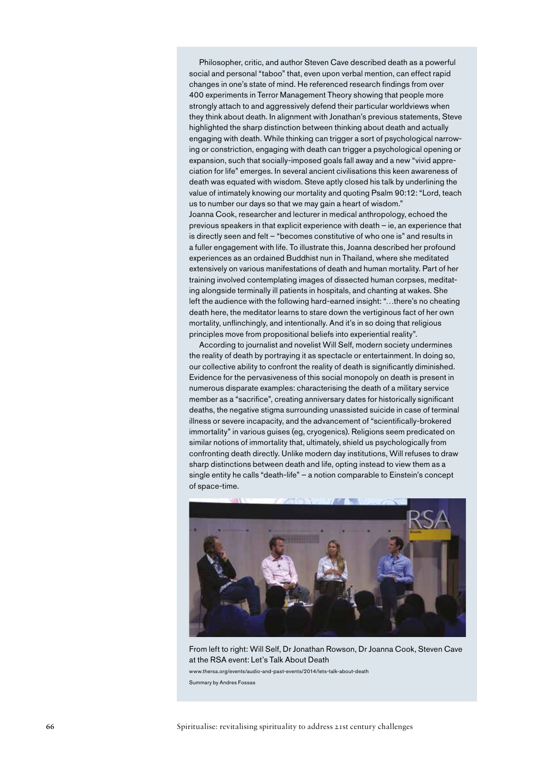Philosopher, critic, and author Steven Cave described death as a powerful social and personal "taboo" that, even upon verbal mention, can effect rapid changes in one's state of mind. He referenced research findings from over 400 experiments in Terror Management Theory showing that people more strongly attach to and aggressively defend their particular worldviews when they think about death. In alignment with Jonathan's previous statements, Steve highlighted the sharp distinction between thinking about death and actually engaging with death. While thinking can trigger a sort of psychological narrowing or constriction, engaging with death can trigger a psychological opening or expansion, such that socially-imposed goals fall away and a new "vivid appreciation for life" emerges. In several ancient civilisations this keen awareness of death was equated with wisdom. Steve aptly closed his talk by underlining the value of intimately knowing our mortality and quoting Psalm 90:12: "Lord, teach us to number our days so that we may gain a heart of wisdom."

Joanna Cook, researcher and lecturer in medical anthropology, echoed the previous speakers in that explicit experience with death – ie, an experience that is directly seen and felt – "becomes constitutive of who one is" and results in a fuller engagement with life. To illustrate this, Joanna described her profound experiences as an ordained Buddhist nun in Thailand, where she meditated extensively on various manifestations of death and human mortality. Part of her training involved contemplating images of dissected human corpses, meditating alongside terminally ill patients in hospitals, and chanting at wakes. She left the audience with the following hard-earned insight: "…there's no cheating death here, the meditator learns to stare down the vertiginous fact of her own mortality, unflinchingly, and intentionally. And it's in so doing that religious principles move from propositional beliefs into experiential reality".

According to journalist and novelist Will Self, modern society undermines the reality of death by portraying it as spectacle or entertainment. In doing so, our collective ability to confront the reality of death is significantly diminished. Evidence for the pervasiveness of this social monopoly on death is present in numerous disparate examples: characterising the death of a military service member as a "sacrifice", creating anniversary dates for historically significant deaths, the negative stigma surrounding unassisted suicide in case of terminal illness or severe incapacity, and the advancement of "scientifically-brokered immortality" in various guises (eg, cryogenics). Religions seem predicated on similar notions of immortality that, ultimately, shield us psychologically from confronting death directly. Unlike modern day institutions, Will refuses to draw sharp distinctions between death and life, opting instead to view them as a single entity he calls "death-life" – a notion comparable to Einstein's concept of space-time.

From left to right: Will Self, Dr Jonathan Rowson, Dr Joanna Cook, Steven Cave at the RSA event: Let's Talk About Death

www.thersa.org/events/audio-and-past-events/2014/lets-talk-about-death

Summary by Andres Fossas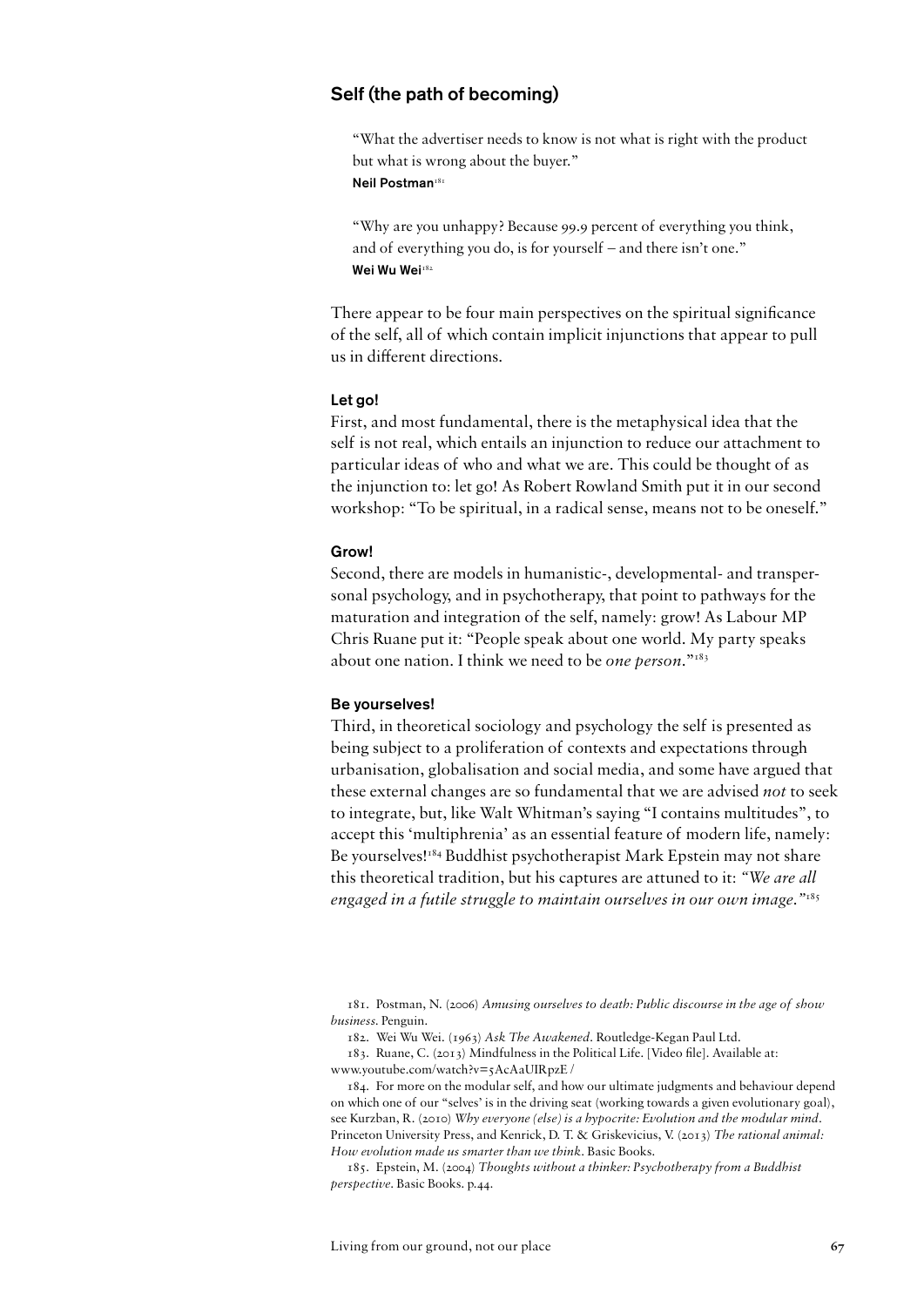## Self (the path of becoming)

> "What the advertiser needs to know is not what is right with the product but what is wrong about the buyer."
> **Neil Postman**[181]

> "Why are you unhappy? Because 99.9 percent of everything you think, and of everything you do, is for yourself – and there isn't one."
> **Wei Wu Wei**[182]

There appear to be four main perspectives on the spiritual significance of the self, all of which contain implicit injunctions that appear to pull us in different directions.

### Let go!

First, and most fundamental, there is the metaphysical idea that the self is not real, which entails an injunction to reduce our attachment to particular ideas of who and what we are. This could be thought of as the injunction to: let go! As Robert Rowland Smith put it in our second workshop: "To be spiritual, in a radical sense, means not to be oneself."

### Grow!

Second, there are models in humanistic-, developmental- and transpersonal psychology, and in psychotherapy, that point to pathways for the maturation and integration of the self, namely: grow! As Labour MP Chris Ruane put it: "People speak about one world. My party speaks about one nation. I think we need to be *one person*."[183]

### Be yourselves!

Third, in theoretical sociology and psychology the self is presented as being subject to a proliferation of contexts and expectations through urbanisation, globalisation and social media, and some have argued that these external changes are so fundamental that we are advised *not* to seek to integrate, but, like Walt Whitman's saying "I contains multitudes", to accept this 'multiphrenia' as an essential feature of modern life, namely: Be yourselves![184] Buddhist psychotherapist Mark Epstein may not share this theoretical tradition, but his captures are attuned to it: *"We are all engaged in a futile struggle to maintain ourselves in our own image."*[185]

---

181. Postman, N. (2006) *Amusing ourselves to death: Public discourse in the age of show business*. Penguin.

182. Wei Wu Wei. (1963) *Ask The Awakened*. Routledge-Kegan Paul Ltd.

183. Ruane, C. (2013) Mindfulness in the Political Life. [Video file]. Available at: www.youtube.com/watch?v=5AcAaUIRpzE /

184. For more on the modular self, and how our ultimate judgments and behaviour depend on which one of our "selves' is in the driving seat (working towards a given evolutionary goal), see Kurzban, R. (2010) *Why everyone (else) is a hypocrite: Evolution and the modular mind*. Princeton University Press, and Kenrick, D. T. & Griskevicius, V. (2013) *The rational animal: How evolution made us smarter than we think*. Basic Books.

185. Epstein, M. (2004) *Thoughts without a thinker: Psychotherapy from a Buddhist perspective*. Basic Books. p.44.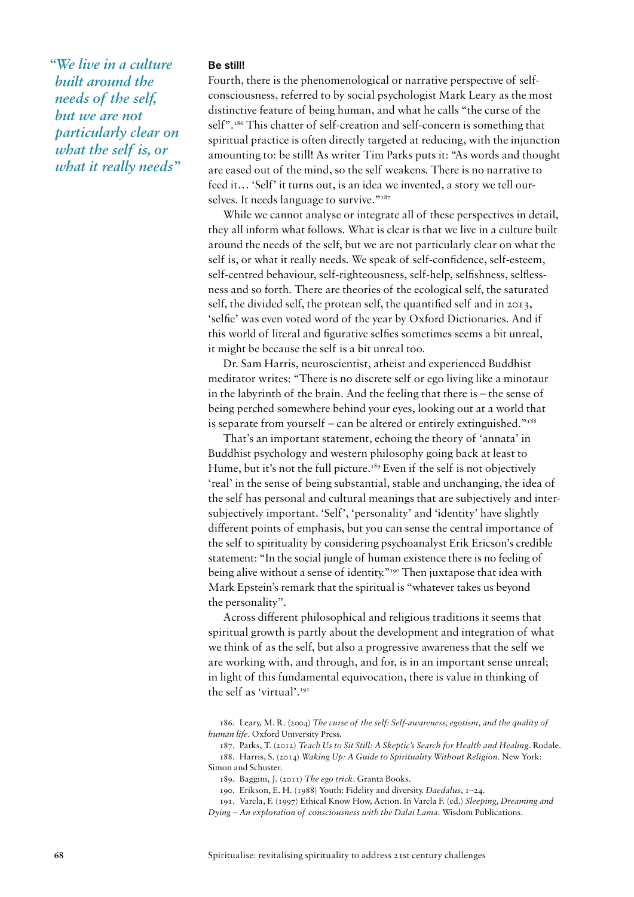*"We live in a culture built around the needs of the self, but we are not particularly clear on what the self is, or what it really needs"*

**Be still!**

Fourth, there is the phenomenological or narrative perspective of self-consciousness, referred to by social psychologist Mark Leary as the most distinctive feature of being human, and what he calls "the curse of the self".[186] This chatter of self-creation and self-concern is something that spiritual practice is often directly targeted at reducing, with the injunction amounting to: be still! As writer Tim Parks puts it: "As words and thought are eased out of the mind, so the self weakens. There is no narrative to feed it… 'Self' it turns out, is an idea we invented, a story we tell ourselves. It needs language to survive."[187]

While we cannot analyse or integrate all of these perspectives in detail, they all inform what follows. What is clear is that we live in a culture built around the needs of the self, but we are not particularly clear on what the self is, or what it really needs. We speak of self-confidence, self-esteem, self-centred behaviour, self-righteousness, self-help, selfishness, selflessness and so forth. There are theories of the ecological self, the saturated self, the divided self, the protean self, the quantified self and in 2013, 'selfie' was even voted word of the year by Oxford Dictionaries. And if this world of literal and figurative selfies sometimes seems a bit unreal, it might be because the self is a bit unreal too.

Dr. Sam Harris, neuroscientist, atheist and experienced Buddhist meditator writes: "There is no discrete self or ego living like a minotaur in the labyrinth of the brain. And the feeling that there is – the sense of being perched somewhere behind your eyes, looking out at a world that is separate from yourself – can be altered or entirely extinguished."[188]

That's an important statement, echoing the theory of 'annata' in Buddhist psychology and western philosophy going back at least to Hume, but it's not the full picture.[189] Even if the self is not objectively 'real' in the sense of being substantial, stable and unchanging, the idea of the self has personal and cultural meanings that are subjectively and intersubjectively important. 'Self', 'personality' and 'identity' have slightly different points of emphasis, but you can sense the central importance of the self to spirituality by considering psychoanalyst Erik Ericson's credible statement: "In the social jungle of human existence there is no feeling of being alive without a sense of identity."[190] Then juxtapose that idea with Mark Epstein's remark that the spiritual is "whatever takes us beyond the personality".

Across different philosophical and religious traditions it seems that spiritual growth is partly about the development and integration of what we think of as the self, but also a progressive awareness that the self we are working with, and through, and for, is in an important sense unreal; in light of this fundamental equivocation, there is value in thinking of the self as 'virtual'.[191]

186. Leary, M. R. (2004) *The curse of the self: Self-awareness, egotism, and the quality of human life*. Oxford University Press.

187. Parks, T. (2012) *Teach Us to Sit Still: A Skeptic's Search for Health and Healing*. Rodale.

188. Harris, S. (2014) *Waking Up: A Guide to Spirituality Without Religion*. New York: Simon and Schuster.

189. Baggini, J. (2011) *The ego trick*. Granta Books.

190. Erikson, E. H. (1988) Youth: Fidelity and diversity. *Daedalus*, 1–24.

191. Varela, F. (1997) Ethical Know How, Action. In Varela F. (ed.) *Sleeping, Dreaming and Dying – An exploration of consciousness with the Dalai Lama*. Wisdom Publications.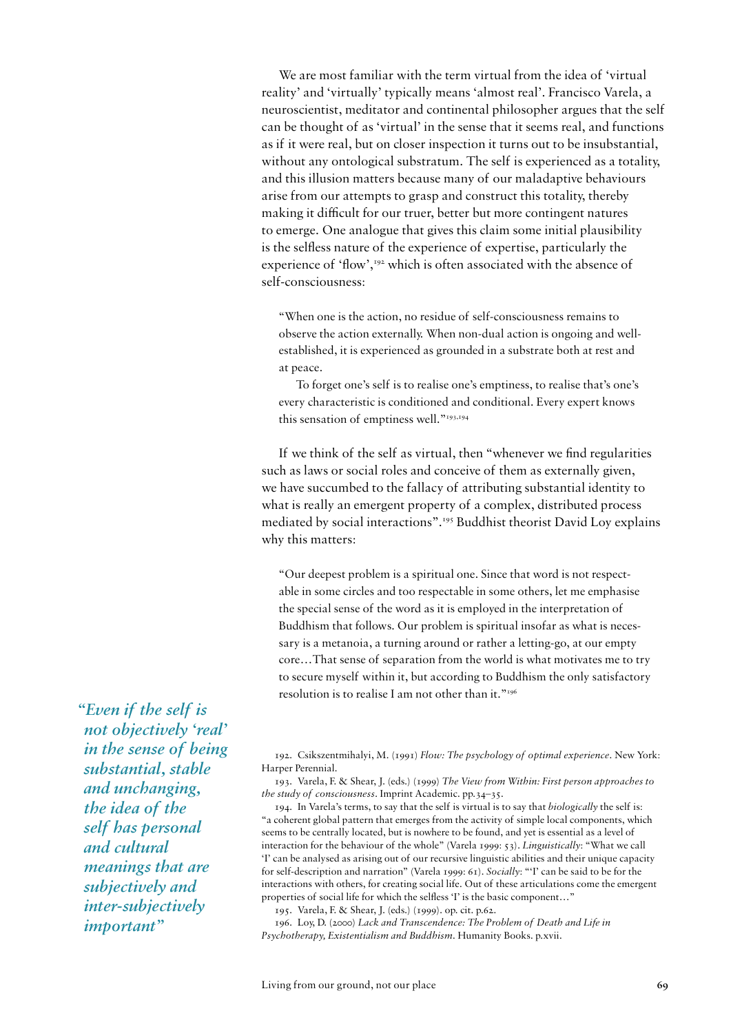We are most familiar with the term virtual from the idea of 'virtual reality' and 'virtually' typically means 'almost real'. Francisco Varela, a neuroscientist, meditator and continental philosopher argues that the self can be thought of as 'virtual' in the sense that it seems real, and functions as if it were real, but on closer inspection it turns out to be insubstantial, without any ontological substratum. The self is experienced as a totality, and this illusion matters because many of our maladaptive behaviours arise from our attempts to grasp and construct this totality, thereby making it difficult for our truer, better but more contingent natures to emerge. One analogue that gives this claim some initial plausibility is the selfless nature of the experience of expertise, particularly the experience of 'flow',[192] which is often associated with the absence of self-consciousness:

> "When one is the action, no residue of self-consciousness remains to observe the action externally. When non-dual action is ongoing and well-established, it is experienced as grounded in a substrate both at rest and at peace.
>
> To forget one's self is to realise one's emptiness, to realise that's one's every characteristic is conditioned and conditional. Every expert knows this sensation of emptiness well."[193,194]

If we think of the self as virtual, then "whenever we find regularities such as laws or social roles and conceive of them as externally given, we have succumbed to the fallacy of attributing substantial identity to what is really an emergent property of a complex, distributed process mediated by social interactions".[195] Buddhist theorist David Loy explains why this matters:

> "Our deepest problem is a spiritual one. Since that word is not respectable in some circles and too respectable in some others, let me emphasise the special sense of the word as it is employed in the interpretation of Buddhism that follows. Our problem is spiritual insofar as what is necessary is a metanoia, a turning around or rather a letting-go, at our empty core…That sense of separation from the world is what motivates me to try to secure myself within it, but according to Buddhism the only satisfactory resolution is to realise I am not other than it."[196]

> ***"Even if the self is not objectively 'real' in the sense of being substantial, stable and unchanging, the idea of the self has personal and cultural meanings that are subjectively and inter-subjectively important"***

192. Csikszentmihalyi, M. (1991) *Flow: The psychology of optimal experience*. New York: Harper Perennial.

193. Varela, F. & Shear, J. (eds.) (1999) *The View from Within: First person approaches to the study of consciousness*. Imprint Academic. pp.34–35.

194. In Varela's terms, to say that the self is virtual is to say that *biologically* the self is: "a coherent global pattern that emerges from the activity of simple local components, which seems to be centrally located, but is nowhere to be found, and yet is essential as a level of interaction for the behaviour of the whole" (Varela 1999: 53). *Linguistically*: "What we call 'I' can be analysed as arising out of our recursive linguistic abilities and their unique capacity for self-description and narration" (Varela 1999: 61). *Socially*: "'I' can be said to be for the interactions with others, for creating social life. Out of these articulations come the emergent properties of social life for which the selfless 'I' is the basic component…"

195. Varela, F. & Shear, J. (eds.) (1999). op. cit. p.62.

196. Loy, D. (2000) *Lack and Transcendence: The Problem of Death and Life in Psychotherapy, Existentialism and Buddhism*. Humanity Books. p.xvii.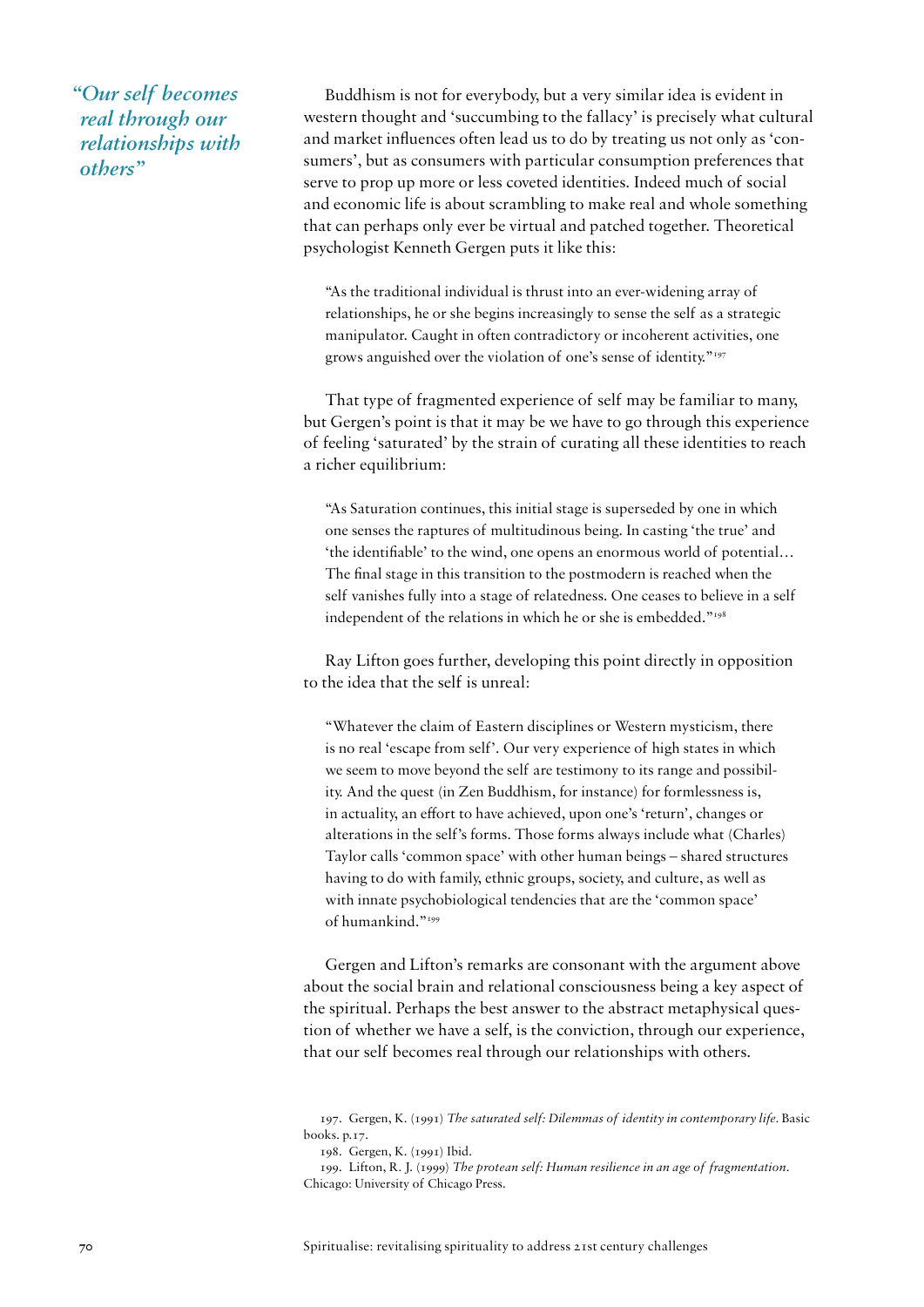*"Our self becomes real through our relationships with others"*

Buddhism is not for everybody, but a very similar idea is evident in western thought and 'succumbing to the fallacy' is precisely what cultural and market influences often lead us to do by treating us not only as 'consumers', but as consumers with particular consumption preferences that serve to prop up more or less coveted identities. Indeed much of social and economic life is about scrambling to make real and whole something that can perhaps only ever be virtual and patched together. Theoretical psychologist Kenneth Gergen puts it like this:

> "As the traditional individual is thrust into an ever-widening array of relationships, he or she begins increasingly to sense the self as a strategic manipulator. Caught in often contradictory or incoherent activities, one grows anguished over the violation of one's sense of identity."[197]

That type of fragmented experience of self may be familiar to many, but Gergen's point is that it may be we have to go through this experience of feeling 'saturated' by the strain of curating all these identities to reach a richer equilibrium:

> "As Saturation continues, this initial stage is superseded by one in which one senses the raptures of multitudinous being. In casting 'the true' and 'the identifiable' to the wind, one opens an enormous world of potential… The final stage in this transition to the postmodern is reached when the self vanishes fully into a stage of relatedness. One ceases to believe in a self independent of the relations in which he or she is embedded."[198]

Ray Lifton goes further, developing this point directly in opposition to the idea that the self is unreal:

> "Whatever the claim of Eastern disciplines or Western mysticism, there is no real 'escape from self'. Our very experience of high states in which we seem to move beyond the self are testimony to its range and possibility. And the quest (in Zen Buddhism, for instance) for formlessness is, in actuality, an effort to have achieved, upon one's 'return', changes or alterations in the self's forms. Those forms always include what (Charles) Taylor calls 'common space' with other human beings – shared structures having to do with family, ethnic groups, society, and culture, as well as with innate psychobiological tendencies that are the 'common space' of humankind."[199]

Gergen and Lifton's remarks are consonant with the argument above about the social brain and relational consciousness being a key aspect of the spiritual. Perhaps the best answer to the abstract metaphysical question of whether we have a self, is the conviction, through our experience, that our self becomes real through our relationships with others.

197. Gergen, K. (1991) *The saturated self: Dilemmas of identity in contemporary life*. Basic books. p.17.

198. Gergen, K. (1991) Ibid.

199. Lifton, R. J. (1999) *The protean self: Human resilience in an age of fragmentation*. Chicago: University of Chicago Press.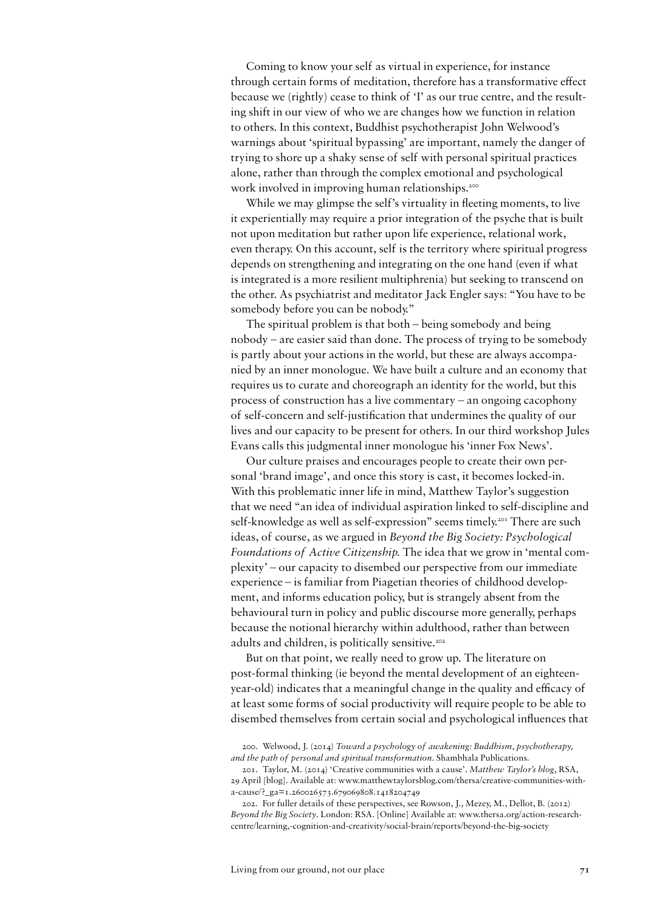Coming to know your self as virtual in experience, for instance through certain forms of meditation, therefore has a transformative effect because we (rightly) cease to think of 'I' as our true centre, and the resulting shift in our view of who we are changes how we function in relation to others. In this context, Buddhist psychotherapist John Welwood's warnings about 'spiritual bypassing' are important, namely the danger of trying to shore up a shaky sense of self with personal spiritual practices alone, rather than through the complex emotional and psychological work involved in improving human relationships.[200]

While we may glimpse the self's virtuality in fleeting moments, to live it experientially may require a prior integration of the psyche that is built not upon meditation but rather upon life experience, relational work, even therapy. On this account, self is the territory where spiritual progress depends on strengthening and integrating on the one hand (even if what is integrated is a more resilient multiphrenia) but seeking to transcend on the other. As psychiatrist and meditator Jack Engler says: "You have to be somebody before you can be nobody."

The spiritual problem is that both – being somebody and being nobody – are easier said than done. The process of trying to be somebody is partly about your actions in the world, but these are always accompanied by an inner monologue. We have built a culture and an economy that requires us to curate and choreograph an identity for the world, but this process of construction has a live commentary – an ongoing cacophony of self-concern and self-justification that undermines the quality of our lives and our capacity to be present for others. In our third workshop Jules Evans calls this judgmental inner monologue his 'inner Fox News'.

Our culture praises and encourages people to create their own personal 'brand image', and once this story is cast, it becomes locked-in. With this problematic inner life in mind, Matthew Taylor's suggestion that we need "an idea of individual aspiration linked to self-discipline and self-knowledge as well as self-expression" seems timely.[201] There are such ideas, of course, as we argued in *Beyond the Big Society: Psychological Foundations of Active Citizenship.* The idea that we grow in 'mental complexity' – our capacity to disembed our perspective from our immediate experience – is familiar from Piagetian theories of childhood development, and informs education policy, but is strangely absent from the behavioural turn in policy and public discourse more generally, perhaps because the notional hierarchy within adulthood, rather than between adults and children, is politically sensitive.[202]

But on that point, we really need to grow up. The literature on post-formal thinking (ie beyond the mental development of an eighteen-year-old) indicates that a meaningful change in the quality and efficacy of at least some forms of social productivity will require people to be able to disembed themselves from certain social and psychological influences that

200. Welwood, J. (2014) *Toward a psychology of awakening: Buddhism, psychotherapy, and the path of personal and spiritual transformation*. Shambhala Publications.

201. Taylor, M. (2014) 'Creative communities with a cause'. *Matthew Taylor's blog*, RSA, 29 April [blog]. Available at: www.matthewtaylorsblog.com/thersa/creative-communities-with-a-cause/?_ga=1.260026573.679069808.1418204749

202. For fuller details of these perspectives, see Rowson, J., Mezey, M., Dellot, B. (2012) *Beyond the Big Society*. London: RSA. [Online] Available at: www.thersa.org/action-research-centre/learning,-cognition-and-creativity/social-brain/reports/beyond-the-big-society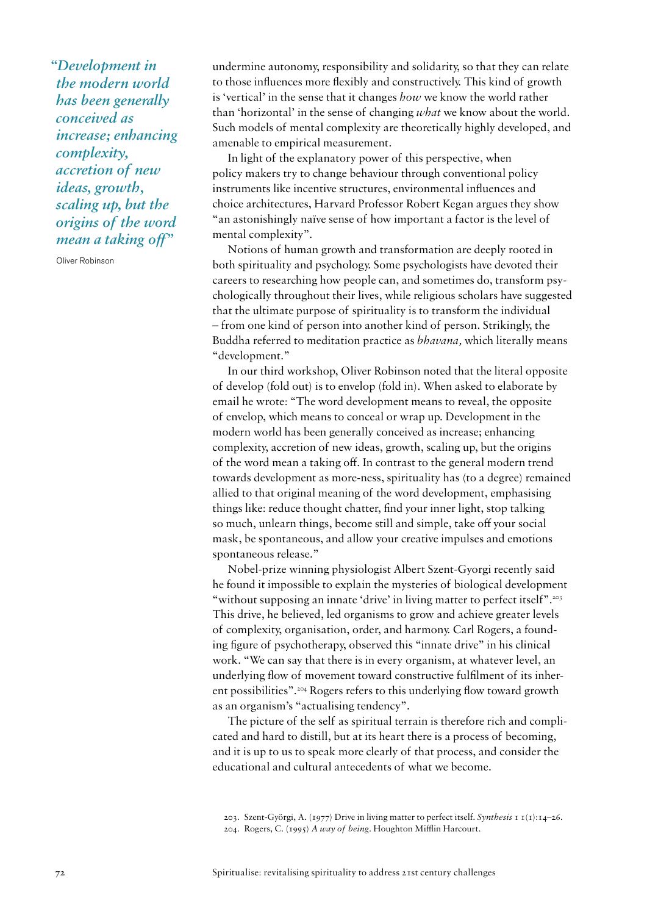> *"Development in the modern world has been generally conceived as increase; enhancing complexity, accretion of new ideas, growth, scaling up, but the origins of the word mean a taking off"*
>
> Oliver Robinson

undermine autonomy, responsibility and solidarity, so that they can relate to those influences more flexibly and constructively. This kind of growth is 'vertical' in the sense that it changes *how* we know the world rather than 'horizontal' in the sense of changing *what* we know about the world. Such models of mental complexity are theoretically highly developed, and amenable to empirical measurement.

In light of the explanatory power of this perspective, when policy makers try to change behaviour through conventional policy instruments like incentive structures, environmental influences and choice architectures, Harvard Professor Robert Kegan argues they show "an astonishingly naïve sense of how important a factor is the level of mental complexity".

Notions of human growth and transformation are deeply rooted in both spirituality and psychology. Some psychologists have devoted their careers to researching how people can, and sometimes do, transform psychologically throughout their lives, while religious scholars have suggested that the ultimate purpose of spirituality is to transform the individual – from one kind of person into another kind of person. Strikingly, the Buddha referred to meditation practice as *bhavana,* which literally means "development."

In our third workshop, Oliver Robinson noted that the literal opposite of develop (fold out) is to envelop (fold in). When asked to elaborate by email he wrote: "The word development means to reveal, the opposite of envelop, which means to conceal or wrap up. Development in the modern world has been generally conceived as increase; enhancing complexity, accretion of new ideas, growth, scaling up, but the origins of the word mean a taking off. In contrast to the general modern trend towards development as more-ness, spirituality has (to a degree) remained allied to that original meaning of the word development, emphasising things like: reduce thought chatter, find your inner light, stop talking so much, unlearn things, become still and simple, take off your social mask, be spontaneous, and allow your creative impulses and emotions spontaneous release."

Nobel-prize winning physiologist Albert Szent-Gyorgi recently said he found it impossible to explain the mysteries of biological development "without supposing an innate 'drive' in living matter to perfect itself".[203] This drive, he believed, led organisms to grow and achieve greater levels of complexity, organisation, order, and harmony. Carl Rogers, a founding figure of psychotherapy, observed this "innate drive" in his clinical work. "We can say that there is in every organism, at whatever level, an underlying flow of movement toward constructive fulfilment of its inherent possibilities".[204] Rogers refers to this underlying flow toward growth as an organism's "actualising tendency".

The picture of the self as spiritual terrain is therefore rich and complicated and hard to distill, but at its heart there is a process of becoming, and it is up to us to speak more clearly of that process, and consider the educational and cultural antecedents of what we become.

203. Szent-Györgi, A. (1977) Drive in living matter to perfect itself. *Synthesis* 1 1(1):14–26.
204. Rogers, C. (1995) *A way of being*. Houghton Mifflin Harcourt.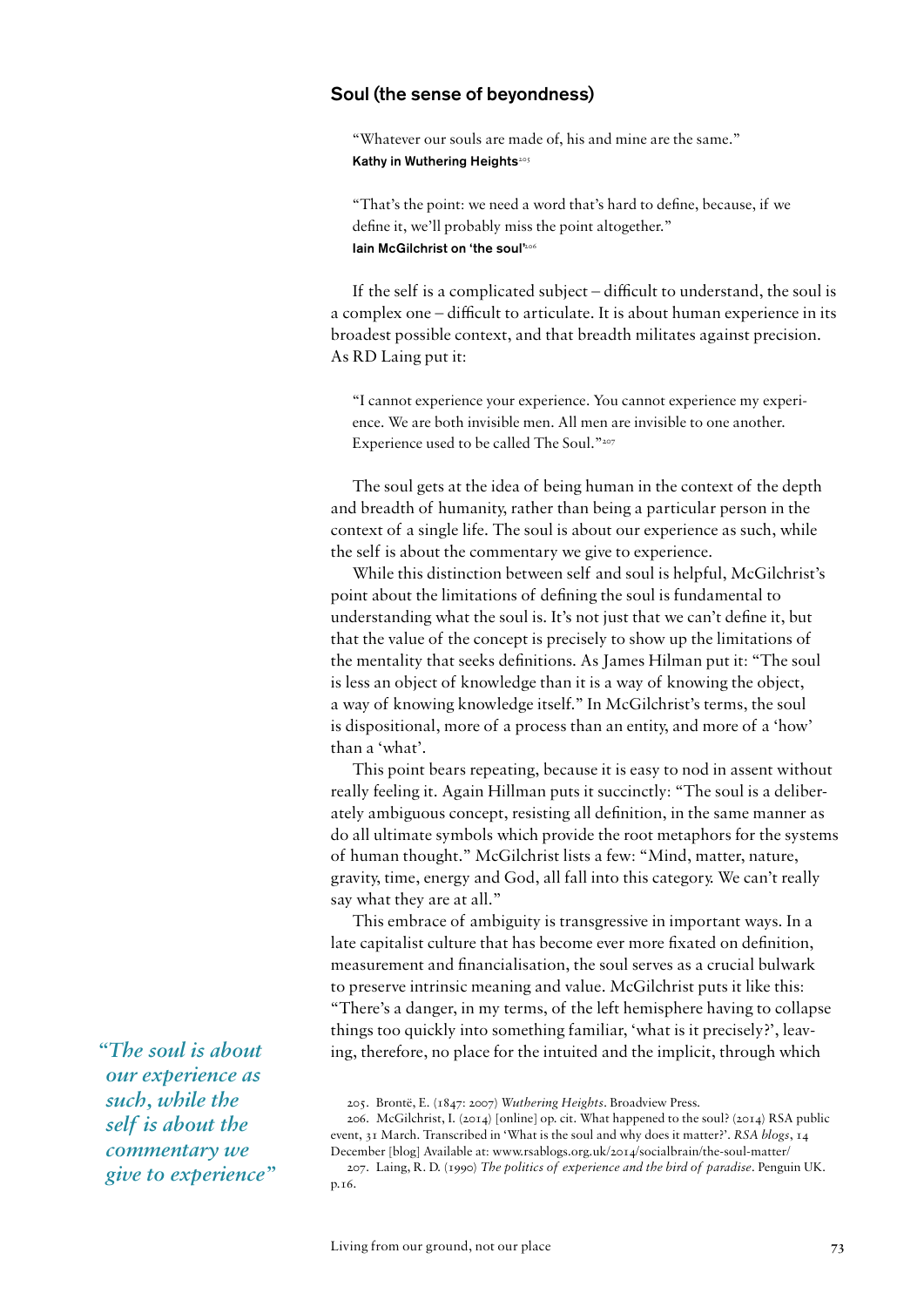## Soul (the sense of beyondness)

> "Whatever our souls are made of, his and mine are the same."
> **Kathy in Wuthering Heights**[205]

> "That's the point: we need a word that's hard to define, because, if we define it, we'll probably miss the point altogether."
> **Iain McGilchrist on 'the soul'**[206]

If the self is a complicated subject – difficult to understand, the soul is a complex one – difficult to articulate. It is about human experience in its broadest possible context, and that breadth militates against precision. As RD Laing put it:

> "I cannot experience your experience. You cannot experience my experience. We are both invisible men. All men are invisible to one another. Experience used to be called The Soul."[207]

The soul gets at the idea of being human in the context of the depth and breadth of humanity, rather than being a particular person in the context of a single life. The soul is about our experience as such, while the self is about the commentary we give to experience.

While this distinction between self and soul is helpful, McGilchrist's point about the limitations of defining the soul is fundamental to understanding what the soul is. It's not just that we can't define it, but that the value of the concept is precisely to show up the limitations of the mentality that seeks definitions. As James Hilman put it: "The soul is less an object of knowledge than it is a way of knowing the object, a way of knowing knowledge itself." In McGilchrist's terms, the soul is dispositional, more of a process than an entity, and more of a 'how' than a 'what'.

This point bears repeating, because it is easy to nod in assent without really feeling it. Again Hillman puts it succinctly: "The soul is a deliberately ambiguous concept, resisting all definition, in the same manner as do all ultimate symbols which provide the root metaphors for the systems of human thought." McGilchrist lists a few: "Mind, matter, nature, gravity, time, energy and God, all fall into this category. We can't really say what they are at all."

This embrace of ambiguity is transgressive in important ways. In a late capitalist culture that has become ever more fixated on definition, measurement and financialisation, the soul serves as a crucial bulwark to preserve intrinsic meaning and value. McGilchrist puts it like this: "There's a danger, in my terms, of the left hemisphere having to collapse things too quickly into something familiar, 'what is it precisely?', leaving, therefore, no place for the intuited and the implicit, through which

*"The soul is about our experience as such, while the self is about the commentary we give to experience"*

205. Brontë, E. (1847: 2007) *Wuthering Heights*. Broadview Press.

206. McGilchrist, I. (2014) [online] op. cit. What happened to the soul? (2014) RSA public event, 31 March. Transcribed in 'What is the soul and why does it matter?'. *RSA blogs*, 14 December [blog] Available at: www.rsablogs.org.uk/2014/socialbrain/the-soul-matter/

207. Laing, R. D. (1990) *The politics of experience and the bird of paradise*. Penguin UK. p.16.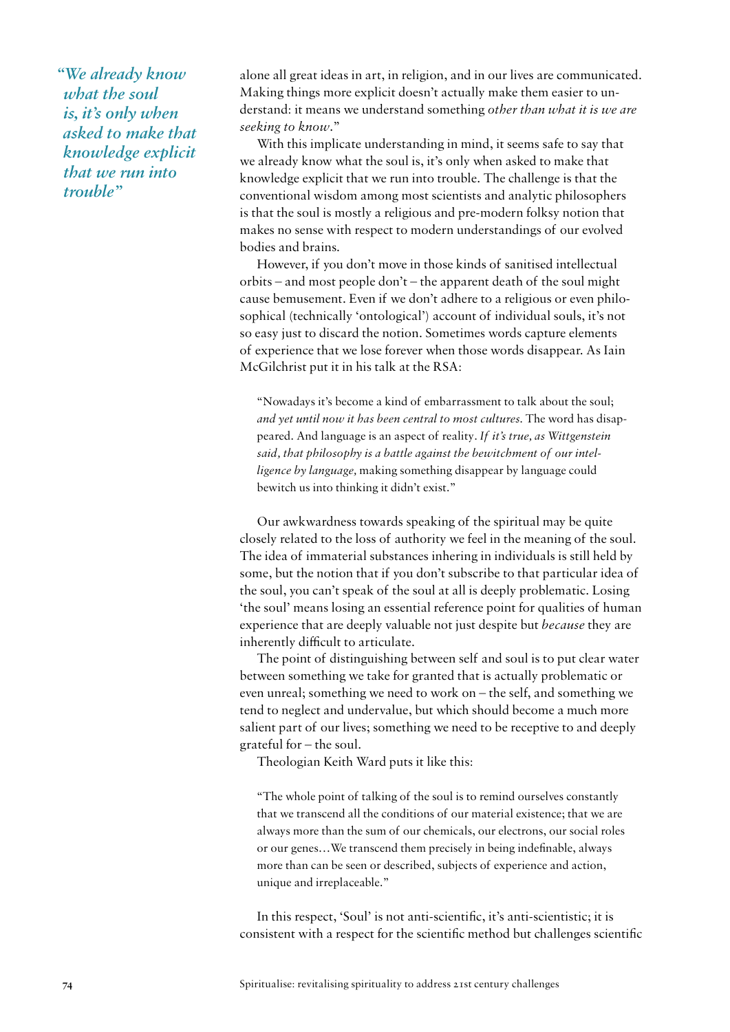*"We already know what the soul is, it's only when asked to make that knowledge explicit that we run into trouble"*

alone all great ideas in art, in religion, and in our lives are communicated. Making things more explicit doesn't actually make them easier to understand: it means we understand something *other than what it is we are seeking to know*."

With this implicate understanding in mind, it seems safe to say that we already know what the soul is, it's only when asked to make that knowledge explicit that we run into trouble. The challenge is that the conventional wisdom among most scientists and analytic philosophers is that the soul is mostly a religious and pre-modern folksy notion that makes no sense with respect to modern understandings of our evolved bodies and brains.

However, if you don't move in those kinds of sanitised intellectual orbits – and most people don't – the apparent death of the soul might cause bemusement. Even if we don't adhere to a religious or even philosophical (technically 'ontological') account of individual souls, it's not so easy just to discard the notion. Sometimes words capture elements of experience that we lose forever when those words disappear. As Iain McGilchrist put it in his talk at the RSA:

> "Nowadays it's become a kind of embarrassment to talk about the soul; *and yet until now it has been central to most cultures.* The word has disappeared. And language is an aspect of reality. *If it's true, as Wittgenstein said, that philosophy is a battle against the bewitchment of our intelligence by language,* making something disappear by language could bewitch us into thinking it didn't exist."

Our awkwardness towards speaking of the spiritual may be quite closely related to the loss of authority we feel in the meaning of the soul. The idea of immaterial substances inhering in individuals is still held by some, but the notion that if you don't subscribe to that particular idea of the soul, you can't speak of the soul at all is deeply problematic. Losing 'the soul' means losing an essential reference point for qualities of human experience that are deeply valuable not just despite but *because* they are inherently difficult to articulate.

The point of distinguishing between self and soul is to put clear water between something we take for granted that is actually problematic or even unreal; something we need to work on – the self, and something we tend to neglect and undervalue, but which should become a much more salient part of our lives; something we need to be receptive to and deeply grateful for – the soul.

Theologian Keith Ward puts it like this:

> "The whole point of talking of the soul is to remind ourselves constantly that we transcend all the conditions of our material existence; that we are always more than the sum of our chemicals, our electrons, our social roles or our genes…We transcend them precisely in being indefinable, always more than can be seen or described, subjects of experience and action, unique and irreplaceable."

In this respect, 'Soul' is not anti-scientific, it's anti-scientistic; it is consistent with a respect for the scientific method but challenges scientific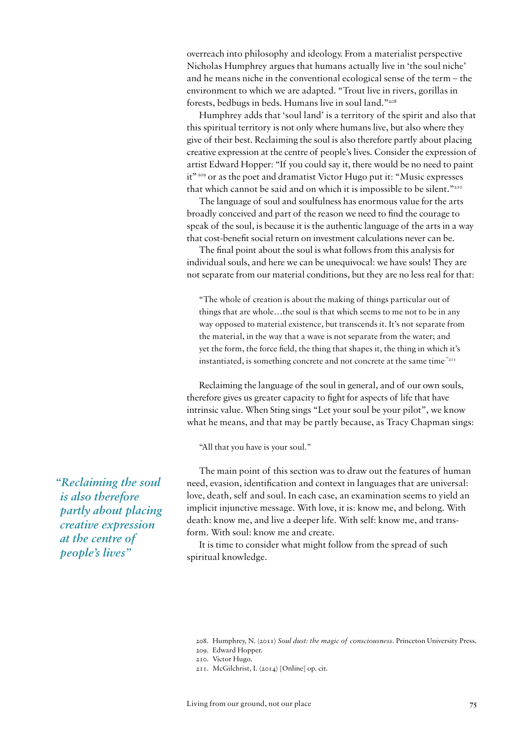overreach into philosophy and ideology. From a materialist perspective Nicholas Humphrey argues that humans actually live in 'the soul niche' and he means niche in the conventional ecological sense of the term – the environment to which we are adapted. "Trout live in rivers, gorillas in forests, bedbugs in beds. Humans live in soul land."[208]

Humphrey adds that 'soul land' is a territory of the spirit and also that this spiritual territory is not only where humans live, but also where they give of their best. Reclaiming the soul is also therefore partly about placing creative expression at the centre of people's lives. Consider the expression of artist Edward Hopper: "If you could say it, there would be no need to paint it"[209] or as the poet and dramatist Victor Hugo put it: "Music expresses that which cannot be said and on which it is impossible to be silent."[210]

The language of soul and soulfulness has enormous value for the arts broadly conceived and part of the reason we need to find the courage to speak of the soul, is because it is the authentic language of the arts in a way that cost-benefit social return on investment calculations never can be.

The final point about the soul is what follows from this analysis for individual souls, and here we can be unequivocal: we have souls! They are not separate from our material conditions, but they are no less real for that:

> "The whole of creation is about the making of things particular out of things that are whole…the soul is that which seems to me not to be in any way opposed to material existence, but transcends it. It's not separate from the material, in the way that a wave is not separate from the water; and yet the form, the force field, the thing that shapes it, the thing in which it's instantiated, is something concrete and not concrete at the same time."[211]

Reclaiming the language of the soul in general, and of our own souls, therefore gives us greater capacity to fight for aspects of life that have intrinsic value. When Sting sings "Let your soul be your pilot", we know what he means, and that may be partly because, as Tracy Chapman sings:

> "All that you have is your soul."

*"Reclaiming the soul is also therefore partly about placing creative expression at the centre of people's lives"*

The main point of this section was to draw out the features of human need, evasion, identification and context in languages that are universal: love, death, self and soul. In each case, an examination seems to yield an implicit injunctive message. With love, it is: know me, and belong. With death: know me, and live a deeper life. With self: know me, and transform. With soul: know me and create.

It is time to consider what might follow from the spread of such spiritual knowledge.

208. Humphrey, N. (2011) *Soul dust: the magic of consciousness*. Princeton University Press.
209. Edward Hopper.
210. Victor Hugo.
211. McGilchrist, I. (2014) [Online] op. cit.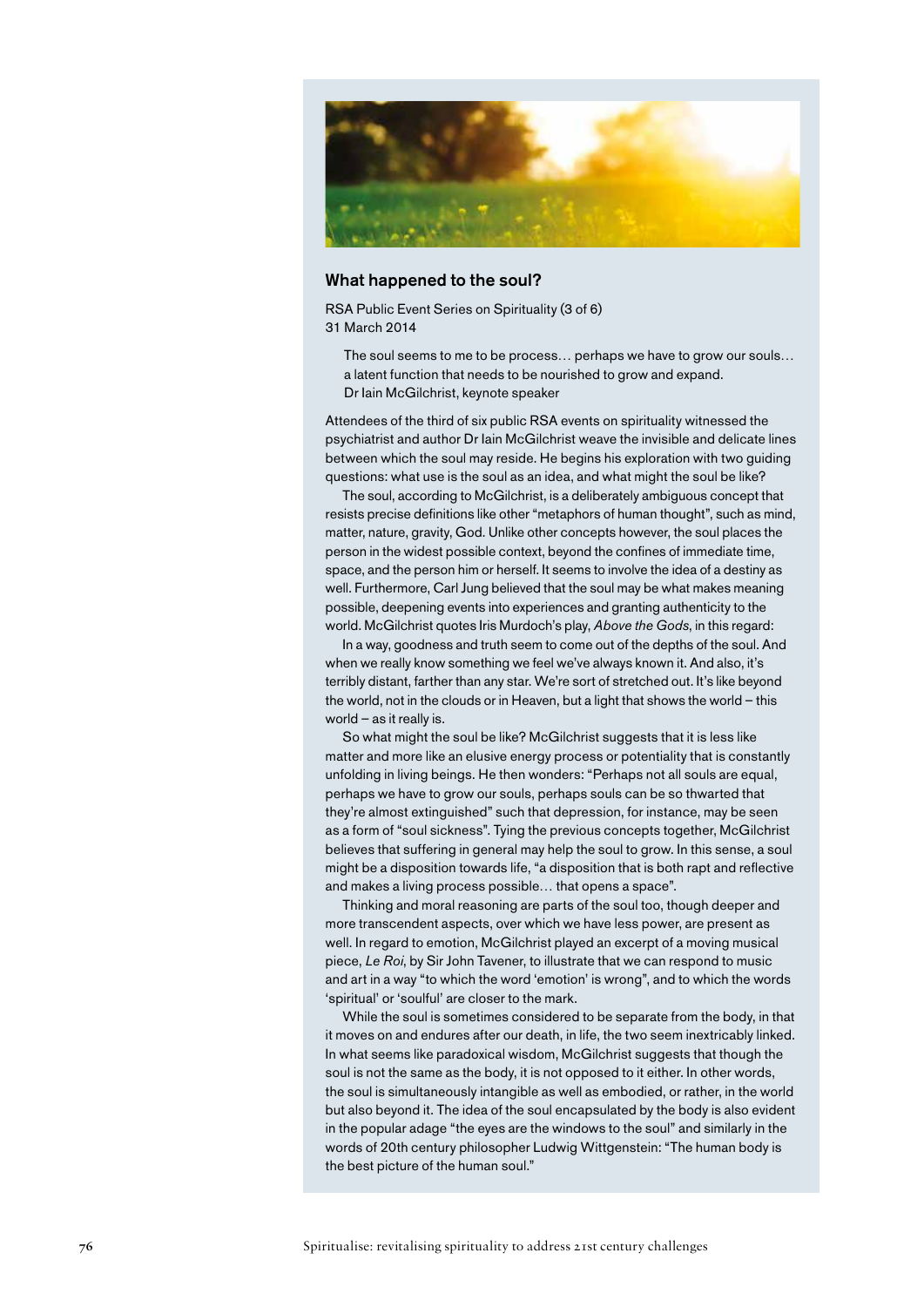### What happened to the soul?

RSA Public Event Series on Spirituality (3 of 6)
31 March 2014

> The soul seems to me to be process… perhaps we have to grow our souls… a latent function that needs to be nourished to grow and expand.
> Dr Iain McGilchrist, keynote speaker

Attendees of the third of six public RSA events on spirituality witnessed the psychiatrist and author Dr Iain McGilchrist weave the invisible and delicate lines between which the soul may reside. He begins his exploration with two guiding questions: what use is the soul as an idea, and what might the soul be like?

The soul, according to McGilchrist, is a deliberately ambiguous concept that resists precise definitions like other "metaphors of human thought", such as mind, matter, nature, gravity, God. Unlike other concepts however, the soul places the person in the widest possible context, beyond the confines of immediate time, space, and the person him or herself. It seems to involve the idea of a destiny as well. Furthermore, Carl Jung believed that the soul may be what makes meaning possible, deepening events into experiences and granting authenticity to the world. McGilchrist quotes Iris Murdoch's play, *Above the Gods*, in this regard:

In a way, goodness and truth seem to come out of the depths of the soul. And when we really know something we feel we've always known it. And also, it's terribly distant, farther than any star. We're sort of stretched out. It's like beyond the world, not in the clouds or in Heaven, but a light that shows the world – this world – as it really is.

So what might the soul be like? McGilchrist suggests that it is less like matter and more like an elusive energy process or potentiality that is constantly unfolding in living beings. He then wonders: "Perhaps not all souls are equal, perhaps we have to grow our souls, perhaps souls can be so thwarted that they're almost extinguished" such that depression, for instance, may be seen as a form of "soul sickness". Tying the previous concepts together, McGilchrist believes that suffering in general may help the soul to grow. In this sense, a soul might be a disposition towards life, "a disposition that is both rapt and reflective and makes a living process possible… that opens a space".

Thinking and moral reasoning are parts of the soul too, though deeper and more transcendent aspects, over which we have less power, are present as well. In regard to emotion, McGilchrist played an excerpt of a moving musical piece, *Le Roi*, by Sir John Tavener, to illustrate that we can respond to music and art in a way "to which the word 'emotion' is wrong", and to which the words 'spiritual' or 'soulful' are closer to the mark.

While the soul is sometimes considered to be separate from the body, in that it moves on and endures after our death, in life, the two seem inextricably linked. In what seems like paradoxical wisdom, McGilchrist suggests that though the soul is not the same as the body, it is not opposed to it either. In other words, the soul is simultaneously intangible as well as embodied, or rather, in the world but also beyond it. The idea of the soul encapsulated by the body is also evident in the popular adage "the eyes are the windows to the soul" and similarly in the words of 20th century philosopher Ludwig Wittgenstein: "The human body is the best picture of the human soul."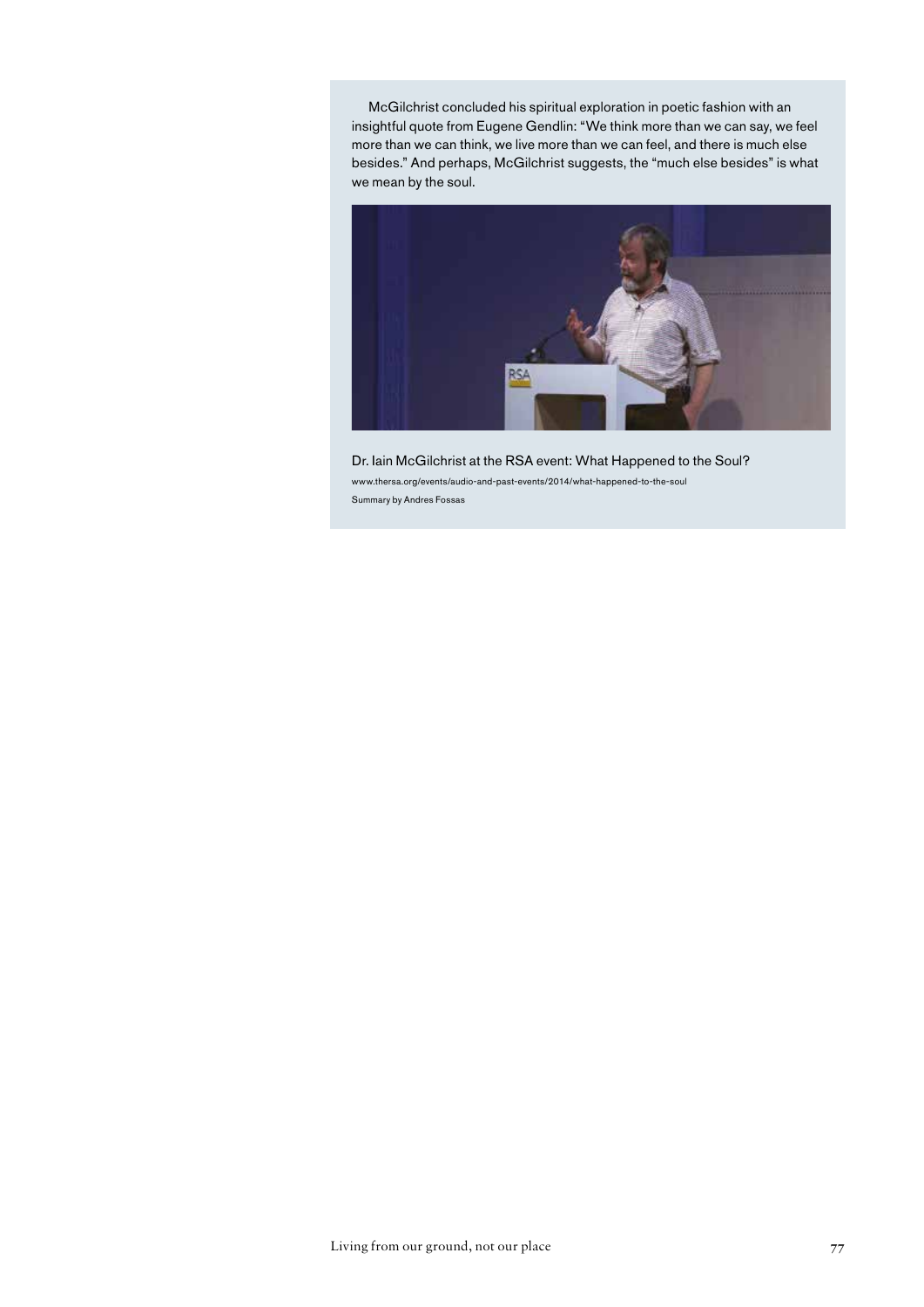McGilchrist concluded his spiritual exploration in poetic fashion with an insightful quote from Eugene Gendlin: "We think more than we can say, we feel more than we can think, we live more than we can feel, and there is much else besides." And perhaps, McGilchrist suggests, the "much else besides" is what we mean by the soul.

Dr. Iain McGilchrist at the RSA event: What Happened to the Soul?

www.thersa.org/events/audio-and-past-events/2014/what-happened-to-the-soul

Summary by Andres Fossas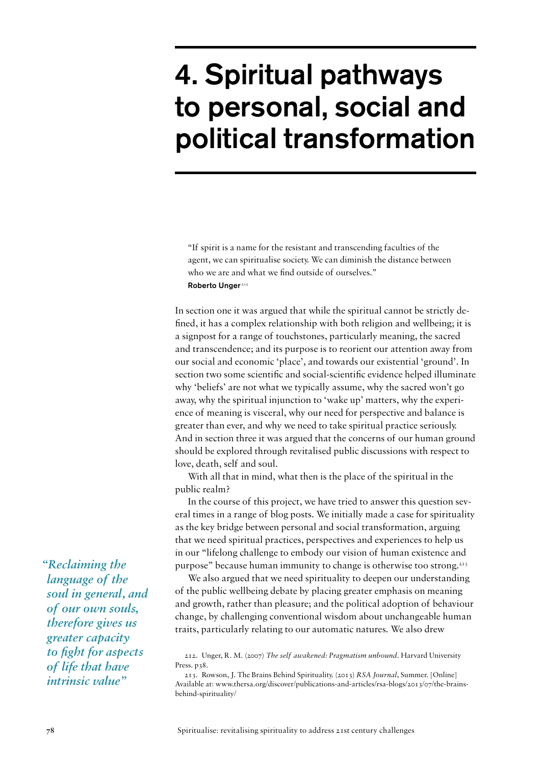# 4. Spiritual pathways to personal, social and political transformation

> "If spirit is a name for the resistant and transcending faculties of the agent, we can spiritualise society. We can diminish the distance between who we are and what we find outside of ourselves."
> **Roberto Unger**[212]

In section one it was argued that while the spiritual cannot be strictly defined, it has a complex relationship with both religion and wellbeing; it is a signpost for a range of touchstones, particularly meaning, the sacred and transcendence; and its purpose is to reorient our attention away from our social and economic 'place', and towards our existential 'ground'. In section two some scientific and social-scientific evidence helped illuminate why 'beliefs' are not what we typically assume, why the sacred won't go away, why the spiritual injunction to 'wake up' matters, why the experience of meaning is visceral, why our need for perspective and balance is greater than ever, and why we need to take spiritual practice seriously. And in section three it was argued that the concerns of our human ground should be explored through revitalised public discussions with respect to love, death, self and soul.

With all that in mind, what then is the place of the spiritual in the public realm?

In the course of this project, we have tried to answer this question several times in a range of blog posts. We initially made a case for spirituality as the key bridge between personal and social transformation, arguing that we need spiritual practices, perspectives and experiences to help us in our "lifelong challenge to embody our vision of human existence and purpose" because human immunity to change is otherwise too strong.[213]

*"Reclaiming the language of the soul in general, and of our own souls, therefore gives us greater capacity to fight for aspects of life that have intrinsic value"*

We also argued that we need spirituality to deepen our understanding of the public wellbeing debate by placing greater emphasis on meaning and growth, rather than pleasure; and the political adoption of behaviour change, by challenging conventional wisdom about unchangeable human traits, particularly relating to our automatic natures. We also drew

212. Unger, R. M. (2007) *The self awakened: Pragmatism unbound*. Harvard University Press. p38.

213. Rowson, J. The Brains Behind Spirituality. (2013) *RSA Journal*, Summer. [Online] Available at: www.thersa.org/discover/publications-and-articles/rsa-blogs/2013/07/the-brains-behind-spirituality/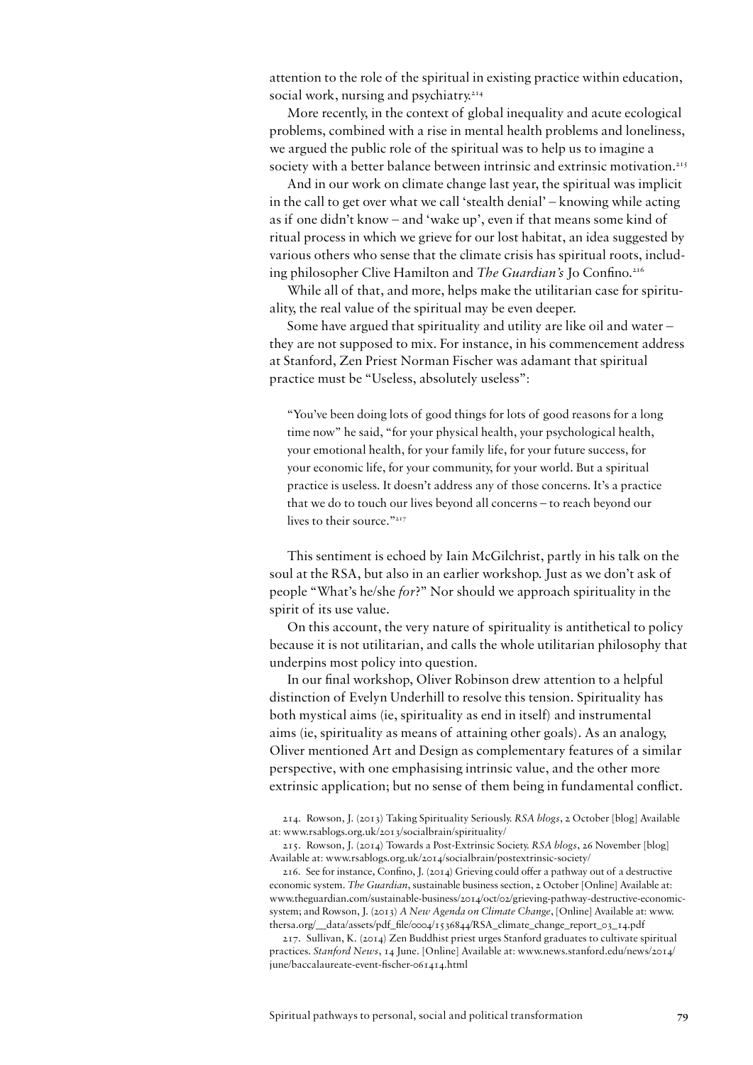attention to the role of the spiritual in existing practice within education, social work, nursing and psychiatry.[214]

More recently, in the context of global inequality and acute ecological problems, combined with a rise in mental health problems and loneliness, we argued the public role of the spiritual was to help us to imagine a society with a better balance between intrinsic and extrinsic motivation.[215]

And in our work on climate change last year, the spiritual was implicit in the call to get over what we call 'stealth denial' – knowing while acting as if one didn't know – and 'wake up', even if that means some kind of ritual process in which we grieve for our lost habitat, an idea suggested by various others who sense that the climate crisis has spiritual roots, including philosopher Clive Hamilton and *The Guardian's* Jo Confino.[216]

While all of that, and more, helps make the utilitarian case for spirituality, the real value of the spiritual may be even deeper.

Some have argued that spirituality and utility are like oil and water – they are not supposed to mix. For instance, in his commencement address at Stanford, Zen Priest Norman Fischer was adamant that spiritual practice must be "Useless, absolutely useless":

> "You've been doing lots of good things for lots of good reasons for a long time now" he said, "for your physical health, your psychological health, your emotional health, for your family life, for your future success, for your economic life, for your community, for your world. But a spiritual practice is useless. It doesn't address any of those concerns. It's a practice that we do to touch our lives beyond all concerns – to reach beyond our lives to their source."[217]

This sentiment is echoed by Iain McGilchrist, partly in his talk on the soul at the RSA, but also in an earlier workshop. Just as we don't ask of people "What's he/she *for*?" Nor should we approach spirituality in the spirit of its use value.

On this account, the very nature of spirituality is antithetical to policy because it is not utilitarian, and calls the whole utilitarian philosophy that underpins most policy into question.

In our final workshop, Oliver Robinson drew attention to a helpful distinction of Evelyn Underhill to resolve this tension. Spirituality has both mystical aims (ie, spirituality as end in itself) and instrumental aims (ie, spirituality as means of attaining other goals). As an analogy, Oliver mentioned Art and Design as complementary features of a similar perspective, with one emphasising intrinsic value, and the other more extrinsic application; but no sense of them being in fundamental conflict.

214. Rowson, J. (2013) Taking Spirituality Seriously. *RSA blogs*, 2 October [blog] Available at: www.rsablogs.org.uk/2013/socialbrain/spirituality/

215. Rowson, J. (2014) Towards a Post-Extrinsic Society. *RSA blogs*, 26 November [blog] Available at: www.rsablogs.org.uk/2014/socialbrain/postextrinsic-society/

216. See for instance, Confino, J. (2014) Grieving could offer a pathway out of a destructive economic system. *The Guardian*, sustainable business section, 2 October [Online] Available at: www.theguardian.com/sustainable-business/2014/oct/02/grieving-pathway-destructive-economic-system; and Rowson, J. (2013) *A New Agenda on Climate Change*, [Online] Available at: www.thersa.org/__data/assets/pdf_file/0004/1536844/RSA_climate_change_report_03_14.pdf

217. Sullivan, K. (2014) Zen Buddhist priest urges Stanford graduates to cultivate spiritual practices. *Stanford News*, 14 June. [Online] Available at: www.news.stanford.edu/news/2014/june/baccalaureate-event-fischer-061414.html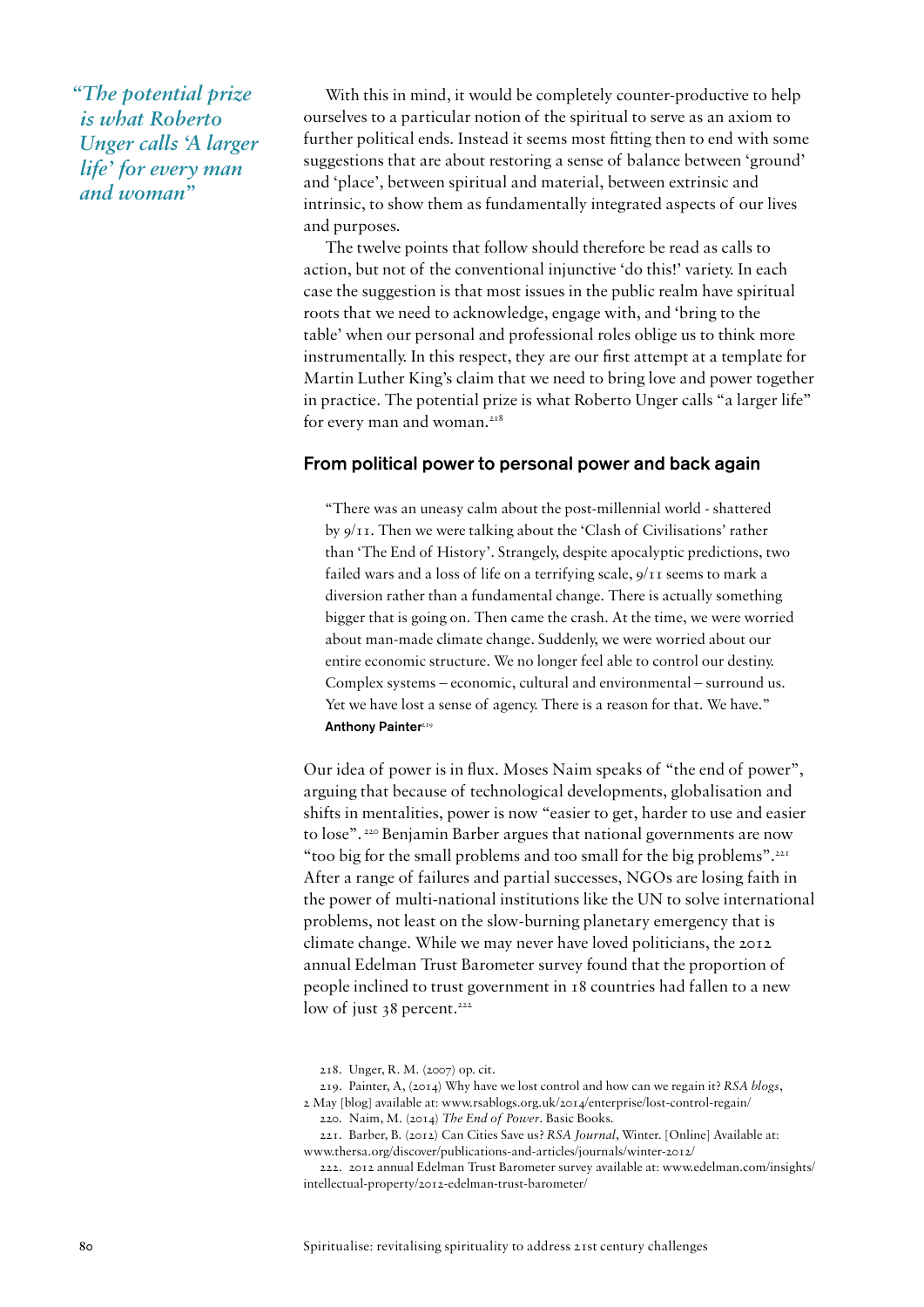*"The potential prize is what Roberto Unger calls 'A larger life' for every man and woman"*

With this in mind, it would be completely counter-productive to help ourselves to a particular notion of the spiritual to serve as an axiom to further political ends. Instead it seems most fitting then to end with some suggestions that are about restoring a sense of balance between 'ground' and 'place', between spiritual and material, between extrinsic and intrinsic, to show them as fundamentally integrated aspects of our lives and purposes.

The twelve points that follow should therefore be read as calls to action, but not of the conventional injunctive 'do this!' variety. In each case the suggestion is that most issues in the public realm have spiritual roots that we need to acknowledge, engage with, and 'bring to the table' when our personal and professional roles oblige us to think more instrumentally. In this respect, they are our first attempt at a template for Martin Luther King's claim that we need to bring love and power together in practice. The potential prize is what Roberto Unger calls "a larger life" for every man and woman.[218]

## From political power to personal power and back again

> "There was an uneasy calm about the post-millennial world - shattered by 9/11. Then we were talking about the 'Clash of Civilisations' rather than 'The End of History'. Strangely, despite apocalyptic predictions, two failed wars and a loss of life on a terrifying scale, 9/11 seems to mark a diversion rather than a fundamental change. There is actually something bigger that is going on. Then came the crash. At the time, we were worried about man-made climate change. Suddenly, we were worried about our entire economic structure. We no longer feel able to control our destiny. Complex systems – economic, cultural and environmental – surround us. Yet we have lost a sense of agency. There is a reason for that. We have."
> **Anthony Painter**[219]

Our idea of power is in flux. Moses Naim speaks of "the end of power", arguing that because of technological developments, globalisation and shifts in mentalities, power is now "easier to get, harder to use and easier to lose".[220] Benjamin Barber argues that national governments are now "too big for the small problems and too small for the big problems".[221] After a range of failures and partial successes, NGOs are losing faith in the power of multi-national institutions like the UN to solve international problems, not least on the slow-burning planetary emergency that is climate change. While we may never have loved politicians, the 2012 annual Edelman Trust Barometer survey found that the proportion of people inclined to trust government in 18 countries had fallen to a new low of just 38 percent.[222]

218. Unger, R. M. (2007) op. cit.

219. Painter, A, (2014) Why have we lost control and how can we regain it? *RSA blogs*, 2 May [blog] available at: www.rsablogs.org.uk/2014/enterprise/lost-control-regain/

220. Naim, M. (2014) *The End of Power*. Basic Books.

221. Barber, B. (2012) Can Cities Save us? *RSA Journal*, Winter. [Online] Available at: www.thersa.org/discover/publications-and-articles/journals/winter-2012/

222. 2012 annual Edelman Trust Barometer survey available at: www.edelman.com/insights/intellectual-property/2012-edelman-trust-barometer/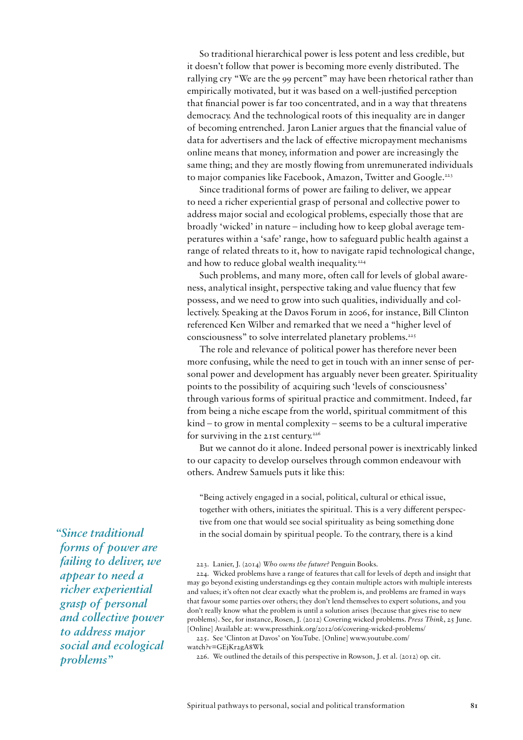So traditional hierarchical power is less potent and less credible, but it doesn't follow that power is becoming more evenly distributed. The rallying cry "We are the 99 percent" may have been rhetorical rather than empirically motivated, but it was based on a well-justified perception that financial power is far too concentrated, and in a way that threatens democracy. And the technological roots of this inequality are in danger of becoming entrenched. Jaron Lanier argues that the financial value of data for advertisers and the lack of effective micropayment mechanisms online means that money, information and power are increasingly the same thing; and they are mostly flowing from unremunerated individuals to major companies like Facebook, Amazon, Twitter and Google.[223]

Since traditional forms of power are failing to deliver, we appear to need a richer experiential grasp of personal and collective power to address major social and ecological problems, especially those that are broadly 'wicked' in nature – including how to keep global average temperatures within a 'safe' range, how to safeguard public health against a range of related threats to it, how to navigate rapid technological change, and how to reduce global wealth inequality.[224]

Such problems, and many more, often call for levels of global awareness, analytical insight, perspective taking and value fluency that few possess, and we need to grow into such qualities, individually and collectively. Speaking at the Davos Forum in 2006, for instance, Bill Clinton referenced Ken Wilber and remarked that we need a "higher level of consciousness" to solve interrelated planetary problems.[225]

The role and relevance of political power has therefore never been more confusing, while the need to get in touch with an inner sense of personal power and development has arguably never been greater. Spirituality points to the possibility of acquiring such 'levels of consciousness' through various forms of spiritual practice and commitment. Indeed, far from being a niche escape from the world, spiritual commitment of this kind – to grow in mental complexity – seems to be a cultural imperative for surviving in the 21st century.[226]

But we cannot do it alone. Indeed personal power is inextricably linked to our capacity to develop ourselves through common endeavour with others. Andrew Samuels puts it like this:

> "Being actively engaged in a social, political, cultural or ethical issue, together with others, initiates the spiritual. This is a very different perspective from one that would see social spirituality as being something done in the social domain by spiritual people. To the contrary, there is a kind

*"Since traditional forms of power are failing to deliver, we appear to need a richer experiential grasp of personal and collective power to address major social and ecological problems"*

223. Lanier, J. (2014) *Who owns the future?* Penguin Books.

224. Wicked problems have a range of features that call for levels of depth and insight that may go beyond existing understandings eg they contain multiple actors with multiple interests and values; it's often not clear exactly what the problem is, and problems are framed in ways that favour some parties over others; they don't lend themselves to expert solutions, and you don't really know what the problem is until a solution arises (because that gives rise to new problems). See, for instance, Rosen, J. (2012) Covering wicked problems. *Press Think*, 25 June. [Online] Available at: www.pressthink.org/2012/06/covering-wicked-problems/

225. See 'Clinton at Davos' on YouTube. [Online] www.youtube.com/watch?v=GEjKr2gA8Wk

226. We outlined the details of this perspective in Rowson, J. et al. (2012) op. cit.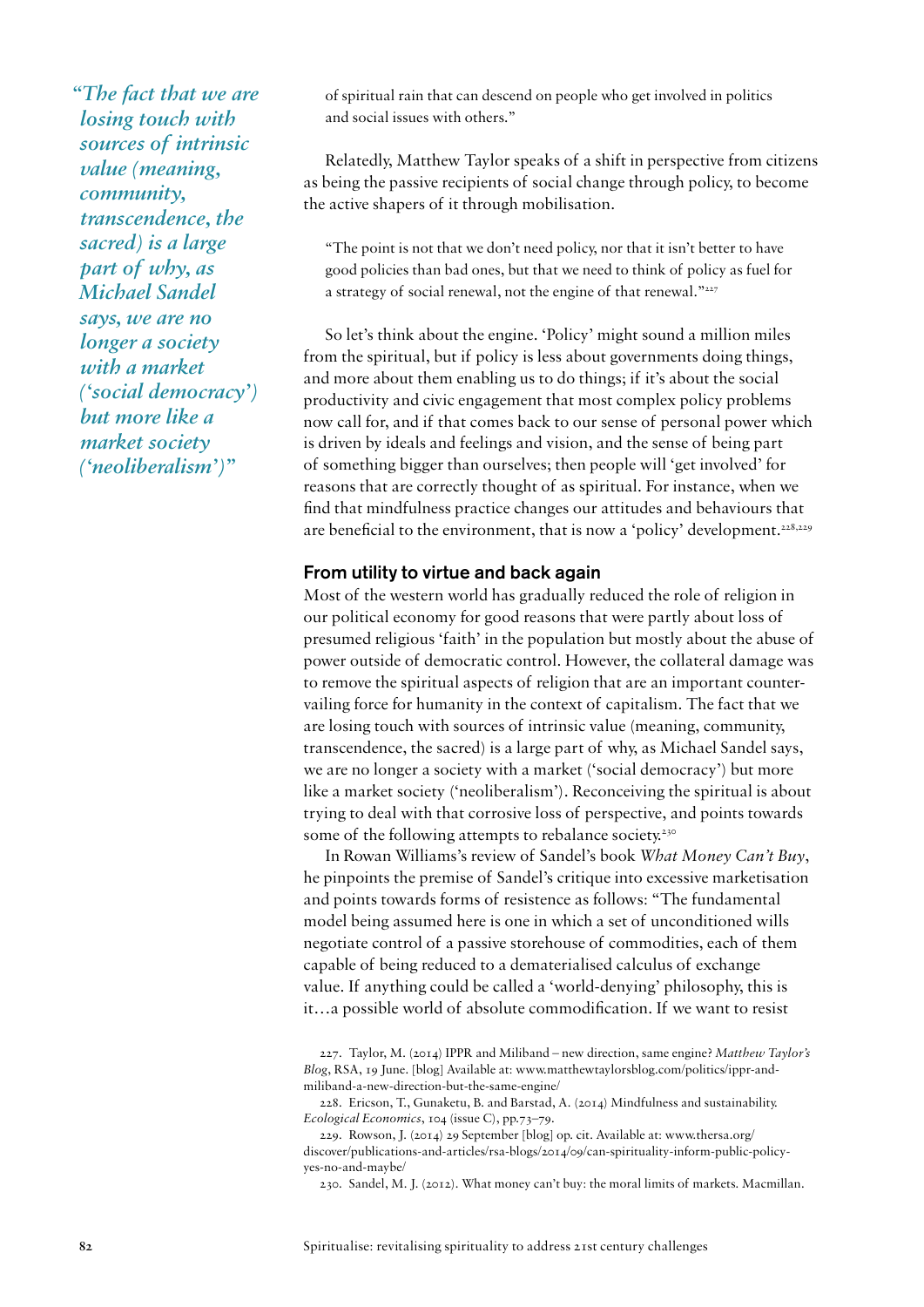> *"The fact that we are losing touch with sources of intrinsic value (meaning, community, transcendence, the sacred) is a large part of why, as Michael Sandel says, we are no longer a society with a market ('social democracy') but more like a market society ('neoliberalism')"*

of spiritual rain that can descend on people who get involved in politics and social issues with others."

Relatedly, Matthew Taylor speaks of a shift in perspective from citizens as being the passive recipients of social change through policy, to become the active shapers of it through mobilisation.

> "The point is not that we don't need policy, nor that it isn't better to have good policies than bad ones, but that we need to think of policy as fuel for a strategy of social renewal, not the engine of that renewal."[227]

So let's think about the engine. 'Policy' might sound a million miles from the spiritual, but if policy is less about governments doing things, and more about them enabling us to do things; if it's about the social productivity and civic engagement that most complex policy problems now call for, and if that comes back to our sense of personal power which is driven by ideals and feelings and vision, and the sense of being part of something bigger than ourselves; then people will 'get involved' for reasons that are correctly thought of as spiritual. For instance, when we find that mindfulness practice changes our attitudes and behaviours that are beneficial to the environment, that is now a 'policy' development.[228,229]

### From utility to virtue and back again

Most of the western world has gradually reduced the role of religion in our political economy for good reasons that were partly about loss of presumed religious 'faith' in the population but mostly about the abuse of power outside of democratic control. However, the collateral damage was to remove the spiritual aspects of religion that are an important countervailing force for humanity in the context of capitalism. The fact that we are losing touch with sources of intrinsic value (meaning, community, transcendence, the sacred) is a large part of why, as Michael Sandel says, we are no longer a society with a market ('social democracy') but more like a market society ('neoliberalism'). Reconceiving the spiritual is about trying to deal with that corrosive loss of perspective, and points towards some of the following attempts to rebalance society.[230]

In Rowan Williams's review of Sandel's book *What Money Can't Buy*, he pinpoints the premise of Sandel's critique into excessive marketisation and points towards forms of resistence as follows: "The fundamental model being assumed here is one in which a set of unconditioned wills negotiate control of a passive storehouse of commodities, each of them capable of being reduced to a dematerialised calculus of exchange value. If anything could be called a 'world-denying' philosophy, this is it…a possible world of absolute commodification. If we want to resist

227. Taylor, M. (2014) IPPR and Miliband – new direction, same engine? *Matthew Taylor's Blog*, RSA, 19 June. [blog] Available at: www.matthewtaylorsblog.com/politics/ippr-and-miliband-a-new-direction-but-the-same-engine/

228. Ericson, T., Gunaketu, B. and Barstad, A. (2014) Mindfulness and sustainability. *Ecological Economics*, 104 (issue C), pp.73–79.

229. Rowson, J. (2014) 29 September [blog] op. cit. Available at: www.thersa.org/discover/publications-and-articles/rsa-blogs/2014/09/can-spirituality-inform-public-policy-yes-no-and-maybe/

230. Sandel, M. J. (2012). What money can't buy: the moral limits of markets. Macmillan.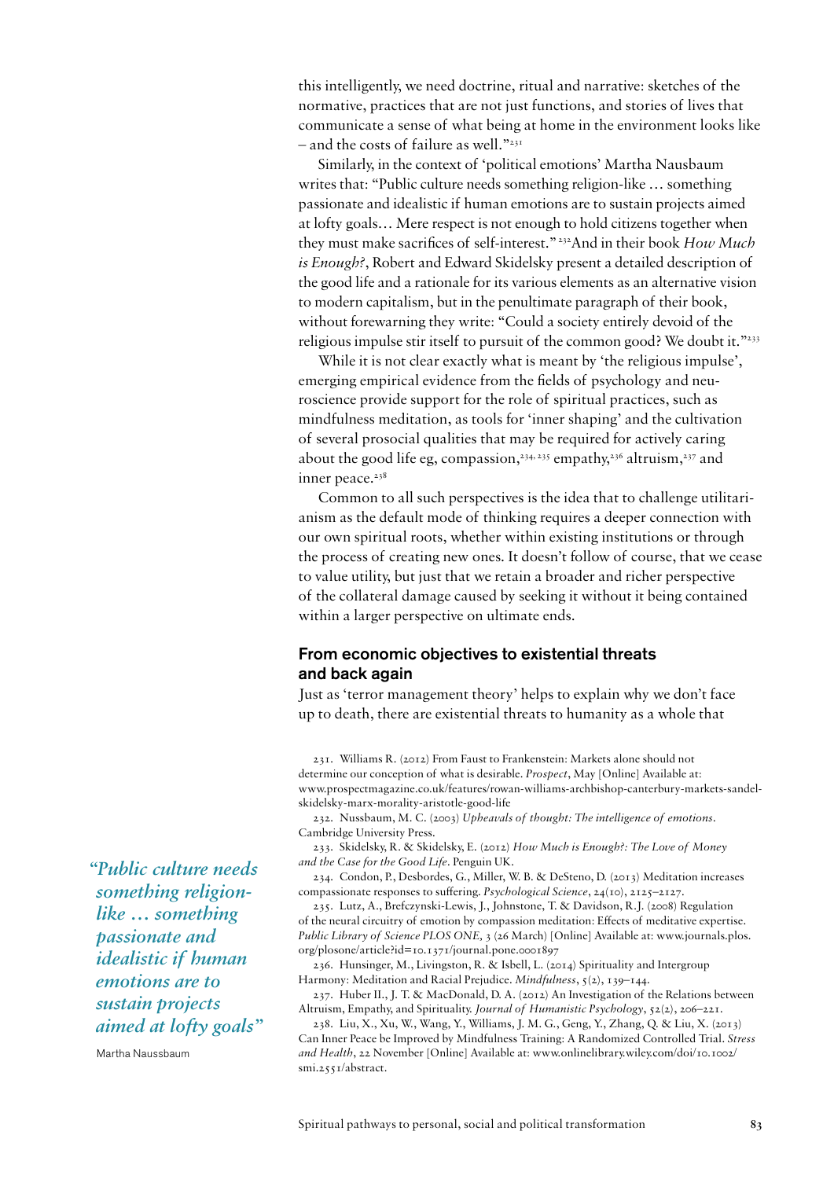this intelligently, we need doctrine, ritual and narrative: sketches of the normative, practices that are not just functions, and stories of lives that communicate a sense of what being at home in the environment looks like – and the costs of failure as well."[231]

Similarly, in the context of 'political emotions' Martha Nausbaum writes that: "Public culture needs something religion-like … something passionate and idealistic if human emotions are to sustain projects aimed at lofty goals… Mere respect is not enough to hold citizens together when they must make sacrifices of self-interest." [232]And in their book *How Much is Enough?*, Robert and Edward Skidelsky present a detailed description of the good life and a rationale for its various elements as an alternative vision to modern capitalism, but in the penultimate paragraph of their book, without forewarning they write: "Could a society entirely devoid of the religious impulse stir itself to pursuit of the common good? We doubt it."[233]

While it is not clear exactly what is meant by 'the religious impulse', emerging empirical evidence from the fields of psychology and neuroscience provide support for the role of spiritual practices, such as mindfulness meditation, as tools for 'inner shaping' and the cultivation of several prosocial qualities that may be required for actively caring about the good life eg, compassion,[234, 235] empathy,[236] altruism,[237] and inner peace.[238]

Common to all such perspectives is the idea that to challenge utilitarianism as the default mode of thinking requires a deeper connection with our own spiritual roots, whether within existing institutions or through the process of creating new ones. It doesn't follow of course, that we cease to value utility, but just that we retain a broader and richer perspective of the collateral damage caused by seeking it without it being contained within a larger perspective on ultimate ends.

*"Public culture needs something religion-like … something passionate and idealistic if human emotions are to sustain projects aimed at lofty goals"*

Martha Naussbaum

## From economic objectives to existential threats and back again

Just as 'terror management theory' helps to explain why we don't face up to death, there are existential threats to humanity as a whole that

231. Williams R. (2012) From Faust to Frankenstein: Markets alone should not determine our conception of what is desirable. *Prospect*, May [Online] Available at: www.prospectmagazine.co.uk/features/rowan-williams-archbishop-canterbury-markets-sandel-skidelsky-marx-morality-aristotle-good-life

232. Nussbaum, M. C. (2003) *Upheavals of thought: The intelligence of emotions*. Cambridge University Press.

233. Skidelsky, R. & Skidelsky, E. (2012) *How Much is Enough?: The Love of Money and the Case for the Good Life*. Penguin UK.

234. Condon, P., Desbordes, G., Miller, W. B. & DeSteno, D. (2013) Meditation increases compassionate responses to suffering. *Psychological Science*, 24(10), 2125–2127.

235. Lutz, A., Brefczynski-Lewis, J., Johnstone, T. & Davidson, R.J. (2008) Regulation of the neural circuitry of emotion by compassion meditation: Effects of meditative expertise. *Public Library of Science PLOS ONE*, 3 (26 March) [Online] Available at: www.journals.plos.org/plosone/article?id=10.1371/journal.pone.0001897

236. Hunsinger, M., Livingston, R. & Isbell, L. (2014) Spirituality and Intergroup Harmony: Meditation and Racial Prejudice. *Mindfulness*, 5(2), 139–144.

237. Huber II., J. T. & MacDonald, D. A. (2012) An Investigation of the Relations between Altruism, Empathy, and Spirituality. *Journal of Humanistic Psychology*, 52(2), 206–221.

238. Liu, X., Xu, W., Wang, Y., Williams, J. M. G., Geng, Y., Zhang, Q. & Liu, X. (2013) Can Inner Peace be Improved by Mindfulness Training: A Randomized Controlled Trial. *Stress and Health*, 22 November [Online] Available at: www.onlinelibrary.wiley.com/doi/10.1002/smi.2551/abstract.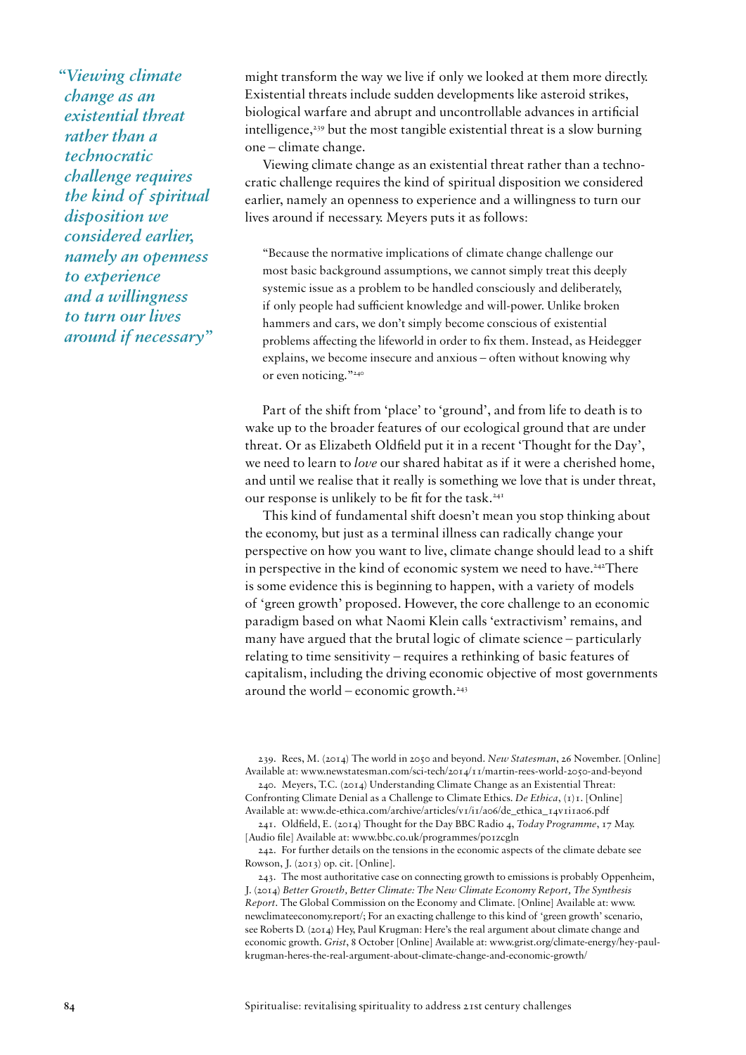*"Viewing climate change as an existential threat rather than a technocratic challenge requires the kind of spiritual disposition we considered earlier, namely an openness to experience and a willingness to turn our lives around if necessary"*

might transform the way we live if only we looked at them more directly. Existential threats include sudden developments like asteroid strikes, biological warfare and abrupt and uncontrollable advances in artificial intelligence,[239] but the most tangible existential threat is a slow burning one – climate change.

Viewing climate change as an existential threat rather than a technocratic challenge requires the kind of spiritual disposition we considered earlier, namely an openness to experience and a willingness to turn our lives around if necessary. Meyers puts it as follows:

> "Because the normative implications of climate change challenge our most basic background assumptions, we cannot simply treat this deeply systemic issue as a problem to be handled consciously and deliberately, if only people had sufficient knowledge and will-power. Unlike broken hammers and cars, we don't simply become conscious of existential problems affecting the lifeworld in order to fix them. Instead, as Heidegger explains, we become insecure and anxious – often without knowing why or even noticing."[240]

Part of the shift from 'place' to 'ground', and from life to death is to wake up to the broader features of our ecological ground that are under threat. Or as Elizabeth Oldfield put it in a recent 'Thought for the Day', we need to learn to *love* our shared habitat as if it were a cherished home, and until we realise that it really is something we love that is under threat, our response is unlikely to be fit for the task.[241]

This kind of fundamental shift doesn't mean you stop thinking about the economy, but just as a terminal illness can radically change your perspective on how you want to live, climate change should lead to a shift in perspective in the kind of economic system we need to have.[242] There is some evidence this is beginning to happen, with a variety of models of 'green growth' proposed. However, the core challenge to an economic paradigm based on what Naomi Klein calls 'extractivism' remains, and many have argued that the brutal logic of climate science – particularly relating to time sensitivity – requires a rethinking of basic features of capitalism, including the driving economic objective of most governments around the world – economic growth.[243]

239. Rees, M. (2014) The world in 2050 and beyond. *New Statesman*, 26 November. [Online] Available at: www.newstatesman.com/sci-tech/2014/11/martin-rees-world-2050-and-beyond

240. Meyers, T.C. (2014) Understanding Climate Change as an Existential Threat: Confronting Climate Denial as a Challenge to Climate Ethics. *De Ethica*, (1)1. [Online] Available at: www.de-ethica.com/archive/articles/v1/i1/a06/de_ethica_14v1i1a06.pdf

241. Oldfield, E. (2014) Thought for the Day BBC Radio 4, *Today Programme*, 17 May. [Audio file] Available at: www.bbc.co.uk/programmes/p01zcgln

242. For further details on the tensions in the economic aspects of the climate debate see Rowson, J. (2013) op. cit. [Online].

243. The most authoritative case on connecting growth to emissions is probably Oppenheim, J. (2014) *Better Growth, Better Climate: The New Climate Economy Report, The Synthesis Report*. The Global Commission on the Economy and Climate. [Online] Available at: www.newclimateeconomy.report/; For an exacting challenge to this kind of 'green growth' scenario, see Roberts D. (2014) Hey, Paul Krugman: Here's the real argument about climate change and economic growth. *Grist*, 8 October [Online] Available at: www.grist.org/climate-energy/hey-paul-krugman-heres-the-real-argument-about-climate-change-and-economic-growth/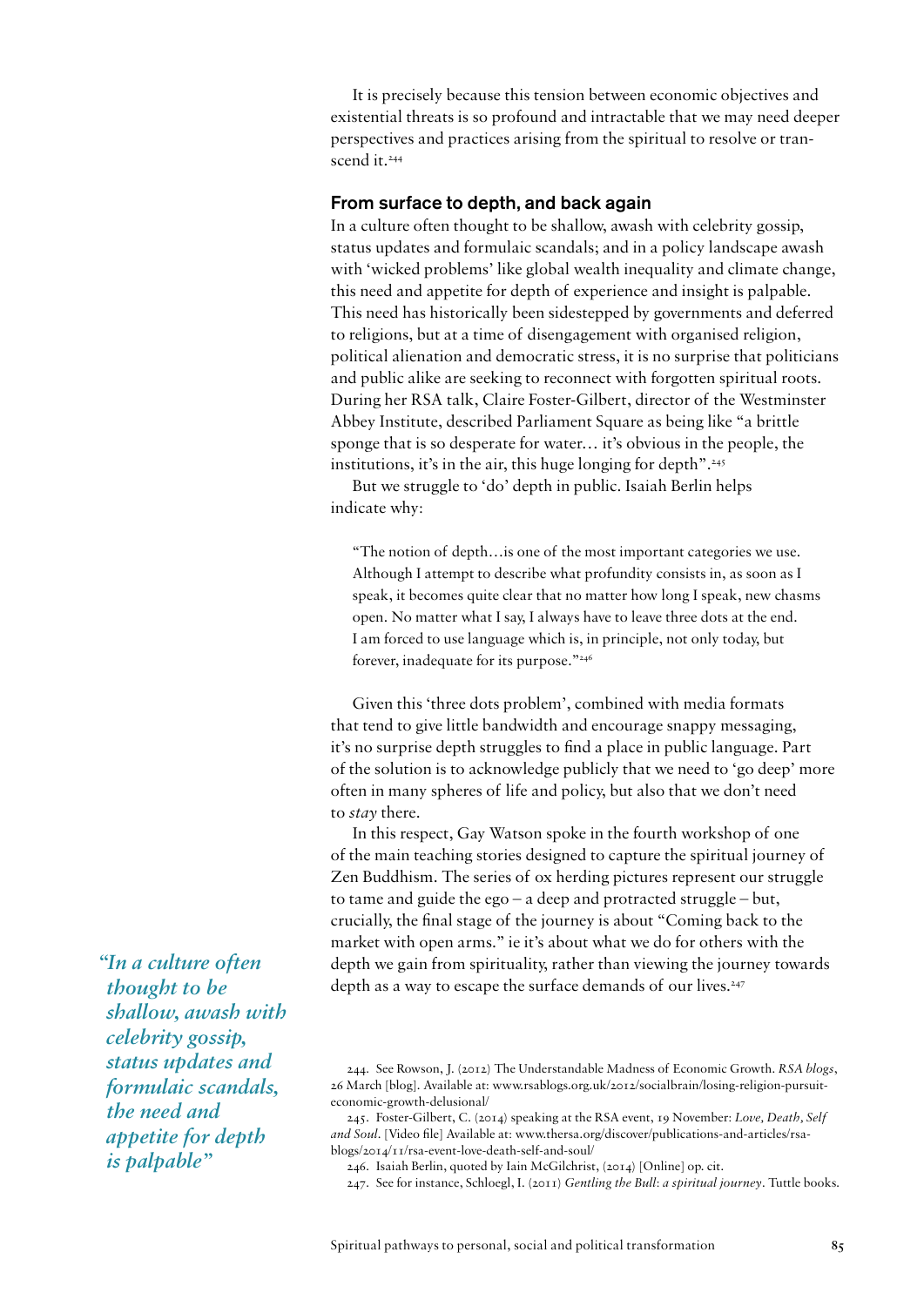It is precisely because this tension between economic objectives and existential threats is so profound and intractable that we may need deeper perspectives and practices arising from the spiritual to resolve or transcend it.[244]

## From surface to depth, and back again

In a culture often thought to be shallow, awash with celebrity gossip, status updates and formulaic scandals; and in a policy landscape awash with 'wicked problems' like global wealth inequality and climate change, this need and appetite for depth of experience and insight is palpable. This need has historically been sidestepped by governments and deferred to religions, but at a time of disengagement with organised religion, political alienation and democratic stress, it is no surprise that politicians and public alike are seeking to reconnect with forgotten spiritual roots. During her RSA talk, Claire Foster-Gilbert, director of the Westminster Abbey Institute, described Parliament Square as being like "a brittle sponge that is so desperate for water… it's obvious in the people, the institutions, it's in the air, this huge longing for depth".[245]

But we struggle to 'do' depth in public. Isaiah Berlin helps indicate why:

> "The notion of depth…is one of the most important categories we use. Although I attempt to describe what profundity consists in, as soon as I speak, it becomes quite clear that no matter how long I speak, new chasms open. No matter what I say, I always have to leave three dots at the end. I am forced to use language which is, in principle, not only today, but forever, inadequate for its purpose."[246]

Given this 'three dots problem', combined with media formats that tend to give little bandwidth and encourage snappy messaging, it's no surprise depth struggles to find a place in public language. Part of the solution is to acknowledge publicly that we need to 'go deep' more often in many spheres of life and policy, but also that we don't need to *stay* there.

In this respect, Gay Watson spoke in the fourth workshop of one of the main teaching stories designed to capture the spiritual journey of Zen Buddhism. The series of ox herding pictures represent our struggle to tame and guide the ego – a deep and protracted struggle – but, crucially, the final stage of the journey is about "Coming back to the market with open arms." ie it's about what we do for others with the depth we gain from spirituality, rather than viewing the journey towards depth as a way to escape the surface demands of our lives.[247]

*"In a culture often thought to be shallow, awash with celebrity gossip, status updates and formulaic scandals, the need and appetite for depth is palpable"*

244. See Rowson, J. (2012) The Understandable Madness of Economic Growth. *RSA blogs*, 26 March [blog]. Available at: www.rsablogs.org.uk/2012/socialbrain/losing-religion-pursuit-economic-growth-delusional/

245. Foster-Gilbert, C. (2014) speaking at the RSA event, 19 November: *Love, Death, Self and Soul*. [Video file] Available at: www.thersa.org/discover/publications-and-articles/rsa-blogs/2014/11/rsa-event-love-death-self-and-soul/

246. Isaiah Berlin, quoted by Iain McGilchrist, (2014) [Online] op. cit.

247. See for instance, Schloegl, I. (2011) *Gentling the Bull: a spiritual journey*. Tuttle books.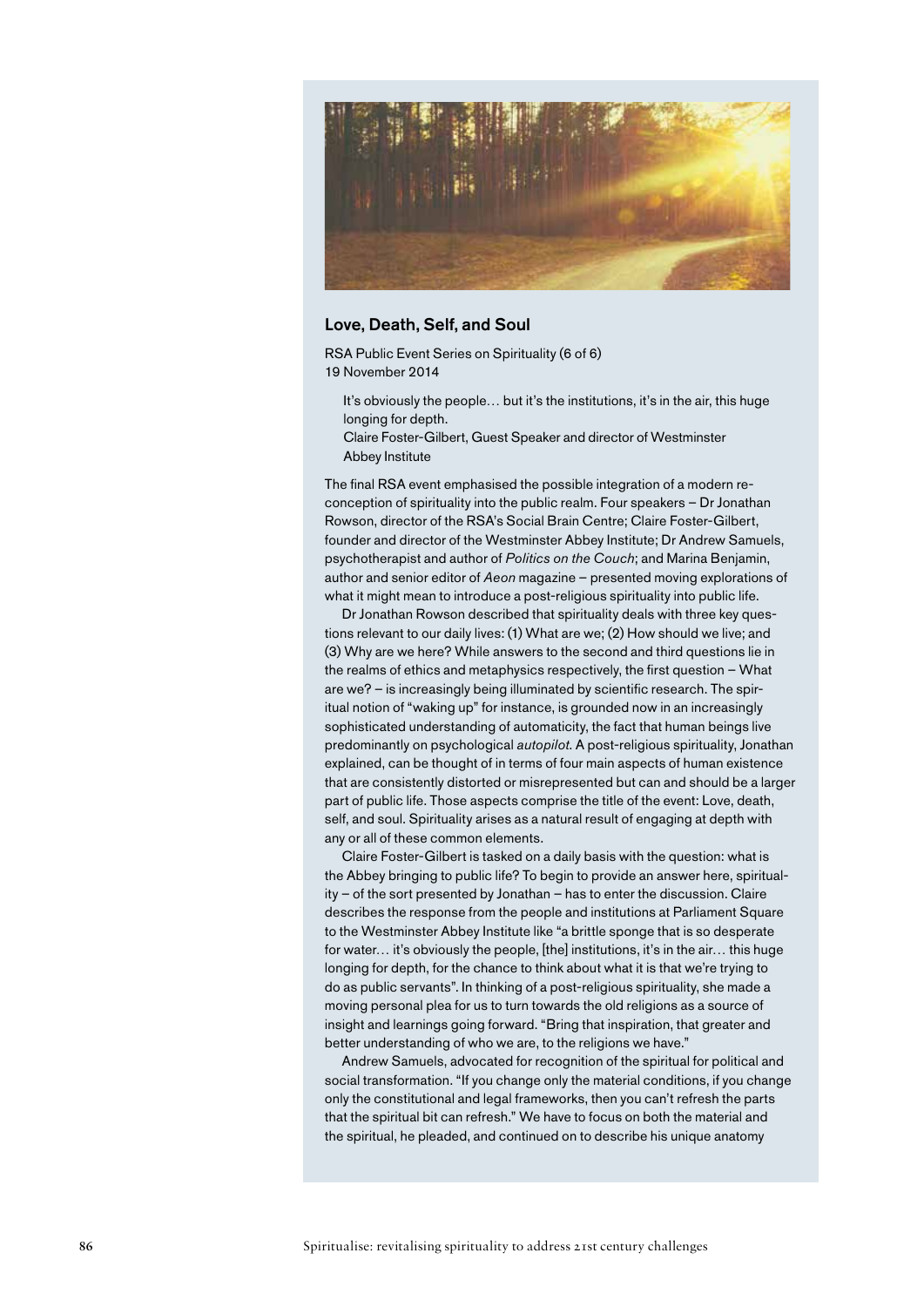### Love, Death, Self, and Soul

RSA Public Event Series on Spirituality (6 of 6)
19 November 2014

> It's obviously the people… but it's the institutions, it's in the air, this huge longing for depth.
> Claire Foster-Gilbert, Guest Speaker and director of Westminster Abbey Institute

The final RSA event emphasised the possible integration of a modern re-conception of spirituality into the public realm. Four speakers – Dr Jonathan Rowson, director of the RSA's Social Brain Centre; Claire Foster-Gilbert, founder and director of the Westminster Abbey Institute; Dr Andrew Samuels, psychotherapist and author of *Politics on the Couch*; and Marina Benjamin, author and senior editor of *Aeon* magazine – presented moving explorations of what it might mean to introduce a post-religious spirituality into public life.

Dr Jonathan Rowson described that spirituality deals with three key questions relevant to our daily lives: (1) What are we; (2) How should we live; and (3) Why are we here? While answers to the second and third questions lie in the realms of ethics and metaphysics respectively, the first question – What are we? – is increasingly being illuminated by scientific research. The spiritual notion of "waking up" for instance, is grounded now in an increasingly sophisticated understanding of automaticity, the fact that human beings live predominantly on psychological *autopilot*. A post-religious spirituality, Jonathan explained, can be thought of in terms of four main aspects of human existence that are consistently distorted or misrepresented but can and should be a larger part of public life. Those aspects comprise the title of the event: Love, death, self, and soul. Spirituality arises as a natural result of engaging at depth with any or all of these common elements.

Claire Foster-Gilbert is tasked on a daily basis with the question: what is the Abbey bringing to public life? To begin to provide an answer here, spirituality – of the sort presented by Jonathan – has to enter the discussion. Claire describes the response from the people and institutions at Parliament Square to the Westminster Abbey Institute like "a brittle sponge that is so desperate for water… it's obviously the people, [the] institutions, it's in the air… this huge longing for depth, for the chance to think about what it is that we're trying to do as public servants". In thinking of a post-religious spirituality, she made a moving personal plea for us to turn towards the old religions as a source of insight and learnings going forward. "Bring that inspiration, that greater and better understanding of who we are, to the religions we have."

Andrew Samuels, advocated for recognition of the spiritual for political and social transformation. "If you change only the material conditions, if you change only the constitutional and legal frameworks, then you can't refresh the parts that the spiritual bit can refresh." We have to focus on both the material and the spiritual, he pleaded, and continued on to describe his unique anatomy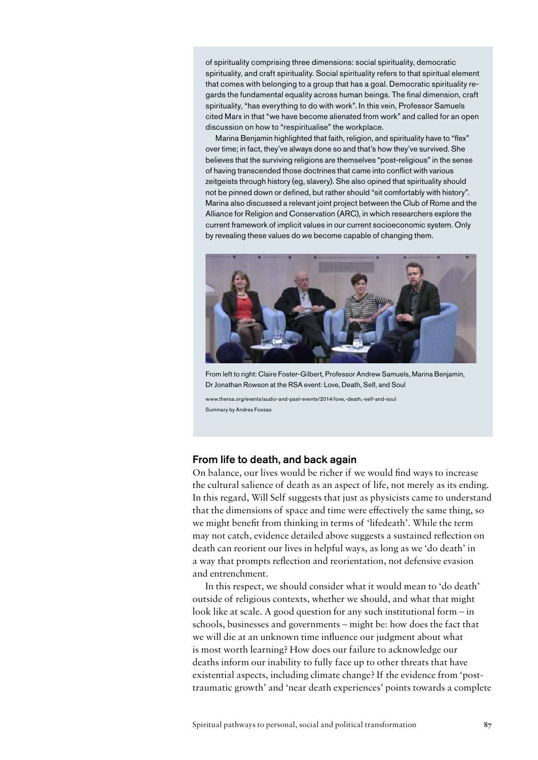of spirituality comprising three dimensions: social spirituality, democratic spirituality, and craft spirituality. Social spirituality refers to that spiritual element that comes with belonging to a group that has a goal. Democratic spirituality regards the fundamental equality across human beings. The final dimension, craft spirituality, "has everything to do with work". In this vein, Professor Samuels cited Marx in that "we have become alienated from work" and called for an open discussion on how to "respiritualise" the workplace.

Marina Benjamin highlighted that faith, religion, and spirituality have to "flex" over time; in fact, they've always done so and that's how they've survived. She believes that the surviving religions are themselves "post-religious" in the sense of having transcended those doctrines that came into conflict with various zeitgeists through history (eg, slavery). She also opined that spirituality should not be pinned down or defined, but rather should "sit comfortably with history". Marina also discussed a relevant joint project between the Club of Rome and the Alliance for Religion and Conservation (ARC), in which researchers explore the current framework of implicit values in our current socioeconomic system. Only by revealing these values do we become capable of changing them.

From left to right: Claire Foster-Gilbert, Professor Andrew Samuels, Marina Benjamin, Dr Jonathan Rowson at the RSA event: Love, Death, Self, and Soul

www.thersa.org/events/audio-and-past-events/2014/love,-death,-self-and-soul
Summary by Andres Fossas

## From life to death, and back again

On balance, our lives would be richer if we would find ways to increase the cultural salience of death as an aspect of life, not merely as its ending. In this regard, Will Self suggests that just as physicists came to understand that the dimensions of space and time were effectively the same thing, so we might benefit from thinking in terms of 'lifedeath'. While the term may not catch, evidence detailed above suggests a sustained reflection on death can reorient our lives in helpful ways, as long as we 'do death' in a way that prompts reflection and reorientation, not defensive evasion and entrenchment.

In this respect, we should consider what it would mean to 'do death' outside of religious contexts, whether we should, and what that might look like at scale. A good question for any such institutional form – in schools, businesses and governments – might be: how does the fact that we will die at an unknown time influence our judgment about what is most worth learning? How does our failure to acknowledge our deaths inform our inability to fully face up to other threats that have existential aspects, including climate change? If the evidence from 'post-traumatic growth' and 'near death experiences' points towards a complete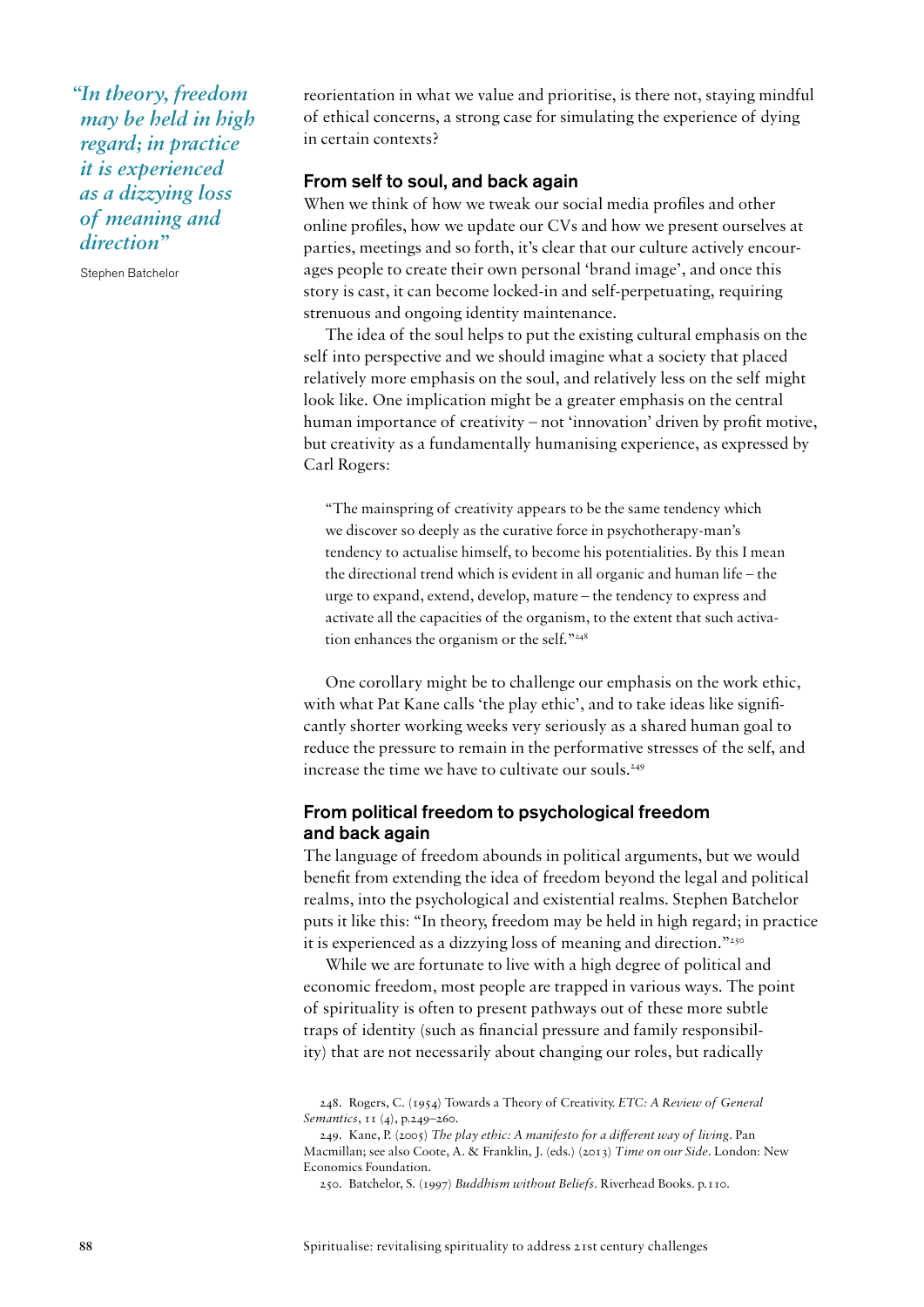> *"In theory, freedom may be held in high regard; in practice it is experienced as a dizzying loss of meaning and direction"*
>
> Stephen Batchelor

reorientation in what we value and prioritise, is there not, staying mindful of ethical concerns, a strong case for simulating the experience of dying in certain contexts?

## From self to soul, and back again

When we think of how we tweak our social media profiles and other online profiles, how we update our CVs and how we present ourselves at parties, meetings and so forth, it's clear that our culture actively encourages people to create their own personal 'brand image', and once this story is cast, it can become locked-in and self-perpetuating, requiring strenuous and ongoing identity maintenance.

The idea of the soul helps to put the existing cultural emphasis on the self into perspective and we should imagine what a society that placed relatively more emphasis on the soul, and relatively less on the self might look like. One implication might be a greater emphasis on the central human importance of creativity – not 'innovation' driven by profit motive, but creativity as a fundamentally humanising experience, as expressed by Carl Rogers:

> "The mainspring of creativity appears to be the same tendency which we discover so deeply as the curative force in psychotherapy-man's tendency to actualise himself, to become his potentialities. By this I mean the directional trend which is evident in all organic and human life – the urge to expand, extend, develop, mature – the tendency to express and activate all the capacities of the organism, to the extent that such activation enhances the organism or the self."[248]

One corollary might be to challenge our emphasis on the work ethic, with what Pat Kane calls 'the play ethic', and to take ideas like significantly shorter working weeks very seriously as a shared human goal to reduce the pressure to remain in the performative stresses of the self, and increase the time we have to cultivate our souls.[249]

## From political freedom to psychological freedom and back again

The language of freedom abounds in political arguments, but we would benefit from extending the idea of freedom beyond the legal and political realms, into the psychological and existential realms. Stephen Batchelor puts it like this: "In theory, freedom may be held in high regard; in practice it is experienced as a dizzying loss of meaning and direction."[250]

While we are fortunate to live with a high degree of political and economic freedom, most people are trapped in various ways. The point of spirituality is often to present pathways out of these more subtle traps of identity (such as financial pressure and family responsibility) that are not necessarily about changing our roles, but radically

248. Rogers, C. (1954) Towards a Theory of Creativity. *ETC: A Review of General Semantics*, 11 (4), p.249–260.

249. Kane, P. (2005) *The play ethic: A manifesto for a different way of living*. Pan Macmillan; see also Coote, A. & Franklin, J. (eds.) (2013) *Time on our Side*. London: New Economics Foundation.

250. Batchelor, S. (1997) *Buddhism without Beliefs*. Riverhead Books. p.110.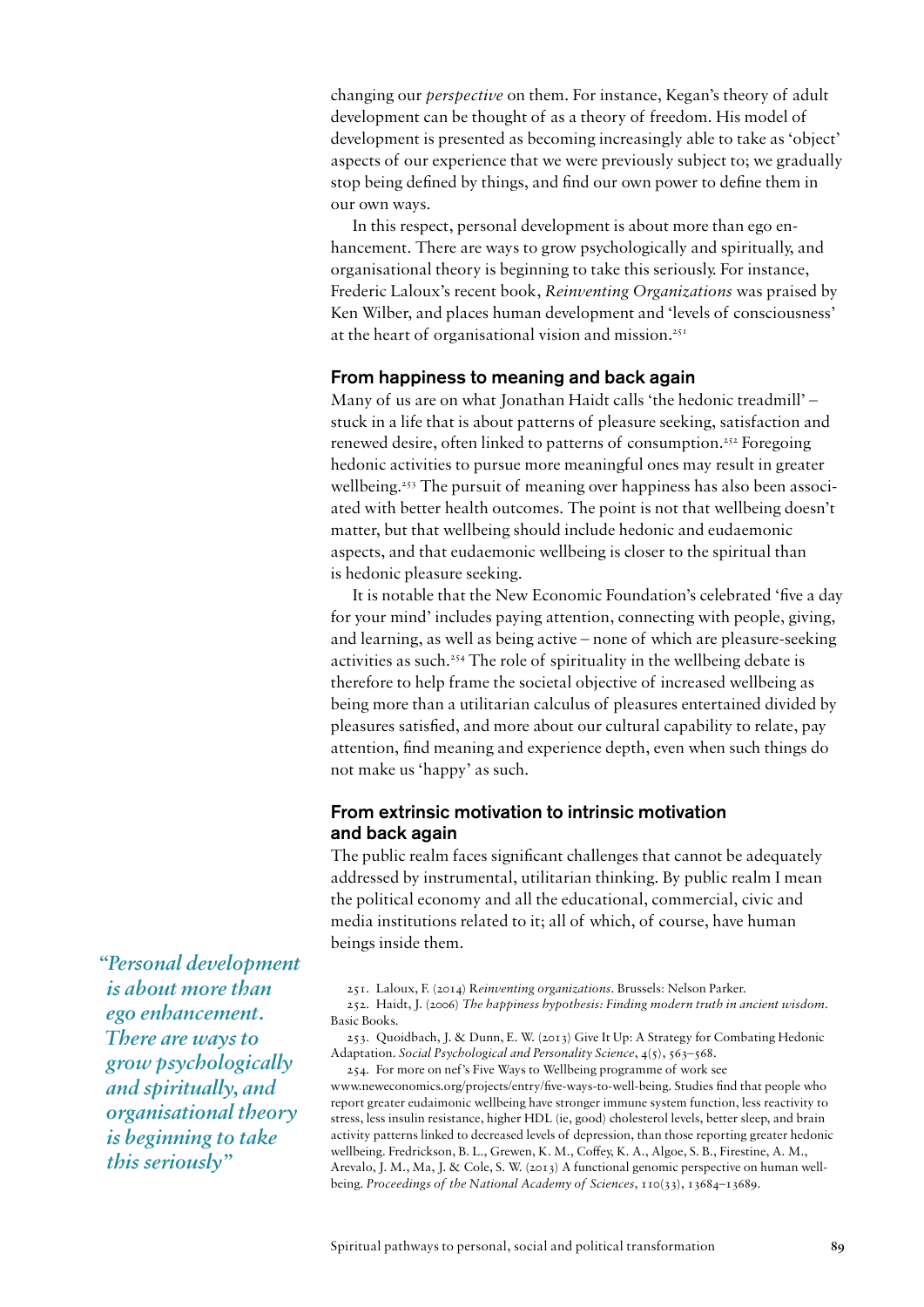changing our *perspective* on them. For instance, Kegan's theory of adult development can be thought of as a theory of freedom. His model of development is presented as becoming increasingly able to take as 'object' aspects of our experience that we were previously subject to; we gradually stop being defined by things, and find our own power to define them in our own ways.

In this respect, personal development is about more than ego enhancement. There are ways to grow psychologically and spiritually, and organisational theory is beginning to take this seriously. For instance, Frederic Laloux's recent book, *Reinventing Organizations* was praised by Ken Wilber, and places human development and 'levels of consciousness' at the heart of organisational vision and mission.[251]

*"Personal development is about more than ego enhancement. There are ways to grow psychologically and spiritually, and organisational theory is beginning to take this seriously"*

### From happiness to meaning and back again

Many of us are on what Jonathan Haidt calls 'the hedonic treadmill' – stuck in a life that is about patterns of pleasure seeking, satisfaction and renewed desire, often linked to patterns of consumption.[252] Foregoing hedonic activities to pursue more meaningful ones may result in greater wellbeing.[253] The pursuit of meaning over happiness has also been associated with better health outcomes. The point is not that wellbeing doesn't matter, but that wellbeing should include hedonic and eudaemonic aspects, and that eudaemonic wellbeing is closer to the spiritual than is hedonic pleasure seeking.

It is notable that the New Economic Foundation's celebrated 'five a day for your mind' includes paying attention, connecting with people, giving, and learning, as well as being active – none of which are pleasure-seeking activities as such.[254] The role of spirituality in the wellbeing debate is therefore to help frame the societal objective of increased wellbeing as being more than a utilitarian calculus of pleasures entertained divided by pleasures satisfied, and more about our cultural capability to relate, pay attention, find meaning and experience depth, even when such things do not make us 'happy' as such.

### From extrinsic motivation to intrinsic motivation and back again

The public realm faces significant challenges that cannot be adequately addressed by instrumental, utilitarian thinking. By public realm I mean the political economy and all the educational, commercial, civic and media institutions related to it; all of which, of course, have human beings inside them.

251. Laloux, F. (2014) R*einventing organizations*. Brussels: Nelson Parker.

252. Haidt, J. (2006) *The happiness hypothesis: Finding modern truth in ancient wisdom*. Basic Books.

253. Quoidbach, J. & Dunn, E. W. (2013) Give It Up: A Strategy for Combating Hedonic Adaptation. *Social Psychological and Personality Science*, 4(5), 563–568.

254. For more on nef's Five Ways to Wellbeing programme of work see www.neweconomics.org/projects/entry/five-ways-to-well-being. Studies find that people who report greater eudaimonic wellbeing have stronger immune system function, less reactivity to stress, less insulin resistance, higher HDL (ie, good) cholesterol levels, better sleep, and brain activity patterns linked to decreased levels of depression, than those reporting greater hedonic wellbeing. Fredrickson, B. L., Grewen, K. M., Coffey, K. A., Algoe, S. B., Firestine, A. M., Arevalo, J. M., Ma, J. & Cole, S. W. (2013) A functional genomic perspective on human well-being. *Proceedings of the National Academy of Sciences*, 110(33), 13684–13689.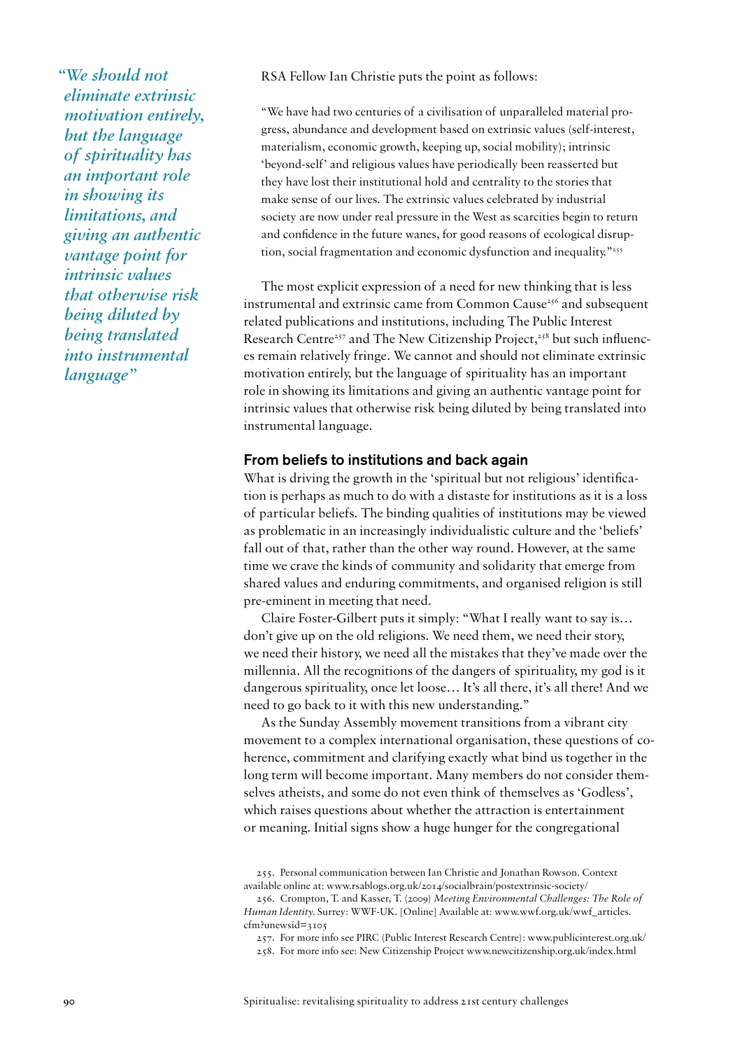> *"We should not eliminate extrinsic motivation entirely, but the language of spirituality has an important role in showing its limitations, and giving an authentic vantage point for intrinsic values that otherwise risk being diluted by being translated into instrumental language"*

RSA Fellow Ian Christie puts the point as follows:

> "We have had two centuries of a civilisation of unparalleled material progress, abundance and development based on extrinsic values (self-interest, materialism, economic growth, keeping up, social mobility); intrinsic 'beyond-self' and religious values have periodically been reasserted but they have lost their institutional hold and centrality to the stories that make sense of our lives. The extrinsic values celebrated by industrial society are now under real pressure in the West as scarcities begin to return and confidence in the future wanes, for good reasons of ecological disruption, social fragmentation and economic dysfunction and inequality."[255]

The most explicit expression of a need for new thinking that is less instrumental and extrinsic came from Common Cause[256] and subsequent related publications and institutions, including The Public Interest Research Centre[257] and The New Citizenship Project,[258] but such influences remain relatively fringe. We cannot and should not eliminate extrinsic motivation entirely, but the language of spirituality has an important role in showing its limitations and giving an authentic vantage point for intrinsic values that otherwise risk being diluted by being translated into instrumental language.

### From beliefs to institutions and back again

What is driving the growth in the 'spiritual but not religious' identification is perhaps as much to do with a distaste for institutions as it is a loss of particular beliefs. The binding qualities of institutions may be viewed as problematic in an increasingly individualistic culture and the 'beliefs' fall out of that, rather than the other way round. However, at the same time we crave the kinds of community and solidarity that emerge from shared values and enduring commitments, and organised religion is still pre-eminent in meeting that need.

Claire Foster-Gilbert puts it simply: "What I really want to say is… don't give up on the old religions. We need them, we need their story, we need their history, we need all the mistakes that they've made over the millennia. All the recognitions of the dangers of spirituality, my god is it dangerous spirituality, once let loose… It's all there, it's all there! And we need to go back to it with this new understanding."

As the Sunday Assembly movement transitions from a vibrant city movement to a complex international organisation, these questions of coherence, commitment and clarifying exactly what bind us together in the long term will become important. Many members do not consider themselves atheists, and some do not even think of themselves as 'Godless', which raises questions about whether the attraction is entertainment or meaning. Initial signs show a huge hunger for the congregational

---

255. Personal communication between Ian Christie and Jonathan Rowson. Context available online at: www.rsablogs.org.uk/2014/socialbrain/postextrinsic-society/

256. Crompton, T. and Kasser, T. (2009) *Meeting Environmental Challenges: The Role of Human Identity*. Surrey: WWF-UK. [Online] Available at: www.wwf.org.uk/wwf_articles.cfm?unewsid=3105

257. For more info see PIRC (Public Interest Research Centre): www.publicinterest.org.uk/

258. For more info see: New Citizenship Project www.newcitizenship.org.uk/index.html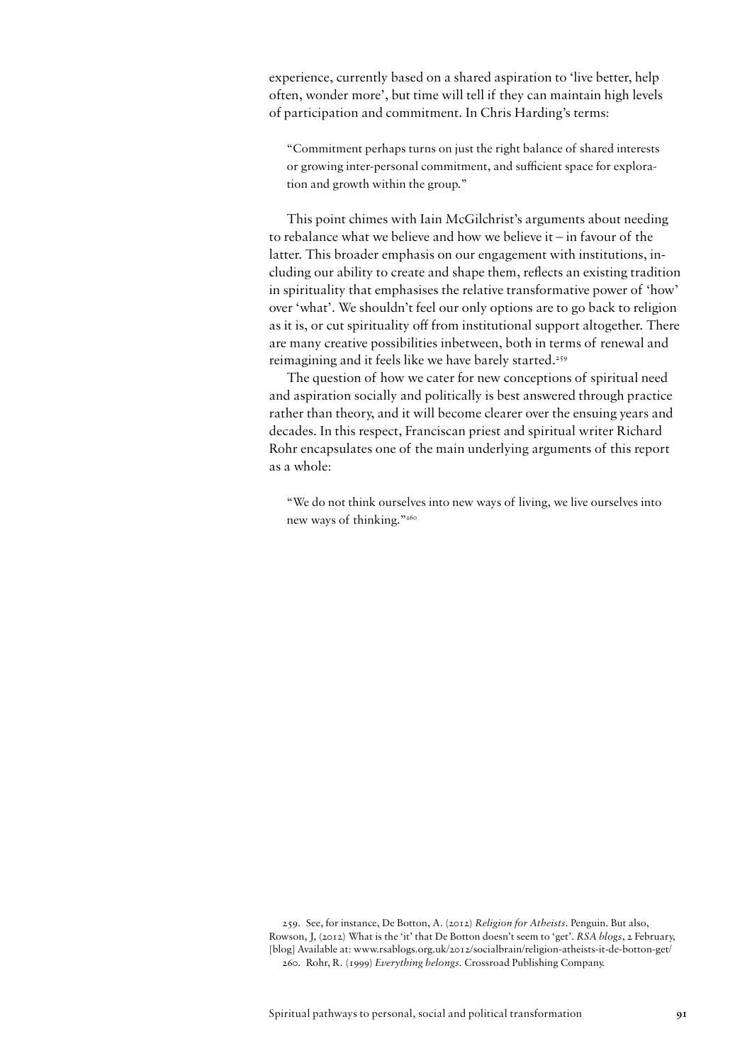experience, currently based on a shared aspiration to 'live better, help often, wonder more', but time will tell if they can maintain high levels of participation and commitment. In Chris Harding's terms:

> "Commitment perhaps turns on just the right balance of shared interests or growing inter-personal commitment, and sufficient space for exploration and growth within the group."

This point chimes with Iain McGilchrist's arguments about needing to rebalance what we believe and how we believe it – in favour of the latter. This broader emphasis on our engagement with institutions, including our ability to create and shape them, reflects an existing tradition in spirituality that emphasises the relative transformative power of 'how' over 'what'. We shouldn't feel our only options are to go back to religion as it is, or cut spirituality off from institutional support altogether. There are many creative possibilities inbetween, both in terms of renewal and reimagining and it feels like we have barely started.[259]

The question of how we cater for new conceptions of spiritual need and aspiration socially and politically is best answered through practice rather than theory, and it will become clearer over the ensuing years and decades. In this respect, Franciscan priest and spiritual writer Richard Rohr encapsulates one of the main underlying arguments of this report as a whole:

> "We do not think ourselves into new ways of living, we live ourselves into new ways of thinking."[260]

259. See, for instance, De Botton, A. (2012) *Religion for Atheists*. Penguin. But also, Rowson, J, (2012) What is the 'it' that De Botton doesn't seem to 'get'. *RSA blogs*, 2 February, [blog] Available at: www.rsablogs.org.uk/2012/socialbrain/religion-atheists-it-de-botton-get/

260. Rohr, R. (1999) *Everything belongs*. Crossroad Publishing Company.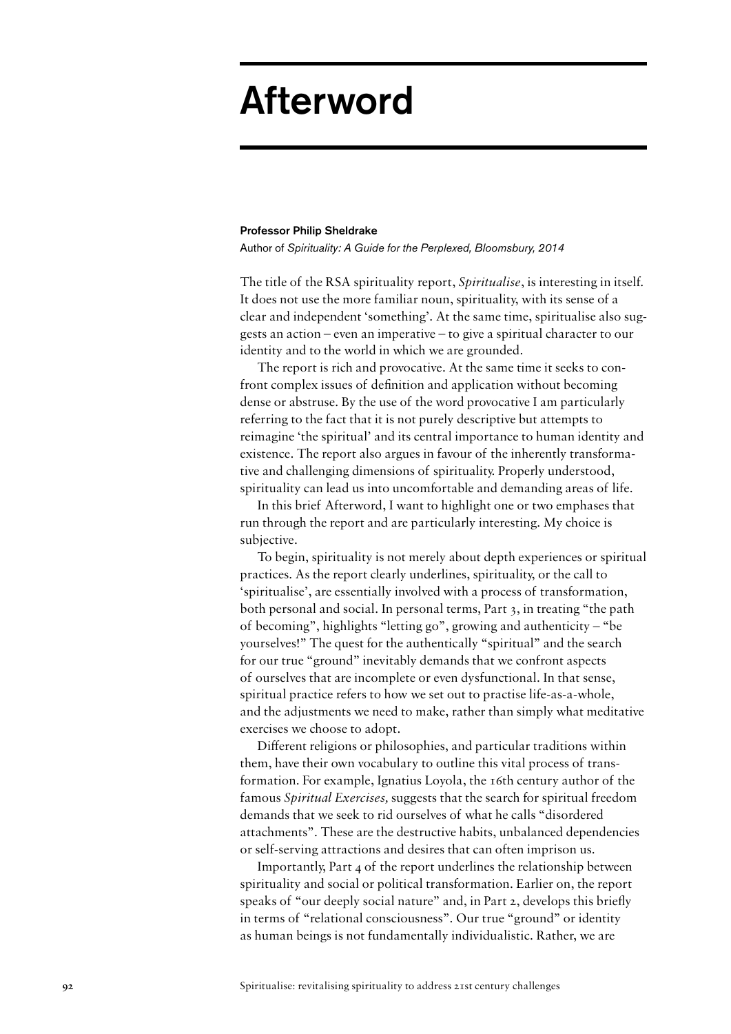# Afterword

**Professor Philip Sheldrake**

Author of *Spirituality: A Guide for the Perplexed, Bloomsbury, 2014*

The title of the RSA spirituality report, *Spiritualise*, is interesting in itself. It does not use the more familiar noun, spirituality, with its sense of a clear and independent 'something'. At the same time, spiritualise also suggests an action – even an imperative – to give a spiritual character to our identity and to the world in which we are grounded.

The report is rich and provocative. At the same time it seeks to confront complex issues of definition and application without becoming dense or abstruse. By the use of the word provocative I am particularly referring to the fact that it is not purely descriptive but attempts to reimagine 'the spiritual' and its central importance to human identity and existence. The report also argues in favour of the inherently transformative and challenging dimensions of spirituality. Properly understood, spirituality can lead us into uncomfortable and demanding areas of life.

In this brief Afterword, I want to highlight one or two emphases that run through the report and are particularly interesting. My choice is subjective.

To begin, spirituality is not merely about depth experiences or spiritual practices. As the report clearly underlines, spirituality, or the call to 'spiritualise', are essentially involved with a process of transformation, both personal and social. In personal terms, Part 3, in treating "the path of becoming", highlights "letting go", growing and authenticity – "be yourselves!" The quest for the authentically "spiritual" and the search for our true "ground" inevitably demands that we confront aspects of ourselves that are incomplete or even dysfunctional. In that sense, spiritual practice refers to how we set out to practise life-as-a-whole, and the adjustments we need to make, rather than simply what meditative exercises we choose to adopt.

Different religions or philosophies, and particular traditions within them, have their own vocabulary to outline this vital process of transformation. For example, Ignatius Loyola, the 16th century author of the famous *Spiritual Exercises,* suggests that the search for spiritual freedom demands that we seek to rid ourselves of what he calls "disordered attachments". These are the destructive habits, unbalanced dependencies or self-serving attractions and desires that can often imprison us.

Importantly, Part 4 of the report underlines the relationship between spirituality and social or political transformation. Earlier on, the report speaks of "our deeply social nature" and, in Part 2, develops this briefly in terms of "relational consciousness". Our true "ground" or identity as human beings is not fundamentally individualistic. Rather, we are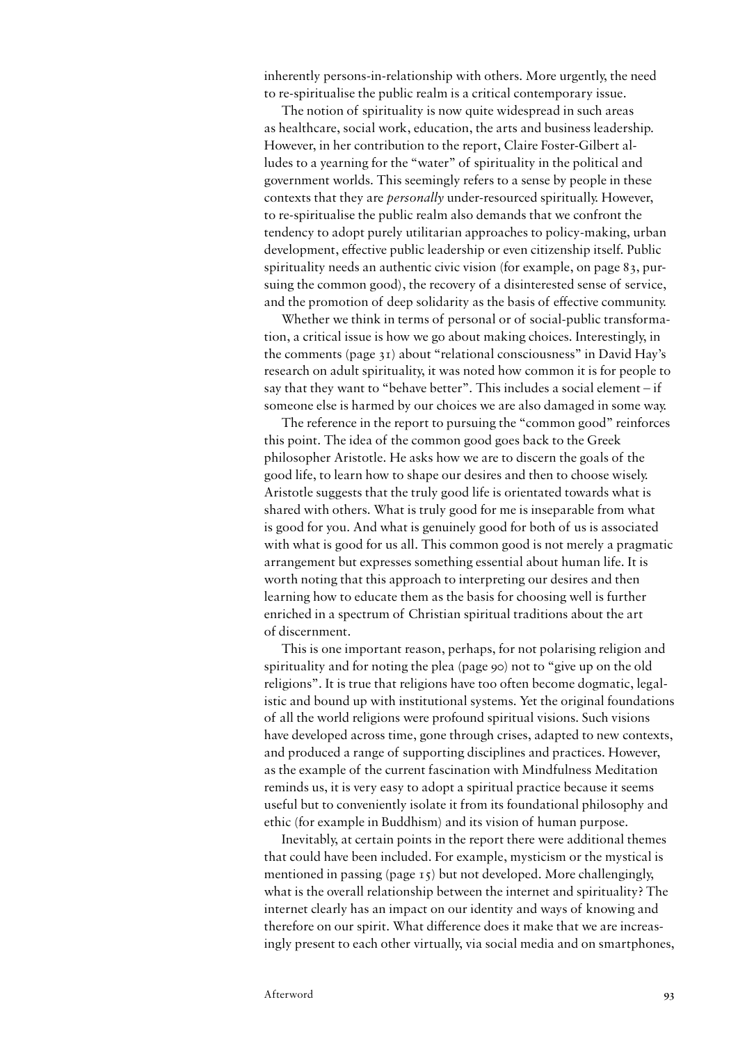inherently persons-in-relationship with others. More urgently, the need to re-spiritualise the public realm is a critical contemporary issue.

The notion of spirituality is now quite widespread in such areas as healthcare, social work, education, the arts and business leadership. However, in her contribution to the report, Claire Foster-Gilbert alludes to a yearning for the "water" of spirituality in the political and government worlds. This seemingly refers to a sense by people in these contexts that they are *personally* under-resourced spiritually. However, to re-spiritualise the public realm also demands that we confront the tendency to adopt purely utilitarian approaches to policy-making, urban development, effective public leadership or even citizenship itself. Public spirituality needs an authentic civic vision (for example, on page 83, pursuing the common good), the recovery of a disinterested sense of service, and the promotion of deep solidarity as the basis of effective community.

Whether we think in terms of personal or of social-public transformation, a critical issue is how we go about making choices. Interestingly, in the comments (page 31) about "relational consciousness" in David Hay's research on adult spirituality, it was noted how common it is for people to say that they want to "behave better". This includes a social element – if someone else is harmed by our choices we are also damaged in some way.

The reference in the report to pursuing the "common good" reinforces this point. The idea of the common good goes back to the Greek philosopher Aristotle. He asks how we are to discern the goals of the good life, to learn how to shape our desires and then to choose wisely. Aristotle suggests that the truly good life is orientated towards what is shared with others. What is truly good for me is inseparable from what is good for you. And what is genuinely good for both of us is associated with what is good for us all. This common good is not merely a pragmatic arrangement but expresses something essential about human life. It is worth noting that this approach to interpreting our desires and then learning how to educate them as the basis for choosing well is further enriched in a spectrum of Christian spiritual traditions about the art of discernment.

This is one important reason, perhaps, for not polarising religion and spirituality and for noting the plea (page 90) not to "give up on the old religions". It is true that religions have too often become dogmatic, legalistic and bound up with institutional systems. Yet the original foundations of all the world religions were profound spiritual visions. Such visions have developed across time, gone through crises, adapted to new contexts, and produced a range of supporting disciplines and practices. However, as the example of the current fascination with Mindfulness Meditation reminds us, it is very easy to adopt a spiritual practice because it seems useful but to conveniently isolate it from its foundational philosophy and ethic (for example in Buddhism) and its vision of human purpose.

Inevitably, at certain points in the report there were additional themes that could have been included. For example, mysticism or the mystical is mentioned in passing (page 15) but not developed. More challengingly, what is the overall relationship between the internet and spirituality? The internet clearly has an impact on our identity and ways of knowing and therefore on our spirit. What difference does it make that we are increasingly present to each other virtually, via social media and on smartphones,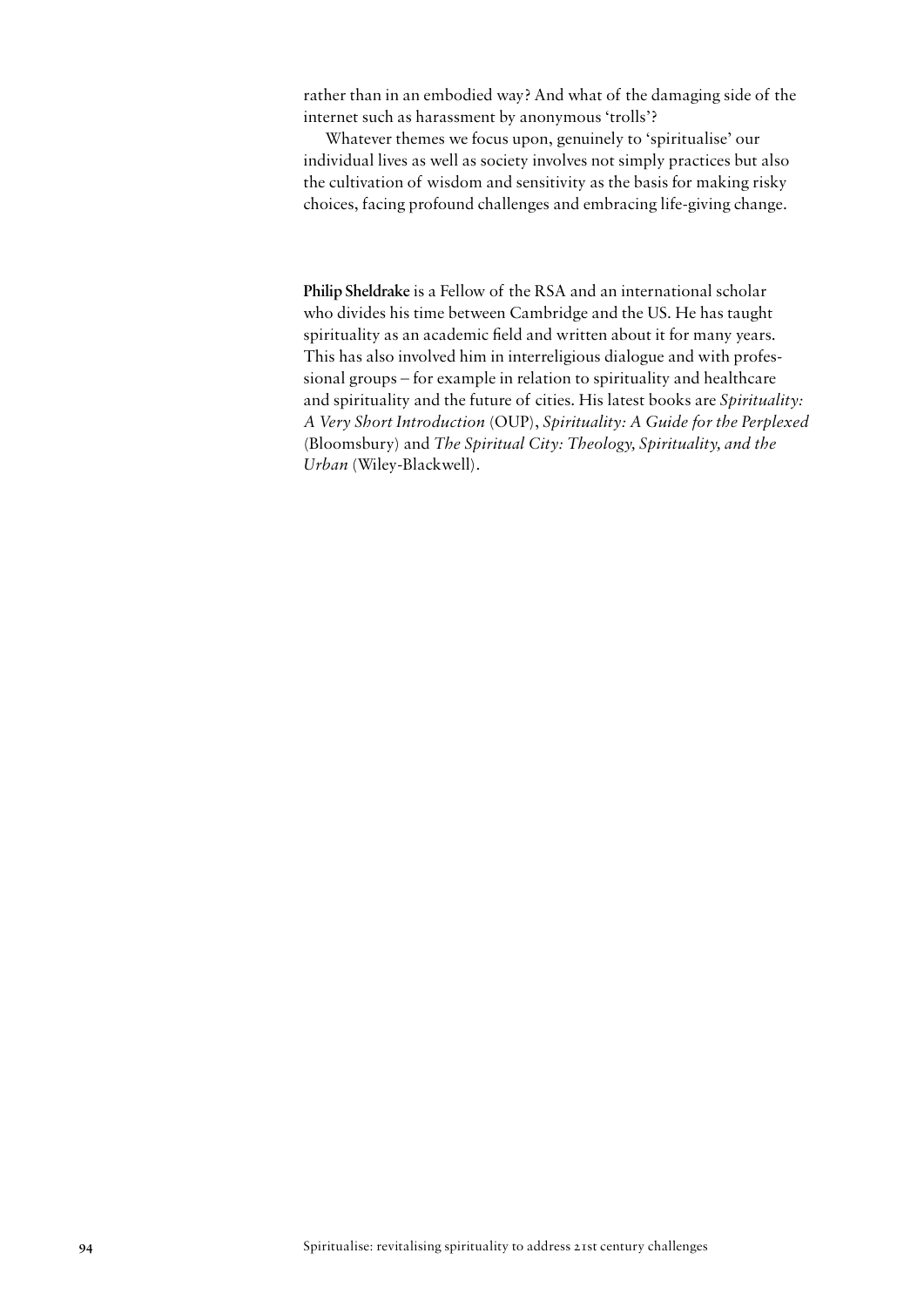rather than in an embodied way? And what of the damaging side of the internet such as harassment by anonymous 'trolls'?

Whatever themes we focus upon, genuinely to 'spiritualise' our individual lives as well as society involves not simply practices but also the cultivation of wisdom and sensitivity as the basis for making risky choices, facing profound challenges and embracing life-giving change.

**Philip Sheldrake** is a Fellow of the RSA and an international scholar who divides his time between Cambridge and the US. He has taught spirituality as an academic field and written about it for many years. This has also involved him in interreligious dialogue and with professional groups – for example in relation to spirituality and healthcare and spirituality and the future of cities. His latest books are *Spirituality: A Very Short Introduction* (OUP), *Spirituality: A Guide for the Perplexed* (Bloomsbury) and *The Spiritual City: Theology, Spirituality, and the Urban* (Wiley-Blackwell).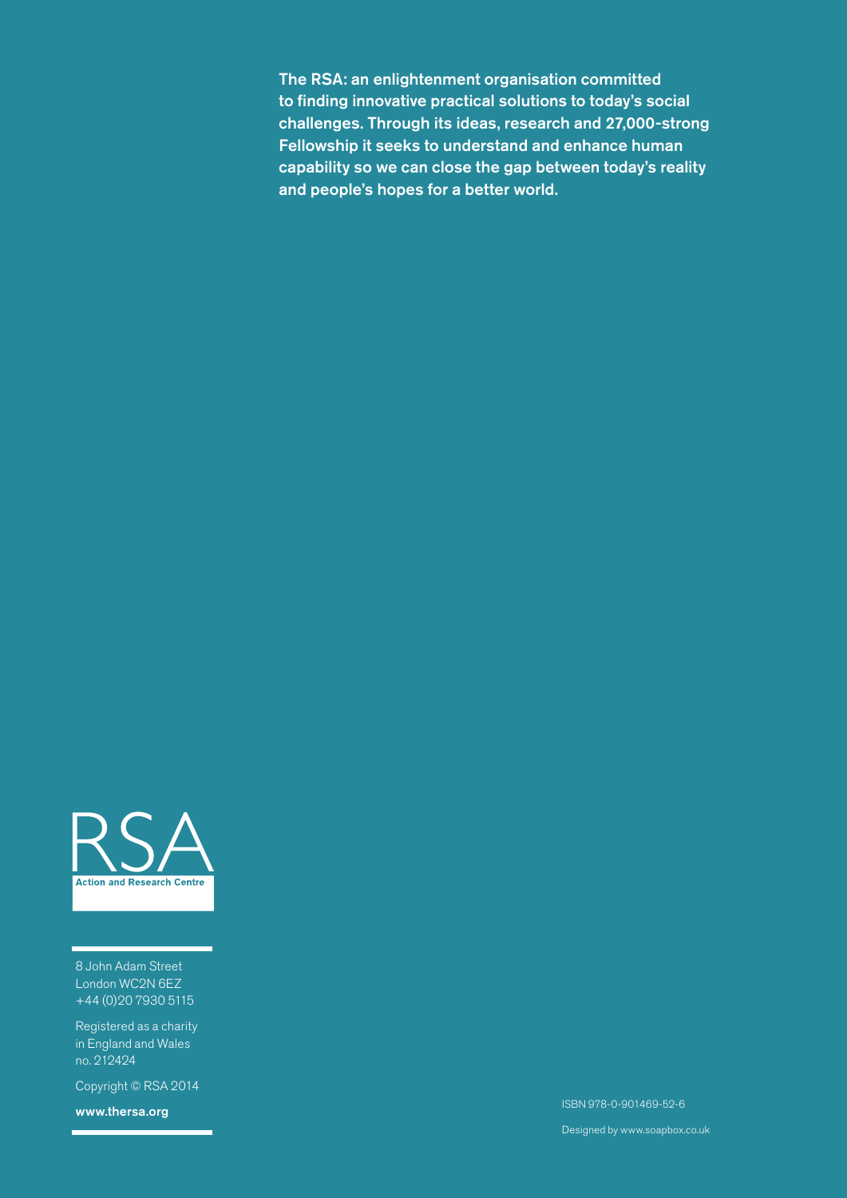**The RSA: an enlightenment organisation committed to finding innovative practical solutions to today's social challenges. Through its ideas, research and 27,000-strong Fellowship it seeks to understand and enhance human capability so we can close the gap between today's reality and people's hopes for a better world.**

RSA

Action and Research Centre

8 John Adam Street
London WC2N 6EZ
+44 (0)20 7930 5115

Registered as a charity
in England and Wales
no. 212424

Copyright © RSA 2014

**www.thersa.org**

ISBN 978-0-901469-52-6

Designed by www.soapbox.co.uk